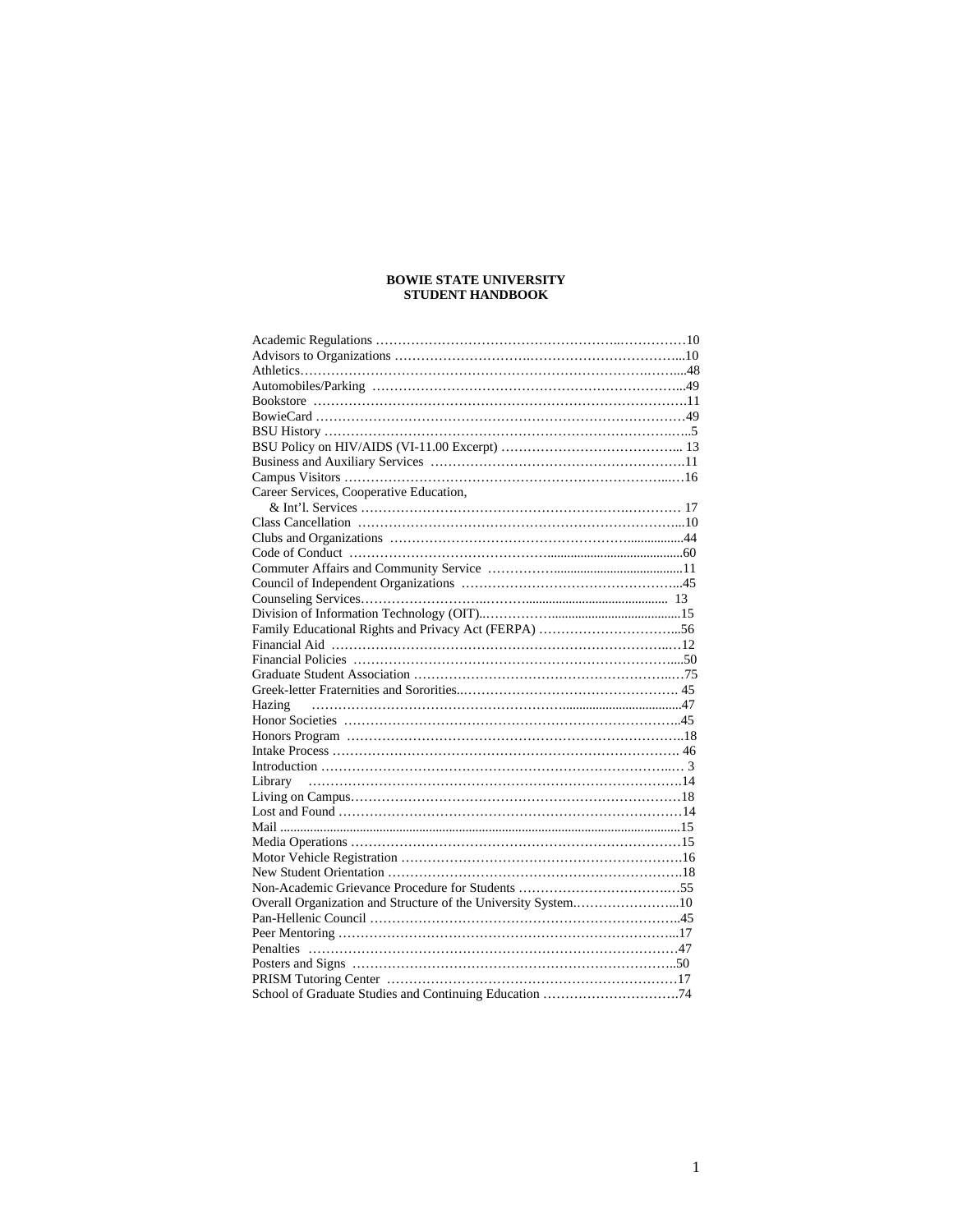# BOWIE STATE UNIVERSITY
# STUDENT HANDBOOK

Academic Regulations ……………………………………………………………10
Advisors to Organizations ……………………………………………………….10
Athletics……………………………………………………………………………48
Automobiles/Parking …………………………………………………………….49
Bookstore ………………………………………………………………………….11
BowieCard ………………………………………………………………………..49
BSU History ……………………………………………………………………….5
BSU Policy on HIV/AIDS (VI-11.00 Excerpt) ………………………………….. 13
Business and Auxiliary Services ………………………………………………….11
Campus Visitors ……………………………………………………………………16
Career Services, Cooperative Education,
& Int'l. Services ……………………………………………………………… 17
Class Cancellation …………………………………………………………………10
Clubs and Organizations …………………………………………………………..44
Code of Conduct ……………………………………………………………………60
Commuter Affairs and Community Service ………………………………………11
Council of Independent Organizations ……………………………………………45
Counseling Services…………………………………………………………… 13
Division of Information Technology (OIT)……………………………………….15
Family Educational Rights and Privacy Act (FERPA) …………………………..56
Financial Aid ………………………………………………………………………12
Financial Policies …………………………………………………………………..50
Graduate Student Association …………………………………………………….75
Greek-letter Fraternities and Sororities……………………………………………. 45
Hazing ………………………………………………………………………………47
Honor Societies ……………………………………………………………………..45
Honors Program ……………………………………………………………………18
Intake Process ………………………………………………………………………. 46
Introduction …………………………………………………………………………. 3
Library ………………………………………………………………………………14
Living on Campus……………………………………………………………………18
Lost and Found ………………………………………………………………………14
Mail ……………………………………………………………………………………15
Media Operations ……………………………………………………………………15
Motor Vehicle Registration …………………………………………………………16
New Student Orientation ……………………………………………………………18
Non-Academic Grievance Procedure for Students ………………………………55
Overall Organization and Structure of the University System……………………..10
Pan-Hellenic Council ………………………………………………………………..45
Peer Mentoring ………………………………………………………………………17
Penalties ……………………………………………………………………………47
Posters and Signs ……………………………………………………………………50
PRISM Tutoring Center ……………………………………………………………17
School of Graduate Studies and Continuing Education ………………………….74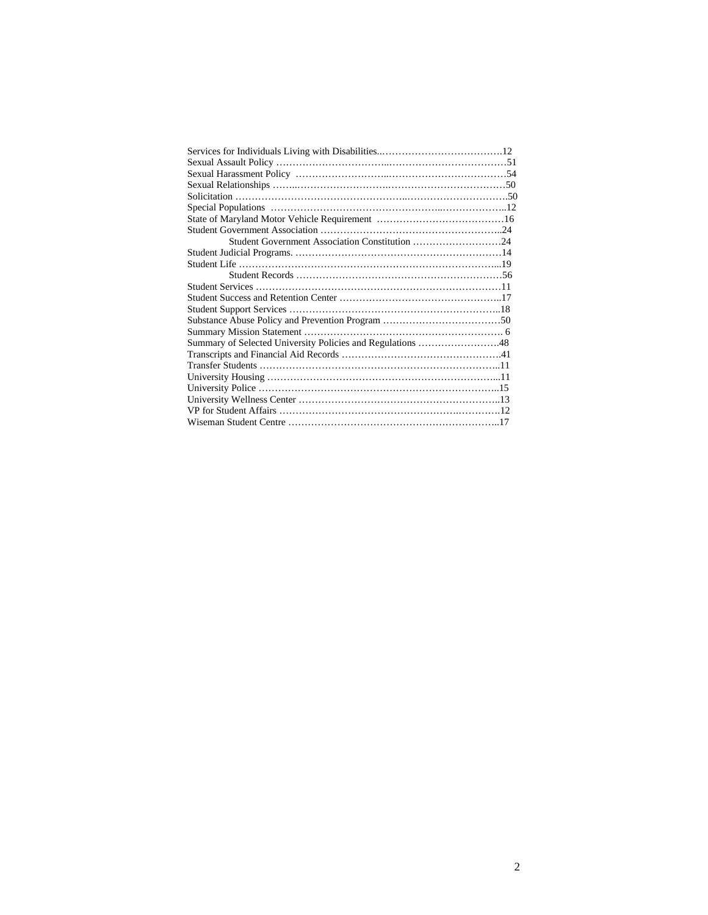Services for Individuals Living with Disabilities..…………………………….12
Sexual Assault Policy ……………………………..………………………………51
Sexual Harassment Policy ………………………..………………………………54
Sexual Relationships ……..……………………….……………………………50
Solicitation …………………………………………..…………………………50
Special Populations ………………………………………...………………..12
State of Maryland Motor Vehicle Requirement …………………………………16
Student Government Association ……………………………………………..24
    Student Government Association Constitution ………………………24
Student Judicial Programs. ……………………………………………………14
Student Life ……………………………………………………………………...19
    Student Records ………………………………………………………56
Student Services …………………………………………………………………11
Student Success and Retention Center ……………………………………………..17
Student Support Services ………………………………………………………..18
Substance Abuse Policy and Prevention Program ………………………………50
Summary Mission Statement ……………………………………………………. 6
Summary of Selected University Policies and Regulations ……………………48
Transcripts and Financial Aid Records …………………………………………41
Transfer Students ………………………………………………………………..11
University Housing ………………………………………………………………...11
University Police …………………………………………………………………..15
University Wellness Center ……………………………………………………..13
VP for Student Affairs ………………………………………………..…………12
Wiseman Student Centre ………………………………………………………..17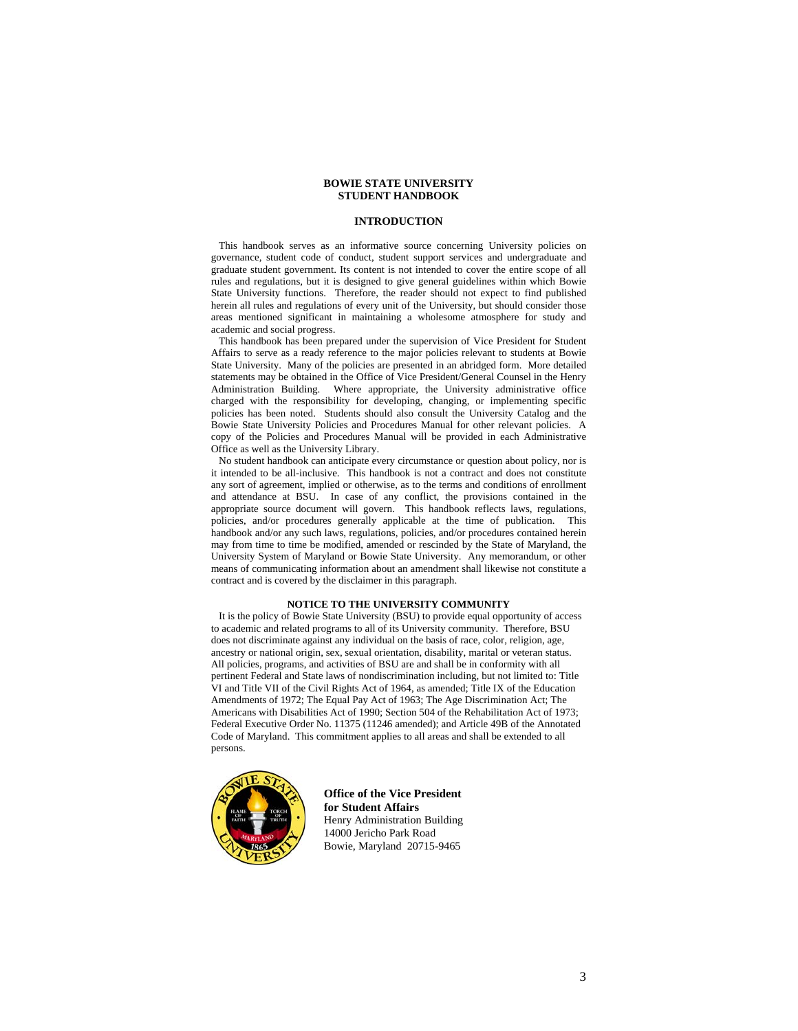# BOWIE STATE UNIVERSITY
# STUDENT HANDBOOK

## INTRODUCTION

This handbook serves as an informative source concerning University policies on governance, student code of conduct, student support services and undergraduate and graduate student government. Its content is not intended to cover the entire scope of all rules and regulations, but it is designed to give general guidelines within which Bowie State University functions. Therefore, the reader should not expect to find published herein all rules and regulations of every unit of the University, but should consider those areas mentioned significant in maintaining a wholesome atmosphere for study and academic and social progress.

This handbook has been prepared under the supervision of Vice President for Student Affairs to serve as a ready reference to the major policies relevant to students at Bowie State University. Many of the policies are presented in an abridged form. More detailed statements may be obtained in the Office of Vice President/General Counsel in the Henry Administration Building. Where appropriate, the University administrative office charged with the responsibility for developing, changing, or implementing specific policies has been noted. Students should also consult the University Catalog and the Bowie State University Policies and Procedures Manual for other relevant policies. A copy of the Policies and Procedures Manual will be provided in each Administrative Office as well as the University Library.

No student handbook can anticipate every circumstance or question about policy, nor is it intended to be all-inclusive. This handbook is not a contract and does not constitute any sort of agreement, implied or otherwise, as to the terms and conditions of enrollment and attendance at BSU. In case of any conflict, the provisions contained in the appropriate source document will govern. This handbook reflects laws, regulations, policies, and/or procedures generally applicable at the time of publication. This handbook and/or any such laws, regulations, policies, and/or procedures contained herein may from time to time be modified, amended or rescinded by the State of Maryland, the University System of Maryland or Bowie State University. Any memorandum, or other means of communicating information about an amendment shall likewise not constitute a contract and is covered by the disclaimer in this paragraph.

## NOTICE TO THE UNIVERSITY COMMUNITY

It is the policy of Bowie State University (BSU) to provide equal opportunity of access to academic and related programs to all of its University community. Therefore, BSU does not discriminate against any individual on the basis of race, color, religion, age, ancestry or national origin, sex, sexual orientation, disability, marital or veteran status. All policies, programs, and activities of BSU are and shall be in conformity with all pertinent Federal and State laws of nondiscrimination including, but not limited to: Title VI and Title VII of the Civil Rights Act of 1964, as amended; Title IX of the Education Amendments of 1972; The Equal Pay Act of 1963; The Age Discrimination Act; The Americans with Disabilities Act of 1990; Section 504 of the Rehabilitation Act of 1973; Federal Executive Order No. 11375 (11246 amended); and Article 49B of the Annotated Code of Maryland. This commitment applies to all areas and shall be extended to all persons.

**Office of the Vice President for Student Affairs**
Henry Administration Building
14000 Jericho Park Road
Bowie, Maryland 20715-9465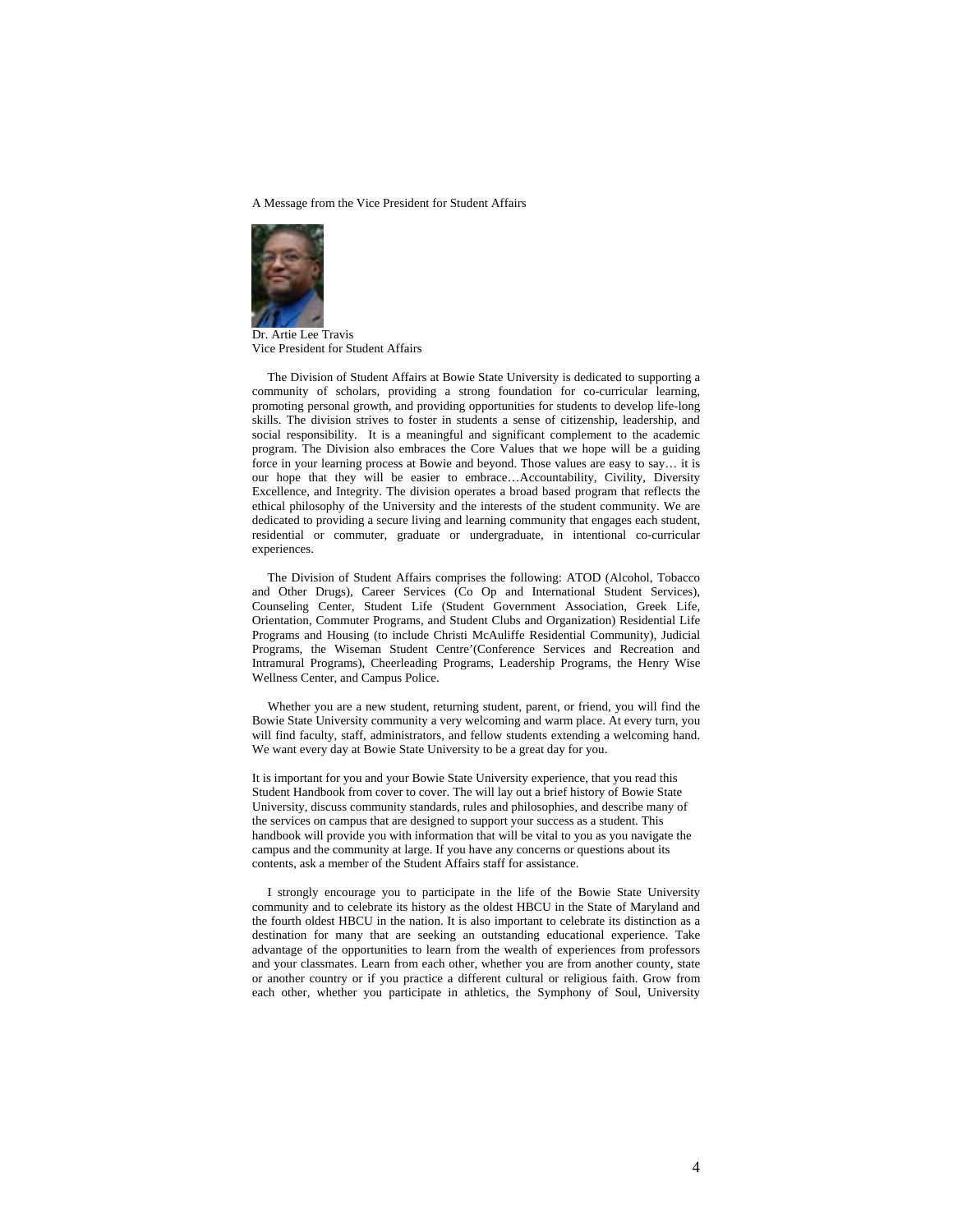A Message from the Vice President for Student Affairs

Dr. Artie Lee Travis
Vice President for Student Affairs

The Division of Student Affairs at Bowie State University is dedicated to supporting a community of scholars, providing a strong foundation for co-curricular learning, promoting personal growth, and providing opportunities for students to develop life-long skills. The division strives to foster in students a sense of citizenship, leadership, and social responsibility. It is a meaningful and significant complement to the academic program. The Division also embraces the Core Values that we hope will be a guiding force in your learning process at Bowie and beyond. Those values are easy to say… it is our hope that they will be easier to embrace…Accountability, Civility, Diversity Excellence, and Integrity. The division operates a broad based program that reflects the ethical philosophy of the University and the interests of the student community. We are dedicated to providing a secure living and learning community that engages each student, residential or commuter, graduate or undergraduate, in intentional co-curricular experiences.

The Division of Student Affairs comprises the following: ATOD (Alcohol, Tobacco and Other Drugs), Career Services (Co Op and International Student Services), Counseling Center, Student Life (Student Government Association, Greek Life, Orientation, Commuter Programs, and Student Clubs and Organization) Residential Life Programs and Housing (to include Christi McAuliffe Residential Community), Judicial Programs, the Wiseman Student Centre'(Conference Services and Recreation and Intramural Programs), Cheerleading Programs, Leadership Programs, the Henry Wise Wellness Center, and Campus Police.

Whether you are a new student, returning student, parent, or friend, you will find the Bowie State University community a very welcoming and warm place. At every turn, you will find faculty, staff, administrators, and fellow students extending a welcoming hand. We want every day at Bowie State University to be a great day for you.

It is important for you and your Bowie State University experience, that you read this Student Handbook from cover to cover. The will lay out a brief history of Bowie State University, discuss community standards, rules and philosophies, and describe many of the services on campus that are designed to support your success as a student. This handbook will provide you with information that will be vital to you as you navigate the campus and the community at large. If you have any concerns or questions about its contents, ask a member of the Student Affairs staff for assistance.

I strongly encourage you to participate in the life of the Bowie State University community and to celebrate its history as the oldest HBCU in the State of Maryland and the fourth oldest HBCU in the nation. It is also important to celebrate its distinction as a destination for many that are seeking an outstanding educational experience. Take advantage of the opportunities to learn from the wealth of experiences from professors and your classmates. Learn from each other, whether you are from another county, state or another country or if you practice a different cultural or religious faith. Grow from each other, whether you participate in athletics, the Symphony of Soul, University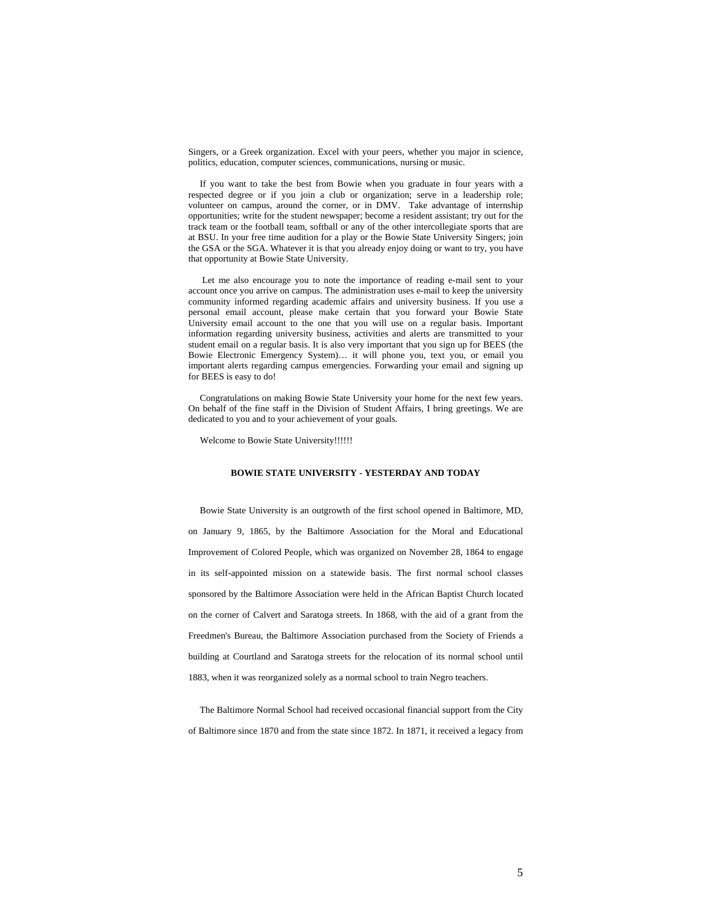Singers, or a Greek organization. Excel with your peers, whether you major in science, politics, education, computer sciences, communications, nursing or music.

If you want to take the best from Bowie when you graduate in four years with a respected degree or if you join a club or organization; serve in a leadership role; volunteer on campus, around the corner, or in DMV. Take advantage of internship opportunities; write for the student newspaper; become a resident assistant; try out for the track team or the football team, softball or any of the other intercollegiate sports that are at BSU. In your free time audition for a play or the Bowie State University Singers; join the GSA or the SGA. Whatever it is that you already enjoy doing or want to try, you have that opportunity at Bowie State University.

Let me also encourage you to note the importance of reading e-mail sent to your account once you arrive on campus. The administration uses e-mail to keep the university community informed regarding academic affairs and university business. If you use a personal email account, please make certain that you forward your Bowie State University email account to the one that you will use on a regular basis. Important information regarding university business, activities and alerts are transmitted to your student email on a regular basis. It is also very important that you sign up for BEES (the Bowie Electronic Emergency System)… it will phone you, text you, or email you important alerts regarding campus emergencies. Forwarding your email and signing up for BEES is easy to do!

Congratulations on making Bowie State University your home for the next few years. On behalf of the fine staff in the Division of Student Affairs, I bring greetings. We are dedicated to you and to your achievement of your goals.

Welcome to Bowie State University!!!!!!

## BOWIE STATE UNIVERSITY - YESTERDAY AND TODAY

Bowie State University is an outgrowth of the first school opened in Baltimore, MD, on January 9, 1865, by the Baltimore Association for the Moral and Educational Improvement of Colored People, which was organized on November 28, 1864 to engage in its self-appointed mission on a statewide basis. The first normal school classes sponsored by the Baltimore Association were held in the African Baptist Church located on the corner of Calvert and Saratoga streets. In 1868, with the aid of a grant from the Freedmen's Bureau, the Baltimore Association purchased from the Society of Friends a building at Courtland and Saratoga streets for the relocation of its normal school until 1883, when it was reorganized solely as a normal school to train Negro teachers.

The Baltimore Normal School had received occasional financial support from the City of Baltimore since 1870 and from the state since 1872. In 1871, it received a legacy from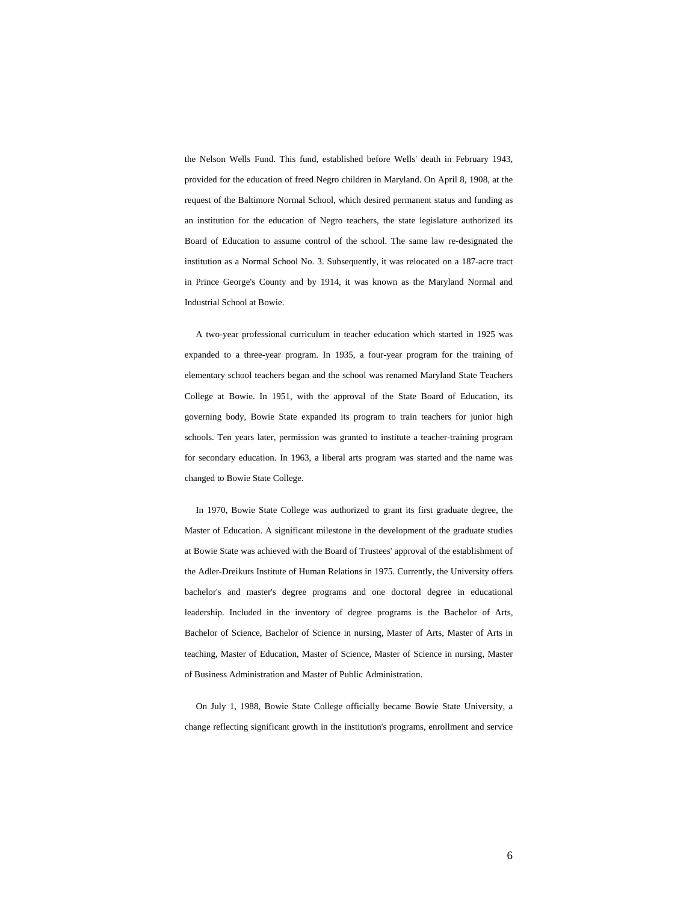the Nelson Wells Fund. This fund, established before Wells' death in February 1943, provided for the education of freed Negro children in Maryland. On April 8, 1908, at the request of the Baltimore Normal School, which desired permanent status and funding as an institution for the education of Negro teachers, the state legislature authorized its Board of Education to assume control of the school. The same law re-designated the institution as a Normal School No. 3. Subsequently, it was relocated on a 187-acre tract in Prince George's County and by 1914, it was known as the Maryland Normal and Industrial School at Bowie.

A two-year professional curriculum in teacher education which started in 1925 was expanded to a three-year program. In 1935, a four-year program for the training of elementary school teachers began and the school was renamed Maryland State Teachers College at Bowie. In 1951, with the approval of the State Board of Education, its governing body, Bowie State expanded its program to train teachers for junior high schools. Ten years later, permission was granted to institute a teacher-training program for secondary education. In 1963, a liberal arts program was started and the name was changed to Bowie State College.

In 1970, Bowie State College was authorized to grant its first graduate degree, the Master of Education. A significant milestone in the development of the graduate studies at Bowie State was achieved with the Board of Trustees' approval of the establishment of the Adler-Dreikurs Institute of Human Relations in 1975. Currently, the University offers bachelor's and master's degree programs and one doctoral degree in educational leadership. Included in the inventory of degree programs is the Bachelor of Arts, Bachelor of Science, Bachelor of Science in nursing, Master of Arts, Master of Arts in teaching, Master of Education, Master of Science, Master of Science in nursing, Master of Business Administration and Master of Public Administration.

On July 1, 1988, Bowie State College officially became Bowie State University, a change reflecting significant growth in the institution's programs, enrollment and service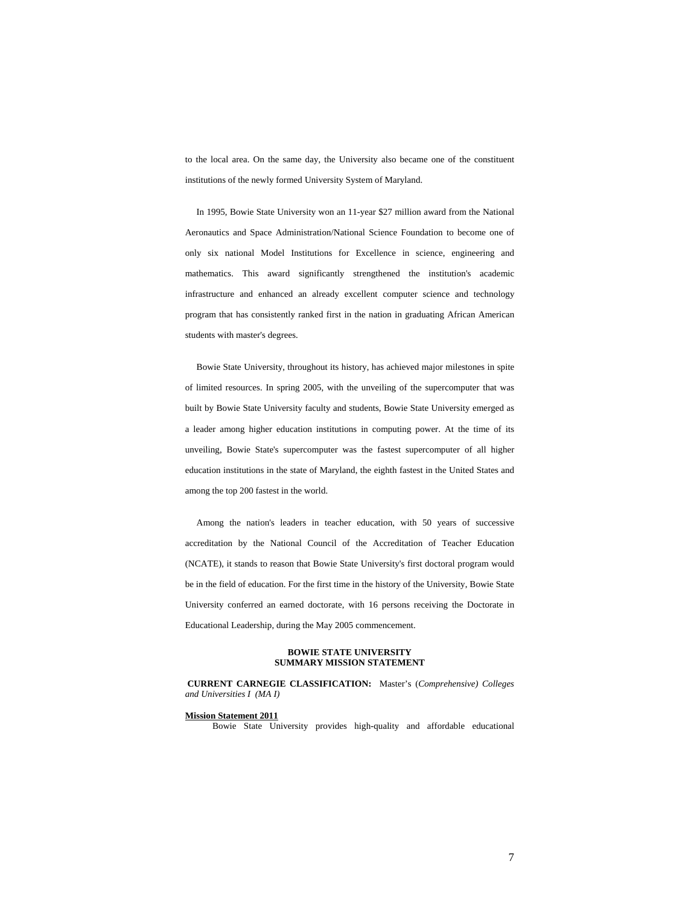to the local area. On the same day, the University also became one of the constituent institutions of the newly formed University System of Maryland.

In 1995, Bowie State University won an 11-year $27 million award from the National Aeronautics and Space Administration/National Science Foundation to become one of only six national Model Institutions for Excellence in science, engineering and mathematics. This award significantly strengthened the institution's academic infrastructure and enhanced an already excellent computer science and technology program that has consistently ranked first in the nation in graduating African American students with master's degrees.

Bowie State University, throughout its history, has achieved major milestones in spite of limited resources. In spring 2005, with the unveiling of the supercomputer that was built by Bowie State University faculty and students, Bowie State University emerged as a leader among higher education institutions in computing power. At the time of its unveiling, Bowie State's supercomputer was the fastest supercomputer of all higher education institutions in the state of Maryland, the eighth fastest in the United States and among the top 200 fastest in the world.

Among the nation's leaders in teacher education, with 50 years of successive accreditation by the National Council of the Accreditation of Teacher Education (NCATE), it stands to reason that Bowie State University's first doctoral program would be in the field of education. For the first time in the history of the University, Bowie State University conferred an earned doctorate, with 16 persons receiving the Doctorate in Educational Leadership, during the May 2005 commencement.

## BOWIE STATE UNIVERSITY
## SUMMARY MISSION STATEMENT

**CURRENT CARNEGIE CLASSIFICATION:** Master's (*Comprehensive) Colleges and Universities I (MA I)*

**Mission Statement 2011**

Bowie State University provides high-quality and affordable educational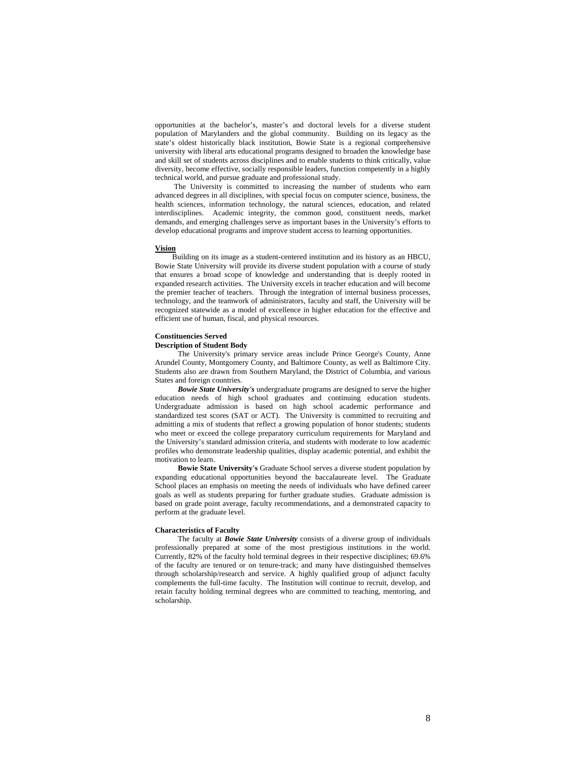opportunities at the bachelor's, master's and doctoral levels for a diverse student population of Marylanders and the global community. Building on its legacy as the state's oldest historically black institution, Bowie State is a regional comprehensive university with liberal arts educational programs designed to broaden the knowledge base and skill set of students across disciplines and to enable students to think critically, value diversity, become effective, socially responsible leaders, function competently in a highly technical world, and pursue graduate and professional study.

The University is committed to increasing the number of students who earn advanced degrees in all disciplines, with special focus on computer science, business, the health sciences, information technology, the natural sciences, education, and related interdisciplines. Academic integrity, the common good, constituent needs, market demands, and emerging challenges serve as important bases in the University's efforts to develop educational programs and improve student access to learning opportunities.

**<u>Vision</u>**

Building on its image as a student-centered institution and its history as an HBCU, Bowie State University will provide its diverse student population with a course of study that ensures a broad scope of knowledge and understanding that is deeply rooted in expanded research activities. The University excels in teacher education and will become the premier teacher of teachers. Through the integration of internal business processes, technology, and the teamwork of administrators, faculty and staff, the University will be recognized statewide as a model of excellence in higher education for the effective and efficient use of human, fiscal, and physical resources.

**Constituencies Served**

**Description of Student Body**

The University's primary service areas include Prince George's County, Anne Arundel County, Montgomery County, and Baltimore County, as well as Baltimore City. Students also are drawn from Southern Maryland, the District of Columbia, and various States and foreign countries.

***Bowie State University's*** undergraduate programs are designed to serve the higher education needs of high school graduates and continuing education students. Undergraduate admission is based on high school academic performance and standardized test scores (SAT or ACT). The University is committed to recruiting and admitting a mix of students that reflect a growing population of honor students; students who meet or exceed the college preparatory curriculum requirements for Maryland and the University's standard admission criteria, and students with moderate to low academic profiles who demonstrate leadership qualities, display academic potential, and exhibit the motivation to learn.

**Bowie State University's** Graduate School serves a diverse student population by expanding educational opportunities beyond the baccalaureate level. The Graduate School places an emphasis on meeting the needs of individuals who have defined career goals as well as students preparing for further graduate studies. Graduate admission is based on grade point average, faculty recommendations, and a demonstrated capacity to perform at the graduate level.

**Characteristics of Faculty**

The faculty at ***Bowie State University*** consists of a diverse group of individuals professionally prepared at some of the most prestigious institutions in the world. Currently, 82% of the faculty hold terminal degrees in their respective disciplines; 69.6% of the faculty are tenured or on tenure-track; and many have distinguished themselves through scholarship/research and service. A highly qualified group of adjunct faculty complements the full-time faculty. The Institution will continue to recruit, develop, and retain faculty holding terminal degrees who are committed to teaching, mentoring, and scholarship.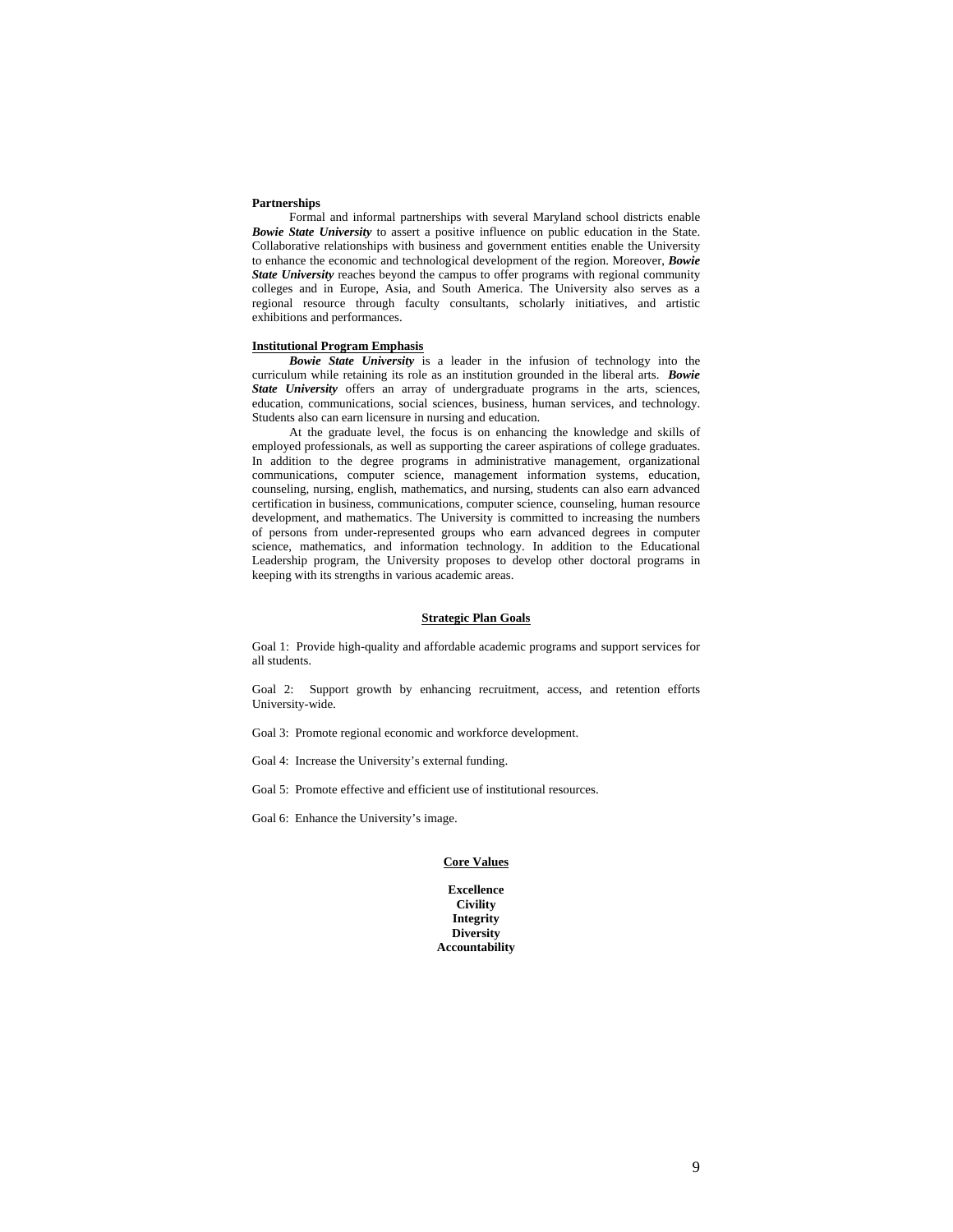**Partnerships**

Formal and informal partnerships with several Maryland school districts enable ***Bowie State University*** to assert a positive influence on public education in the State. Collaborative relationships with business and government entities enable the University to enhance the economic and technological development of the region. Moreover, ***Bowie State University*** reaches beyond the campus to offer programs with regional community colleges and in Europe, Asia, and South America. The University also serves as a regional resource through faculty consultants, scholarly initiatives, and artistic exhibitions and performances.

**Institutional Program Emphasis**

***Bowie State University*** is a leader in the infusion of technology into the curriculum while retaining its role as an institution grounded in the liberal arts. ***Bowie State University*** offers an array of undergraduate programs in the arts, sciences, education, communications, social sciences, business, human services, and technology. Students also can earn licensure in nursing and education.

At the graduate level, the focus is on enhancing the knowledge and skills of employed professionals, as well as supporting the career aspirations of college graduates. In addition to the degree programs in administrative management, organizational communications, computer science, management information systems, education, counseling, nursing, english, mathematics, and nursing, students can also earn advanced certification in business, communications, computer science, counseling, human resource development, and mathematics. The University is committed to increasing the numbers of persons from under-represented groups who earn advanced degrees in computer science, mathematics, and information technology. In addition to the Educational Leadership program, the University proposes to develop other doctoral programs in keeping with its strengths in various academic areas.

## Strategic Plan Goals

Goal 1: Provide high-quality and affordable academic programs and support services for all students.

Goal 2: Support growth by enhancing recruitment, access, and retention efforts University-wide.

Goal 3: Promote regional economic and workforce development.

Goal 4: Increase the University's external funding.

Goal 5: Promote effective and efficient use of institutional resources.

Goal 6: Enhance the University's image.

## Core Values

**Excellence**
**Civility**
**Integrity**
**Diversity**
**Accountability**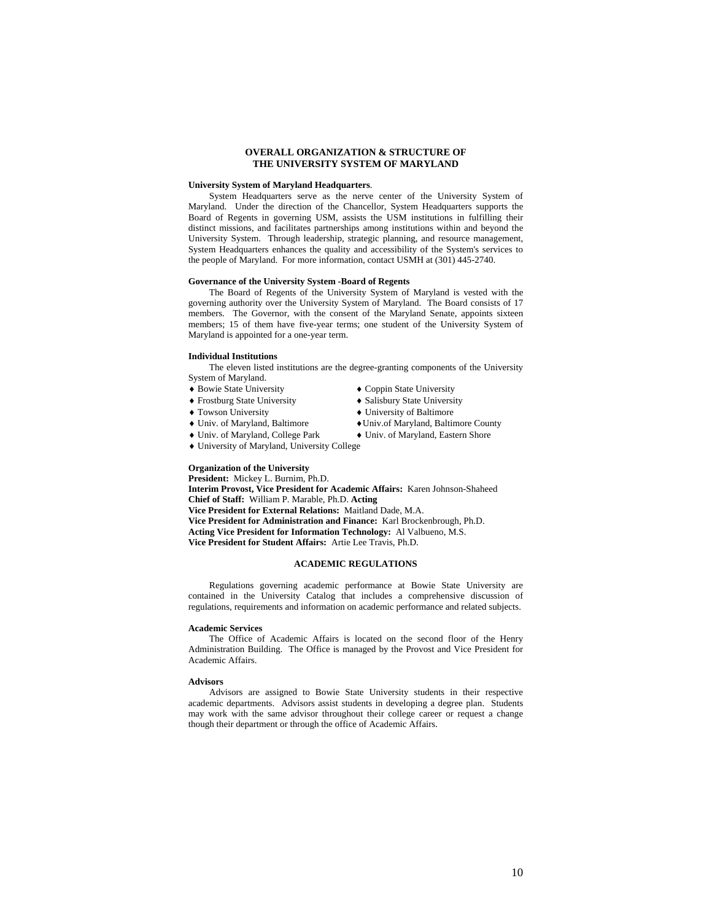## OVERALL ORGANIZATION & STRUCTURE OF THE UNIVERSITY SYSTEM OF MARYLAND

**University System of Maryland Headquarters**.

System Headquarters serve as the nerve center of the University System of Maryland. Under the direction of the Chancellor, System Headquarters supports the Board of Regents in governing USM, assists the USM institutions in fulfilling their distinct missions, and facilitates partnerships among institutions within and beyond the University System. Through leadership, strategic planning, and resource management, System Headquarters enhances the quality and accessibility of the System's services to the people of Maryland. For more information, contact USMH at (301) 445-2740.

**Governance of the University System -Board of Regents**

The Board of Regents of the University System of Maryland is vested with the governing authority over the University System of Maryland. The Board consists of 17 members. The Governor, with the consent of the Maryland Senate, appoints sixteen members; 15 of them have five-year terms; one student of the University System of Maryland is appointed for a one-year term.

**Individual Institutions**

The eleven listed institutions are the degree-granting components of the University System of Maryland.

- Bowie State University
- Coppin State University
- Frostburg State University
- Salisbury State University
- Towson University
- University of Baltimore
- Univ. of Maryland, Baltimore
- Univ.of Maryland, Baltimore County
- Univ. of Maryland, College Park
- Univ. of Maryland, Eastern Shore
- University of Maryland, University College

**Organization of the University**

**President:** Mickey L. Burnim, Ph.D.
**Interim Provost, Vice President for Academic Affairs:** Karen Johnson-Shaheed
**Chief of Staff:** William P. Marable, Ph.D. **Acting**
**Vice President for External Relations:** Maitland Dade, M.A.
**Vice President for Administration and Finance:** Karl Brockenbrough, Ph.D.
**Acting Vice President for Information Technology:** Al Valbueno, M.S.
**Vice President for Student Affairs:** Artie Lee Travis, Ph.D.

## ACADEMIC REGULATIONS

Regulations governing academic performance at Bowie State University are contained in the University Catalog that includes a comprehensive discussion of regulations, requirements and information on academic performance and related subjects.

**Academic Services**

The Office of Academic Affairs is located on the second floor of the Henry Administration Building. The Office is managed by the Provost and Vice President for Academic Affairs.

**Advisors**

Advisors are assigned to Bowie State University students in their respective academic departments. Advisors assist students in developing a degree plan. Students may work with the same advisor throughout their college career or request a change though their department or through the office of Academic Affairs.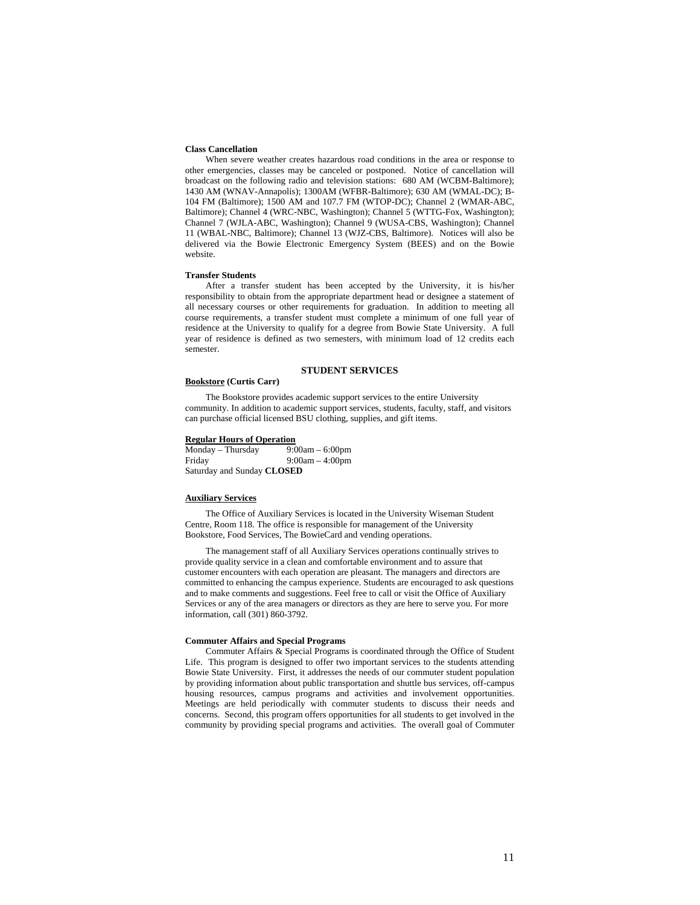**Class Cancellation**

When severe weather creates hazardous road conditions in the area or response to other emergencies, classes may be canceled or postponed. Notice of cancellation will broadcast on the following radio and television stations: 680 AM (WCBM-Baltimore); 1430 AM (WNAV-Annapolis); 1300AM (WFBR-Baltimore); 630 AM (WMAL-DC); B-104 FM (Baltimore); 1500 AM and 107.7 FM (WTOP-DC); Channel 2 (WMAR-ABC, Baltimore); Channel 4 (WRC-NBC, Washington); Channel 5 (WTTG-Fox, Washington); Channel 7 (WJLA-ABC, Washington); Channel 9 (WUSA-CBS, Washington); Channel 11 (WBAL-NBC, Baltimore); Channel 13 (WJZ-CBS, Baltimore). Notices will also be delivered via the Bowie Electronic Emergency System (BEES) and on the Bowie website.

**Transfer Students**

After a transfer student has been accepted by the University, it is his/her responsibility to obtain from the appropriate department head or designee a statement of all necessary courses or other requirements for graduation. In addition to meeting all course requirements, a transfer student must complete a minimum of one full year of residence at the University to qualify for a degree from Bowie State University. A full year of residence is defined as two semesters, with minimum load of 12 credits each semester.

## STUDENT SERVICES

**Bookstore (Curtis Carr)**

The Bookstore provides academic support services to the entire University community. In addition to academic support services, students, faculty, staff, and visitors can purchase official licensed BSU clothing, supplies, and gift items.

**Regular Hours of Operation**

Monday – Thursday 9:00am – 6:00pm
Friday 9:00am – 4:00pm
Saturday and Sunday **CLOSED**

**Auxiliary Services**

The Office of Auxiliary Services is located in the University Wiseman Student Centre, Room 118. The office is responsible for management of the University Bookstore, Food Services, The BowieCard and vending operations.

The management staff of all Auxiliary Services operations continually strives to provide quality service in a clean and comfortable environment and to assure that customer encounters with each operation are pleasant. The managers and directors are committed to enhancing the campus experience. Students are encouraged to ask questions and to make comments and suggestions. Feel free to call or visit the Office of Auxiliary Services or any of the area managers or directors as they are here to serve you. For more information, call (301) 860-3792.

**Commuter Affairs and Special Programs**

Commuter Affairs & Special Programs is coordinated through the Office of Student Life. This program is designed to offer two important services to the students attending Bowie State University. First, it addresses the needs of our commuter student population by providing information about public transportation and shuttle bus services, off-campus housing resources, campus programs and activities and involvement opportunities. Meetings are held periodically with commuter students to discuss their needs and concerns. Second, this program offers opportunities for all students to get involved in the community by providing special programs and activities. The overall goal of Commuter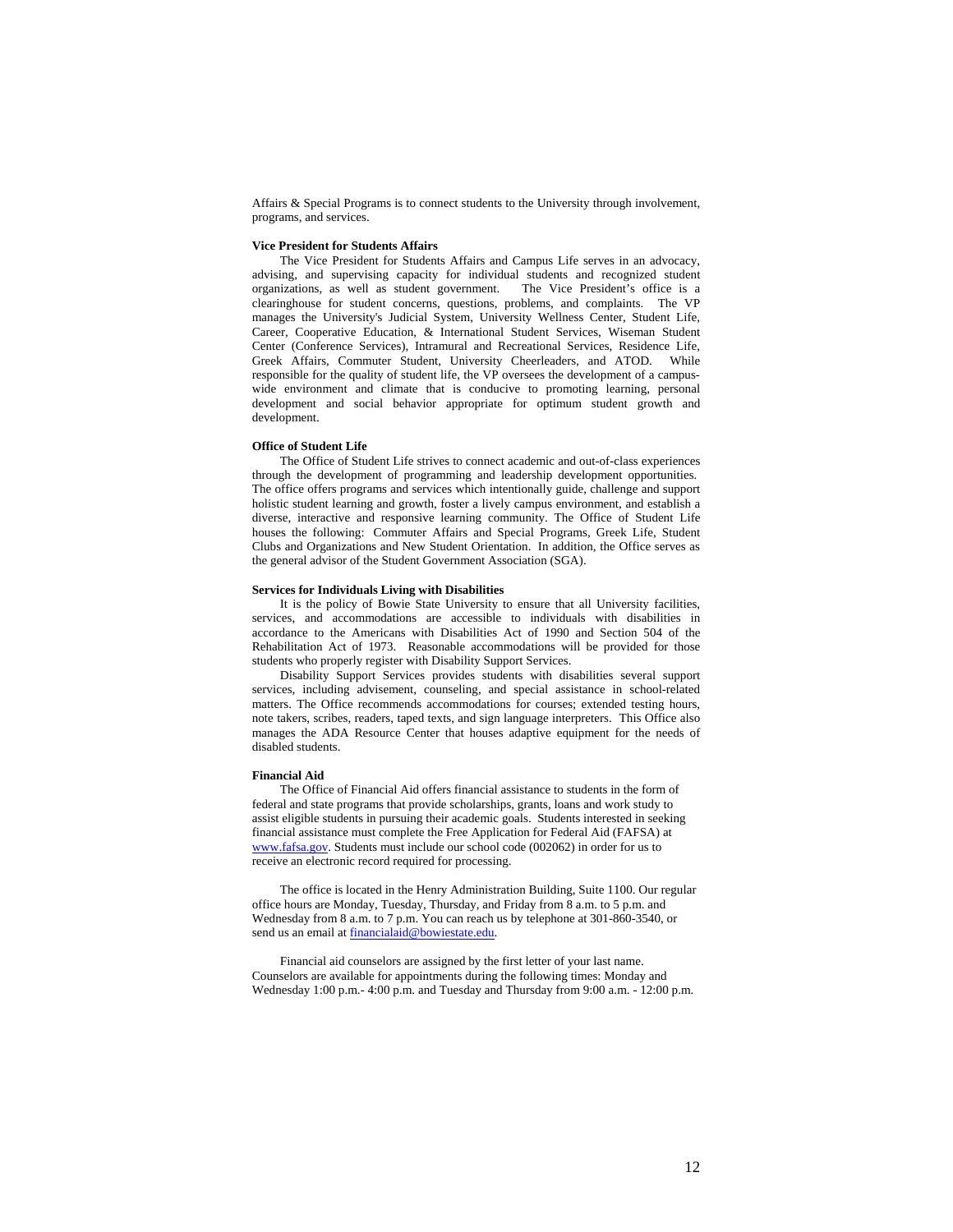Affairs & Special Programs is to connect students to the University through involvement, programs, and services.

**Vice President for Students Affairs**

The Vice President for Students Affairs and Campus Life serves in an advocacy, advising, and supervising capacity for individual students and recognized student organizations, as well as student government. The Vice President's office is a clearinghouse for student concerns, questions, problems, and complaints. The VP manages the University's Judicial System, University Wellness Center, Student Life, Career, Cooperative Education, & International Student Services, Wiseman Student Center (Conference Services), Intramural and Recreational Services, Residence Life, Greek Affairs, Commuter Student, University Cheerleaders, and ATOD. While responsible for the quality of student life, the VP oversees the development of a campus-wide environment and climate that is conducive to promoting learning, personal development and social behavior appropriate for optimum student growth and development.

**Office of Student Life**

The Office of Student Life strives to connect academic and out-of-class experiences through the development of programming and leadership development opportunities. The office offers programs and services which intentionally guide, challenge and support holistic student learning and growth, foster a lively campus environment, and establish a diverse, interactive and responsive learning community. The Office of Student Life houses the following: Commuter Affairs and Special Programs, Greek Life, Student Clubs and Organizations and New Student Orientation. In addition, the Office serves as the general advisor of the Student Government Association (SGA).

**Services for Individuals Living with Disabilities**

It is the policy of Bowie State University to ensure that all University facilities, services, and accommodations are accessible to individuals with disabilities in accordance to the Americans with Disabilities Act of 1990 and Section 504 of the Rehabilitation Act of 1973. Reasonable accommodations will be provided for those students who properly register with Disability Support Services.

Disability Support Services provides students with disabilities several support services, including advisement, counseling, and special assistance in school-related matters. The Office recommends accommodations for courses; extended testing hours, note takers, scribes, readers, taped texts, and sign language interpreters. This Office also manages the ADA Resource Center that houses adaptive equipment for the needs of disabled students.

**Financial Aid**

The Office of Financial Aid offers financial assistance to students in the form of federal and state programs that provide scholarships, grants, loans and work study to assist eligible students in pursuing their academic goals. Students interested in seeking financial assistance must complete the Free Application for Federal Aid (FAFSA) at www.fafsa.gov. Students must include our school code (002062) in order for us to receive an electronic record required for processing.

The office is located in the Henry Administration Building, Suite 1100. Our regular office hours are Monday, Tuesday, Thursday, and Friday from 8 a.m. to 5 p.m. and Wednesday from 8 a.m. to 7 p.m. You can reach us by telephone at 301-860-3540, or send us an email at financialaid@bowiestate.edu.

Financial aid counselors are assigned by the first letter of your last name. Counselors are available for appointments during the following times: Monday and Wednesday 1:00 p.m.- 4:00 p.m. and Tuesday and Thursday from 9:00 a.m. - 12:00 p.m.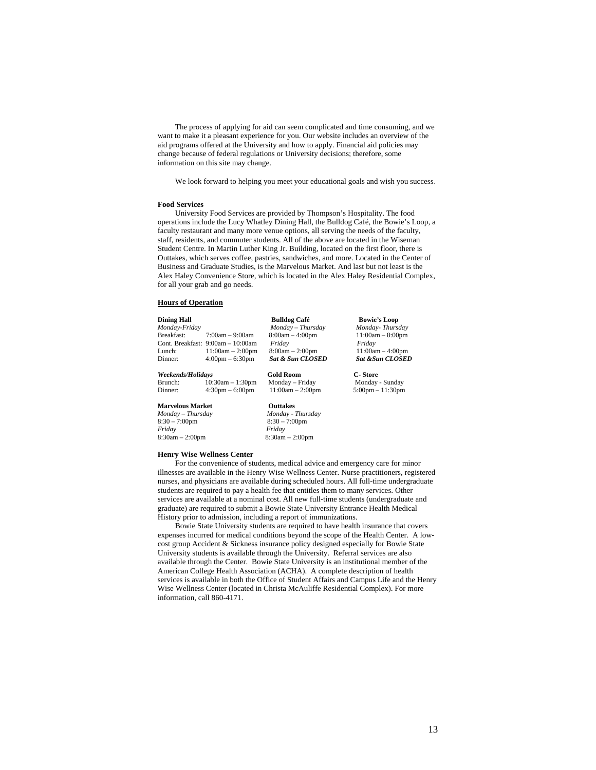The process of applying for aid can seem complicated and time consuming, and we want to make it a pleasant experience for you. Our website includes an overview of the aid programs offered at the University and how to apply. Financial aid policies may change because of federal regulations or University decisions; therefore, some information on this site may change.

We look forward to helping you meet your educational goals and wish you success.

**Food Services**

University Food Services are provided by Thompson's Hospitality. The food operations include the Lucy Whatley Dining Hall, the Bulldog Café, the Bowie's Loop, a faculty restaurant and many more venue options, all serving the needs of the faculty, staff, residents, and commuter students. All of the above are located in the Wiseman Student Centre. In Martin Luther King Jr. Building, located on the first floor, there is Outtakes, which serves coffee, pastries, sandwiches, and more. Located in the Center of Business and Graduate Studies, is the Marvelous Market. And last but not least is the Alex Haley Convenience Store, which is located in the Alex Haley Residential Complex, for all your grab and go needs.

**<u>Hours of Operation</u>**

**Dining Hall**
*Monday-Friday*
Breakfast: 7:00am – 9:00am
Cont. Breakfast: 9:00am – 10:00am
Lunch: 11:00am – 2:00pm
Dinner: 4:00pm – 6:30pm

*Weekends/Holidays*
Brunch: 10:30am – 1:30pm
Dinner: 4:30pm – 6:00pm

**Bulldog Café**
*Monday – Thursday*
8:00am – 4:00pm
*Friday*
8:00am – 2:00pm
***Sat & Sun CLOSED***

**Bowie's Loop**
*Monday- Thursday*
11:00am – 8:00pm
*Friday*
11:00am – 4:00pm
***Sat &Sun CLOSED***

**Gold Room**
Monday – Friday
11:00am – 2:00pm

**C- Store**
Monday - Sunday
5:00pm – 11:30pm

**Marvelous Market**
*Monday – Thursday*
8:30 – 7:00pm
*Friday*
8:30am – 2:00pm

**Outtakes**
*Monday - Thursday*
8:30 – 7:00pm
*Friday*
8:30am – 2:00pm

**Henry Wise Wellness Center**

For the convenience of students, medical advice and emergency care for minor illnesses are available in the Henry Wise Wellness Center. Nurse practitioners, registered nurses, and physicians are available during scheduled hours. All full-time undergraduate students are required to pay a health fee that entitles them to many services. Other services are available at a nominal cost. All new full-time students (undergraduate and graduate) are required to submit a Bowie State University Entrance Health Medical History prior to admission, including a report of immunizations.

Bowie State University students are required to have health insurance that covers expenses incurred for medical conditions beyond the scope of the Health Center. A low-cost group Accident & Sickness insurance policy designed especially for Bowie State University students is available through the University. Referral services are also available through the Center. Bowie State University is an institutional member of the American College Health Association (ACHA). A complete description of health services is available in both the Office of Student Affairs and Campus Life and the Henry Wise Wellness Center (located in Christa McAuliffe Residential Complex). For more information, call 860-4171.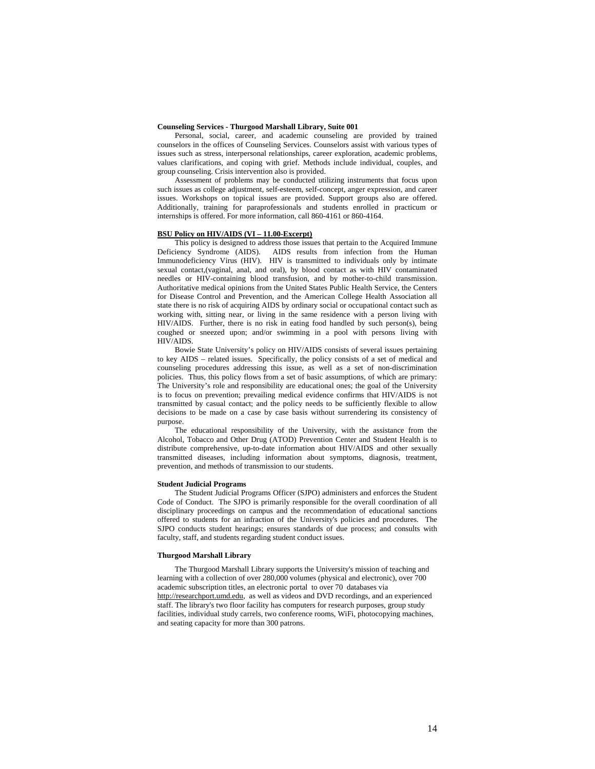**Counseling Services - Thurgood Marshall Library, Suite 001**

Personal, social, career, and academic counseling are provided by trained counselors in the offices of Counseling Services. Counselors assist with various types of issues such as stress, interpersonal relationships, career exploration, academic problems, values clarifications, and coping with grief. Methods include individual, couples, and group counseling. Crisis intervention also is provided.

Assessment of problems may be conducted utilizing instruments that focus upon such issues as college adjustment, self-esteem, self-concept, anger expression, and career issues. Workshops on topical issues are provided. Support groups also are offered. Additionally, training for paraprofessionals and students enrolled in practicum or internships is offered. For more information, call 860-4161 or 860-4164.

**BSU Policy on HIV/AIDS (VI – 11.00-Excerpt)**

This policy is designed to address those issues that pertain to the Acquired Immune Deficiency Syndrome (AIDS). AIDS results from infection from the Human Immunodeficiency Virus (HIV). HIV is transmitted to individuals only by intimate sexual contact,(vaginal, anal, and oral), by blood contact as with HIV contaminated needles or HIV-containing blood transfusion, and by mother-to-child transmission. Authoritative medical opinions from the United States Public Health Service, the Centers for Disease Control and Prevention, and the American College Health Association all state there is no risk of acquiring AIDS by ordinary social or occupational contact such as working with, sitting near, or living in the same residence with a person living with HIV/AIDS. Further, there is no risk in eating food handled by such person(s), being coughed or sneezed upon; and/or swimming in a pool with persons living with HIV/AIDS.

Bowie State University's policy on HIV/AIDS consists of several issues pertaining to key AIDS – related issues. Specifically, the policy consists of a set of medical and counseling procedures addressing this issue, as well as a set of non-discrimination policies. Thus, this policy flows from a set of basic assumptions, of which are primary: The University's role and responsibility are educational ones; the goal of the University is to focus on prevention; prevailing medical evidence confirms that HIV/AIDS is not transmitted by casual contact; and the policy needs to be sufficiently flexible to allow decisions to be made on a case by case basis without surrendering its consistency of purpose.

The educational responsibility of the University, with the assistance from the Alcohol, Tobacco and Other Drug (ATOD) Prevention Center and Student Health is to distribute comprehensive, up-to-date information about HIV/AIDS and other sexually transmitted diseases, including information about symptoms, diagnosis, treatment, prevention, and methods of transmission to our students.

**Student Judicial Programs**

The Student Judicial Programs Officer (SJPO) administers and enforces the Student Code of Conduct. The SJPO is primarily responsible for the overall coordination of all disciplinary proceedings on campus and the recommendation of educational sanctions offered to students for an infraction of the University's policies and procedures. The SJPO conducts student hearings; ensures standards of due process; and consults with faculty, staff, and students regarding student conduct issues.

**Thurgood Marshall Library**

The Thurgood Marshall Library supports the University's mission of teaching and learning with a collection of over 280,000 volumes (physical and electronic), over 700 academic subscription titles, an electronic portal to over 70 databases via http://researchport.umd.edu, as well as videos and DVD recordings, and an experienced staff. The library's two floor facility has computers for research purposes, group study facilities, individual study carrels, two conference rooms, WiFi, photocopying machines, and seating capacity for more than 300 patrons.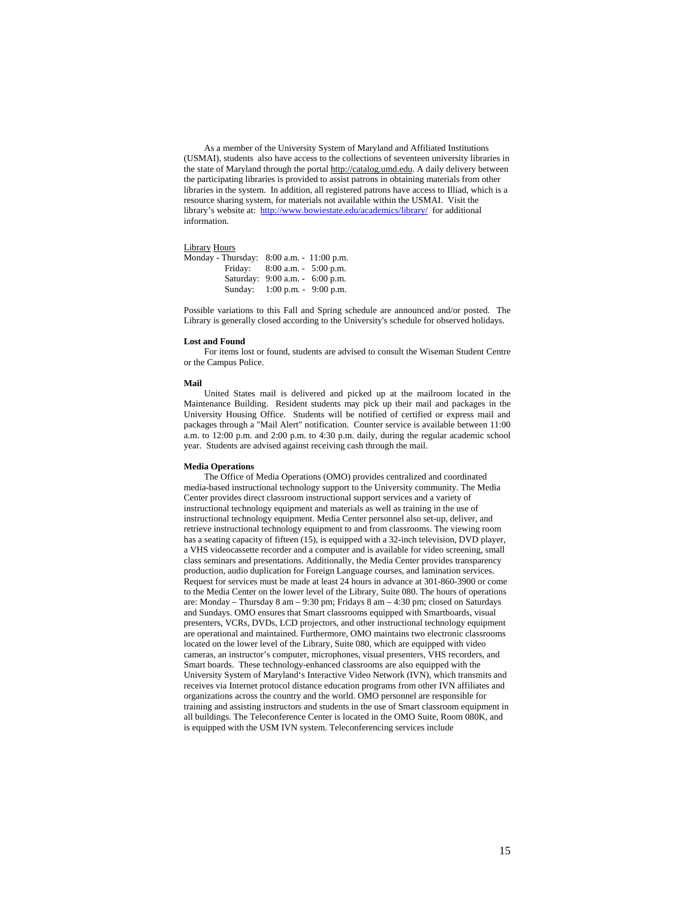As a member of the University System of Maryland and Affiliated Institutions (USMAI), students also have access to the collections of seventeen university libraries in the state of Maryland through the portal http://catalog.umd.edu. A daily delivery between the participating libraries is provided to assist patrons in obtaining materials from other libraries in the system. In addition, all registered patrons have access to Illiad, which is a resource sharing system, for materials not available within the USMAI. Visit the library's website at: http://www.bowiestate.edu/academics/library/ for additional information.

Library Hours

| | |
|---|---|
| Monday - Thursday: | 8:00 a.m. - 11:00 p.m. |
| Friday: | 8:00 a.m. - 5:00 p.m. |
| Saturday: | 9:00 a.m. - 6:00 p.m. |
| Sunday: | 1:00 p.m. - 9:00 p.m. |

Possible variations to this Fall and Spring schedule are announced and/or posted. The Library is generally closed according to the University's schedule for observed holidays.

**Lost and Found**

For items lost or found, students are advised to consult the Wiseman Student Centre or the Campus Police.

**Mail**

United States mail is delivered and picked up at the mailroom located in the Maintenance Building. Resident students may pick up their mail and packages in the University Housing Office. Students will be notified of certified or express mail and packages through a "Mail Alert" notification. Counter service is available between 11:00 a.m. to 12:00 p.m. and 2:00 p.m. to 4:30 p.m. daily, during the regular academic school year. Students are advised against receiving cash through the mail.

**Media Operations**

The Office of Media Operations (OMO) provides centralized and coordinated media-based instructional technology support to the University community. The Media Center provides direct classroom instructional support services and a variety of instructional technology equipment and materials as well as training in the use of instructional technology equipment. Media Center personnel also set-up, deliver, and retrieve instructional technology equipment to and from classrooms. The viewing room has a seating capacity of fifteen (15), is equipped with a 32-inch television, DVD player, a VHS videocassette recorder and a computer and is available for video screening, small class seminars and presentations. Additionally, the Media Center provides transparency production, audio duplication for Foreign Language courses, and lamination services. Request for services must be made at least 24 hours in advance at 301-860-3900 or come to the Media Center on the lower level of the Library, Suite 080. The hours of operations are: Monday – Thursday 8 am – 9:30 pm; Fridays 8 am – 4:30 pm; closed on Saturdays and Sundays. OMO ensures that Smart classrooms equipped with Smartboards, visual presenters, VCRs, DVDs, LCD projectors, and other instructional technology equipment are operational and maintained. Furthermore, OMO maintains two electronic classrooms located on the lower level of the Library, Suite 080, which are equipped with video cameras, an instructor's computer, microphones, visual presenters, VHS recorders, and Smart boards. These technology-enhanced classrooms are also equipped with the University System of Maryland's Interactive Video Network (IVN), which transmits and receives via Internet protocol distance education programs from other IVN affiliates and organizations across the country and the world. OMO personnel are responsible for training and assisting instructors and students in the use of Smart classroom equipment in all buildings. The Teleconference Center is located in the OMO Suite, Room 080K, and is equipped with the USM IVN system. Teleconferencing services include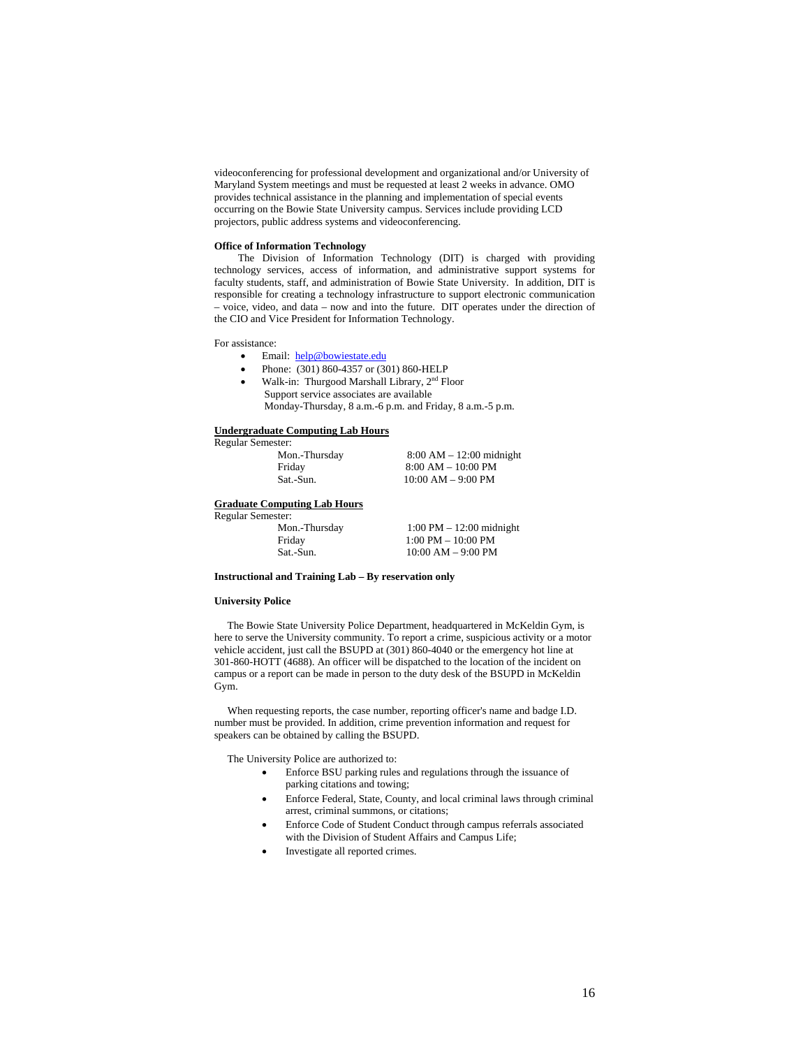videoconferencing for professional development and organizational and/or University of Maryland System meetings and must be requested at least 2 weeks in advance. OMO provides technical assistance in the planning and implementation of special events occurring on the Bowie State University campus. Services include providing LCD projectors, public address systems and videoconferencing.

**Office of Information Technology**

The Division of Information Technology (DIT) is charged with providing technology services, access of information, and administrative support systems for faculty students, staff, and administration of Bowie State University. In addition, DIT is responsible for creating a technology infrastructure to support electronic communication – voice, video, and data – now and into the future. DIT operates under the direction of the CIO and Vice President for Information Technology.

For assistance:

- Email: help@bowiestate.edu
- Phone: (301) 860-4357 or (301) 860-HELP
- Walk-in: Thurgood Marshall Library, 2nd Floor
  Support service associates are available
  Monday-Thursday, 8 a.m.-6 p.m. and Friday, 8 a.m.-5 p.m.

**Undergraduate Computing Lab Hours**

Regular Semester:

| | |
|---|---|
| Mon.-Thursday | 8:00 AM – 12:00 midnight |
| Friday | 8:00 AM – 10:00 PM |
| Sat.-Sun. | 10:00 AM – 9:00 PM |

**Graduate Computing Lab Hours**

Regular Semester:

| | |
|---|---|
| Mon.-Thursday | 1:00 PM – 12:00 midnight |
| Friday | 1:00 PM – 10:00 PM |
| Sat.-Sun. | 10:00 AM – 9:00 PM |

**Instructional and Training Lab – By reservation only**

**University Police**

The Bowie State University Police Department, headquartered in McKeldin Gym, is here to serve the University community. To report a crime, suspicious activity or a motor vehicle accident, just call the BSUPD at (301) 860-4040 or the emergency hot line at 301-860-HOTT (4688). An officer will be dispatched to the location of the incident on campus or a report can be made in person to the duty desk of the BSUPD in McKeldin Gym.

When requesting reports, the case number, reporting officer's name and badge I.D. number must be provided. In addition, crime prevention information and request for speakers can be obtained by calling the BSUPD.

The University Police are authorized to:

- Enforce BSU parking rules and regulations through the issuance of parking citations and towing;
- Enforce Federal, State, County, and local criminal laws through criminal arrest, criminal summons, or citations;
- Enforce Code of Student Conduct through campus referrals associated with the Division of Student Affairs and Campus Life;
- Investigate all reported crimes.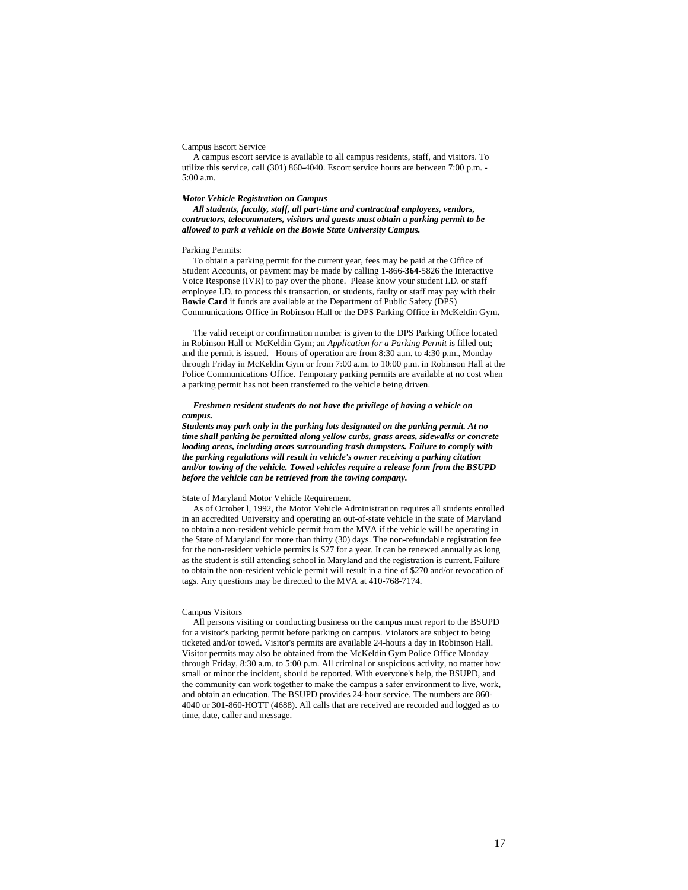Campus Escort Service

A campus escort service is available to all campus residents, staff, and visitors. To utilize this service, call (301) 860-4040. Escort service hours are between 7:00 p.m. - 5:00 a.m.

***Motor Vehicle Registration on Campus***

***All students, faculty, staff, all part-time and contractual employees, vendors, contractors, telecommuters, visitors and guests must obtain a parking permit to be allowed to park a vehicle on the Bowie State University Campus.***

Parking Permits:

To obtain a parking permit for the current year, fees may be paid at the Office of Student Accounts, or payment may be made by calling 1-866-**364-**5826 the Interactive Voice Response (IVR) to pay over the phone. Please know your student I.D. or staff employee I.D. to process this transaction, or students, faulty or staff may pay with their **Bowie Card** if funds are available at the Department of Public Safety (DPS) Communications Office in Robinson Hall or the DPS Parking Office in McKeldin Gym**.**

The valid receipt or confirmation number is given to the DPS Parking Office located in Robinson Hall or McKeldin Gym; an *Application for a Parking Permit* is filled out; and the permit is issued. Hours of operation are from 8:30 a.m. to 4:30 p.m., Monday through Friday in McKeldin Gym or from 7:00 a.m. to 10:00 p.m. in Robinson Hall at the Police Communications Office. Temporary parking permits are available at no cost when a parking permit has not been transferred to the vehicle being driven.

***Freshmen resident students do not have the privilege of having a vehicle on campus.***

***Students may park only in the parking lots designated on the parking permit. At no time shall parking be permitted along yellow curbs, grass areas, sidewalks or concrete loading areas, including areas surrounding trash dumpsters. Failure to comply with the parking regulations will result in vehicle's owner receiving a parking citation and/or towing of the vehicle. Towed vehicles require a release form from the BSUPD before the vehicle can be retrieved from the towing company.***

State of Maryland Motor Vehicle Requirement

As of October l, 1992, the Motor Vehicle Administration requires all students enrolled in an accredited University and operating an out-of-state vehicle in the state of Maryland to obtain a non-resident vehicle permit from the MVA if the vehicle will be operating in the State of Maryland for more than thirty (30) days. The non-refundable registration fee for the non-resident vehicle permits is $27 for a year. It can be renewed annually as long as the student is still attending school in Maryland and the registration is current. Failure to obtain the non-resident vehicle permit will result in a fine of $270 and/or revocation of tags. Any questions may be directed to the MVA at 410-768-7174.

Campus Visitors

All persons visiting or conducting business on the campus must report to the BSUPD for a visitor's parking permit before parking on campus. Violators are subject to being ticketed and/or towed. Visitor's permits are available 24-hours a day in Robinson Hall. Visitor permits may also be obtained from the McKeldin Gym Police Office Monday through Friday, 8:30 a.m. to 5:00 p.m. All criminal or suspicious activity, no matter how small or minor the incident, should be reported. With everyone's help, the BSUPD, and the community can work together to make the campus a safer environment to live, work, and obtain an education. The BSUPD provides 24-hour service. The numbers are 860-4040 or 301-860-HOTT (4688). All calls that are received are recorded and logged as to time, date, caller and message.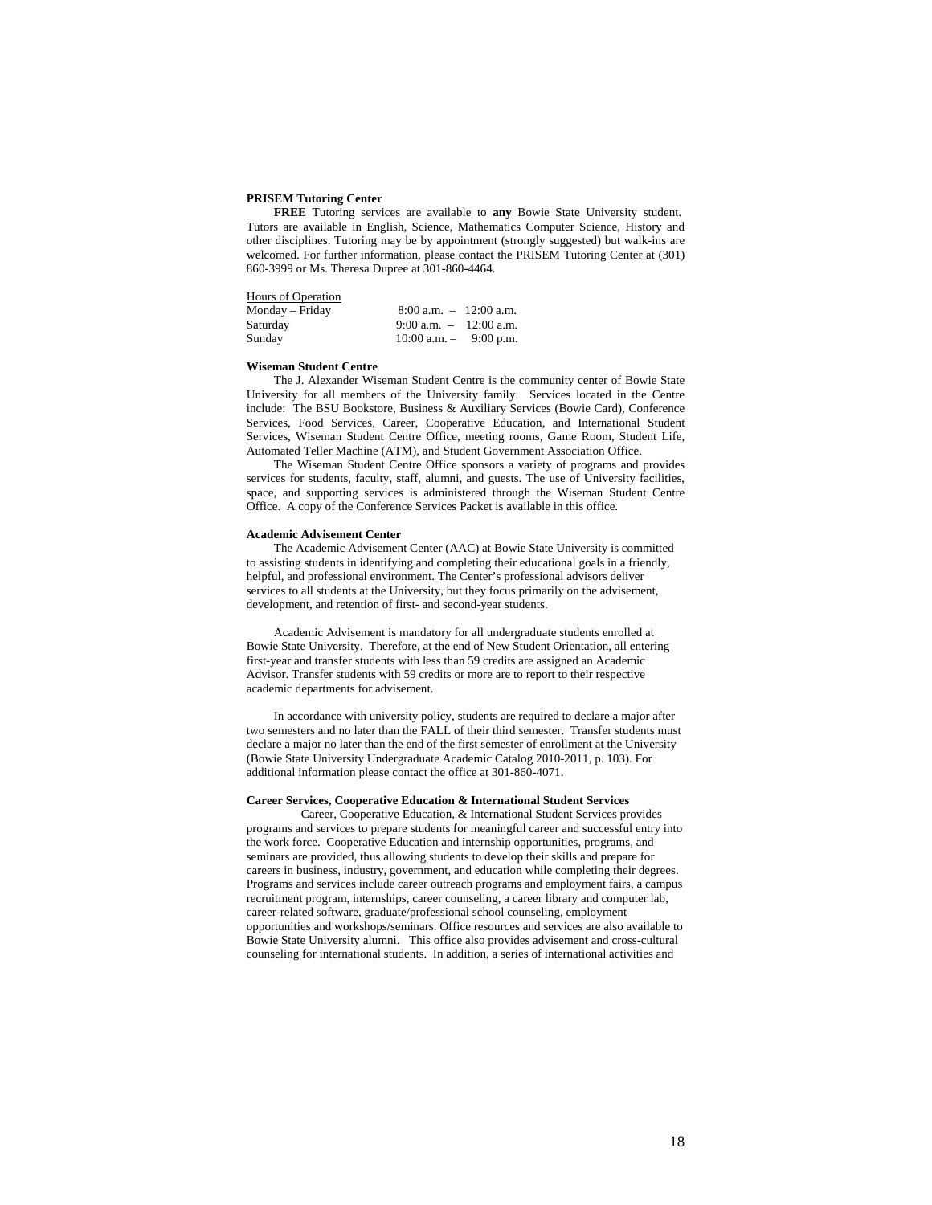**PRISEM Tutoring Center**

**FREE** Tutoring services are available to **any** Bowie State University student. Tutors are available in English, Science, Mathematics Computer Science, History and other disciplines. Tutoring may be by appointment (strongly suggested) but walk-ins are welcomed. For further information, please contact the PRISEM Tutoring Center at (301) 860-3999 or Ms. Theresa Dupree at 301-860-4464.

<u>Hours of Operation</u>

| | |
|---|---|
| Monday – Friday | 8:00 a.m. – 12:00 a.m. |
| Saturday | 9:00 a.m. – 12:00 a.m. |
| Sunday | 10:00 a.m. – 9:00 p.m. |

**Wiseman Student Centre**

The J. Alexander Wiseman Student Centre is the community center of Bowie State University for all members of the University family. Services located in the Centre include: The BSU Bookstore, Business & Auxiliary Services (Bowie Card), Conference Services, Food Services, Career, Cooperative Education, and International Student Services, Wiseman Student Centre Office, meeting rooms, Game Room, Student Life, Automated Teller Machine (ATM), and Student Government Association Office.

The Wiseman Student Centre Office sponsors a variety of programs and provides services for students, faculty, staff, alumni, and guests. The use of University facilities, space, and supporting services is administered through the Wiseman Student Centre Office. A copy of the Conference Services Packet is available in this office.

**Academic Advisement Center**

The Academic Advisement Center (AAC) at Bowie State University is committed to assisting students in identifying and completing their educational goals in a friendly, helpful, and professional environment. The Center's professional advisors deliver services to all students at the University, but they focus primarily on the advisement, development, and retention of first- and second-year students.

Academic Advisement is mandatory for all undergraduate students enrolled at Bowie State University. Therefore, at the end of New Student Orientation, all entering first-year and transfer students with less than 59 credits are assigned an Academic Advisor. Transfer students with 59 credits or more are to report to their respective academic departments for advisement.

In accordance with university policy, students are required to declare a major after two semesters and no later than the FALL of their third semester. Transfer students must declare a major no later than the end of the first semester of enrollment at the University (Bowie State University Undergraduate Academic Catalog 2010-2011, p. 103). For additional information please contact the office at 301-860-4071.

**Career Services, Cooperative Education & International Student Services**

Career, Cooperative Education, & International Student Services provides programs and services to prepare students for meaningful career and successful entry into the work force. Cooperative Education and internship opportunities, programs, and seminars are provided, thus allowing students to develop their skills and prepare for careers in business, industry, government, and education while completing their degrees. Programs and services include career outreach programs and employment fairs, a campus recruitment program, internships, career counseling, a career library and computer lab, career-related software, graduate/professional school counseling, employment opportunities and workshops/seminars. Office resources and services are also available to Bowie State University alumni. This office also provides advisement and cross-cultural counseling for international students. In addition, a series of international activities and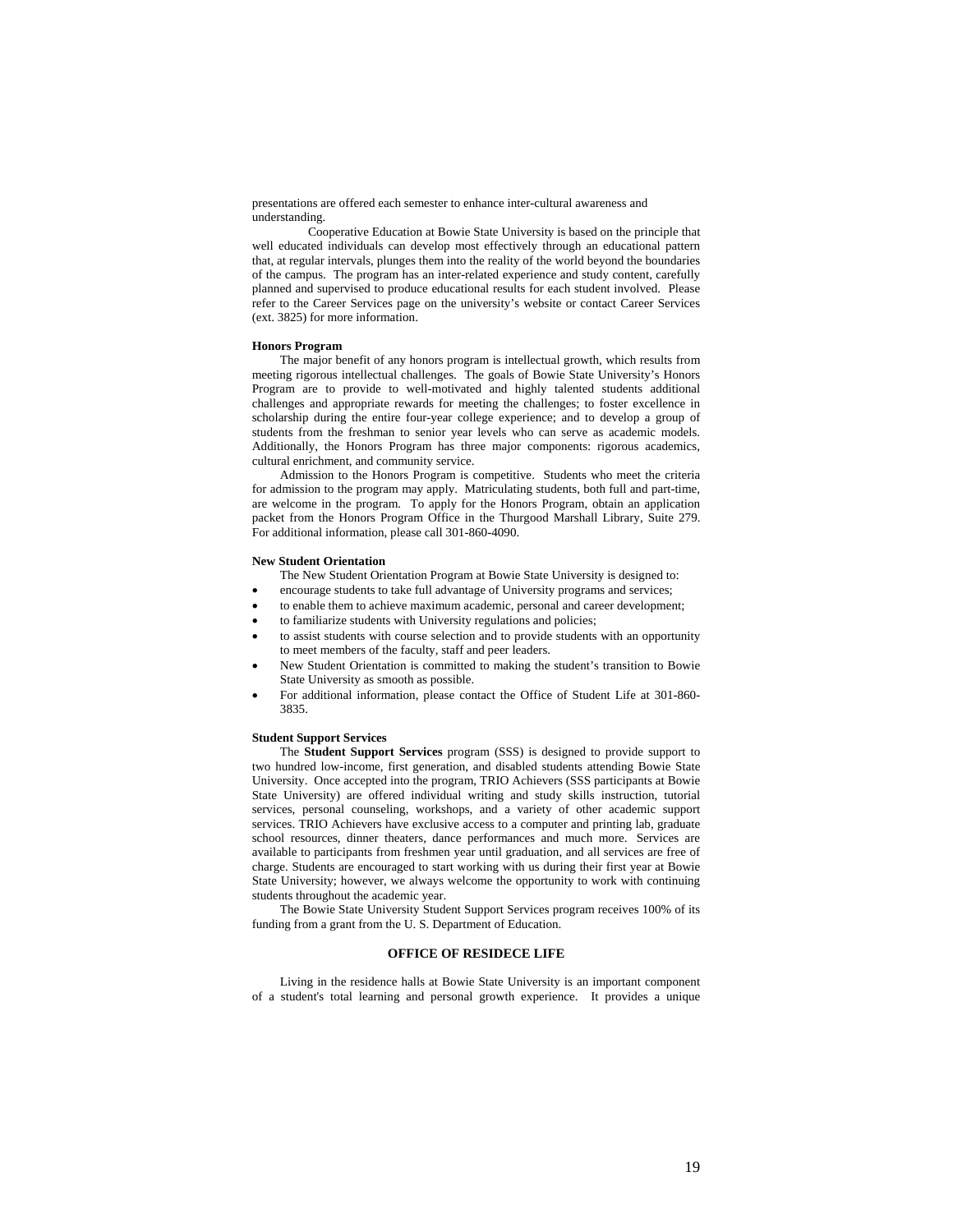presentations are offered each semester to enhance inter-cultural awareness and understanding.

Cooperative Education at Bowie State University is based on the principle that well educated individuals can develop most effectively through an educational pattern that, at regular intervals, plunges them into the reality of the world beyond the boundaries of the campus. The program has an inter-related experience and study content, carefully planned and supervised to produce educational results for each student involved. Please refer to the Career Services page on the university's website or contact Career Services (ext. 3825) for more information.

**Honors Program**

The major benefit of any honors program is intellectual growth, which results from meeting rigorous intellectual challenges. The goals of Bowie State University's Honors Program are to provide to well-motivated and highly talented students additional challenges and appropriate rewards for meeting the challenges; to foster excellence in scholarship during the entire four-year college experience; and to develop a group of students from the freshman to senior year levels who can serve as academic models. Additionally, the Honors Program has three major components: rigorous academics, cultural enrichment, and community service.

Admission to the Honors Program is competitive. Students who meet the criteria for admission to the program may apply. Matriculating students, both full and part-time, are welcome in the program. To apply for the Honors Program, obtain an application packet from the Honors Program Office in the Thurgood Marshall Library, Suite 279. For additional information, please call 301-860-4090.

**New Student Orientation**

The New Student Orientation Program at Bowie State University is designed to:

- encourage students to take full advantage of University programs and services;
- to enable them to achieve maximum academic, personal and career development;
- to familiarize students with University regulations and policies;
- to assist students with course selection and to provide students with an opportunity to meet members of the faculty, staff and peer leaders.
- New Student Orientation is committed to making the student's transition to Bowie State University as smooth as possible.
- For additional information, please contact the Office of Student Life at 301-860-3835.

**Student Support Services**

The **Student Support Services** program (SSS) is designed to provide support to two hundred low-income, first generation, and disabled students attending Bowie State University. Once accepted into the program, TRIO Achievers (SSS participants at Bowie State University) are offered individual writing and study skills instruction, tutorial services, personal counseling, workshops, and a variety of other academic support services. TRIO Achievers have exclusive access to a computer and printing lab, graduate school resources, dinner theaters, dance performances and much more. Services are available to participants from freshmen year until graduation, and all services are free of charge. Students are encouraged to start working with us during their first year at Bowie State University; however, we always welcome the opportunity to work with continuing students throughout the academic year.

The Bowie State University Student Support Services program receives 100% of its funding from a grant from the U. S. Department of Education.

## OFFICE OF RESIDECE LIFE

Living in the residence halls at Bowie State University is an important component of a student's total learning and personal growth experience. It provides a unique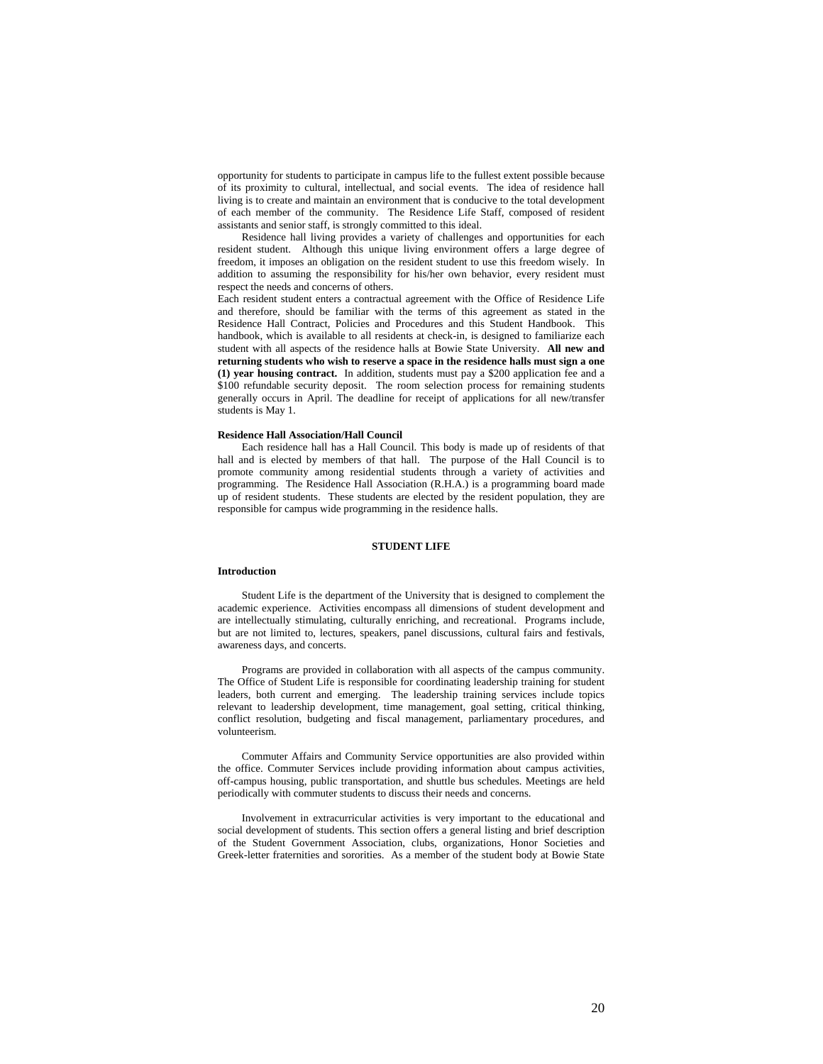opportunity for students to participate in campus life to the fullest extent possible because of its proximity to cultural, intellectual, and social events. The idea of residence hall living is to create and maintain an environment that is conducive to the total development of each member of the community. The Residence Life Staff, composed of resident assistants and senior staff, is strongly committed to this ideal.

Residence hall living provides a variety of challenges and opportunities for each resident student. Although this unique living environment offers a large degree of freedom, it imposes an obligation on the resident student to use this freedom wisely. In addition to assuming the responsibility for his/her own behavior, every resident must respect the needs and concerns of others.

Each resident student enters a contractual agreement with the Office of Residence Life and therefore, should be familiar with the terms of this agreement as stated in the Residence Hall Contract, Policies and Procedures and this Student Handbook. This handbook, which is available to all residents at check-in, is designed to familiarize each student with all aspects of the residence halls at Bowie State University. **All new and returning students who wish to reserve a space in the residence halls must sign a one (1) year housing contract.** In addition, students must pay a $200 application fee and a $100 refundable security deposit. The room selection process for remaining students generally occurs in April. The deadline for receipt of applications for all new/transfer students is May 1.

**Residence Hall Association/Hall Council**

Each residence hall has a Hall Council. This body is made up of residents of that hall and is elected by members of that hall. The purpose of the Hall Council is to promote community among residential students through a variety of activities and programming. The Residence Hall Association (R.H.A.) is a programming board made up of resident students. These students are elected by the resident population, they are responsible for campus wide programming in the residence halls.

## STUDENT LIFE

**Introduction**

Student Life is the department of the University that is designed to complement the academic experience. Activities encompass all dimensions of student development and are intellectually stimulating, culturally enriching, and recreational. Programs include, but are not limited to, lectures, speakers, panel discussions, cultural fairs and festivals, awareness days, and concerts.

Programs are provided in collaboration with all aspects of the campus community. The Office of Student Life is responsible for coordinating leadership training for student leaders, both current and emerging. The leadership training services include topics relevant to leadership development, time management, goal setting, critical thinking, conflict resolution, budgeting and fiscal management, parliamentary procedures, and volunteerism.

Commuter Affairs and Community Service opportunities are also provided within the office. Commuter Services include providing information about campus activities, off-campus housing, public transportation, and shuttle bus schedules. Meetings are held periodically with commuter students to discuss their needs and concerns.

Involvement in extracurricular activities is very important to the educational and social development of students. This section offers a general listing and brief description of the Student Government Association, clubs, organizations, Honor Societies and Greek-letter fraternities and sororities. As a member of the student body at Bowie State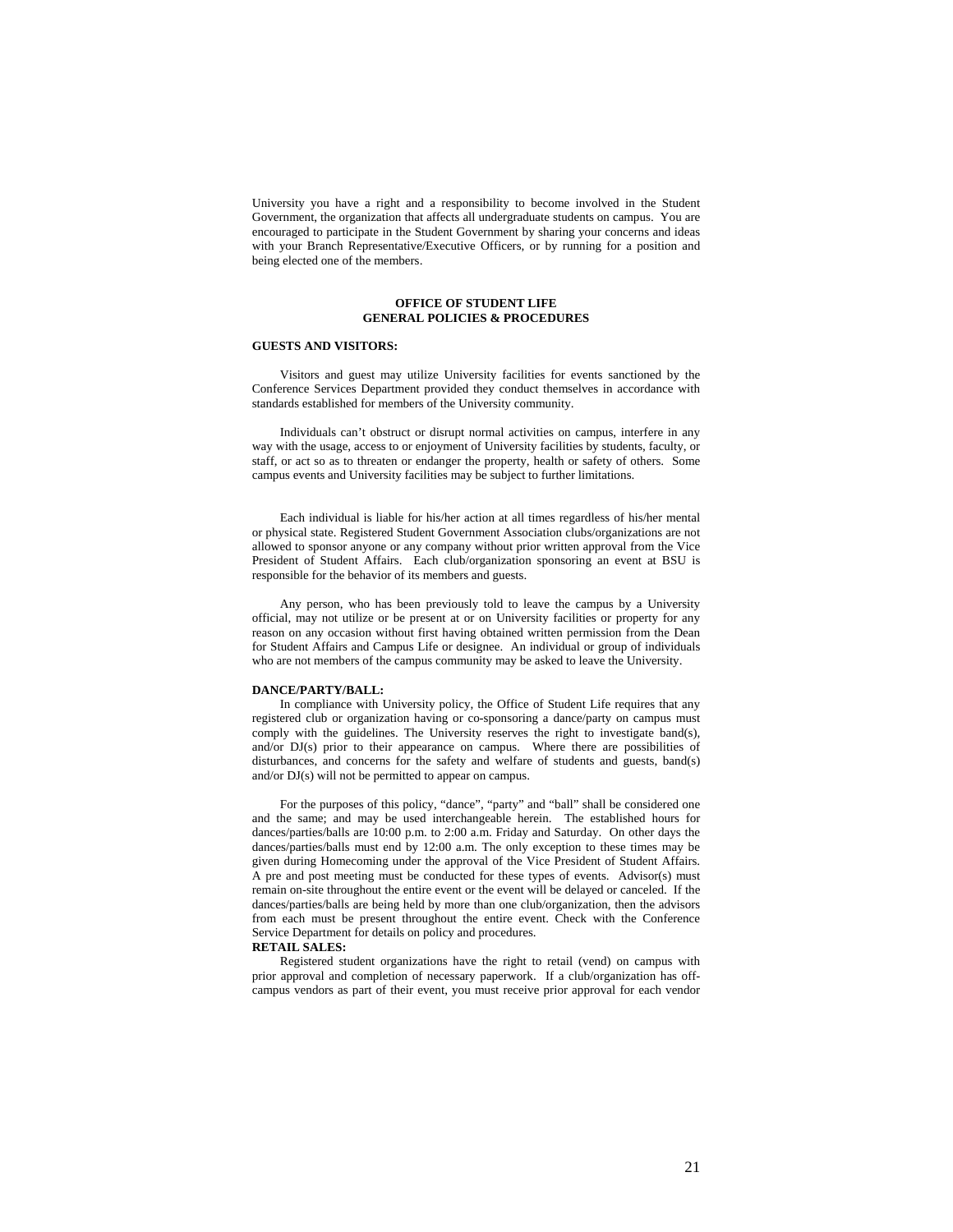University you have a right and a responsibility to become involved in the Student Government, the organization that affects all undergraduate students on campus. You are encouraged to participate in the Student Government by sharing your concerns and ideas with your Branch Representative/Executive Officers, or by running for a position and being elected one of the members.

## OFFICE OF STUDENT LIFE
## GENERAL POLICIES & PROCEDURES

### GUESTS AND VISITORS:

Visitors and guest may utilize University facilities for events sanctioned by the Conference Services Department provided they conduct themselves in accordance with standards established for members of the University community.

Individuals can't obstruct or disrupt normal activities on campus, interfere in any way with the usage, access to or enjoyment of University facilities by students, faculty, or staff, or act so as to threaten or endanger the property, health or safety of others. Some campus events and University facilities may be subject to further limitations.

Each individual is liable for his/her action at all times regardless of his/her mental or physical state. Registered Student Government Association clubs/organizations are not allowed to sponsor anyone or any company without prior written approval from the Vice President of Student Affairs. Each club/organization sponsoring an event at BSU is responsible for the behavior of its members and guests.

Any person, who has been previously told to leave the campus by a University official, may not utilize or be present at or on University facilities or property for any reason on any occasion without first having obtained written permission from the Dean for Student Affairs and Campus Life or designee. An individual or group of individuals who are not members of the campus community may be asked to leave the University.

### DANCE/PARTY/BALL:

In compliance with University policy, the Office of Student Life requires that any registered club or organization having or co-sponsoring a dance/party on campus must comply with the guidelines. The University reserves the right to investigate band(s), and/or DJ(s) prior to their appearance on campus. Where there are possibilities of disturbances, and concerns for the safety and welfare of students and guests, band(s) and/or DJ(s) will not be permitted to appear on campus.

For the purposes of this policy, "dance", "party" and "ball" shall be considered one and the same; and may be used interchangeable herein. The established hours for dances/parties/balls are 10:00 p.m. to 2:00 a.m. Friday and Saturday. On other days the dances/parties/balls must end by 12:00 a.m. The only exception to these times may be given during Homecoming under the approval of the Vice President of Student Affairs. A pre and post meeting must be conducted for these types of events. Advisor(s) must remain on-site throughout the entire event or the event will be delayed or canceled. If the dances/parties/balls are being held by more than one club/organization, then the advisors from each must be present throughout the entire event. Check with the Conference Service Department for details on policy and procedures.

### RETAIL SALES:

Registered student organizations have the right to retail (vend) on campus with prior approval and completion of necessary paperwork. If a club/organization has off-campus vendors as part of their event, you must receive prior approval for each vendor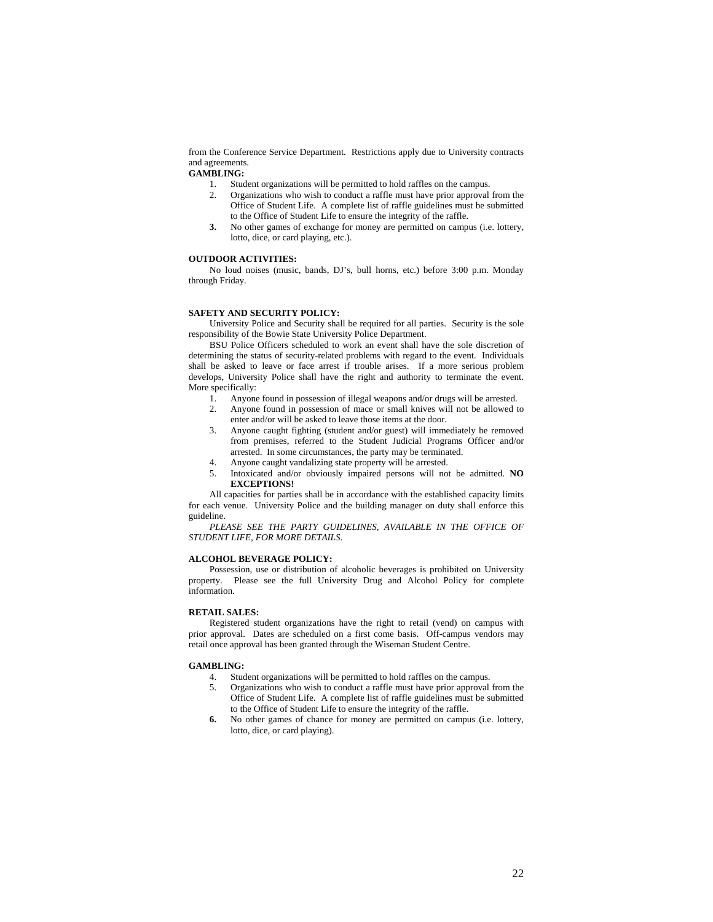from the Conference Service Department. Restrictions apply due to University contracts and agreements.

**GAMBLING:**

1. Student organizations will be permitted to hold raffles on the campus.
2. Organizations who wish to conduct a raffle must have prior approval from the Office of Student Life. A complete list of raffle guidelines must be submitted to the Office of Student Life to ensure the integrity of the raffle.
3. No other games of exchange for money are permitted on campus (i.e. lottery, lotto, dice, or card playing, etc.).

**OUTDOOR ACTIVITIES:**

No loud noises (music, bands, DJ's, bull horns, etc.) before 3:00 p.m. Monday through Friday.

**SAFETY AND SECURITY POLICY:**

University Police and Security shall be required for all parties. Security is the sole responsibility of the Bowie State University Police Department.

BSU Police Officers scheduled to work an event shall have the sole discretion of determining the status of security-related problems with regard to the event. Individuals shall be asked to leave or face arrest if trouble arises. If a more serious problem develops, University Police shall have the right and authority to terminate the event. More specifically:

1. Anyone found in possession of illegal weapons and/or drugs will be arrested.
2. Anyone found in possession of mace or small knives will not be allowed to enter and/or will be asked to leave those items at the door.
3. Anyone caught fighting (student and/or guest) will immediately be removed from premises, referred to the Student Judicial Programs Officer and/or arrested. In some circumstances, the party may be terminated.
4. Anyone caught vandalizing state property will be arrested.
5. Intoxicated and/or obviously impaired persons will not be admitted. **NO EXCEPTIONS!**

All capacities for parties shall be in accordance with the established capacity limits for each venue. University Police and the building manager on duty shall enforce this guideline.

*PLEASE SEE THE PARTY GUIDELINES, AVAILABLE IN THE OFFICE OF STUDENT LIFE, FOR MORE DETAILS.*

**ALCOHOL BEVERAGE POLICY:**

Possession, use or distribution of alcoholic beverages is prohibited on University property. Please see the full University Drug and Alcohol Policy for complete information.

**RETAIL SALES:**

Registered student organizations have the right to retail (vend) on campus with prior approval. Dates are scheduled on a first come basis. Off-campus vendors may retail once approval has been granted through the Wiseman Student Centre.

**GAMBLING:**

4. Student organizations will be permitted to hold raffles on the campus.
5. Organizations who wish to conduct a raffle must have prior approval from the Office of Student Life. A complete list of raffle guidelines must be submitted to the Office of Student Life to ensure the integrity of the raffle.
6. No other games of chance for money are permitted on campus (i.e. lottery, lotto, dice, or card playing).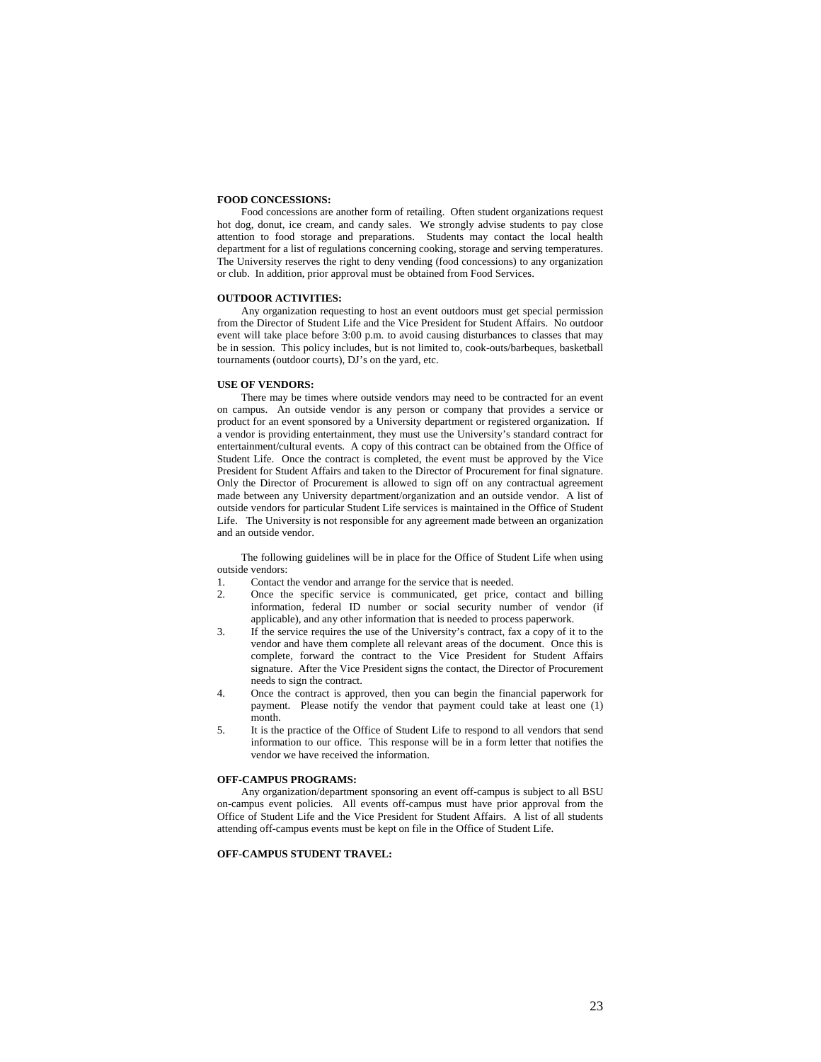**FOOD CONCESSIONS:**

Food concessions are another form of retailing. Often student organizations request hot dog, donut, ice cream, and candy sales. We strongly advise students to pay close attention to food storage and preparations. Students may contact the local health department for a list of regulations concerning cooking, storage and serving temperatures. The University reserves the right to deny vending (food concessions) to any organization or club. In addition, prior approval must be obtained from Food Services.

**OUTDOOR ACTIVITIES:**

Any organization requesting to host an event outdoors must get special permission from the Director of Student Life and the Vice President for Student Affairs. No outdoor event will take place before 3:00 p.m. to avoid causing disturbances to classes that may be in session. This policy includes, but is not limited to, cook-outs/barbeques, basketball tournaments (outdoor courts), DJ's on the yard, etc.

**USE OF VENDORS:**

There may be times where outside vendors may need to be contracted for an event on campus. An outside vendor is any person or company that provides a service or product for an event sponsored by a University department or registered organization. If a vendor is providing entertainment, they must use the University's standard contract for entertainment/cultural events. A copy of this contract can be obtained from the Office of Student Life. Once the contract is completed, the event must be approved by the Vice President for Student Affairs and taken to the Director of Procurement for final signature. Only the Director of Procurement is allowed to sign off on any contractual agreement made between any University department/organization and an outside vendor. A list of outside vendors for particular Student Life services is maintained in the Office of Student Life. The University is not responsible for any agreement made between an organization and an outside vendor.

The following guidelines will be in place for the Office of Student Life when using outside vendors:

1. Contact the vendor and arrange for the service that is needed.
2. Once the specific service is communicated, get price, contact and billing information, federal ID number or social security number of vendor (if applicable), and any other information that is needed to process paperwork.
3. If the service requires the use of the University's contract, fax a copy of it to the vendor and have them complete all relevant areas of the document. Once this is complete, forward the contract to the Vice President for Student Affairs signature. After the Vice President signs the contact, the Director of Procurement needs to sign the contract.
4. Once the contract is approved, then you can begin the financial paperwork for payment. Please notify the vendor that payment could take at least one (1) month.
5. It is the practice of the Office of Student Life to respond to all vendors that send information to our office. This response will be in a form letter that notifies the vendor we have received the information.

**OFF-CAMPUS PROGRAMS:**

Any organization/department sponsoring an event off-campus is subject to all BSU on-campus event policies. All events off-campus must have prior approval from the Office of Student Life and the Vice President for Student Affairs. A list of all students attending off-campus events must be kept on file in the Office of Student Life.

**OFF-CAMPUS STUDENT TRAVEL:**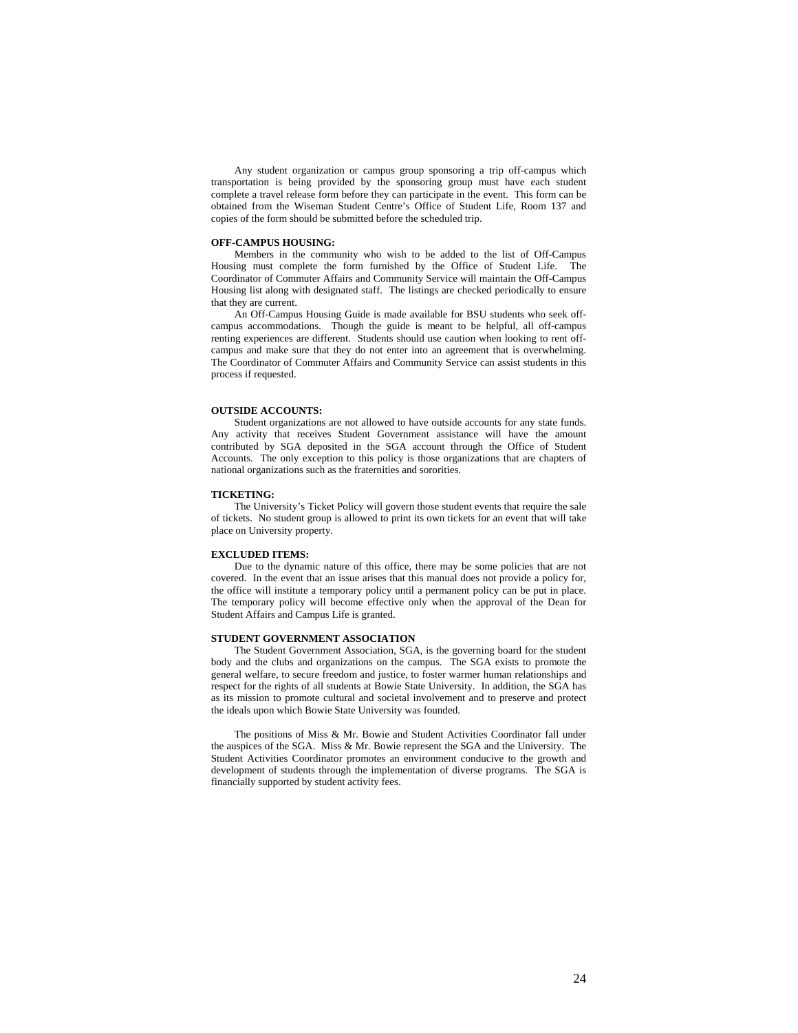Any student organization or campus group sponsoring a trip off-campus which transportation is being provided by the sponsoring group must have each student complete a travel release form before they can participate in the event. This form can be obtained from the Wiseman Student Centre's Office of Student Life, Room 137 and copies of the form should be submitted before the scheduled trip.

**OFF-CAMPUS HOUSING:**

Members in the community who wish to be added to the list of Off-Campus Housing must complete the form furnished by the Office of Student Life. The Coordinator of Commuter Affairs and Community Service will maintain the Off-Campus Housing list along with designated staff. The listings are checked periodically to ensure that they are current.

An Off-Campus Housing Guide is made available for BSU students who seek off-campus accommodations. Though the guide is meant to be helpful, all off-campus renting experiences are different. Students should use caution when looking to rent off-campus and make sure that they do not enter into an agreement that is overwhelming. The Coordinator of Commuter Affairs and Community Service can assist students in this process if requested.

**OUTSIDE ACCOUNTS:**

Student organizations are not allowed to have outside accounts for any state funds. Any activity that receives Student Government assistance will have the amount contributed by SGA deposited in the SGA account through the Office of Student Accounts. The only exception to this policy is those organizations that are chapters of national organizations such as the fraternities and sororities.

**TICKETING:**

The University's Ticket Policy will govern those student events that require the sale of tickets. No student group is allowed to print its own tickets for an event that will take place on University property.

**EXCLUDED ITEMS:**

Due to the dynamic nature of this office, there may be some policies that are not covered. In the event that an issue arises that this manual does not provide a policy for, the office will institute a temporary policy until a permanent policy can be put in place. The temporary policy will become effective only when the approval of the Dean for Student Affairs and Campus Life is granted.

**STUDENT GOVERNMENT ASSOCIATION**

The Student Government Association, SGA, is the governing board for the student body and the clubs and organizations on the campus. The SGA exists to promote the general welfare, to secure freedom and justice, to foster warmer human relationships and respect for the rights of all students at Bowie State University. In addition, the SGA has as its mission to promote cultural and societal involvement and to preserve and protect the ideals upon which Bowie State University was founded.

The positions of Miss & Mr. Bowie and Student Activities Coordinator fall under the auspices of the SGA. Miss & Mr. Bowie represent the SGA and the University. The Student Activities Coordinator promotes an environment conducive to the growth and development of students through the implementation of diverse programs. The SGA is financially supported by student activity fees.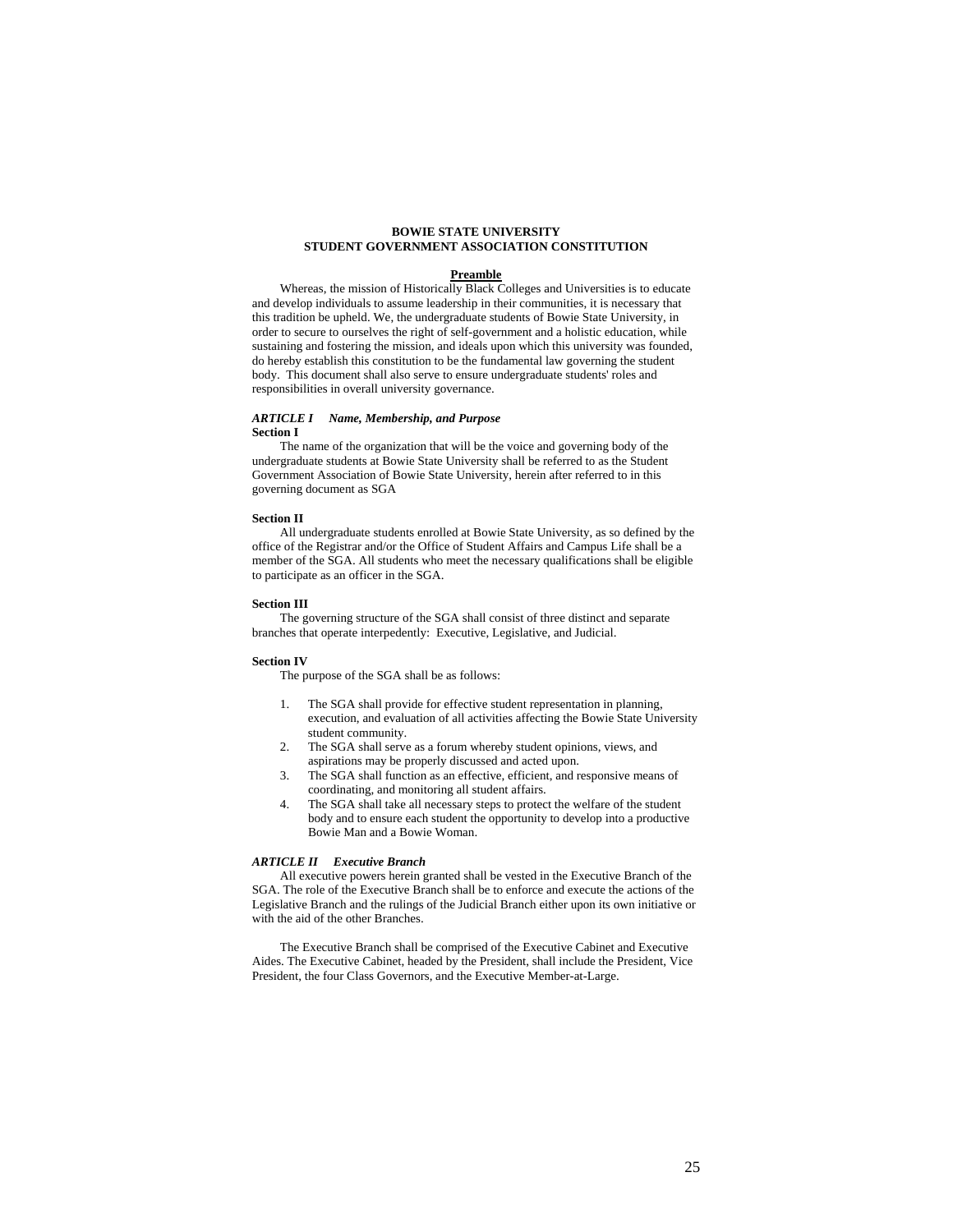**BOWIE STATE UNIVERSITY**
**STUDENT GOVERNMENT ASSOCIATION CONSTITUTION**

**Preamble**

Whereas, the mission of Historically Black Colleges and Universities is to educate and develop individuals to assume leadership in their communities, it is necessary that this tradition be upheld. We, the undergraduate students of Bowie State University, in order to secure to ourselves the right of self-government and a holistic education, while sustaining and fostering the mission, and ideals upon which this university was founded, do hereby establish this constitution to be the fundamental law governing the student body. This document shall also serve to ensure undergraduate students' roles and responsibilities in overall university governance.

***ARTICLE I Name, Membership, and Purpose***

**Section I**

The name of the organization that will be the voice and governing body of the undergraduate students at Bowie State University shall be referred to as the Student Government Association of Bowie State University, herein after referred to in this governing document as SGA

**Section II**

All undergraduate students enrolled at Bowie State University, as so defined by the office of the Registrar and/or the Office of Student Affairs and Campus Life shall be a member of the SGA. All students who meet the necessary qualifications shall be eligible to participate as an officer in the SGA.

**Section III**

The governing structure of the SGA shall consist of three distinct and separate branches that operate interpedently: Executive, Legislative, and Judicial.

**Section IV**

The purpose of the SGA shall be as follows:

1. The SGA shall provide for effective student representation in planning, execution, and evaluation of all activities affecting the Bowie State University student community.
2. The SGA shall serve as a forum whereby student opinions, views, and aspirations may be properly discussed and acted upon.
3. The SGA shall function as an effective, efficient, and responsive means of coordinating, and monitoring all student affairs.
4. The SGA shall take all necessary steps to protect the welfare of the student body and to ensure each student the opportunity to develop into a productive Bowie Man and a Bowie Woman.

***ARTICLE II Executive Branch***

All executive powers herein granted shall be vested in the Executive Branch of the SGA. The role of the Executive Branch shall be to enforce and execute the actions of the Legislative Branch and the rulings of the Judicial Branch either upon its own initiative or with the aid of the other Branches.

The Executive Branch shall be comprised of the Executive Cabinet and Executive Aides. The Executive Cabinet, headed by the President, shall include the President, Vice President, the four Class Governors, and the Executive Member-at-Large.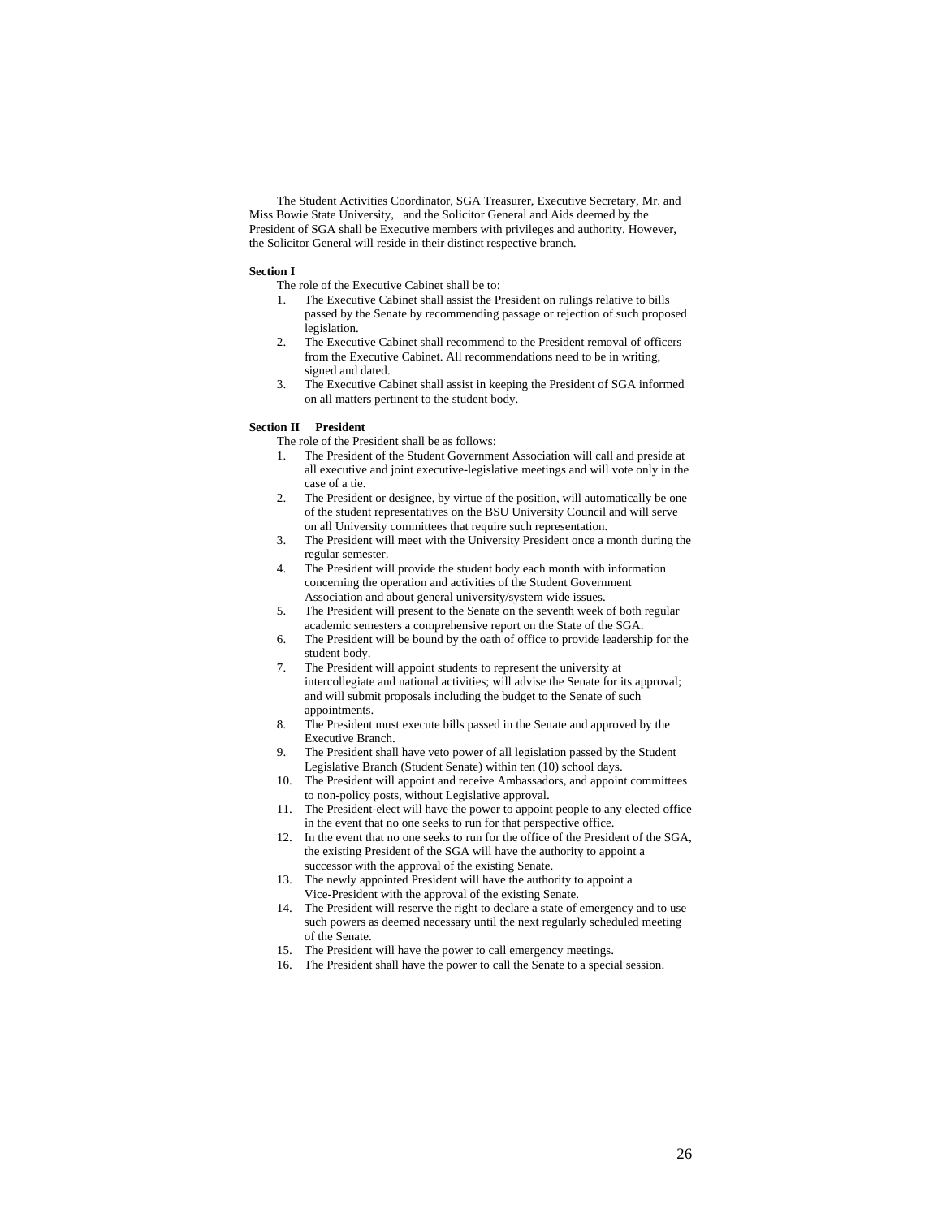The Student Activities Coordinator, SGA Treasurer, Executive Secretary, Mr. and Miss Bowie State University, and the Solicitor General and Aids deemed by the President of SGA shall be Executive members with privileges and authority. However, the Solicitor General will reside in their distinct respective branch.

**Section I**

The role of the Executive Cabinet shall be to:

1. The Executive Cabinet shall assist the President on rulings relative to bills passed by the Senate by recommending passage or rejection of such proposed legislation.
2. The Executive Cabinet shall recommend to the President removal of officers from the Executive Cabinet. All recommendations need to be in writing, signed and dated.
3. The Executive Cabinet shall assist in keeping the President of SGA informed on all matters pertinent to the student body.

**Section II President**

The role of the President shall be as follows:

1. The President of the Student Government Association will call and preside at all executive and joint executive-legislative meetings and will vote only in the case of a tie.
2. The President or designee, by virtue of the position, will automatically be one of the student representatives on the BSU University Council and will serve on all University committees that require such representation.
3. The President will meet with the University President once a month during the regular semester.
4. The President will provide the student body each month with information concerning the operation and activities of the Student Government Association and about general university/system wide issues.
5. The President will present to the Senate on the seventh week of both regular academic semesters a comprehensive report on the State of the SGA.
6. The President will be bound by the oath of office to provide leadership for the student body.
7. The President will appoint students to represent the university at intercollegiate and national activities; will advise the Senate for its approval; and will submit proposals including the budget to the Senate of such appointments.
8. The President must execute bills passed in the Senate and approved by the Executive Branch.
9. The President shall have veto power of all legislation passed by the Student Legislative Branch (Student Senate) within ten (10) school days.
10. The President will appoint and receive Ambassadors, and appoint committees to non-policy posts, without Legislative approval.
11. The President-elect will have the power to appoint people to any elected office in the event that no one seeks to run for that perspective office.
12. In the event that no one seeks to run for the office of the President of the SGA, the existing President of the SGA will have the authority to appoint a successor with the approval of the existing Senate.
13. The newly appointed President will have the authority to appoint a Vice-President with the approval of the existing Senate.
14. The President will reserve the right to declare a state of emergency and to use such powers as deemed necessary until the next regularly scheduled meeting of the Senate.
15. The President will have the power to call emergency meetings.
16. The President shall have the power to call the Senate to a special session.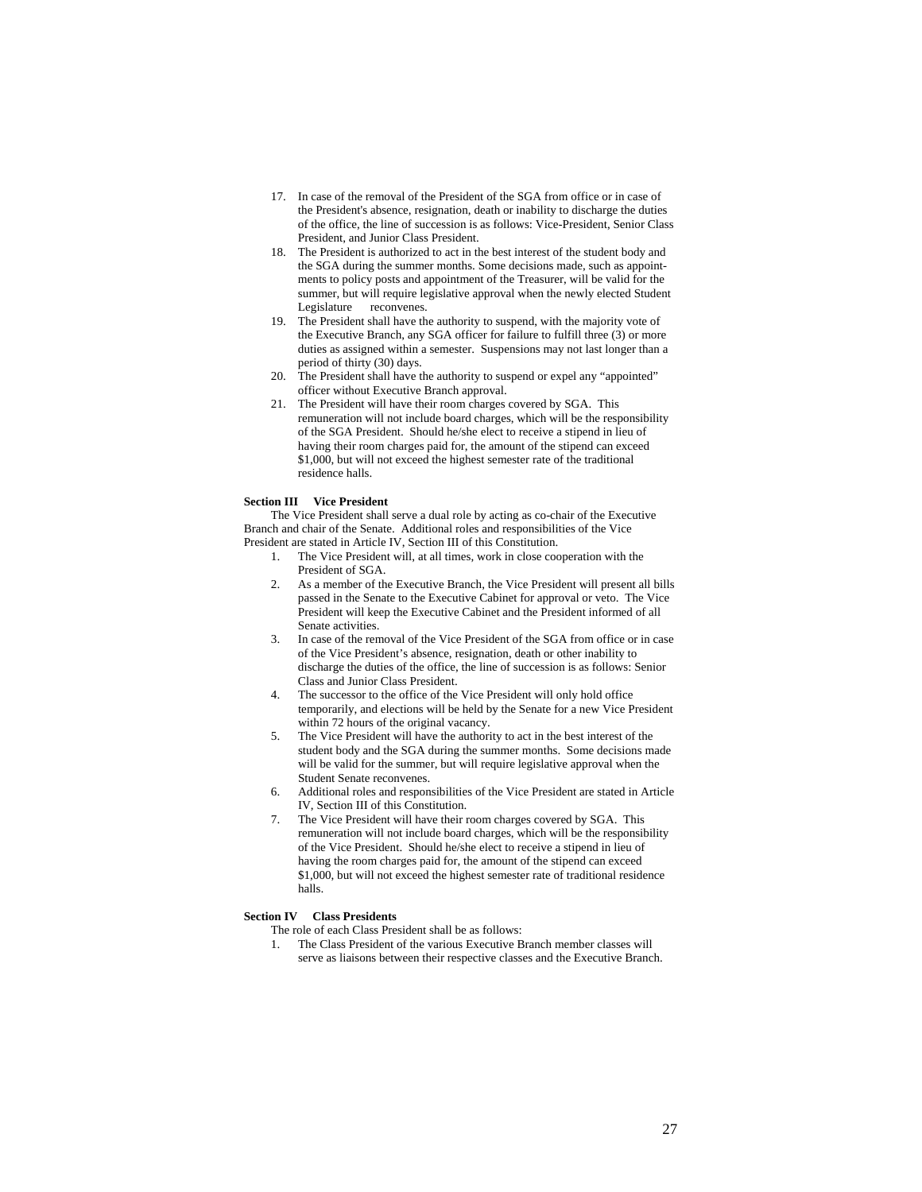17. In case of the removal of the President of the SGA from office or in case of the President's absence, resignation, death or inability to discharge the duties of the office, the line of succession is as follows: Vice-President, Senior Class President, and Junior Class President.
18. The President is authorized to act in the best interest of the student body and the SGA during the summer months. Some decisions made, such as appointments to policy posts and appointment of the Treasurer, will be valid for the summer, but will require legislative approval when the newly elected Student Legislature reconvenes.
19. The President shall have the authority to suspend, with the majority vote of the Executive Branch, any SGA officer for failure to fulfill three (3) or more duties as assigned within a semester. Suspensions may not last longer than a period of thirty (30) days.
20. The President shall have the authority to suspend or expel any "appointed" officer without Executive Branch approval.
21. The President will have their room charges covered by SGA. This remuneration will not include board charges, which will be the responsibility of the SGA President. Should he/she elect to receive a stipend in lieu of having their room charges paid for, the amount of the stipend can exceed $1,000, but will not exceed the highest semester rate of the traditional residence halls.

**Section III Vice President**

The Vice President shall serve a dual role by acting as co-chair of the Executive Branch and chair of the Senate. Additional roles and responsibilities of the Vice President are stated in Article IV, Section III of this Constitution.

1. The Vice President will, at all times, work in close cooperation with the President of SGA.
2. As a member of the Executive Branch, the Vice President will present all bills passed in the Senate to the Executive Cabinet for approval or veto. The Vice President will keep the Executive Cabinet and the President informed of all Senate activities.
3. In case of the removal of the Vice President of the SGA from office or in case of the Vice President's absence, resignation, death or other inability to discharge the duties of the office, the line of succession is as follows: Senior Class and Junior Class President.
4. The successor to the office of the Vice President will only hold office temporarily, and elections will be held by the Senate for a new Vice President within 72 hours of the original vacancy.
5. The Vice President will have the authority to act in the best interest of the student body and the SGA during the summer months. Some decisions made will be valid for the summer, but will require legislative approval when the Student Senate reconvenes.
6. Additional roles and responsibilities of the Vice President are stated in Article IV, Section III of this Constitution.
7. The Vice President will have their room charges covered by SGA. This remuneration will not include board charges, which will be the responsibility of the Vice President. Should he/she elect to receive a stipend in lieu of having the room charges paid for, the amount of the stipend can exceed $1,000, but will not exceed the highest semester rate of traditional residence halls.

**Section IV Class Presidents**

The role of each Class President shall be as follows:

1. The Class President of the various Executive Branch member classes will serve as liaisons between their respective classes and the Executive Branch.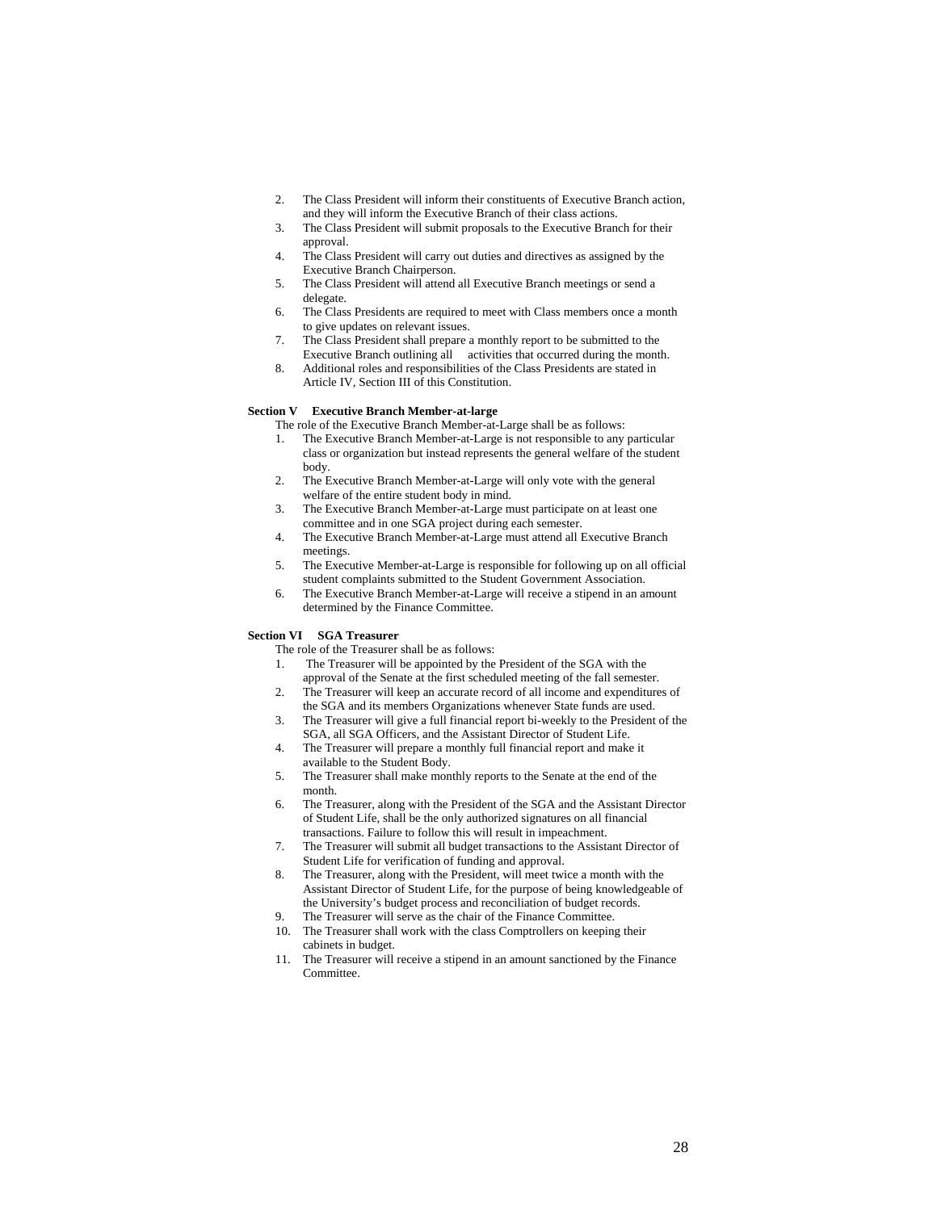2. The Class President will inform their constituents of Executive Branch action, and they will inform the Executive Branch of their class actions.
3. The Class President will submit proposals to the Executive Branch for their approval.
4. The Class President will carry out duties and directives as assigned by the Executive Branch Chairperson.
5. The Class President will attend all Executive Branch meetings or send a delegate.
6. The Class Presidents are required to meet with Class members once a month to give updates on relevant issues.
7. The Class President shall prepare a monthly report to be submitted to the Executive Branch outlining all activities that occurred during the month.
8. Additional roles and responsibilities of the Class Presidents are stated in Article IV, Section III of this Constitution.

**Section V Executive Branch Member-at-large**

The role of the Executive Branch Member-at-Large shall be as follows:

1. The Executive Branch Member-at-Large is not responsible to any particular class or organization but instead represents the general welfare of the student body.
2. The Executive Branch Member-at-Large will only vote with the general welfare of the entire student body in mind.
3. The Executive Branch Member-at-Large must participate on at least one committee and in one SGA project during each semester.
4. The Executive Branch Member-at-Large must attend all Executive Branch meetings.
5. The Executive Member-at-Large is responsible for following up on all official student complaints submitted to the Student Government Association.
6. The Executive Branch Member-at-Large will receive a stipend in an amount determined by the Finance Committee.

**Section VI SGA Treasurer**

The role of the Treasurer shall be as follows:

1. The Treasurer will be appointed by the President of the SGA with the approval of the Senate at the first scheduled meeting of the fall semester.
2. The Treasurer will keep an accurate record of all income and expenditures of the SGA and its members Organizations whenever State funds are used.
3. The Treasurer will give a full financial report bi-weekly to the President of the SGA, all SGA Officers, and the Assistant Director of Student Life.
4. The Treasurer will prepare a monthly full financial report and make it available to the Student Body.
5. The Treasurer shall make monthly reports to the Senate at the end of the month.
6. The Treasurer, along with the President of the SGA and the Assistant Director of Student Life, shall be the only authorized signatures on all financial transactions. Failure to follow this will result in impeachment.
7. The Treasurer will submit all budget transactions to the Assistant Director of Student Life for verification of funding and approval.
8. The Treasurer, along with the President, will meet twice a month with the Assistant Director of Student Life, for the purpose of being knowledgeable of the University's budget process and reconciliation of budget records.
9. The Treasurer will serve as the chair of the Finance Committee.
10. The Treasurer shall work with the class Comptrollers on keeping their cabinets in budget.
11. The Treasurer will receive a stipend in an amount sanctioned by the Finance Committee.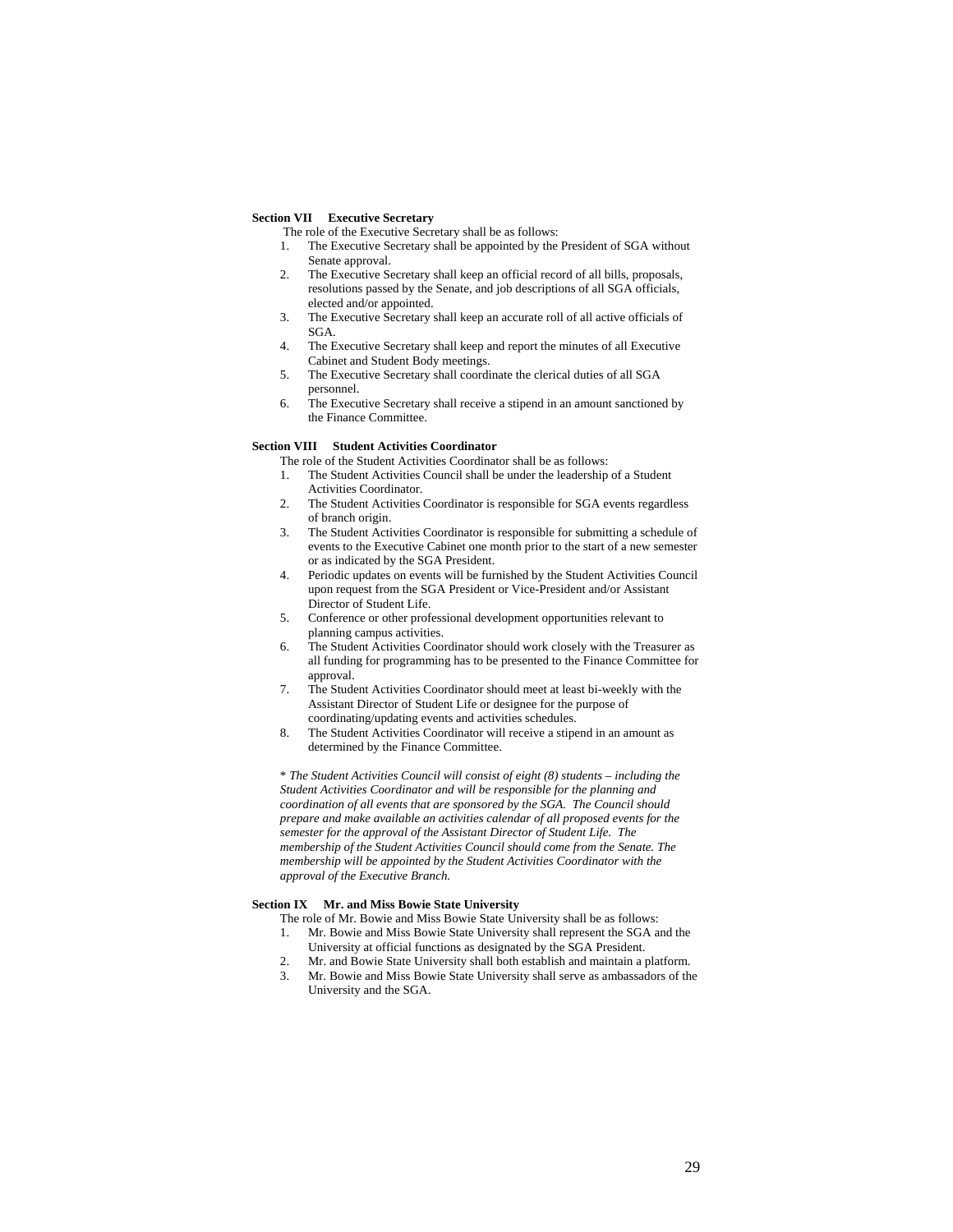**Section VII Executive Secretary**

The role of the Executive Secretary shall be as follows:

1. The Executive Secretary shall be appointed by the President of SGA without Senate approval.
2. The Executive Secretary shall keep an official record of all bills, proposals, resolutions passed by the Senate, and job descriptions of all SGA officials, elected and/or appointed.
3. The Executive Secretary shall keep an accurate roll of all active officials of SGA.
4. The Executive Secretary shall keep and report the minutes of all Executive Cabinet and Student Body meetings.
5. The Executive Secretary shall coordinate the clerical duties of all SGA personnel.
6. The Executive Secretary shall receive a stipend in an amount sanctioned by the Finance Committee.

**Section VIII Student Activities Coordinator**

The role of the Student Activities Coordinator shall be as follows:

1. The Student Activities Council shall be under the leadership of a Student Activities Coordinator.
2. The Student Activities Coordinator is responsible for SGA events regardless of branch origin.
3. The Student Activities Coordinator is responsible for submitting a schedule of events to the Executive Cabinet one month prior to the start of a new semester or as indicated by the SGA President.
4. Periodic updates on events will be furnished by the Student Activities Council upon request from the SGA President or Vice-President and/or Assistant Director of Student Life.
5. Conference or other professional development opportunities relevant to planning campus activities.
6. The Student Activities Coordinator should work closely with the Treasurer as all funding for programming has to be presented to the Finance Committee for approval.
7. The Student Activities Coordinator should meet at least bi-weekly with the Assistant Director of Student Life or designee for the purpose of coordinating/updating events and activities schedules.
8. The Student Activities Coordinator will receive a stipend in an amount as determined by the Finance Committee.

\* *The Student Activities Council will consist of eight (8) students – including the Student Activities Coordinator and will be responsible for the planning and coordination of all events that are sponsored by the SGA. The Council should prepare and make available an activities calendar of all proposed events for the semester for the approval of the Assistant Director of Student Life. The membership of the Student Activities Council should come from the Senate. The membership will be appointed by the Student Activities Coordinator with the approval of the Executive Branch.*

**Section IX Mr. and Miss Bowie State University**

The role of Mr. Bowie and Miss Bowie State University shall be as follows:

1. Mr. Bowie and Miss Bowie State University shall represent the SGA and the University at official functions as designated by the SGA President.
2. Mr. and Bowie State University shall both establish and maintain a platform.
3. Mr. Bowie and Miss Bowie State University shall serve as ambassadors of the University and the SGA.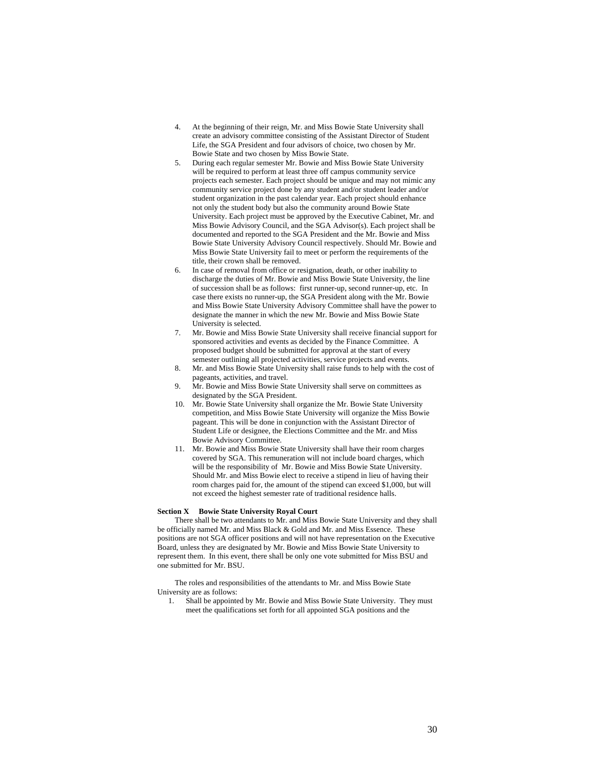4. At the beginning of their reign, Mr. and Miss Bowie State University shall create an advisory committee consisting of the Assistant Director of Student Life, the SGA President and four advisors of choice, two chosen by Mr. Bowie State and two chosen by Miss Bowie State.
5. During each regular semester Mr. Bowie and Miss Bowie State University will be required to perform at least three off campus community service projects each semester. Each project should be unique and may not mimic any community service project done by any student and/or student leader and/or student organization in the past calendar year. Each project should enhance not only the student body but also the community around Bowie State University. Each project must be approved by the Executive Cabinet, Mr. and Miss Bowie Advisory Council, and the SGA Advisor(s). Each project shall be documented and reported to the SGA President and the Mr. Bowie and Miss Bowie State University Advisory Council respectively. Should Mr. Bowie and Miss Bowie State University fail to meet or perform the requirements of the title, their crown shall be removed.
6. In case of removal from office or resignation, death, or other inability to discharge the duties of Mr. Bowie and Miss Bowie State University, the line of succession shall be as follows: first runner-up, second runner-up, etc. In case there exists no runner-up, the SGA President along with the Mr. Bowie and Miss Bowie State University Advisory Committee shall have the power to designate the manner in which the new Mr. Bowie and Miss Bowie State University is selected.
7. Mr. Bowie and Miss Bowie State University shall receive financial support for sponsored activities and events as decided by the Finance Committee. A proposed budget should be submitted for approval at the start of every semester outlining all projected activities, service projects and events.
8. Mr. and Miss Bowie State University shall raise funds to help with the cost of pageants, activities, and travel.
9. Mr. Bowie and Miss Bowie State University shall serve on committees as designated by the SGA President.
10. Mr. Bowie State University shall organize the Mr. Bowie State University competition, and Miss Bowie State University will organize the Miss Bowie pageant. This will be done in conjunction with the Assistant Director of Student Life or designee, the Elections Committee and the Mr. and Miss Bowie Advisory Committee.
11. Mr. Bowie and Miss Bowie State University shall have their room charges covered by SGA. This remuneration will not include board charges, which will be the responsibility of Mr. Bowie and Miss Bowie State University. Should Mr. and Miss Bowie elect to receive a stipend in lieu of having their room charges paid for, the amount of the stipend can exceed $1,000, but will not exceed the highest semester rate of traditional residence halls.

**Section X Bowie State University Royal Court**

There shall be two attendants to Mr. and Miss Bowie State University and they shall be officially named Mr. and Miss Black & Gold and Mr. and Miss Essence. These positions are not SGA officer positions and will not have representation on the Executive Board, unless they are designated by Mr. Bowie and Miss Bowie State University to represent them. In this event, there shall be only one vote submitted for Miss BSU and one submitted for Mr. BSU.

The roles and responsibilities of the attendants to Mr. and Miss Bowie State University are as follows:

1. Shall be appointed by Mr. Bowie and Miss Bowie State University. They must meet the qualifications set forth for all appointed SGA positions and the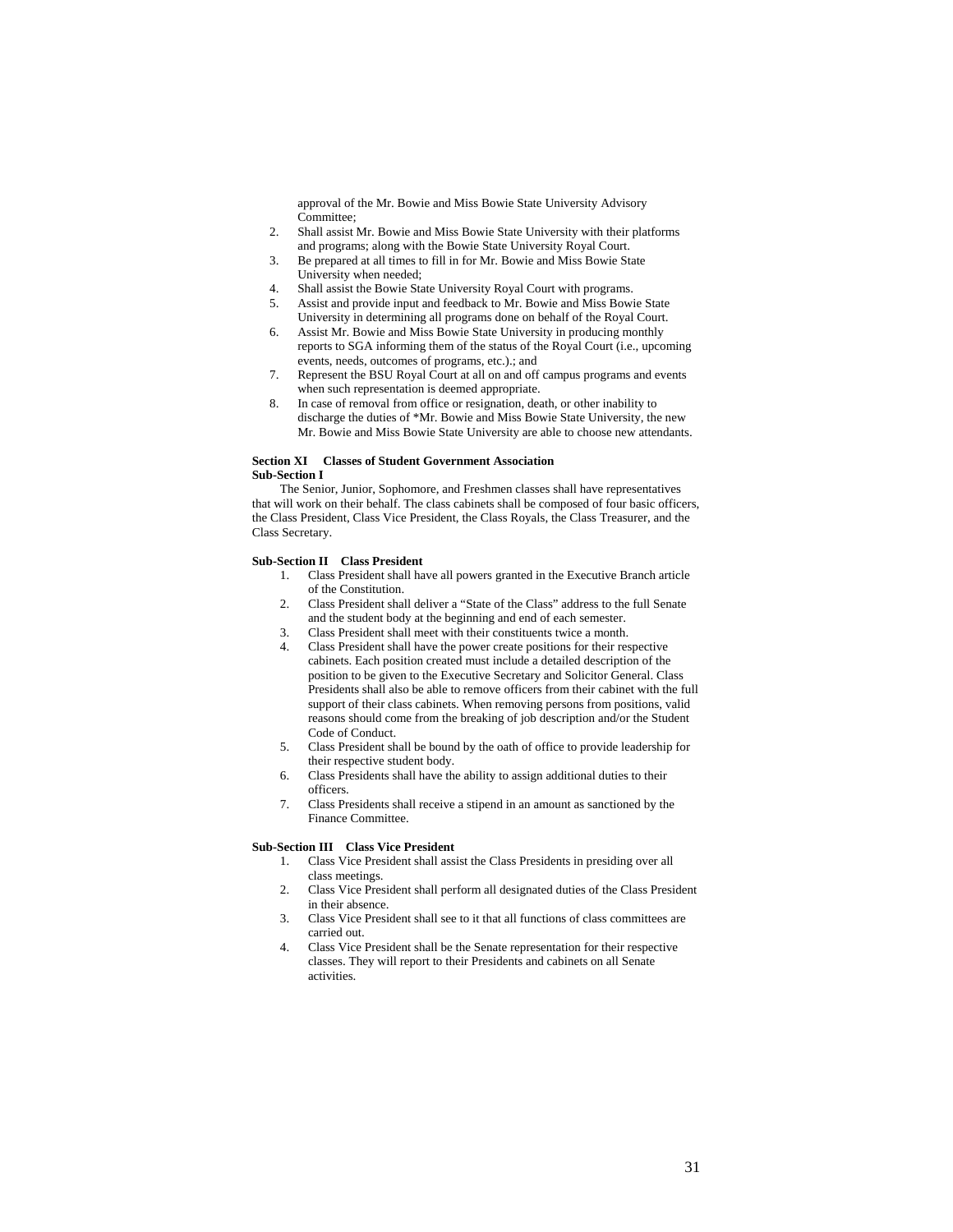approval of the Mr. Bowie and Miss Bowie State University Advisory Committee;

2. Shall assist Mr. Bowie and Miss Bowie State University with their platforms and programs; along with the Bowie State University Royal Court.
3. Be prepared at all times to fill in for Mr. Bowie and Miss Bowie State University when needed;
4. Shall assist the Bowie State University Royal Court with programs.
5. Assist and provide input and feedback to Mr. Bowie and Miss Bowie State University in determining all programs done on behalf of the Royal Court.
6. Assist Mr. Bowie and Miss Bowie State University in producing monthly reports to SGA informing them of the status of the Royal Court (i.e., upcoming events, needs, outcomes of programs, etc.).; and
7. Represent the BSU Royal Court at all on and off campus programs and events when such representation is deemed appropriate.
8. In case of removal from office or resignation, death, or other inability to discharge the duties of *Mr. Bowie and Miss Bowie State University, the new Mr. Bowie and Miss Bowie State University are able to choose new attendants.

**Section XI Classes of Student Government Association**
**Sub-Section I**

The Senior, Junior, Sophomore, and Freshmen classes shall have representatives that will work on their behalf. The class cabinets shall be composed of four basic officers, the Class President, Class Vice President, the Class Royals, the Class Treasurer, and the Class Secretary.

**Sub-Section II Class President**

1. Class President shall have all powers granted in the Executive Branch article of the Constitution.
2. Class President shall deliver a "State of the Class" address to the full Senate and the student body at the beginning and end of each semester.
3. Class President shall meet with their constituents twice a month.
4. Class President shall have the power create positions for their respective cabinets. Each position created must include a detailed description of the position to be given to the Executive Secretary and Solicitor General. Class Presidents shall also be able to remove officers from their cabinet with the full support of their class cabinets. When removing persons from positions, valid reasons should come from the breaking of job description and/or the Student Code of Conduct.
5. Class President shall be bound by the oath of office to provide leadership for their respective student body.
6. Class Presidents shall have the ability to assign additional duties to their officers.
7. Class Presidents shall receive a stipend in an amount as sanctioned by the Finance Committee.

**Sub-Section III Class Vice President**

1. Class Vice President shall assist the Class Presidents in presiding over all class meetings.
2. Class Vice President shall perform all designated duties of the Class President in their absence.
3. Class Vice President shall see to it that all functions of class committees are carried out.
4. Class Vice President shall be the Senate representation for their respective classes. They will report to their Presidents and cabinets on all Senate activities.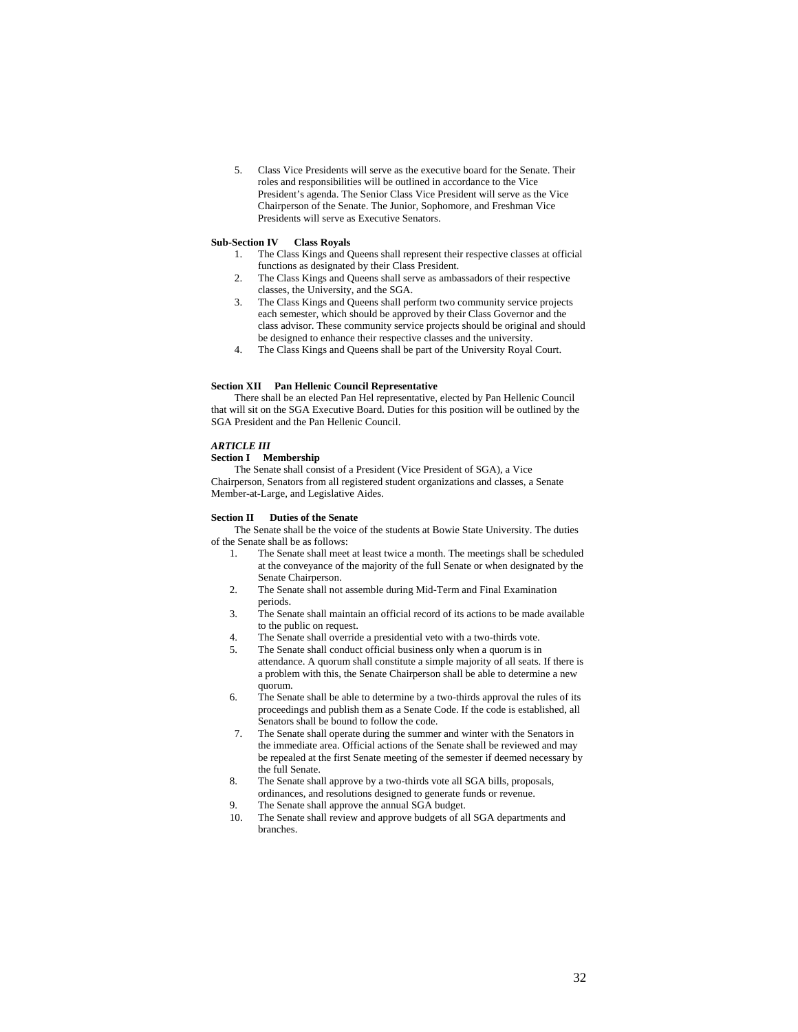5. Class Vice Presidents will serve as the executive board for the Senate. Their roles and responsibilities will be outlined in accordance to the Vice President's agenda. The Senior Class Vice President will serve as the Vice Chairperson of the Senate. The Junior, Sophomore, and Freshman Vice Presidents will serve as Executive Senators.

**Sub-Section IV Class Royals**

1. The Class Kings and Queens shall represent their respective classes at official functions as designated by their Class President.
2. The Class Kings and Queens shall serve as ambassadors of their respective classes, the University, and the SGA.
3. The Class Kings and Queens shall perform two community service projects each semester, which should be approved by their Class Governor and the class advisor. These community service projects should be original and should be designed to enhance their respective classes and the university.
4. The Class Kings and Queens shall be part of the University Royal Court.

**Section XII Pan Hellenic Council Representative**

There shall be an elected Pan Hel representative, elected by Pan Hellenic Council that will sit on the SGA Executive Board. Duties for this position will be outlined by the SGA President and the Pan Hellenic Council.

***ARTICLE III***

**Section I Membership**

The Senate shall consist of a President (Vice President of SGA), a Vice Chairperson, Senators from all registered student organizations and classes, a Senate Member-at-Large, and Legislative Aides.

**Section II Duties of the Senate**

The Senate shall be the voice of the students at Bowie State University. The duties of the Senate shall be as follows:

1. The Senate shall meet at least twice a month. The meetings shall be scheduled at the conveyance of the majority of the full Senate or when designated by the Senate Chairperson.
2. The Senate shall not assemble during Mid-Term and Final Examination periods.
3. The Senate shall maintain an official record of its actions to be made available to the public on request.
4. The Senate shall override a presidential veto with a two-thirds vote.
5. The Senate shall conduct official business only when a quorum is in attendance. A quorum shall constitute a simple majority of all seats. If there is a problem with this, the Senate Chairperson shall be able to determine a new quorum.
6. The Senate shall be able to determine by a two-thirds approval the rules of its proceedings and publish them as a Senate Code. If the code is established, all Senators shall be bound to follow the code.
7. The Senate shall operate during the summer and winter with the Senators in the immediate area. Official actions of the Senate shall be reviewed and may be repealed at the first Senate meeting of the semester if deemed necessary by the full Senate.
8. The Senate shall approve by a two-thirds vote all SGA bills, proposals, ordinances, and resolutions designed to generate funds or revenue.
9. The Senate shall approve the annual SGA budget.
10. The Senate shall review and approve budgets of all SGA departments and branches.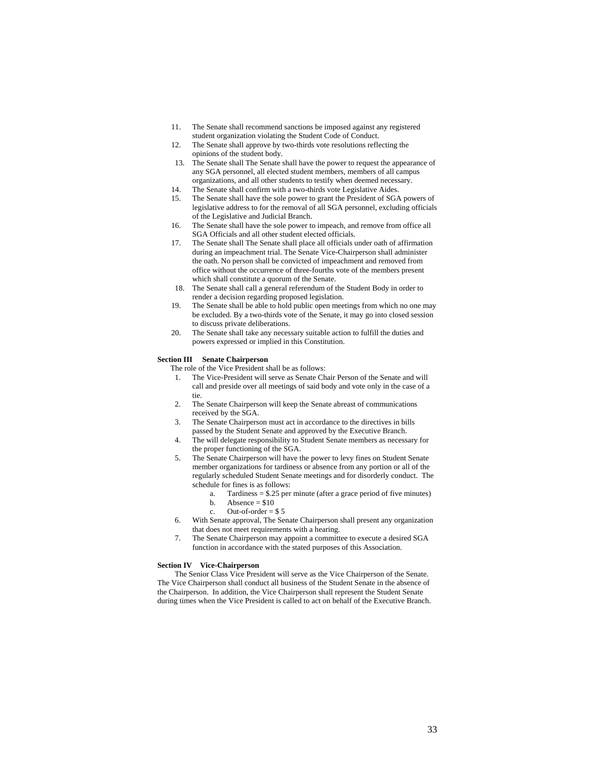11. The Senate shall recommend sanctions be imposed against any registered student organization violating the Student Code of Conduct.
12. The Senate shall approve by two-thirds vote resolutions reflecting the opinions of the student body.
13. The Senate shall The Senate shall have the power to request the appearance of any SGA personnel, all elected student members, members of all campus organizations, and all other students to testify when deemed necessary.
14. The Senate shall confirm with a two-thirds vote Legislative Aides.
15. The Senate shall have the sole power to grant the President of SGA powers of legislative address to for the removal of all SGA personnel, excluding officials of the Legislative and Judicial Branch.
16. The Senate shall have the sole power to impeach, and remove from office all SGA Officials and all other student elected officials.
17. The Senate shall The Senate shall place all officials under oath of affirmation during an impeachment trial. The Senate Vice-Chairperson shall administer the oath. No person shall be convicted of impeachment and removed from office without the occurrence of three-fourths vote of the members present which shall constitute a quorum of the Senate.
18. The Senate shall call a general referendum of the Student Body in order to render a decision regarding proposed legislation.
19. The Senate shall be able to hold public open meetings from which no one may be excluded. By a two-thirds vote of the Senate, it may go into closed session to discuss private deliberations.
20. The Senate shall take any necessary suitable action to fulfill the duties and powers expressed or implied in this Constitution.

**Section III Senate Chairperson**

The role of the Vice President shall be as follows:

1. The Vice-President will serve as Senate Chair Person of the Senate and will call and preside over all meetings of said body and vote only in the case of a tie.
2. The Senate Chairperson will keep the Senate abreast of communications received by the SGA.
3. The Senate Chairperson must act in accordance to the directives in bills passed by the Student Senate and approved by the Executive Branch.
4. The will delegate responsibility to Student Senate members as necessary for the proper functioning of the SGA.
5. The Senate Chairperson will have the power to levy fines on Student Senate member organizations for tardiness or absence from any portion or all of the regularly scheduled Student Senate meetings and for disorderly conduct. The schedule for fines is as follows:
    a. Tardiness = $.25 per minute (after a grace period of five minutes)
    b. Absence = $10
    c. Out-of-order = $ 5
6. With Senate approval, The Senate Chairperson shall present any organization that does not meet requirements with a hearing.
7. The Senate Chairperson may appoint a committee to execute a desired SGA function in accordance with the stated purposes of this Association.

**Section IV Vice-Chairperson**

The Senior Class Vice President will serve as the Vice Chairperson of the Senate. The Vice Chairperson shall conduct all business of the Student Senate in the absence of the Chairperson. In addition, the Vice Chairperson shall represent the Student Senate during times when the Vice President is called to act on behalf of the Executive Branch.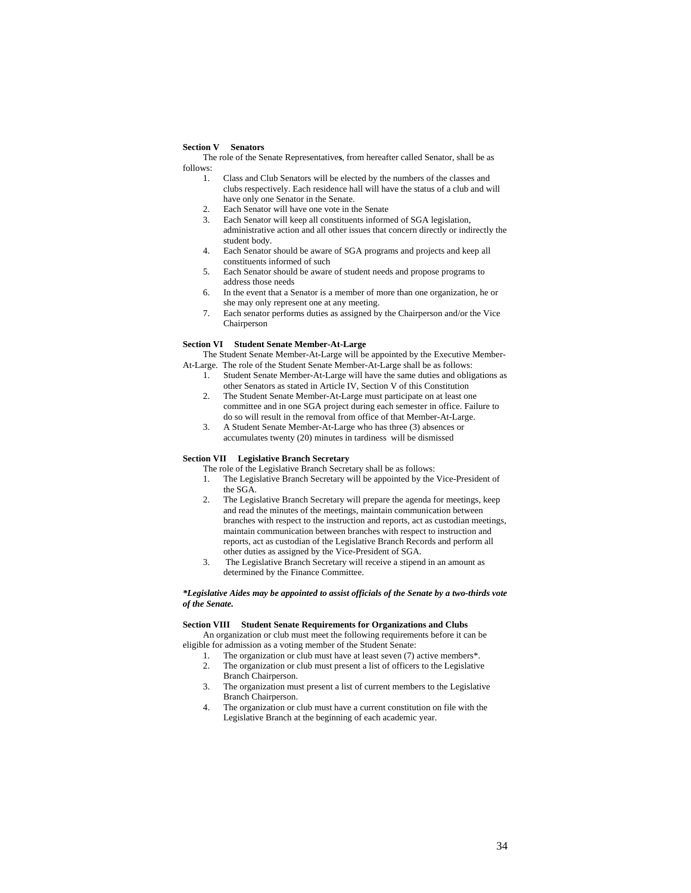**Section V Senators**

The role of the Senate Representatives, from hereafter called Senator, shall be as follows:

1. Class and Club Senators will be elected by the numbers of the classes and clubs respectively. Each residence hall will have the status of a club and will have only one Senator in the Senate.
2. Each Senator will have one vote in the Senate
3. Each Senator will keep all constituents informed of SGA legislation, administrative action and all other issues that concern directly or indirectly the student body.
4. Each Senator should be aware of SGA programs and projects and keep all constituents informed of such
5. Each Senator should be aware of student needs and propose programs to address those needs
6. In the event that a Senator is a member of more than one organization, he or she may only represent one at any meeting.
7. Each senator performs duties as assigned by the Chairperson and/or the Vice Chairperson

**Section VI Student Senate Member-At-Large**

The Student Senate Member-At-Large will be appointed by the Executive Member-At-Large. The role of the Student Senate Member-At-Large shall be as follows:

1. Student Senate Member-At-Large will have the same duties and obligations as other Senators as stated in Article IV, Section V of this Constitution
2. The Student Senate Member-At-Large must participate on at least one committee and in one SGA project during each semester in office. Failure to do so will result in the removal from office of that Member-At-Large.
3. A Student Senate Member-At-Large who has three (3) absences or accumulates twenty (20) minutes in tardiness will be dismissed

**Section VII Legislative Branch Secretary**

The role of the Legislative Branch Secretary shall be as follows:

1. The Legislative Branch Secretary will be appointed by the Vice-President of the SGA.
2. The Legislative Branch Secretary will prepare the agenda for meetings, keep and read the minutes of the meetings, maintain communication between branches with respect to the instruction and reports, act as custodian meetings, maintain communication between branches with respect to instruction and reports, act as custodian of the Legislative Branch Records and perform all other duties as assigned by the Vice-President of SGA.
3. The Legislative Branch Secretary will receive a stipend in an amount as determined by the Finance Committee.

***Legislative Aides may be appointed to assist officials of the Senate by a two-thirds vote of the Senate.***

**Section VIII Student Senate Requirements for Organizations and Clubs**

An organization or club must meet the following requirements before it can be eligible for admission as a voting member of the Student Senate:

1. The organization or club must have at least seven (7) active members*.
2. The organization or club must present a list of officers to the Legislative Branch Chairperson.
3. The organization must present a list of current members to the Legislative Branch Chairperson.
4. The organization or club must have a current constitution on file with the Legislative Branch at the beginning of each academic year.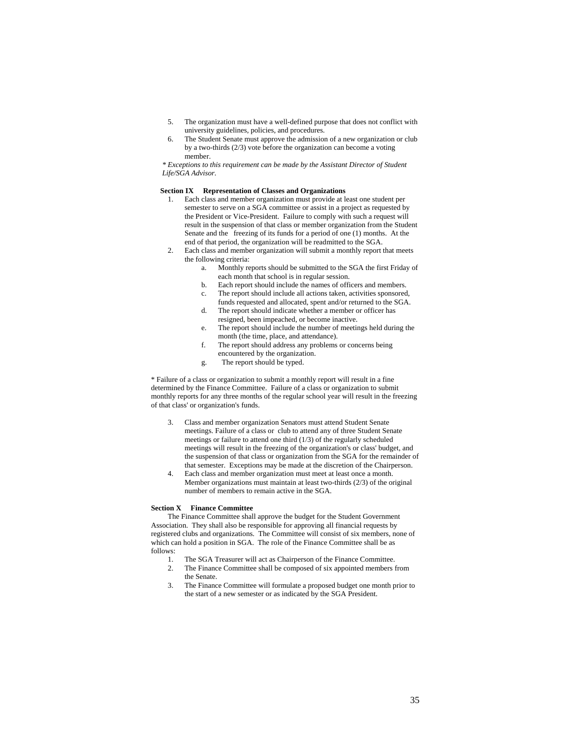5. The organization must have a well-defined purpose that does not conflict with university guidelines, policies, and procedures.
6. The Student Senate must approve the admission of a new organization or club by a two-thirds (2/3) vote before the organization can become a voting member.

*\* Exceptions to this requirement can be made by the Assistant Director of Student Life/SGA Advisor.*

**Section IX Representation of Classes and Organizations**

1. Each class and member organization must provide at least one student per semester to serve on a SGA committee or assist in a project as requested by the President or Vice-President. Failure to comply with such a request will result in the suspension of that class or member organization from the Student Senate and the freezing of its funds for a period of one (1) months. At the end of that period, the organization will be readmitted to the SGA.
2. Each class and member organization will submit a monthly report that meets the following criteria:
   a. Monthly reports should be submitted to the SGA the first Friday of each month that school is in regular session.
   b. Each report should include the names of officers and members.
   c. The report should include all actions taken, activities sponsored, funds requested and allocated, spent and/or returned to the SGA.
   d. The report should indicate whether a member or officer has resigned, been impeached, or become inactive.
   e. The report should include the number of meetings held during the month (the time, place, and attendance).
   f. The report should address any problems or concerns being encountered by the organization.
   g. The report should be typed.

\* Failure of a class or organization to submit a monthly report will result in a fine determined by the Finance Committee. Failure of a class or organization to submit monthly reports for any three months of the regular school year will result in the freezing of that class' or organization's funds.

3. Class and member organization Senators must attend Student Senate meetings. Failure of a class or club to attend any of three Student Senate meetings or failure to attend one third (1/3) of the regularly scheduled meetings will result in the freezing of the organization's or class' budget, and the suspension of that class or organization from the SGA for the remainder of that semester. Exceptions may be made at the discretion of the Chairperson.
4. Each class and member organization must meet at least once a month. Member organizations must maintain at least two-thirds (2/3) of the original number of members to remain active in the SGA.

**Section X Finance Committee**

The Finance Committee shall approve the budget for the Student Government Association. They shall also be responsible for approving all financial requests by registered clubs and organizations. The Committee will consist of six members, none of which can hold a position in SGA. The role of the Finance Committee shall be as follows:

1. The SGA Treasurer will act as Chairperson of the Finance Committee.
2. The Finance Committee shall be composed of six appointed members from the Senate.
3. The Finance Committee will formulate a proposed budget one month prior to the start of a new semester or as indicated by the SGA President.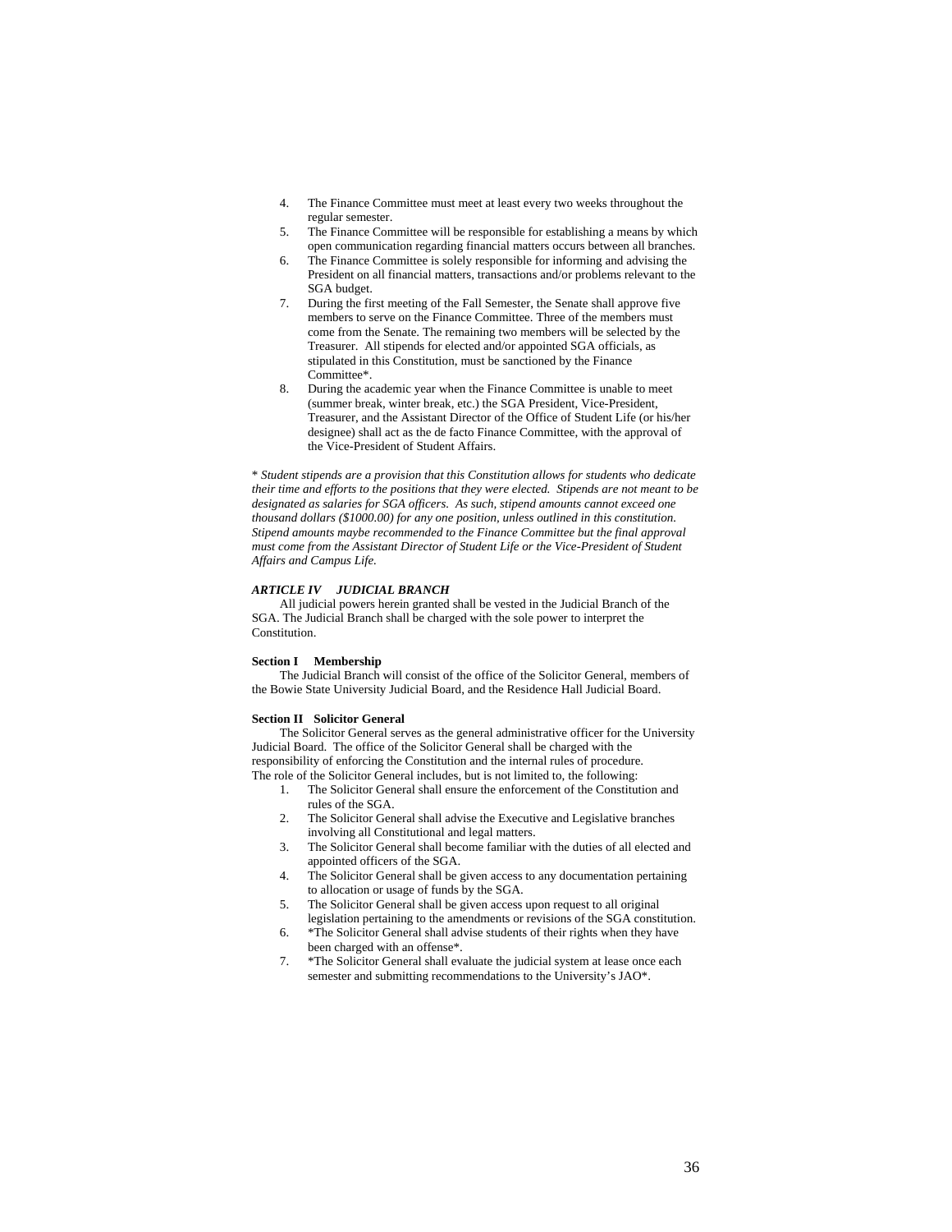4. The Finance Committee must meet at least every two weeks throughout the regular semester.
5. The Finance Committee will be responsible for establishing a means by which open communication regarding financial matters occurs between all branches.
6. The Finance Committee is solely responsible for informing and advising the President on all financial matters, transactions and/or problems relevant to the SGA budget.
7. During the first meeting of the Fall Semester, the Senate shall approve five members to serve on the Finance Committee. Three of the members must come from the Senate. The remaining two members will be selected by the Treasurer. All stipends for elected and/or appointed SGA officials, as stipulated in this Constitution, must be sanctioned by the Finance Committee*.
8. During the academic year when the Finance Committee is unable to meet (summer break, winter break, etc.) the SGA President, Vice-President, Treasurer, and the Assistant Director of the Office of Student Life (or his/her designee) shall act as the de facto Finance Committee, with the approval of the Vice-President of Student Affairs.

\* *Student stipends are a provision that this Constitution allows for students who dedicate their time and efforts to the positions that they were elected. Stipends are not meant to be designated as salaries for SGA officers. As such, stipend amounts cannot exceed one thousand dollars ($1000.00) for any one position, unless outlined in this constitution. Stipend amounts maybe recommended to the Finance Committee but the final approval must come from the Assistant Director of Student Life or the Vice-President of Student Affairs and Campus Life.*

### *ARTICLE IV JUDICIAL BRANCH*

All judicial powers herein granted shall be vested in the Judicial Branch of the SGA. The Judicial Branch shall be charged with the sole power to interpret the Constitution.

**Section I Membership**

The Judicial Branch will consist of the office of the Solicitor General, members of the Bowie State University Judicial Board, and the Residence Hall Judicial Board.

**Section II Solicitor General**

The Solicitor General serves as the general administrative officer for the University Judicial Board. The office of the Solicitor General shall be charged with the responsibility of enforcing the Constitution and the internal rules of procedure.
The role of the Solicitor General includes, but is not limited to, the following:

1. The Solicitor General shall ensure the enforcement of the Constitution and rules of the SGA.
2. The Solicitor General shall advise the Executive and Legislative branches involving all Constitutional and legal matters.
3. The Solicitor General shall become familiar with the duties of all elected and appointed officers of the SGA.
4. The Solicitor General shall be given access to any documentation pertaining to allocation or usage of funds by the SGA.
5. The Solicitor General shall be given access upon request to all original legislation pertaining to the amendments or revisions of the SGA constitution.
6. *The Solicitor General shall advise students of their rights when they have been charged with an offense*.
7. *The Solicitor General shall evaluate the judicial system at lease once each semester and submitting recommendations to the University's JAO*.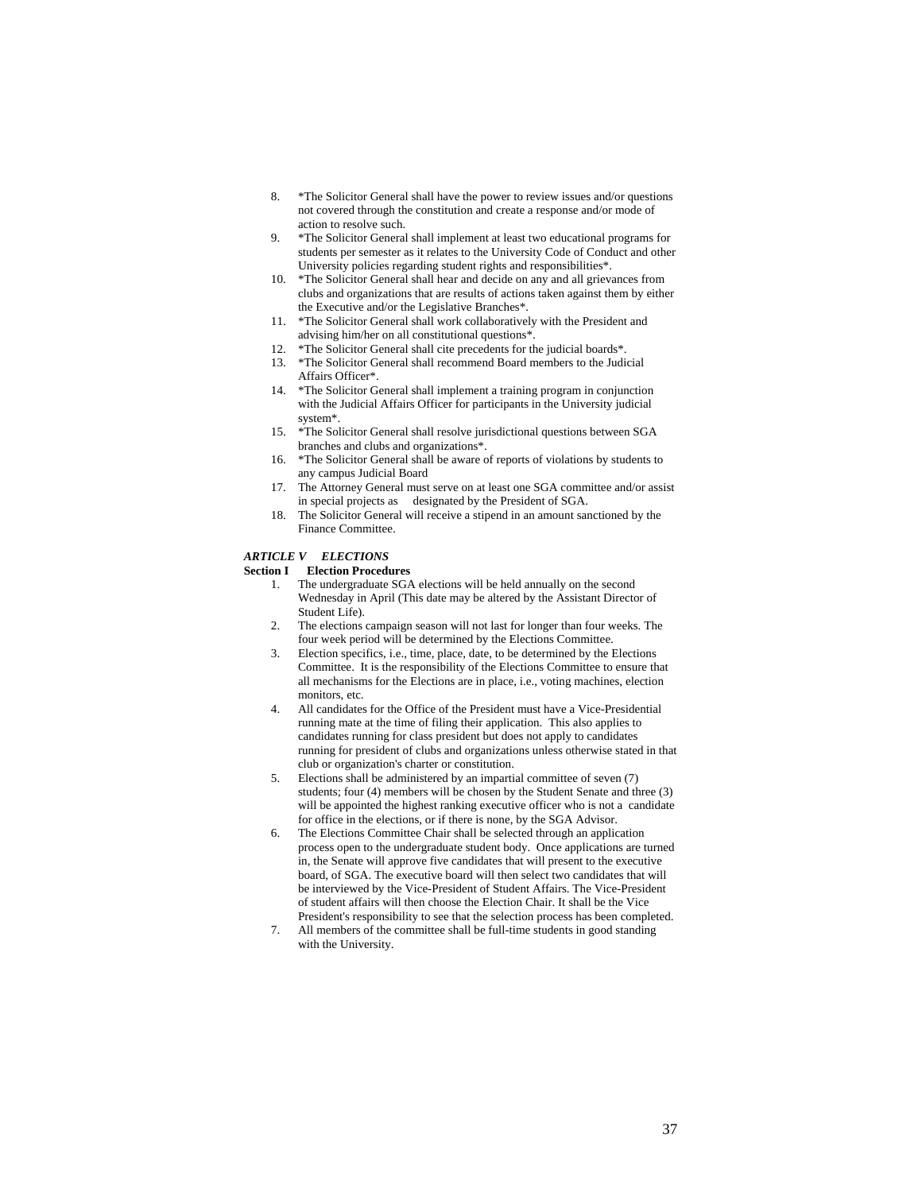8. *The Solicitor General shall have the power to review issues and/or questions not covered through the constitution and create a response and/or mode of action to resolve such.
9. *The Solicitor General shall implement at least two educational programs for students per semester as it relates to the University Code of Conduct and other University policies regarding student rights and responsibilities*.
10. *The Solicitor General shall hear and decide on any and all grievances from clubs and organizations that are results of actions taken against them by either the Executive and/or the Legislative Branches*.
11. *The Solicitor General shall work collaboratively with the President and advising him/her on all constitutional questions*.
12. *The Solicitor General shall cite precedents for the judicial boards*.
13. *The Solicitor General shall recommend Board members to the Judicial Affairs Officer*.
14. *The Solicitor General shall implement a training program in conjunction with the Judicial Affairs Officer for participants in the University judicial system*.
15. *The Solicitor General shall resolve jurisdictional questions between SGA branches and clubs and organizations*.
16. *The Solicitor General shall be aware of reports of violations by students to any campus Judicial Board
17. The Attorney General must serve on at least one SGA committee and/or assist in special projects as designated by the President of SGA.
18. The Solicitor General will receive a stipend in an amount sanctioned by the Finance Committee.

## *ARTICLE V ELECTIONS*

### Section I Election Procedures

1. The undergraduate SGA elections will be held annually on the second Wednesday in April (This date may be altered by the Assistant Director of Student Life).
2. The elections campaign season will not last for longer than four weeks. The four week period will be determined by the Elections Committee.
3. Election specifics, i.e., time, place, date, to be determined by the Elections Committee. It is the responsibility of the Elections Committee to ensure that all mechanisms for the Elections are in place, i.e., voting machines, election monitors, etc.
4. All candidates for the Office of the President must have a Vice-Presidential running mate at the time of filing their application. This also applies to candidates running for class president but does not apply to candidates running for president of clubs and organizations unless otherwise stated in that club or organization's charter or constitution.
5. Elections shall be administered by an impartial committee of seven (7) students; four (4) members will be chosen by the Student Senate and three (3) will be appointed the highest ranking executive officer who is not a candidate for office in the elections, or if there is none, by the SGA Advisor.
6. The Elections Committee Chair shall be selected through an application process open to the undergraduate student body. Once applications are turned in, the Senate will approve five candidates that will present to the executive board, of SGA. The executive board will then select two candidates that will be interviewed by the Vice-President of Student Affairs. The Vice-President of student affairs will then choose the Election Chair. It shall be the Vice President's responsibility to see that the selection process has been completed.
7. All members of the committee shall be full-time students in good standing with the University.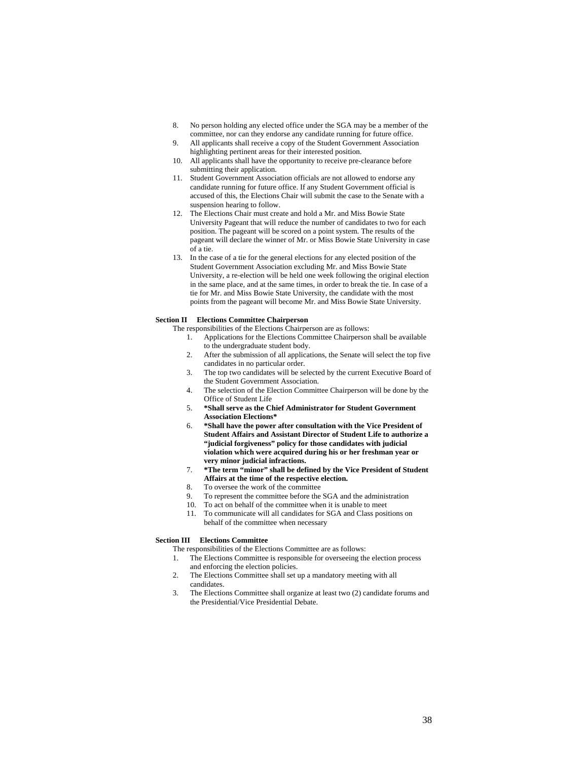8. No person holding any elected office under the SGA may be a member of the committee, nor can they endorse any candidate running for future office.
9. All applicants shall receive a copy of the Student Government Association highlighting pertinent areas for their interested position.
10. All applicants shall have the opportunity to receive pre-clearance before submitting their application.
11. Student Government Association officials are not allowed to endorse any candidate running for future office. If any Student Government official is accused of this, the Elections Chair will submit the case to the Senate with a suspension hearing to follow.
12. The Elections Chair must create and hold a Mr. and Miss Bowie State University Pageant that will reduce the number of candidates to two for each position. The pageant will be scored on a point system. The results of the pageant will declare the winner of Mr. or Miss Bowie State University in case of a tie.
13. In the case of a tie for the general elections for any elected position of the Student Government Association excluding Mr. and Miss Bowie State University, a re-election will be held one week following the original election in the same place, and at the same times, in order to break the tie. In case of a tie for Mr. and Miss Bowie State University, the candidate with the most points from the pageant will become Mr. and Miss Bowie State University.

**Section II Elections Committee Chairperson**

The responsibilities of the Elections Chairperson are as follows:

1. Applications for the Elections Committee Chairperson shall be available to the undergraduate student body.
2. After the submission of all applications, the Senate will select the top five candidates in no particular order.
3. The top two candidates will be selected by the current Executive Board of the Student Government Association.
4. The selection of the Election Committee Chairperson will be done by the Office of Student Life
5. **\*Shall serve as the Chief Administrator for Student Government Association Elections\***
6. **\*Shall have the power after consultation with the Vice President of Student Affairs and Assistant Director of Student Life to authorize a "judicial forgiveness" policy for those candidates with judicial violation which were acquired during his or her freshman year or very minor judicial infractions.**
7. **\*The term "minor" shall be defined by the Vice President of Student Affairs at the time of the respective election.**
8. To oversee the work of the committee
9. To represent the committee before the SGA and the administration
10. To act on behalf of the committee when it is unable to meet
11. To communicate will all candidates for SGA and Class positions on behalf of the committee when necessary

**Section III Elections Committee**

The responsibilities of the Elections Committee are as follows:

1. The Elections Committee is responsible for overseeing the election process and enforcing the election policies.
2. The Elections Committee shall set up a mandatory meeting with all candidates.
3. The Elections Committee shall organize at least two (2) candidate forums and the Presidential/Vice Presidential Debate.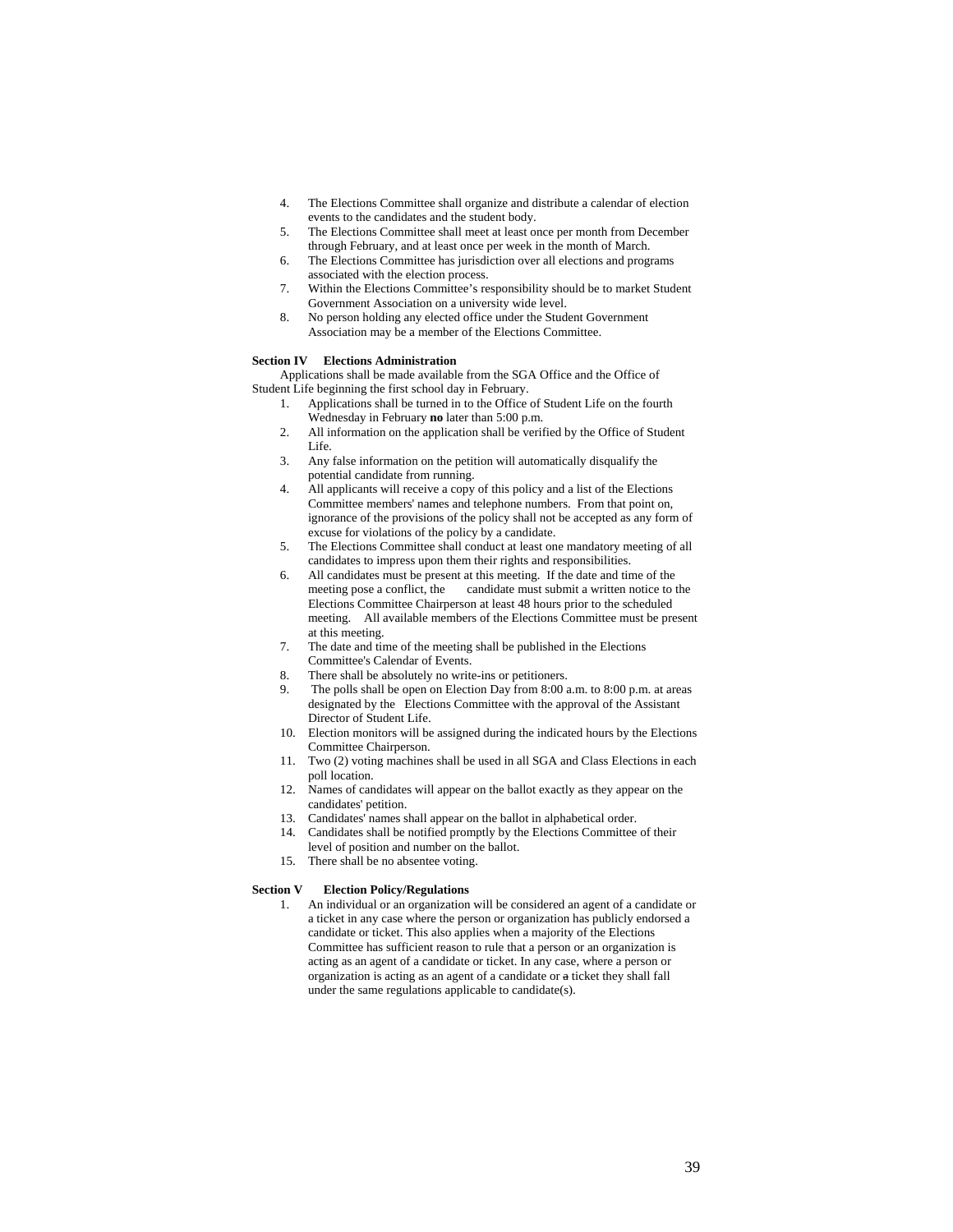4. The Elections Committee shall organize and distribute a calendar of election events to the candidates and the student body.
5. The Elections Committee shall meet at least once per month from December through February, and at least once per week in the month of March.
6. The Elections Committee has jurisdiction over all elections and programs associated with the election process.
7. Within the Elections Committee's responsibility should be to market Student Government Association on a university wide level.
8. No person holding any elected office under the Student Government Association may be a member of the Elections Committee.

**Section IV Elections Administration**

Applications shall be made available from the SGA Office and the Office of Student Life beginning the first school day in February.

1. Applications shall be turned in to the Office of Student Life on the fourth Wednesday in February **no** later than 5:00 p.m.
2. All information on the application shall be verified by the Office of Student Life.
3. Any false information on the petition will automatically disqualify the potential candidate from running.
4. All applicants will receive a copy of this policy and a list of the Elections Committee members' names and telephone numbers. From that point on, ignorance of the provisions of the policy shall not be accepted as any form of excuse for violations of the policy by a candidate.
5. The Elections Committee shall conduct at least one mandatory meeting of all candidates to impress upon them their rights and responsibilities.
6. All candidates must be present at this meeting. If the date and time of the meeting pose a conflict, the candidate must submit a written notice to the Elections Committee Chairperson at least 48 hours prior to the scheduled meeting. All available members of the Elections Committee must be present at this meeting.
7. The date and time of the meeting shall be published in the Elections Committee's Calendar of Events.
8. There shall be absolutely no write-ins or petitioners.
9. The polls shall be open on Election Day from 8:00 a.m. to 8:00 p.m. at areas designated by the Elections Committee with the approval of the Assistant Director of Student Life.
10. Election monitors will be assigned during the indicated hours by the Elections Committee Chairperson.
11. Two (2) voting machines shall be used in all SGA and Class Elections in each poll location.
12. Names of candidates will appear on the ballot exactly as they appear on the candidates' petition.
13. Candidates' names shall appear on the ballot in alphabetical order.
14. Candidates shall be notified promptly by the Elections Committee of their level of position and number on the ballot.
15. There shall be no absentee voting.

**Section V Election Policy/Regulations**

1. An individual or an organization will be considered an agent of a candidate or a ticket in any case where the person or organization has publicly endorsed a candidate or ticket. This also applies when a majority of the Elections Committee has sufficient reason to rule that a person or an organization is acting as an agent of a candidate or ticket. In any case, where a person or organization is acting as an agent of a candidate or ~~a~~ ticket they shall fall under the same regulations applicable to candidate(s).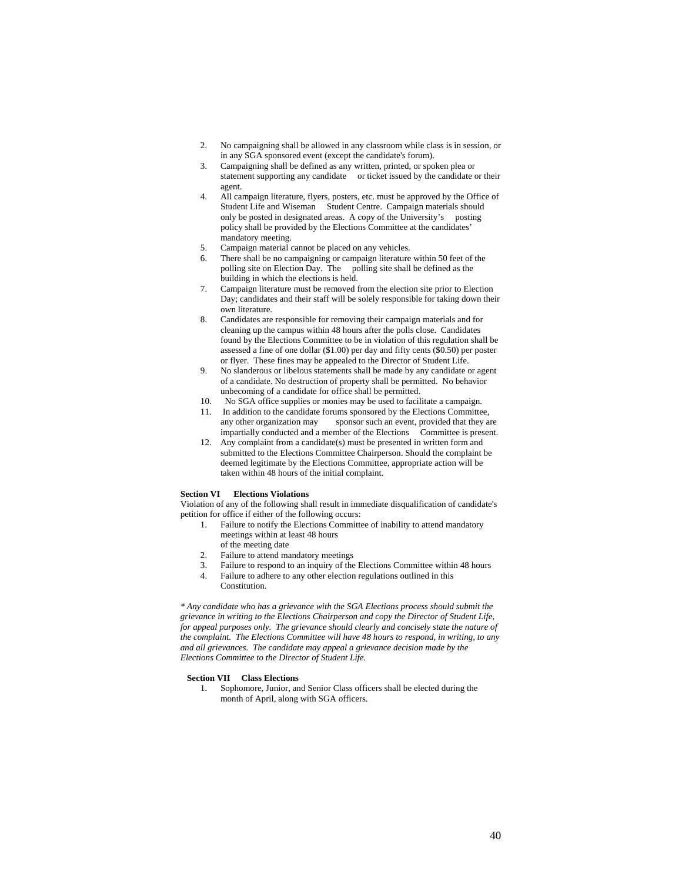2. No campaigning shall be allowed in any classroom while class is in session, or in any SGA sponsored event (except the candidate's forum).
3. Campaigning shall be defined as any written, printed, or spoken plea or statement supporting any candidate or ticket issued by the candidate or their agent.
4. All campaign literature, flyers, posters, etc. must be approved by the Office of Student Life and Wiseman Student Centre. Campaign materials should only be posted in designated areas. A copy of the University's posting policy shall be provided by the Elections Committee at the candidates' mandatory meeting.
5. Campaign material cannot be placed on any vehicles.
6. There shall be no campaigning or campaign literature within 50 feet of the polling site on Election Day. The polling site shall be defined as the building in which the elections is held.
7. Campaign literature must be removed from the election site prior to Election Day; candidates and their staff will be solely responsible for taking down their own literature.
8. Candidates are responsible for removing their campaign materials and for cleaning up the campus within 48 hours after the polls close. Candidates found by the Elections Committee to be in violation of this regulation shall be assessed a fine of one dollar ($1.00) per day and fifty cents ($0.50) per poster or flyer. These fines may be appealed to the Director of Student Life.
9. No slanderous or libelous statements shall be made by any candidate or agent of a candidate. No destruction of property shall be permitted. No behavior unbecoming of a candidate for office shall be permitted.
10. No SGA office supplies or monies may be used to facilitate a campaign.
11. In addition to the candidate forums sponsored by the Elections Committee, any other organization may sponsor such an event, provided that they are impartially conducted and a member of the Elections Committee is present.
12. Any complaint from a candidate(s) must be presented in written form and submitted to the Elections Committee Chairperson. Should the complaint be deemed legitimate by the Elections Committee, appropriate action will be taken within 48 hours of the initial complaint.

**Section VI Elections Violations**

Violation of any of the following shall result in immediate disqualification of candidate's petition for office if either of the following occurs:

1. Failure to notify the Elections Committee of inability to attend mandatory meetings within at least 48 hours of the meeting date
2. Failure to attend mandatory meetings
3. Failure to respond to an inquiry of the Elections Committee within 48 hours
4. Failure to adhere to any other election regulations outlined in this Constitution.

*\* Any candidate who has a grievance with the SGA Elections process should submit the grievance in writing to the Elections Chairperson and copy the Director of Student Life, for appeal purposes only. The grievance should clearly and concisely state the nature of the complaint. The Elections Committee will have 48 hours to respond, in writing, to any and all grievances. The candidate may appeal a grievance decision made by the Elections Committee to the Director of Student Life.*

**Section VII Class Elections**

1. Sophomore, Junior, and Senior Class officers shall be elected during the month of April, along with SGA officers.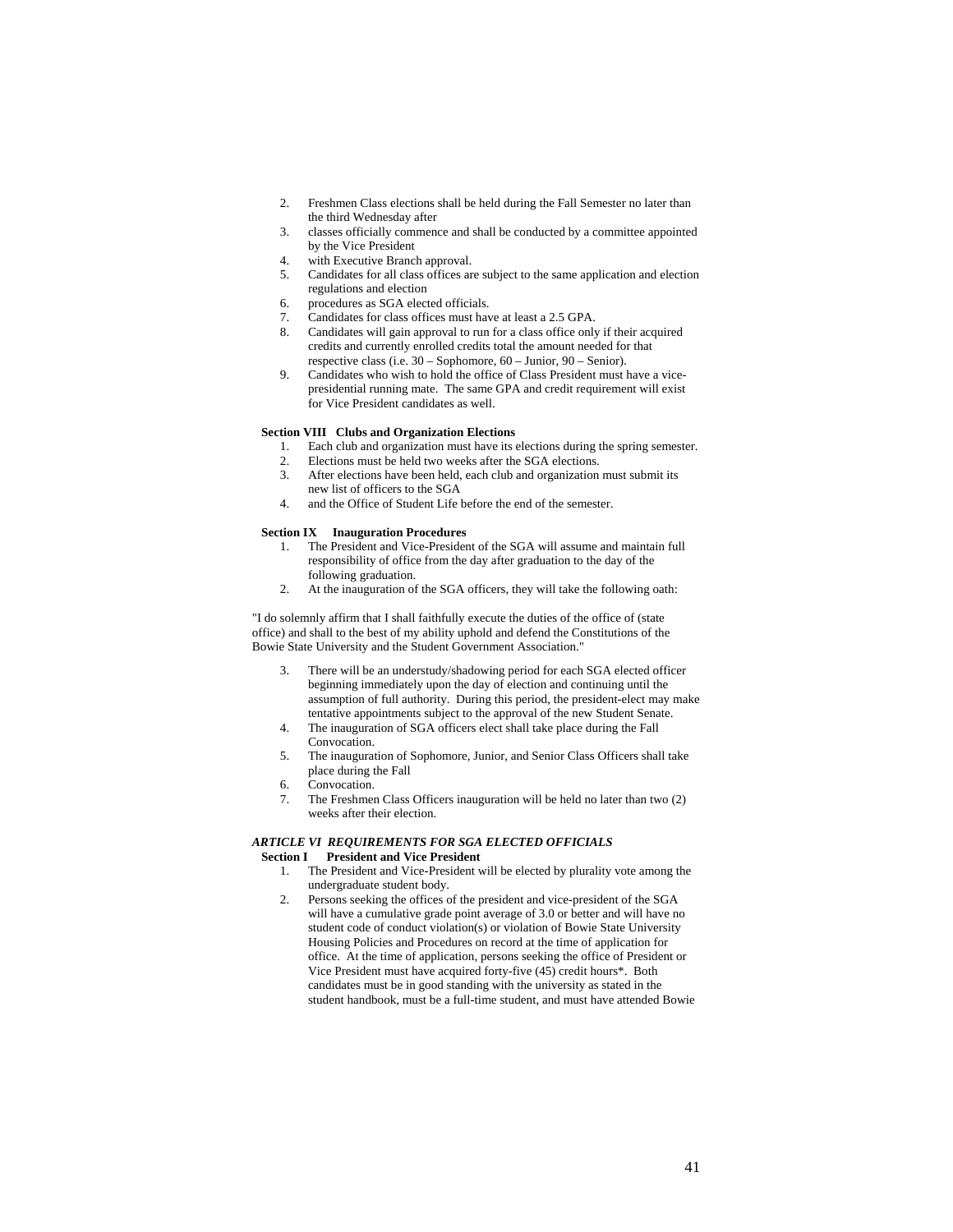2. Freshmen Class elections shall be held during the Fall Semester no later than the third Wednesday after
3. classes officially commence and shall be conducted by a committee appointed by the Vice President
4. with Executive Branch approval.
5. Candidates for all class offices are subject to the same application and election regulations and election
6. procedures as SGA elected officials.
7. Candidates for class offices must have at least a 2.5 GPA.
8. Candidates will gain approval to run for a class office only if their acquired credits and currently enrolled credits total the amount needed for that respective class (i.e. 30 – Sophomore, 60 – Junior, 90 – Senior).
9. Candidates who wish to hold the office of Class President must have a vice-presidential running mate. The same GPA and credit requirement will exist for Vice President candidates as well.

**Section VIII Clubs and Organization Elections**

1. Each club and organization must have its elections during the spring semester.
2. Elections must be held two weeks after the SGA elections.
3. After elections have been held, each club and organization must submit its new list of officers to the SGA
4. and the Office of Student Life before the end of the semester.

**Section IX Inauguration Procedures**

1. The President and Vice-President of the SGA will assume and maintain full responsibility of office from the day after graduation to the day of the following graduation.
2. At the inauguration of the SGA officers, they will take the following oath:

"I do solemnly affirm that I shall faithfully execute the duties of the office of (state office) and shall to the best of my ability uphold and defend the Constitutions of the Bowie State University and the Student Government Association."

3. There will be an understudy/shadowing period for each SGA elected officer beginning immediately upon the day of election and continuing until the assumption of full authority. During this period, the president-elect may make tentative appointments subject to the approval of the new Student Senate.
4. The inauguration of SGA officers elect shall take place during the Fall Convocation.
5. The inauguration of Sophomore, Junior, and Senior Class Officers shall take place during the Fall
6. Convocation.
7. The Freshmen Class Officers inauguration will be held no later than two (2) weeks after their election.

***ARTICLE VI REQUIREMENTS FOR SGA ELECTED OFFICIALS***

**Section I President and Vice President**

1. The President and Vice-President will be elected by plurality vote among the undergraduate student body.
2. Persons seeking the offices of the president and vice-president of the SGA will have a cumulative grade point average of 3.0 or better and will have no student code of conduct violation(s) or violation of Bowie State University Housing Policies and Procedures on record at the time of application for office. At the time of application, persons seeking the office of President or Vice President must have acquired forty-five (45) credit hours*. Both candidates must be in good standing with the university as stated in the student handbook, must be a full-time student, and must have attended Bowie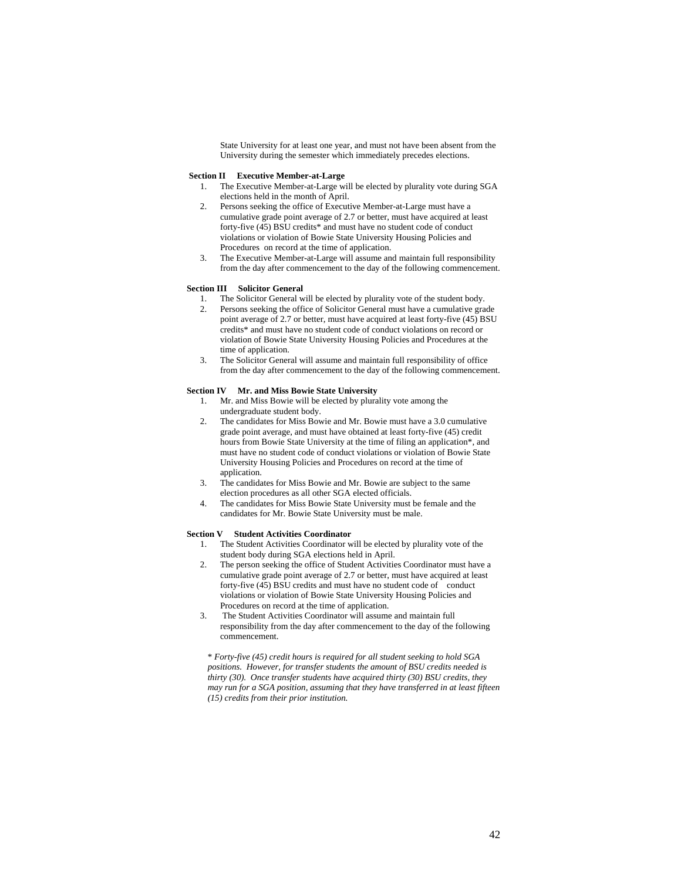State University for at least one year, and must not have been absent from the University during the semester which immediately precedes elections.

**Section II Executive Member-at-Large**

1. The Executive Member-at-Large will be elected by plurality vote during SGA elections held in the month of April.
2. Persons seeking the office of Executive Member-at-Large must have a cumulative grade point average of 2.7 or better, must have acquired at least forty-five (45) BSU credits* and must have no student code of conduct violations or violation of Bowie State University Housing Policies and Procedures on record at the time of application.
3. The Executive Member-at-Large will assume and maintain full responsibility from the day after commencement to the day of the following commencement.

**Section III Solicitor General**

1. The Solicitor General will be elected by plurality vote of the student body.
2. Persons seeking the office of Solicitor General must have a cumulative grade point average of 2.7 or better, must have acquired at least forty-five (45) BSU credits* and must have no student code of conduct violations on record or violation of Bowie State University Housing Policies and Procedures at the time of application.
3. The Solicitor General will assume and maintain full responsibility of office from the day after commencement to the day of the following commencement.

**Section IV Mr. and Miss Bowie State University**

1. Mr. and Miss Bowie will be elected by plurality vote among the undergraduate student body.
2. The candidates for Miss Bowie and Mr. Bowie must have a 3.0 cumulative grade point average, and must have obtained at least forty-five (45) credit hours from Bowie State University at the time of filing an application*, and must have no student code of conduct violations or violation of Bowie State University Housing Policies and Procedures on record at the time of application.
3. The candidates for Miss Bowie and Mr. Bowie are subject to the same election procedures as all other SGA elected officials.
4. The candidates for Miss Bowie State University must be female and the candidates for Mr. Bowie State University must be male.

**Section V Student Activities Coordinator**

1. The Student Activities Coordinator will be elected by plurality vote of the student body during SGA elections held in April.
2. The person seeking the office of Student Activities Coordinator must have a cumulative grade point average of 2.7 or better, must have acquired at least forty-five (45) BSU credits and must have no student code of conduct violations or violation of Bowie State University Housing Policies and Procedures on record at the time of application.
3. The Student Activities Coordinator will assume and maintain full responsibility from the day after commencement to the day of the following commencement.

*\* Forty-five (45) credit hours is required for all student seeking to hold SGA positions. However, for transfer students the amount of BSU credits needed is thirty (30). Once transfer students have acquired thirty (30) BSU credits, they may run for a SGA position, assuming that they have transferred in at least fifteen (15) credits from their prior institution.*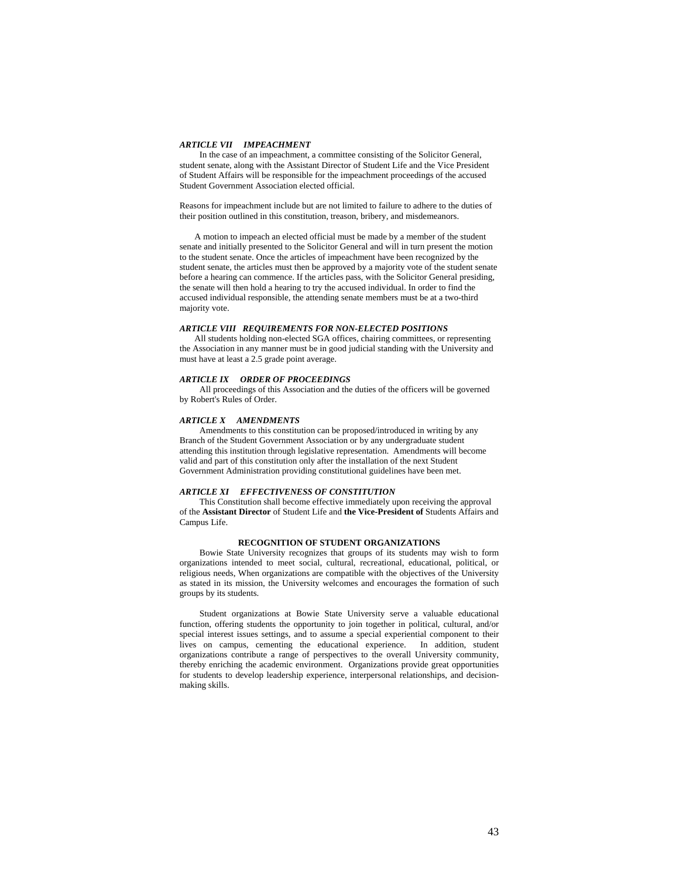### *ARTICLE VII IMPEACHMENT*

In the case of an impeachment, a committee consisting of the Solicitor General, student senate, along with the Assistant Director of Student Life and the Vice President of Student Affairs will be responsible for the impeachment proceedings of the accused Student Government Association elected official.

Reasons for impeachment include but are not limited to failure to adhere to the duties of their position outlined in this constitution, treason, bribery, and misdemeanors.

A motion to impeach an elected official must be made by a member of the student senate and initially presented to the Solicitor General and will in turn present the motion to the student senate. Once the articles of impeachment have been recognized by the student senate, the articles must then be approved by a majority vote of the student senate before a hearing can commence. If the articles pass, with the Solicitor General presiding, the senate will then hold a hearing to try the accused individual. In order to find the accused individual responsible, the attending senate members must be at a two-third majority vote.

### *ARTICLE VIII REQUIREMENTS FOR NON-ELECTED POSITIONS*

All students holding non-elected SGA offices, chairing committees, or representing the Association in any manner must be in good judicial standing with the University and must have at least a 2.5 grade point average.

### *ARTICLE IX ORDER OF PROCEEDINGS*

All proceedings of this Association and the duties of the officers will be governed by Robert's Rules of Order.

### *ARTICLE X AMENDMENTS*

Amendments to this constitution can be proposed/introduced in writing by any Branch of the Student Government Association or by any undergraduate student attending this institution through legislative representation. Amendments will become valid and part of this constitution only after the installation of the next Student Government Administration providing constitutional guidelines have been met.

### *ARTICLE XI EFFECTIVENESS OF CONSTITUTION*

This Constitution shall become effective immediately upon receiving the approval of the **Assistant Director** of Student Life and **the Vice-President of** Students Affairs and Campus Life.

## RECOGNITION OF STUDENT ORGANIZATIONS

Bowie State University recognizes that groups of its students may wish to form organizations intended to meet social, cultural, recreational, educational, political, or religious needs, When organizations are compatible with the objectives of the University as stated in its mission, the University welcomes and encourages the formation of such groups by its students.

Student organizations at Bowie State University serve a valuable educational function, offering students the opportunity to join together in political, cultural, and/or special interest issues settings, and to assume a special experiential component to their lives on campus, cementing the educational experience. In addition, student organizations contribute a range of perspectives to the overall University community, thereby enriching the academic environment. Organizations provide great opportunities for students to develop leadership experience, interpersonal relationships, and decision-making skills.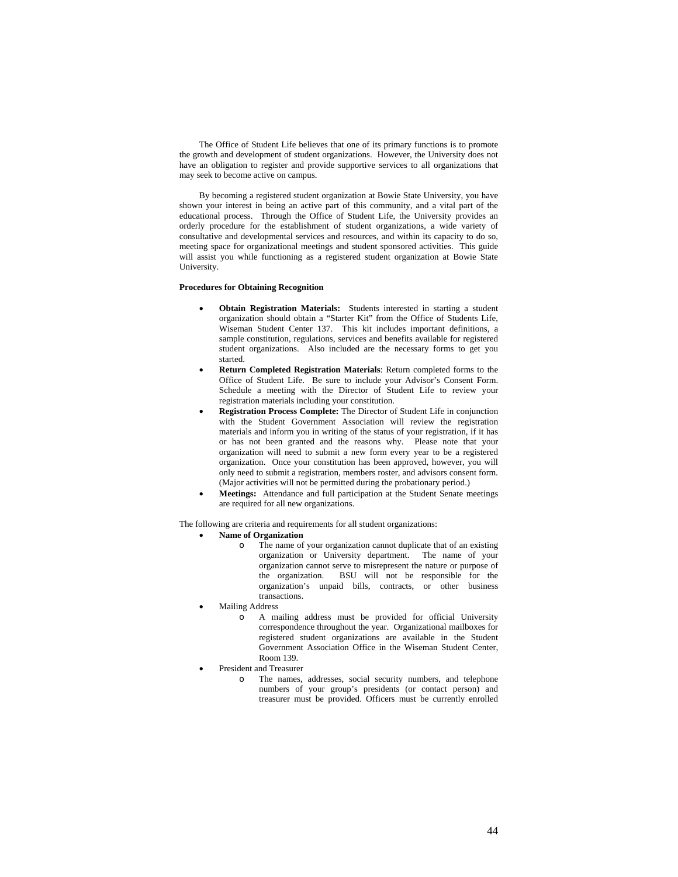The Office of Student Life believes that one of its primary functions is to promote the growth and development of student organizations. However, the University does not have an obligation to register and provide supportive services to all organizations that may seek to become active on campus.

By becoming a registered student organization at Bowie State University, you have shown your interest in being an active part of this community, and a vital part of the educational process. Through the Office of Student Life, the University provides an orderly procedure for the establishment of student organizations, a wide variety of consultative and developmental services and resources, and within its capacity to do so, meeting space for organizational meetings and student sponsored activities. This guide will assist you while functioning as a registered student organization at Bowie State University.

**Procedures for Obtaining Recognition**

- **Obtain Registration Materials:** Students interested in starting a student organization should obtain a "Starter Kit" from the Office of Students Life, Wiseman Student Center 137. This kit includes important definitions, a sample constitution, regulations, services and benefits available for registered student organizations. Also included are the necessary forms to get you started.
- **Return Completed Registration Materials**: Return completed forms to the Office of Student Life. Be sure to include your Advisor's Consent Form. Schedule a meeting with the Director of Student Life to review your registration materials including your constitution.
- **Registration Process Complete:** The Director of Student Life in conjunction with the Student Government Association will review the registration materials and inform you in writing of the status of your registration, if it has or has not been granted and the reasons why. Please note that your organization will need to submit a new form every year to be a registered organization. Once your constitution has been approved, however, you will only need to submit a registration, members roster, and advisors consent form. (Major activities will not be permitted during the probationary period.)
- **Meetings:** Attendance and full participation at the Student Senate meetings are required for all new organizations.

The following are criteria and requirements for all student organizations:

- **Name of Organization**
  - The name of your organization cannot duplicate that of an existing organization or University department. The name of your organization cannot serve to misrepresent the nature or purpose of the organization. BSU will not be responsible for the organization's unpaid bills, contracts, or other business transactions.
- Mailing Address
  - A mailing address must be provided for official University correspondence throughout the year. Organizational mailboxes for registered student organizations are available in the Student Government Association Office in the Wiseman Student Center, Room 139.
- President and Treasurer
  - The names, addresses, social security numbers, and telephone numbers of your group's presidents (or contact person) and treasurer must be provided. Officers must be currently enrolled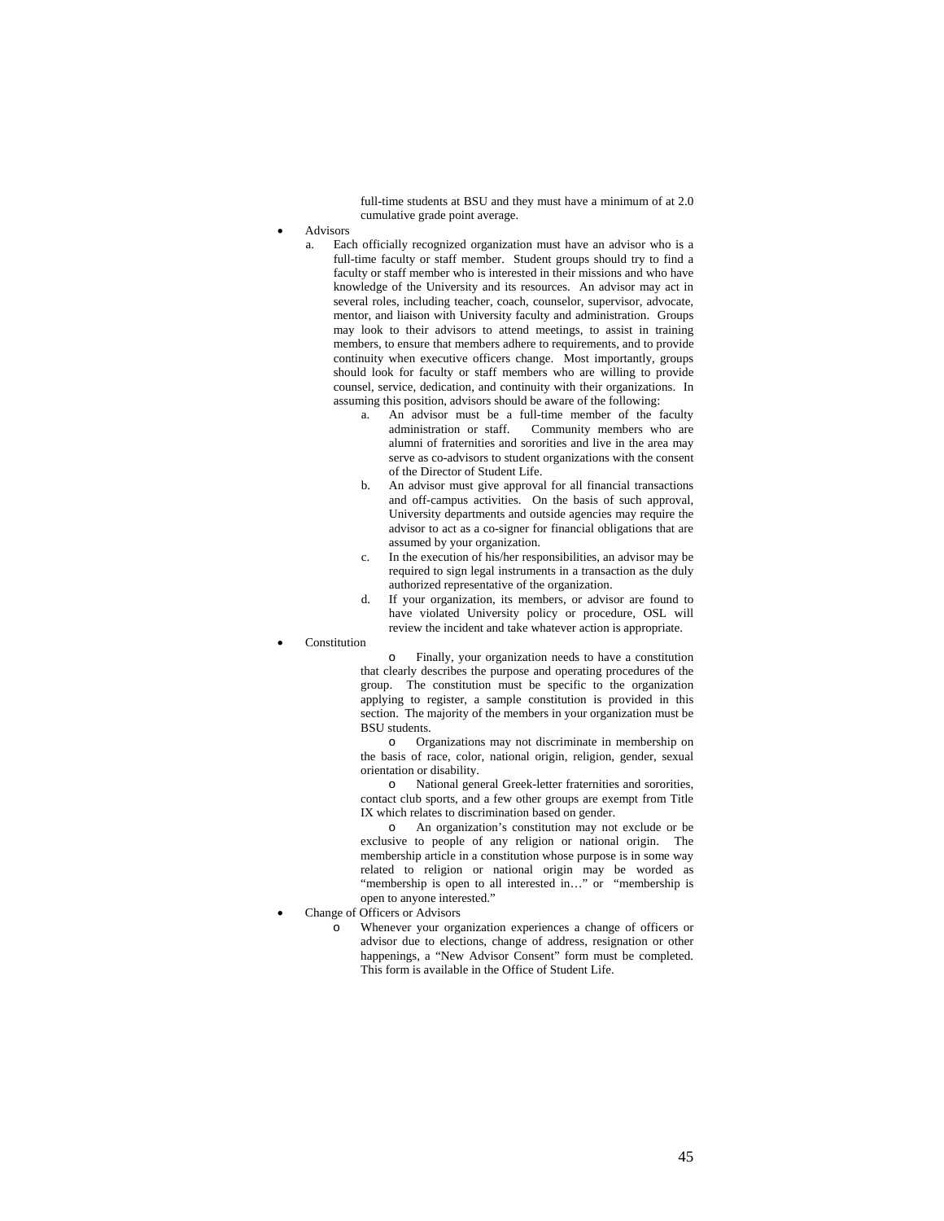full-time students at BSU and they must have a minimum of at 2.0 cumulative grade point average.

- Advisors
  a. Each officially recognized organization must have an advisor who is a full-time faculty or staff member. Student groups should try to find a faculty or staff member who is interested in their missions and who have knowledge of the University and its resources. An advisor may act in several roles, including teacher, coach, counselor, supervisor, advocate, mentor, and liaison with University faculty and administration. Groups may look to their advisors to attend meetings, to assist in training members, to ensure that members adhere to requirements, and to provide continuity when executive officers change. Most importantly, groups should look for faculty or staff members who are willing to provide counsel, service, dedication, and continuity with their organizations. In assuming this position, advisors should be aware of the following:
     a. An advisor must be a full-time member of the faculty administration or staff. Community members who are alumni of fraternities and sororities and live in the area may serve as co-advisors to student organizations with the consent of the Director of Student Life.
     b. An advisor must give approval for all financial transactions and off-campus activities. On the basis of such approval, University departments and outside agencies may require the advisor to act as a co-signer for financial obligations that are assumed by your organization.
     c. In the execution of his/her responsibilities, an advisor may be required to sign legal instruments in a transaction as the duly authorized representative of the organization.
     d. If your organization, its members, or advisor are found to have violated University policy or procedure, OSL will review the incident and take whatever action is appropriate.
- Constitution
  - Finally, your organization needs to have a constitution that clearly describes the purpose and operating procedures of the group. The constitution must be specific to the organization applying to register, a sample constitution is provided in this section. The majority of the members in your organization must be BSU students.
  - Organizations may not discriminate in membership on the basis of race, color, national origin, religion, gender, sexual orientation or disability.
  - National general Greek-letter fraternities and sororities, contact club sports, and a few other groups are exempt from Title IX which relates to discrimination based on gender.
  - An organization's constitution may not exclude or be exclusive to people of any religion or national origin. The membership article in a constitution whose purpose is in some way related to religion or national origin may be worded as "membership is open to all interested in…" or "membership is open to anyone interested."
- Change of Officers or Advisors
  - Whenever your organization experiences a change of officers or advisor due to elections, change of address, resignation or other happenings, a "New Advisor Consent" form must be completed. This form is available in the Office of Student Life.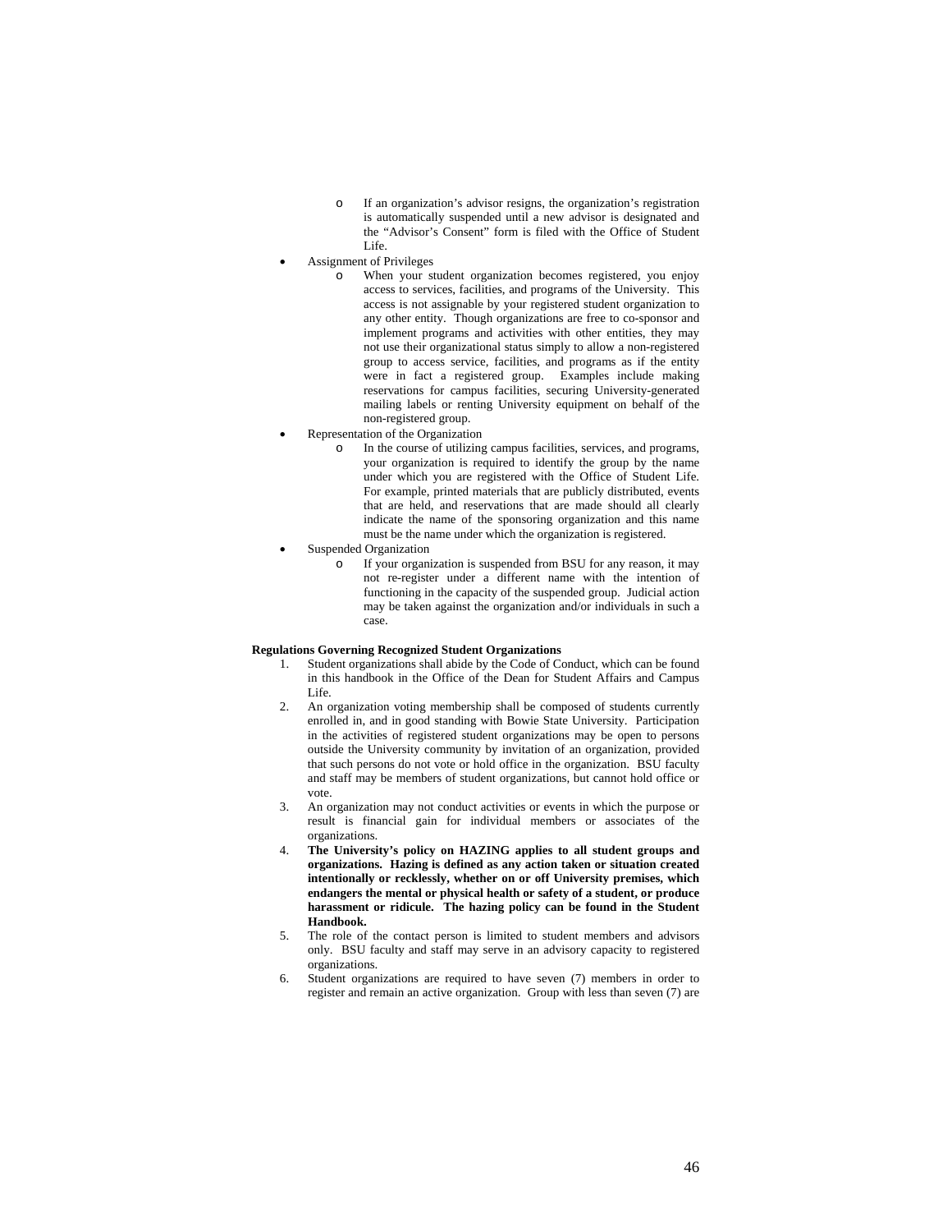- If an organization's advisor resigns, the organization's registration is automatically suspended until a new advisor is designated and the "Advisor's Consent" form is filed with the Office of Student Life.

- Assignment of Privileges
  - When your student organization becomes registered, you enjoy access to services, facilities, and programs of the University. This access is not assignable by your registered student organization to any other entity. Though organizations are free to co-sponsor and implement programs and activities with other entities, they may not use their organizational status simply to allow a non-registered group to access service, facilities, and programs as if the entity were in fact a registered group. Examples include making reservations for campus facilities, securing University-generated mailing labels or renting University equipment on behalf of the non-registered group.
- Representation of the Organization
  - In the course of utilizing campus facilities, services, and programs, your organization is required to identify the group by the name under which you are registered with the Office of Student Life. For example, printed materials that are publicly distributed, events that are held, and reservations that are made should all clearly indicate the name of the sponsoring organization and this name must be the name under which the organization is registered.
- Suspended Organization
  - If your organization is suspended from BSU for any reason, it may not re-register under a different name with the intention of functioning in the capacity of the suspended group. Judicial action may be taken against the organization and/or individuals in such a case.

**Regulations Governing Recognized Student Organizations**

1. Student organizations shall abide by the Code of Conduct, which can be found in this handbook in the Office of the Dean for Student Affairs and Campus Life.
2. An organization voting membership shall be composed of students currently enrolled in, and in good standing with Bowie State University. Participation in the activities of registered student organizations may be open to persons outside the University community by invitation of an organization, provided that such persons do not vote or hold office in the organization. BSU faculty and staff may be members of student organizations, but cannot hold office or vote.
3. An organization may not conduct activities or events in which the purpose or result is financial gain for individual members or associates of the organizations.
4. **The University's policy on HAZING applies to all student groups and organizations. Hazing is defined as any action taken or situation created intentionally or recklessly, whether on or off University premises, which endangers the mental or physical health or safety of a student, or produce harassment or ridicule. The hazing policy can be found in the Student Handbook.**
5. The role of the contact person is limited to student members and advisors only. BSU faculty and staff may serve in an advisory capacity to registered organizations.
6. Student organizations are required to have seven (7) members in order to register and remain an active organization. Group with less than seven (7) are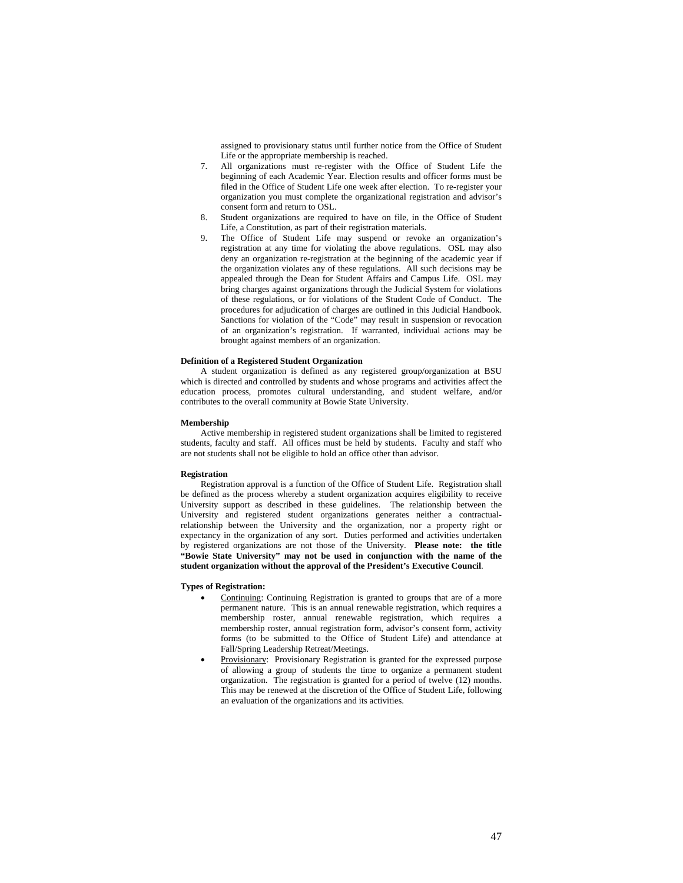assigned to provisionary status until further notice from the Office of Student Life or the appropriate membership is reached.

7. All organizations must re-register with the Office of Student Life the beginning of each Academic Year. Election results and officer forms must be filed in the Office of Student Life one week after election. To re-register your organization you must complete the organizational registration and advisor's consent form and return to OSL.
8. Student organizations are required to have on file, in the Office of Student Life, a Constitution, as part of their registration materials.
9. The Office of Student Life may suspend or revoke an organization's registration at any time for violating the above regulations. OSL may also deny an organization re-registration at the beginning of the academic year if the organization violates any of these regulations. All such decisions may be appealed through the Dean for Student Affairs and Campus Life. OSL may bring charges against organizations through the Judicial System for violations of these regulations, or for violations of the Student Code of Conduct. The procedures for adjudication of charges are outlined in this Judicial Handbook. Sanctions for violation of the "Code" may result in suspension or revocation of an organization's registration. If warranted, individual actions may be brought against members of an organization.

**Definition of a Registered Student Organization**

A student organization is defined as any registered group/organization at BSU which is directed and controlled by students and whose programs and activities affect the education process, promotes cultural understanding, and student welfare, and/or contributes to the overall community at Bowie State University.

**Membership**

Active membership in registered student organizations shall be limited to registered students, faculty and staff. All offices must be held by students. Faculty and staff who are not students shall not be eligible to hold an office other than advisor.

**Registration**

Registration approval is a function of the Office of Student Life. Registration shall be defined as the process whereby a student organization acquires eligibility to receive University support as described in these guidelines. The relationship between the University and registered student organizations generates neither a contractual-relationship between the University and the organization, nor a property right or expectancy in the organization of any sort. Duties performed and activities undertaken by registered organizations are not those of the University. **Please note: the title "Bowie State University" may not be used in conjunction with the name of the student organization without the approval of the President's Executive Council**.

**Types of Registration:**

- Continuing: Continuing Registration is granted to groups that are of a more permanent nature. This is an annual renewable registration, which requires a membership roster, annual renewable registration, which requires a membership roster, annual registration form, advisor's consent form, activity forms (to be submitted to the Office of Student Life) and attendance at Fall/Spring Leadership Retreat/Meetings.
- Provisionary: Provisionary Registration is granted for the expressed purpose of allowing a group of students the time to organize a permanent student organization. The registration is granted for a period of twelve (12) months. This may be renewed at the discretion of the Office of Student Life, following an evaluation of the organizations and its activities.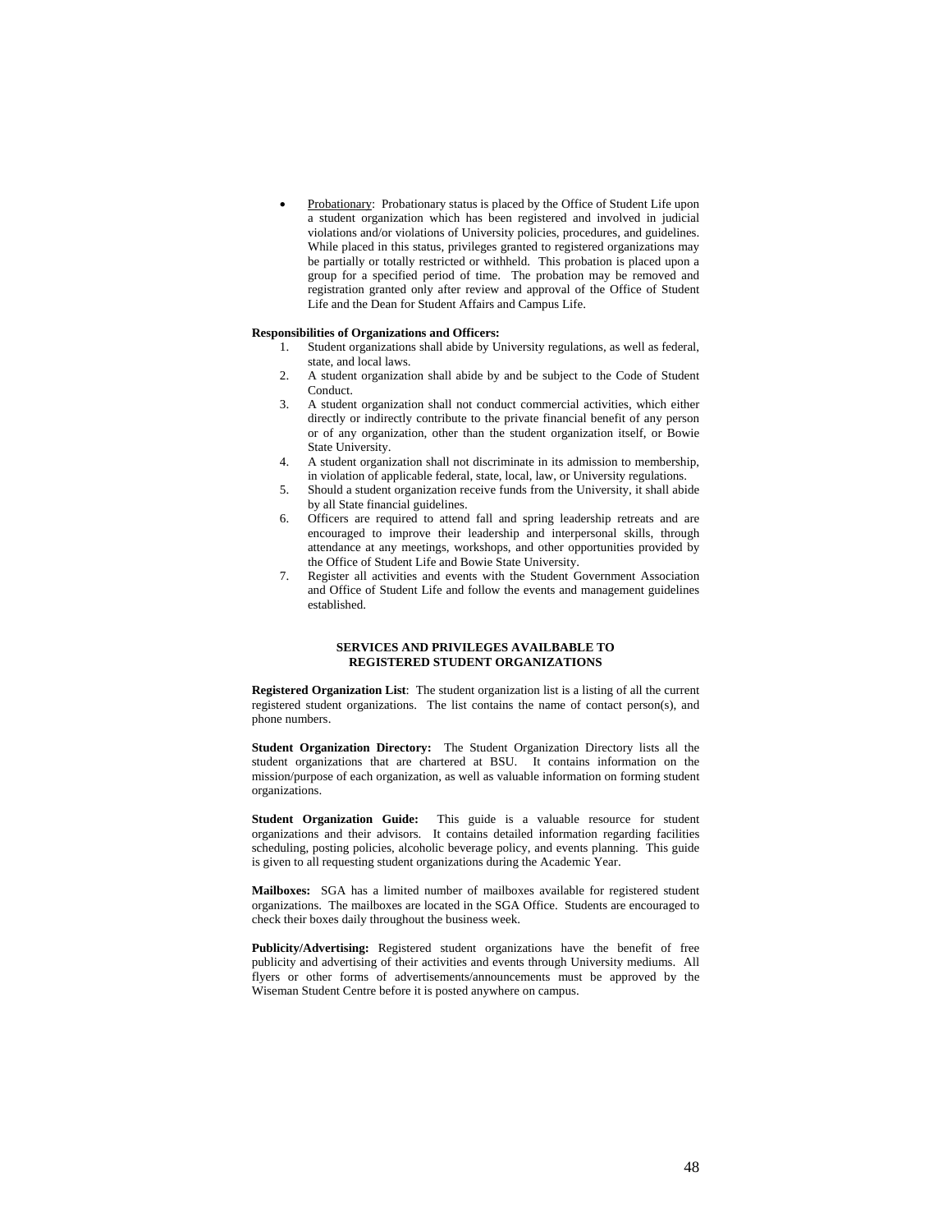- Probationary: Probationary status is placed by the Office of Student Life upon a student organization which has been registered and involved in judicial violations and/or violations of University policies, procedures, and guidelines. While placed in this status, privileges granted to registered organizations may be partially or totally restricted or withheld. This probation is placed upon a group for a specified period of time. The probation may be removed and registration granted only after review and approval of the Office of Student Life and the Dean for Student Affairs and Campus Life.

**Responsibilities of Organizations and Officers:**

1. Student organizations shall abide by University regulations, as well as federal, state, and local laws.
2. A student organization shall abide by and be subject to the Code of Student Conduct.
3. A student organization shall not conduct commercial activities, which either directly or indirectly contribute to the private financial benefit of any person or of any organization, other than the student organization itself, or Bowie State University.
4. A student organization shall not discriminate in its admission to membership, in violation of applicable federal, state, local, law, or University regulations.
5. Should a student organization receive funds from the University, it shall abide by all State financial guidelines.
6. Officers are required to attend fall and spring leadership retreats and are encouraged to improve their leadership and interpersonal skills, through attendance at any meetings, workshops, and other opportunities provided by the Office of Student Life and Bowie State University.
7. Register all activities and events with the Student Government Association and Office of Student Life and follow the events and management guidelines established.

## SERVICES AND PRIVILEGES AVAILBABLE TO REGISTERED STUDENT ORGANIZATIONS

**Registered Organization List**: The student organization list is a listing of all the current registered student organizations. The list contains the name of contact person(s), and phone numbers.

**Student Organization Directory:** The Student Organization Directory lists all the student organizations that are chartered at BSU. It contains information on the mission/purpose of each organization, as well as valuable information on forming student organizations.

**Student Organization Guide:** This guide is a valuable resource for student organizations and their advisors. It contains detailed information regarding facilities scheduling, posting policies, alcoholic beverage policy, and events planning. This guide is given to all requesting student organizations during the Academic Year.

**Mailboxes:** SGA has a limited number of mailboxes available for registered student organizations. The mailboxes are located in the SGA Office. Students are encouraged to check their boxes daily throughout the business week.

**Publicity/Advertising:** Registered student organizations have the benefit of free publicity and advertising of their activities and events through University mediums. All flyers or other forms of advertisements/announcements must be approved by the Wiseman Student Centre before it is posted anywhere on campus.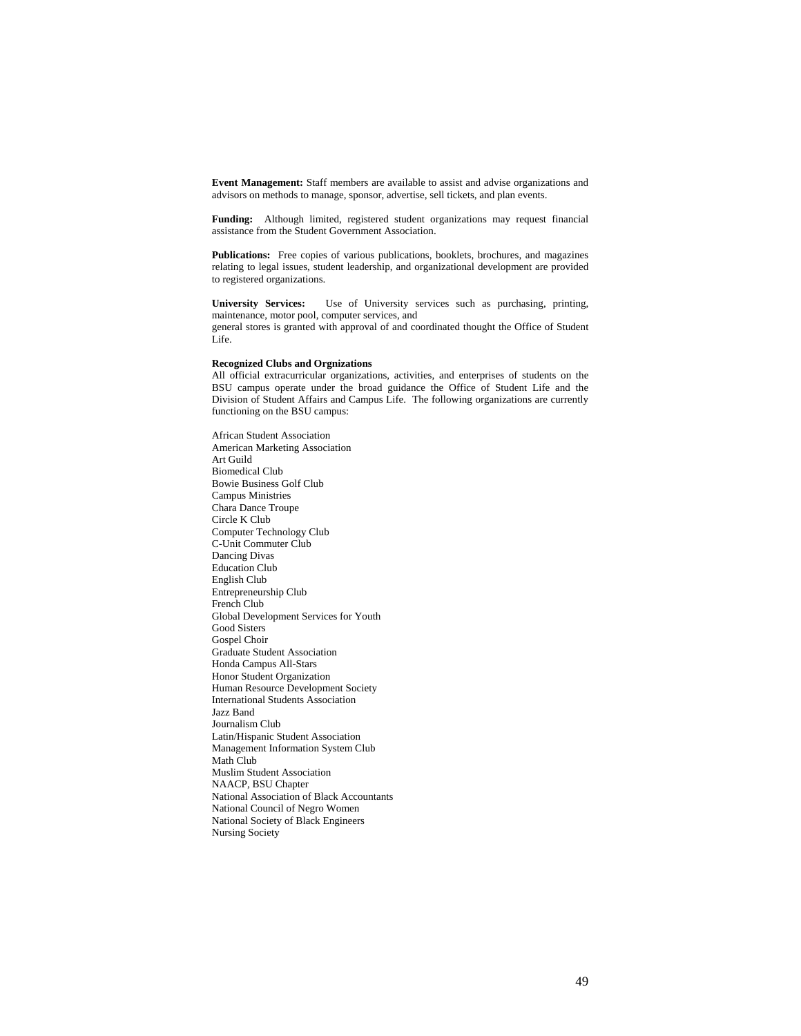**Event Management:** Staff members are available to assist and advise organizations and advisors on methods to manage, sponsor, advertise, sell tickets, and plan events.

**Funding:** Although limited, registered student organizations may request financial assistance from the Student Government Association.

**Publications:** Free copies of various publications, booklets, brochures, and magazines relating to legal issues, student leadership, and organizational development are provided to registered organizations.

**University Services:** Use of University services such as purchasing, printing, maintenance, motor pool, computer services, and
general stores is granted with approval of and coordinated thought the Office of Student Life.

**Recognized Clubs and Orgnizations**

All official extracurricular organizations, activities, and enterprises of students on the BSU campus operate under the broad guidance the Office of Student Life and the Division of Student Affairs and Campus Life. The following organizations are currently functioning on the BSU campus:

African Student Association
American Marketing Association
Art Guild
Biomedical Club
Bowie Business Golf Club
Campus Ministries
Chara Dance Troupe
Circle K Club
Computer Technology Club
C-Unit Commuter Club
Dancing Divas
Education Club
English Club
Entrepreneurship Club
French Club
Global Development Services for Youth
Good Sisters
Gospel Choir
Graduate Student Association
Honda Campus All-Stars
Honor Student Organization
Human Resource Development Society
International Students Association
Jazz Band
Journalism Club
Latin/Hispanic Student Association
Management Information System Club
Math Club
Muslim Student Association
NAACP, BSU Chapter
National Association of Black Accountants
National Council of Negro Women
National Society of Black Engineers
Nursing Society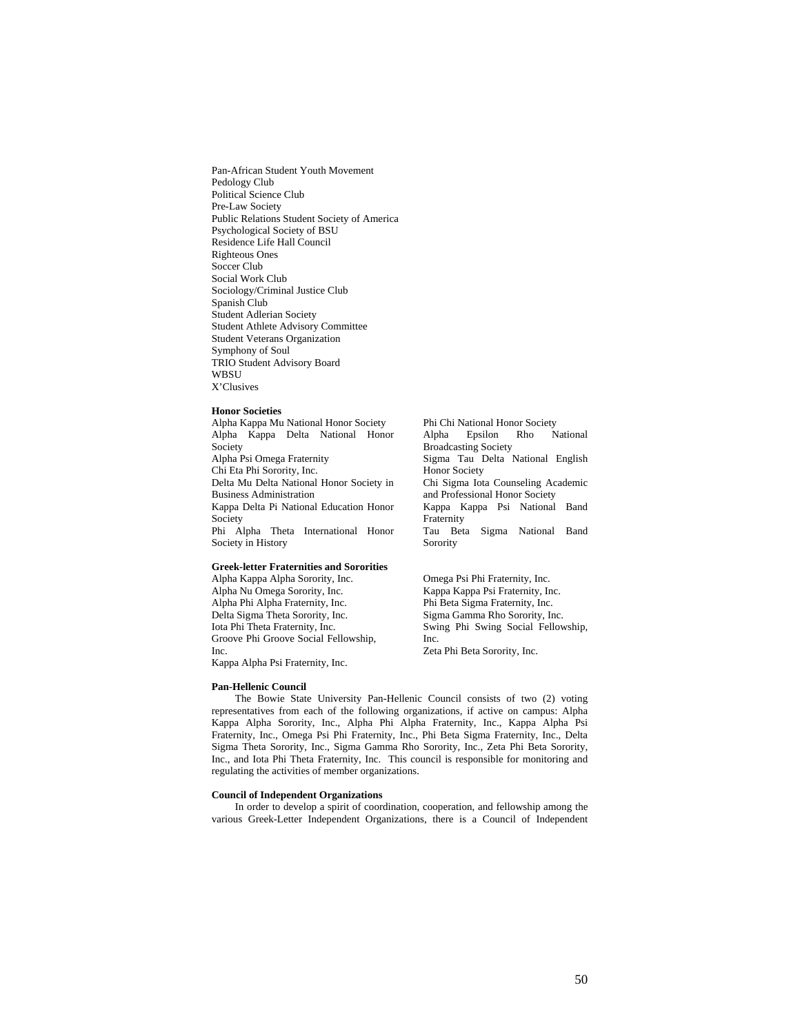Pan-African Student Youth Movement
Pedology Club
Political Science Club
Pre-Law Society
Public Relations Student Society of America
Psychological Society of BSU
Residence Life Hall Council
Righteous Ones
Soccer Club
Social Work Club
Sociology/Criminal Justice Club
Spanish Club
Student Adlerian Society
Student Athlete Advisory Committee
Student Veterans Organization
Symphony of Soul
TRIO Student Advisory Board
WBSU
X'Clusives

**Honor Societies**

Alpha Kappa Mu National Honor Society
Alpha Kappa Delta National Honor Society
Alpha Psi Omega Fraternity
Chi Eta Phi Sorority, Inc.
Delta Mu Delta National Honor Society in Business Administration
Kappa Delta Pi National Education Honor Society
Phi Alpha Theta International Honor Society in History
Phi Chi National Honor Society
Alpha Epsilon Rho National Broadcasting Society
Sigma Tau Delta National English Honor Society
Chi Sigma Iota Counseling Academic and Professional Honor Society
Kappa Kappa Psi National Band Fraternity
Tau Beta Sigma National Band Sorority

**Greek-letter Fraternities and Sororities**

Alpha Kappa Alpha Sorority, Inc.
Alpha Nu Omega Sorority, Inc.
Alpha Phi Alpha Fraternity, Inc.
Delta Sigma Theta Sorority, Inc.
Iota Phi Theta Fraternity, Inc.
Groove Phi Groove Social Fellowship, Inc.
Kappa Alpha Psi Fraternity, Inc.
Omega Psi Phi Fraternity, Inc.
Kappa Kappa Psi Fraternity, Inc.
Phi Beta Sigma Fraternity, Inc.
Sigma Gamma Rho Sorority, Inc.
Swing Phi Swing Social Fellowship, Inc.
Zeta Phi Beta Sorority, Inc.

**Pan-Hellenic Council**

The Bowie State University Pan-Hellenic Council consists of two (2) voting representatives from each of the following organizations, if active on campus: Alpha Kappa Alpha Sorority, Inc., Alpha Phi Alpha Fraternity, Inc., Kappa Alpha Psi Fraternity, Inc., Omega Psi Phi Fraternity, Inc., Phi Beta Sigma Fraternity, Inc., Delta Sigma Theta Sorority, Inc., Sigma Gamma Rho Sorority, Inc., Zeta Phi Beta Sorority, Inc., and Iota Phi Theta Fraternity, Inc. This council is responsible for monitoring and regulating the activities of member organizations.

**Council of Independent Organizations**

In order to develop a spirit of coordination, cooperation, and fellowship among the various Greek-Letter Independent Organizations, there is a Council of Independent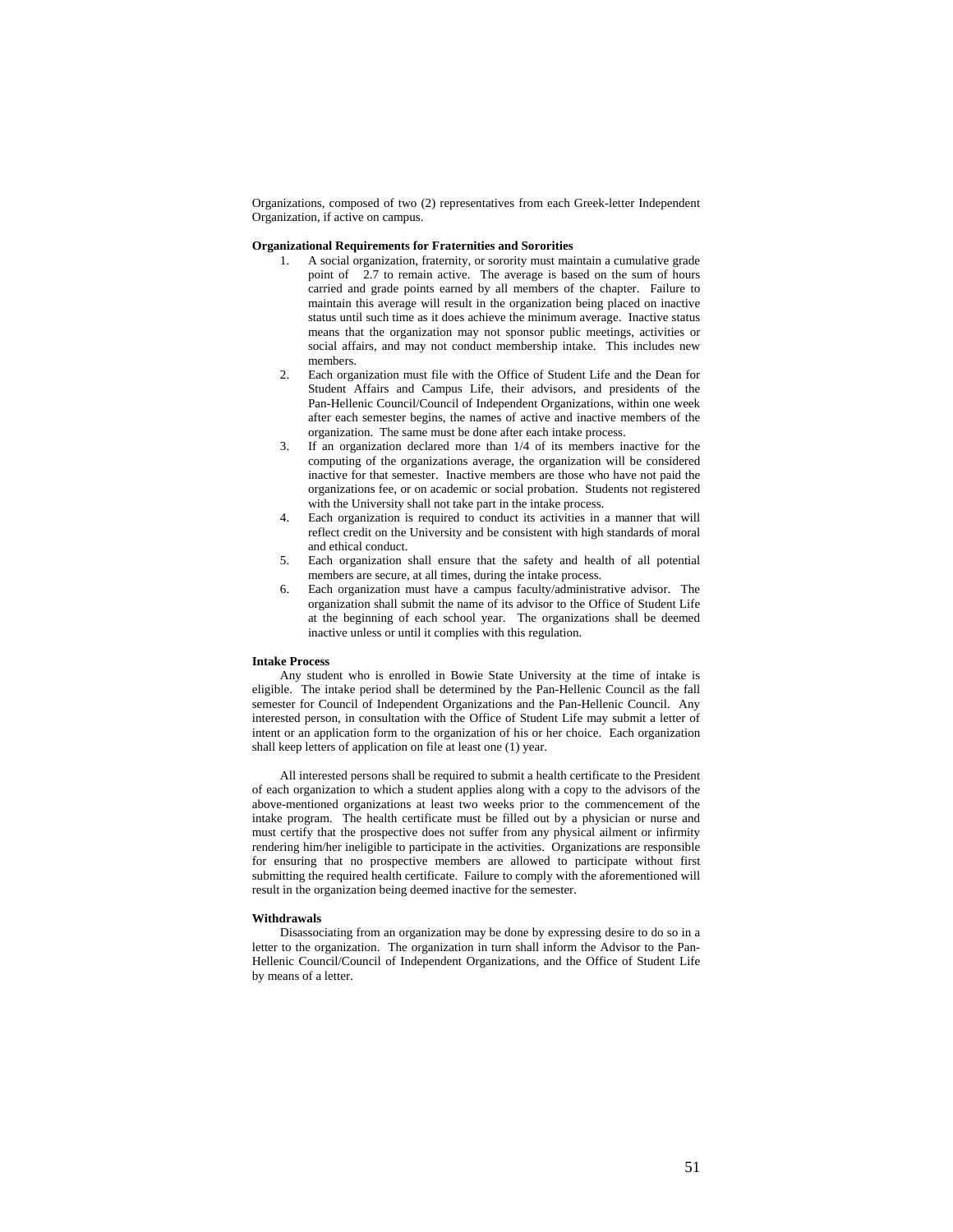Organizations, composed of two (2) representatives from each Greek-letter Independent Organization, if active on campus.

**Organizational Requirements for Fraternities and Sororities**

1. A social organization, fraternity, or sorority must maintain a cumulative grade point of 2.7 to remain active. The average is based on the sum of hours carried and grade points earned by all members of the chapter. Failure to maintain this average will result in the organization being placed on inactive status until such time as it does achieve the minimum average. Inactive status means that the organization may not sponsor public meetings, activities or social affairs, and may not conduct membership intake. This includes new members.
2. Each organization must file with the Office of Student Life and the Dean for Student Affairs and Campus Life, their advisors, and presidents of the Pan-Hellenic Council/Council of Independent Organizations, within one week after each semester begins, the names of active and inactive members of the organization. The same must be done after each intake process.
3. If an organization declared more than 1/4 of its members inactive for the computing of the organizations average, the organization will be considered inactive for that semester. Inactive members are those who have not paid the organizations fee, or on academic or social probation. Students not registered with the University shall not take part in the intake process.
4. Each organization is required to conduct its activities in a manner that will reflect credit on the University and be consistent with high standards of moral and ethical conduct.
5. Each organization shall ensure that the safety and health of all potential members are secure, at all times, during the intake process.
6. Each organization must have a campus faculty/administrative advisor. The organization shall submit the name of its advisor to the Office of Student Life at the beginning of each school year. The organizations shall be deemed inactive unless or until it complies with this regulation.

**Intake Process**

Any student who is enrolled in Bowie State University at the time of intake is eligible. The intake period shall be determined by the Pan-Hellenic Council as the fall semester for Council of Independent Organizations and the Pan-Hellenic Council. Any interested person, in consultation with the Office of Student Life may submit a letter of intent or an application form to the organization of his or her choice. Each organization shall keep letters of application on file at least one (1) year.

All interested persons shall be required to submit a health certificate to the President of each organization to which a student applies along with a copy to the advisors of the above-mentioned organizations at least two weeks prior to the commencement of the intake program. The health certificate must be filled out by a physician or nurse and must certify that the prospective does not suffer from any physical ailment or infirmity rendering him/her ineligible to participate in the activities. Organizations are responsible for ensuring that no prospective members are allowed to participate without first submitting the required health certificate. Failure to comply with the aforementioned will result in the organization being deemed inactive for the semester.

**Withdrawals**

Disassociating from an organization may be done by expressing desire to do so in a letter to the organization. The organization in turn shall inform the Advisor to the Pan-Hellenic Council/Council of Independent Organizations, and the Office of Student Life by means of a letter.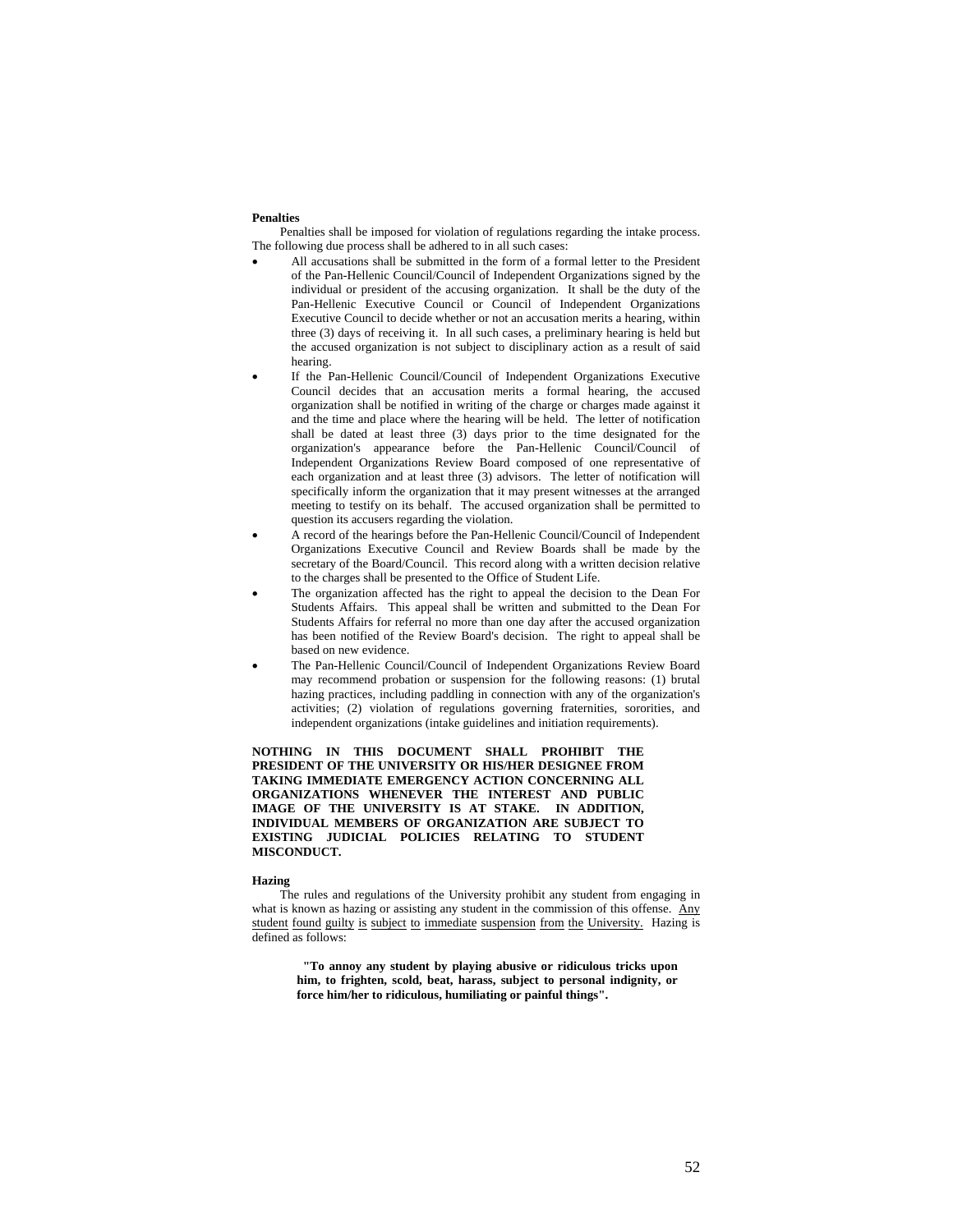**Penalties**

Penalties shall be imposed for violation of regulations regarding the intake process. The following due process shall be adhered to in all such cases:

- All accusations shall be submitted in the form of a formal letter to the President of the Pan-Hellenic Council/Council of Independent Organizations signed by the individual or president of the accusing organization. It shall be the duty of the Pan-Hellenic Executive Council or Council of Independent Organizations Executive Council to decide whether or not an accusation merits a hearing, within three (3) days of receiving it. In all such cases, a preliminary hearing is held but the accused organization is not subject to disciplinary action as a result of said hearing.
- If the Pan-Hellenic Council/Council of Independent Organizations Executive Council decides that an accusation merits a formal hearing, the accused organization shall be notified in writing of the charge or charges made against it and the time and place where the hearing will be held. The letter of notification shall be dated at least three (3) days prior to the time designated for the organization's appearance before the Pan-Hellenic Council/Council of Independent Organizations Review Board composed of one representative of each organization and at least three (3) advisors. The letter of notification will specifically inform the organization that it may present witnesses at the arranged meeting to testify on its behalf. The accused organization shall be permitted to question its accusers regarding the violation.
- A record of the hearings before the Pan-Hellenic Council/Council of Independent Organizations Executive Council and Review Boards shall be made by the secretary of the Board/Council. This record along with a written decision relative to the charges shall be presented to the Office of Student Life.
- The organization affected has the right to appeal the decision to the Dean For Students Affairs. This appeal shall be written and submitted to the Dean For Students Affairs for referral no more than one day after the accused organization has been notified of the Review Board's decision. The right to appeal shall be based on new evidence.
- The Pan-Hellenic Council/Council of Independent Organizations Review Board may recommend probation or suspension for the following reasons: (1) brutal hazing practices, including paddling in connection with any of the organization's activities; (2) violation of regulations governing fraternities, sororities, and independent organizations (intake guidelines and initiation requirements).

**NOTHING IN THIS DOCUMENT SHALL PROHIBIT THE PRESIDENT OF THE UNIVERSITY OR HIS/HER DESIGNEE FROM TAKING IMMEDIATE EMERGENCY ACTION CONCERNING ALL ORGANIZATIONS WHENEVER THE INTEREST AND PUBLIC IMAGE OF THE UNIVERSITY IS AT STAKE. IN ADDITION, INDIVIDUAL MEMBERS OF ORGANIZATION ARE SUBJECT TO EXISTING JUDICIAL POLICIES RELATING TO STUDENT MISCONDUCT.**

**Hazing**

The rules and regulations of the University prohibit any student from engaging in what is known as hazing or assisting any student in the commission of this offense. <u>Any student found guilty is subject to immediate suspension from the University.</u> Hazing is defined as follows:

> **"To annoy any student by playing abusive or ridiculous tricks upon him, to frighten, scold, beat, harass, subject to personal indignity, or force him/her to ridiculous, humiliating or painful things".**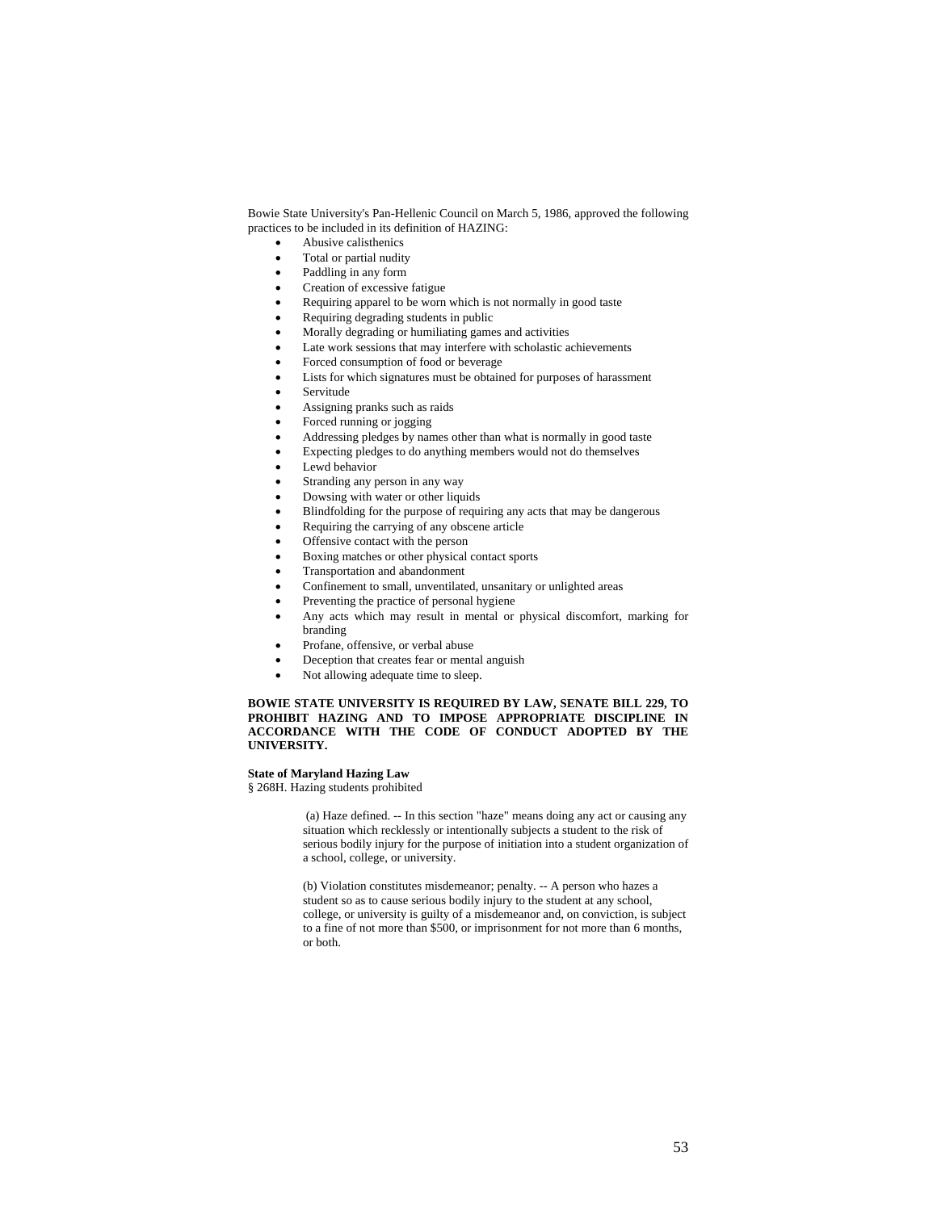Bowie State University's Pan-Hellenic Council on March 5, 1986, approved the following practices to be included in its definition of HAZING:

- Abusive calisthenics
- Total or partial nudity
- Paddling in any form
- Creation of excessive fatigue
- Requiring apparel to be worn which is not normally in good taste
- Requiring degrading students in public
- Morally degrading or humiliating games and activities
- Late work sessions that may interfere with scholastic achievements
- Forced consumption of food or beverage
- Lists for which signatures must be obtained for purposes of harassment
- Servitude
- Assigning pranks such as raids
- Forced running or jogging
- Addressing pledges by names other than what is normally in good taste
- Expecting pledges to do anything members would not do themselves
- Lewd behavior
- Stranding any person in any way
- Dowsing with water or other liquids
- Blindfolding for the purpose of requiring any acts that may be dangerous
- Requiring the carrying of any obscene article
- Offensive contact with the person
- Boxing matches or other physical contact sports
- Transportation and abandonment
- Confinement to small, unventilated, unsanitary or unlighted areas
- Preventing the practice of personal hygiene
- Any acts which may result in mental or physical discomfort, marking for branding
- Profane, offensive, or verbal abuse
- Deception that creates fear or mental anguish
- Not allowing adequate time to sleep.

**BOWIE STATE UNIVERSITY IS REQUIRED BY LAW, SENATE BILL 229, TO PROHIBIT HAZING AND TO IMPOSE APPROPRIATE DISCIPLINE IN ACCORDANCE WITH THE CODE OF CONDUCT ADOPTED BY THE UNIVERSITY.**

**State of Maryland Hazing Law**

§ 268H. Hazing students prohibited

> (a) Haze defined. -- In this section "haze" means doing any act or causing any situation which recklessly or intentionally subjects a student to the risk of serious bodily injury for the purpose of initiation into a student organization of a school, college, or university.
>
> (b) Violation constitutes misdemeanor; penalty. -- A person who hazes a student so as to cause serious bodily injury to the student at any school, college, or university is guilty of a misdemeanor and, on conviction, is subject to a fine of not more than $500, or imprisonment for not more than 6 months, or both.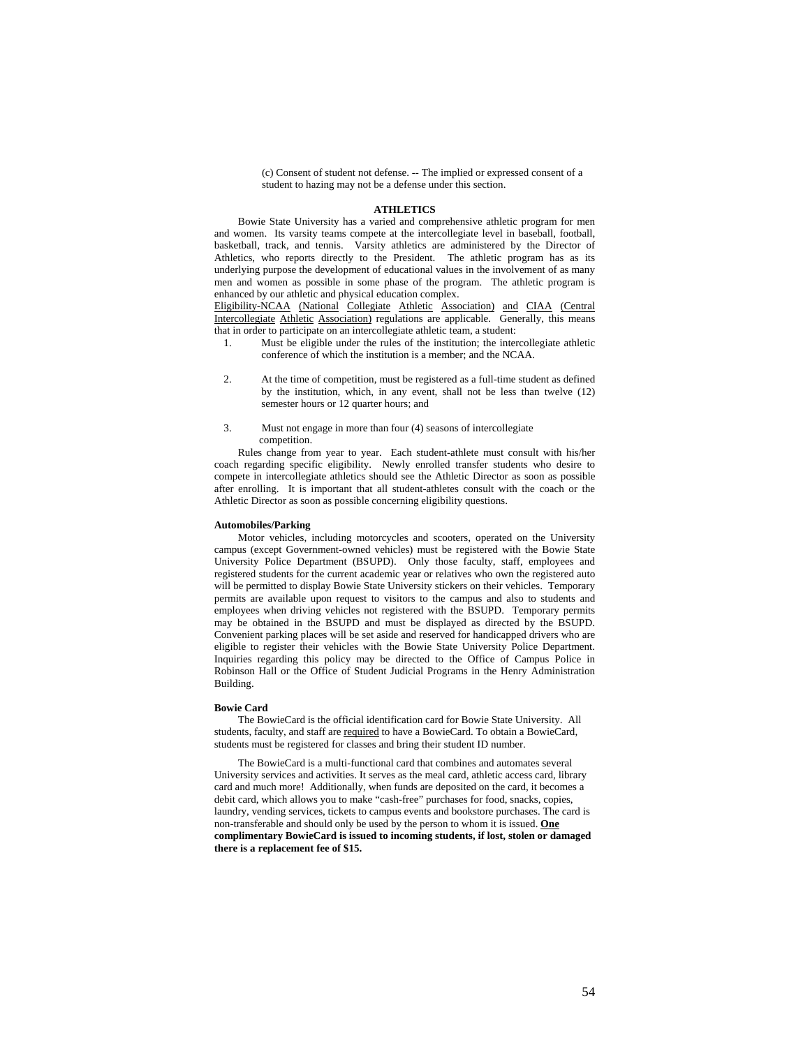(c) Consent of student not defense. -- The implied or expressed consent of a student to hazing may not be a defense under this section.

## ATHLETICS

Bowie State University has a varied and comprehensive athletic program for men and women. Its varsity teams compete at the intercollegiate level in baseball, football, basketball, track, and tennis. Varsity athletics are administered by the Director of Athletics, who reports directly to the President. The athletic program has as its underlying purpose the development of educational values in the involvement of as many men and women as possible in some phase of the program. The athletic program is enhanced by our athletic and physical education complex.

Eligibility-NCAA (National Collegiate Athletic Association) and CIAA (Central Intercollegiate Athletic Association) regulations are applicable. Generally, this means that in order to participate on an intercollegiate athletic team, a student:

1. Must be eligible under the rules of the institution; the intercollegiate athletic conference of which the institution is a member; and the NCAA.
2. At the time of competition, must be registered as a full-time student as defined by the institution, which, in any event, shall not be less than twelve (12) semester hours or 12 quarter hours; and
3. Must not engage in more than four (4) seasons of intercollegiate competition.

Rules change from year to year. Each student-athlete must consult with his/her coach regarding specific eligibility. Newly enrolled transfer students who desire to compete in intercollegiate athletics should see the Athletic Director as soon as possible after enrolling. It is important that all student-athletes consult with the coach or the Athletic Director as soon as possible concerning eligibility questions.

### Automobiles/Parking

Motor vehicles, including motorcycles and scooters, operated on the University campus (except Government-owned vehicles) must be registered with the Bowie State University Police Department (BSUPD). Only those faculty, staff, employees and registered students for the current academic year or relatives who own the registered auto will be permitted to display Bowie State University stickers on their vehicles. Temporary permits are available upon request to visitors to the campus and also to students and employees when driving vehicles not registered with the BSUPD. Temporary permits may be obtained in the BSUPD and must be displayed as directed by the BSUPD. Convenient parking places will be set aside and reserved for handicapped drivers who are eligible to register their vehicles with the Bowie State University Police Department. Inquiries regarding this policy may be directed to the Office of Campus Police in Robinson Hall or the Office of Student Judicial Programs in the Henry Administration Building.

### Bowie Card

The BowieCard is the official identification card for Bowie State University. All students, faculty, and staff are required to have a BowieCard. To obtain a BowieCard, students must be registered for classes and bring their student ID number.

The BowieCard is a multi-functional card that combines and automates several University services and activities. It serves as the meal card, athletic access card, library card and much more! Additionally, when funds are deposited on the card, it becomes a debit card, which allows you to make "cash-free" purchases for food, snacks, copies, laundry, vending services, tickets to campus events and bookstore purchases. The card is non-transferable and should only be used by the person to whom it is issued. **One complimentary BowieCard is issued to incoming students, if lost, stolen or damaged there is a replacement fee of $15.**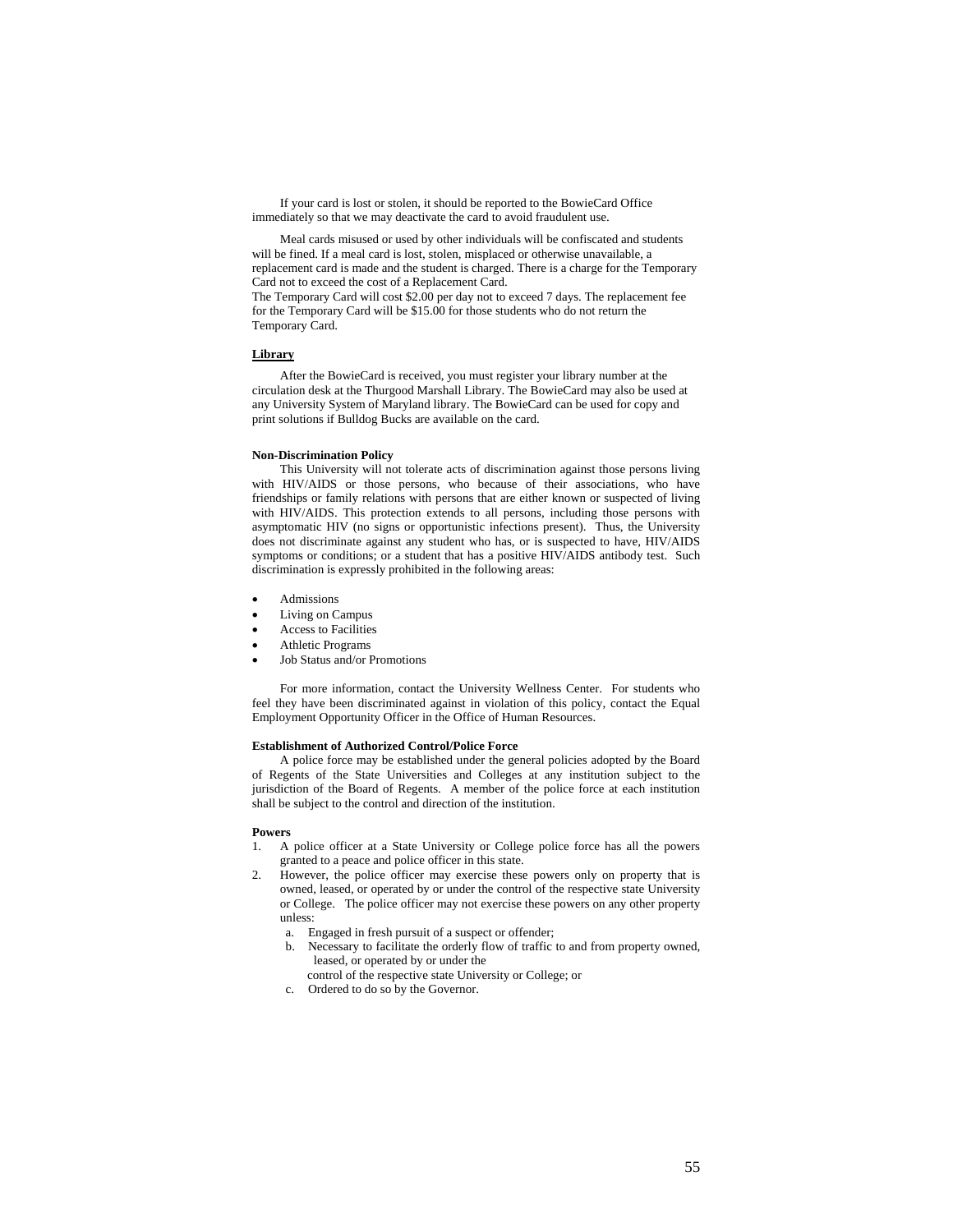If your card is lost or stolen, it should be reported to the BowieCard Office immediately so that we may deactivate the card to avoid fraudulent use.

Meal cards misused or used by other individuals will be confiscated and students will be fined. If a meal card is lost, stolen, misplaced or otherwise unavailable, a replacement card is made and the student is charged. There is a charge for the Temporary Card not to exceed the cost of a Replacement Card.
The Temporary Card will cost $2.00 per day not to exceed 7 days. The replacement fee for the Temporary Card will be $15.00 for those students who do not return the Temporary Card.

**Library**

After the BowieCard is received, you must register your library number at the circulation desk at the Thurgood Marshall Library. The BowieCard may also be used at any University System of Maryland library. The BowieCard can be used for copy and print solutions if Bulldog Bucks are available on the card.

**Non-Discrimination Policy**

This University will not tolerate acts of discrimination against those persons living with HIV/AIDS or those persons, who because of their associations, who have friendships or family relations with persons that are either known or suspected of living with HIV/AIDS. This protection extends to all persons, including those persons with asymptomatic HIV (no signs or opportunistic infections present). Thus, the University does not discriminate against any student who has, or is suspected to have, HIV/AIDS symptoms or conditions; or a student that has a positive HIV/AIDS antibody test. Such discrimination is expressly prohibited in the following areas:

- Admissions
- Living on Campus
- Access to Facilities
- Athletic Programs
- Job Status and/or Promotions

For more information, contact the University Wellness Center. For students who feel they have been discriminated against in violation of this policy, contact the Equal Employment Opportunity Officer in the Office of Human Resources.

**Establishment of Authorized Control/Police Force**

A police force may be established under the general policies adopted by the Board of Regents of the State Universities and Colleges at any institution subject to the jurisdiction of the Board of Regents. A member of the police force at each institution shall be subject to the control and direction of the institution.

**Powers**

1. A police officer at a State University or College police force has all the powers granted to a peace and police officer in this state.
2. However, the police officer may exercise these powers only on property that is owned, leased, or operated by or under the control of the respective state University or College. The police officer may not exercise these powers on any other property unless:
   a. Engaged in fresh pursuit of a suspect or offender;
   b. Necessary to facilitate the orderly flow of traffic to and from property owned, leased, or operated by or under the control of the respective state University or College; or
   c. Ordered to do so by the Governor.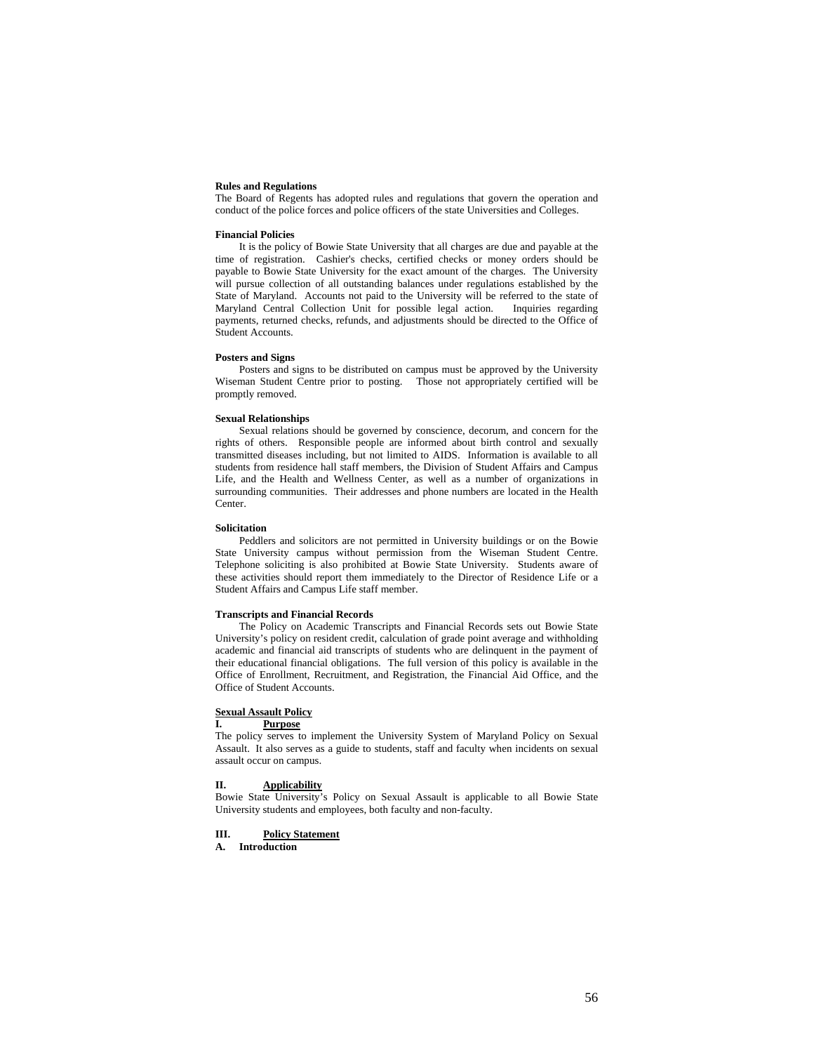**Rules and Regulations**

The Board of Regents has adopted rules and regulations that govern the operation and conduct of the police forces and police officers of the state Universities and Colleges.

**Financial Policies**

It is the policy of Bowie State University that all charges are due and payable at the time of registration. Cashier's checks, certified checks or money orders should be payable to Bowie State University for the exact amount of the charges. The University will pursue collection of all outstanding balances under regulations established by the State of Maryland. Accounts not paid to the University will be referred to the state of Maryland Central Collection Unit for possible legal action. Inquiries regarding payments, returned checks, refunds, and adjustments should be directed to the Office of Student Accounts.

**Posters and Signs**

Posters and signs to be distributed on campus must be approved by the University Wiseman Student Centre prior to posting. Those not appropriately certified will be promptly removed.

**Sexual Relationships**

Sexual relations should be governed by conscience, decorum, and concern for the rights of others. Responsible people are informed about birth control and sexually transmitted diseases including, but not limited to AIDS. Information is available to all students from residence hall staff members, the Division of Student Affairs and Campus Life, and the Health and Wellness Center, as well as a number of organizations in surrounding communities. Their addresses and phone numbers are located in the Health Center.

**Solicitation**

Peddlers and solicitors are not permitted in University buildings or on the Bowie State University campus without permission from the Wiseman Student Centre. Telephone soliciting is also prohibited at Bowie State University. Students aware of these activities should report them immediately to the Director of Residence Life or a Student Affairs and Campus Life staff member.

**Transcripts and Financial Records**

The Policy on Academic Transcripts and Financial Records sets out Bowie State University's policy on resident credit, calculation of grade point average and withholding academic and financial aid transcripts of students who are delinquent in the payment of their educational financial obligations. The full version of this policy is available in the Office of Enrollment, Recruitment, and Registration, the Financial Aid Office, and the Office of Student Accounts.

**Sexual Assault Policy**

**I. Purpose**

The policy serves to implement the University System of Maryland Policy on Sexual Assault. It also serves as a guide to students, staff and faculty when incidents on sexual assault occur on campus.

**II. Applicability**

Bowie State University's Policy on Sexual Assault is applicable to all Bowie State University students and employees, both faculty and non-faculty.

**III. Policy Statement**

**A. Introduction**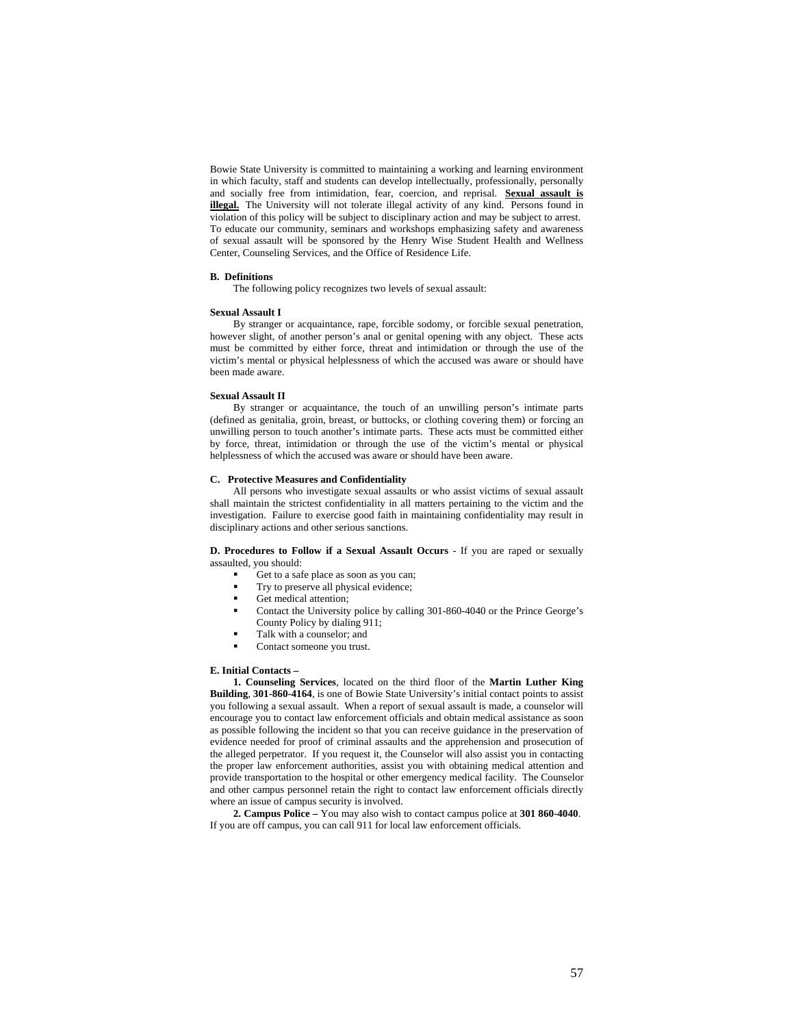Bowie State University is committed to maintaining a working and learning environment in which faculty, staff and students can develop intellectually, professionally, personally and socially free from intimidation, fear, coercion, and reprisal. **Sexual assault is illegal.** The University will not tolerate illegal activity of any kind. Persons found in violation of this policy will be subject to disciplinary action and may be subject to arrest. To educate our community, seminars and workshops emphasizing safety and awareness of sexual assault will be sponsored by the Henry Wise Student Health and Wellness Center, Counseling Services, and the Office of Residence Life.

**B. Definitions**

The following policy recognizes two levels of sexual assault:

**Sexual Assault I**

By stranger or acquaintance, rape, forcible sodomy, or forcible sexual penetration, however slight, of another person's anal or genital opening with any object. These acts must be committed by either force, threat and intimidation or through the use of the victim's mental or physical helplessness of which the accused was aware or should have been made aware.

**Sexual Assault II**

By stranger or acquaintance, the touch of an unwilling person's intimate parts (defined as genitalia, groin, breast, or buttocks, or clothing covering them) or forcing an unwilling person to touch another's intimate parts. These acts must be committed either by force, threat, intimidation or through the use of the victim's mental or physical helplessness of which the accused was aware or should have been aware.

**C. Protective Measures and Confidentiality**

All persons who investigate sexual assaults or who assist victims of sexual assault shall maintain the strictest confidentiality in all matters pertaining to the victim and the investigation. Failure to exercise good faith in maintaining confidentiality may result in disciplinary actions and other serious sanctions.

**D. Procedures to Follow if a Sexual Assault Occurs** - If you are raped or sexually assaulted, you should:

- Get to a safe place as soon as you can;
- Try to preserve all physical evidence;
- Get medical attention;
- Contact the University police by calling 301-860-4040 or the Prince George's County Policy by dialing 911;
- Talk with a counselor; and
- Contact someone you trust.

**E. Initial Contacts –**

**1. Counseling Services**, located on the third floor of the **Martin Luther King Building**, **301-860-4164**, is one of Bowie State University's initial contact points to assist you following a sexual assault. When a report of sexual assault is made, a counselor will encourage you to contact law enforcement officials and obtain medical assistance as soon as possible following the incident so that you can receive guidance in the preservation of evidence needed for proof of criminal assaults and the apprehension and prosecution of the alleged perpetrator. If you request it, the Counselor will also assist you in contacting the proper law enforcement authorities, assist you with obtaining medical attention and provide transportation to the hospital or other emergency medical facility. The Counselor and other campus personnel retain the right to contact law enforcement officials directly where an issue of campus security is involved.

**2. Campus Police –** You may also wish to contact campus police at **301 860-4040**. If you are off campus, you can call 911 for local law enforcement officials.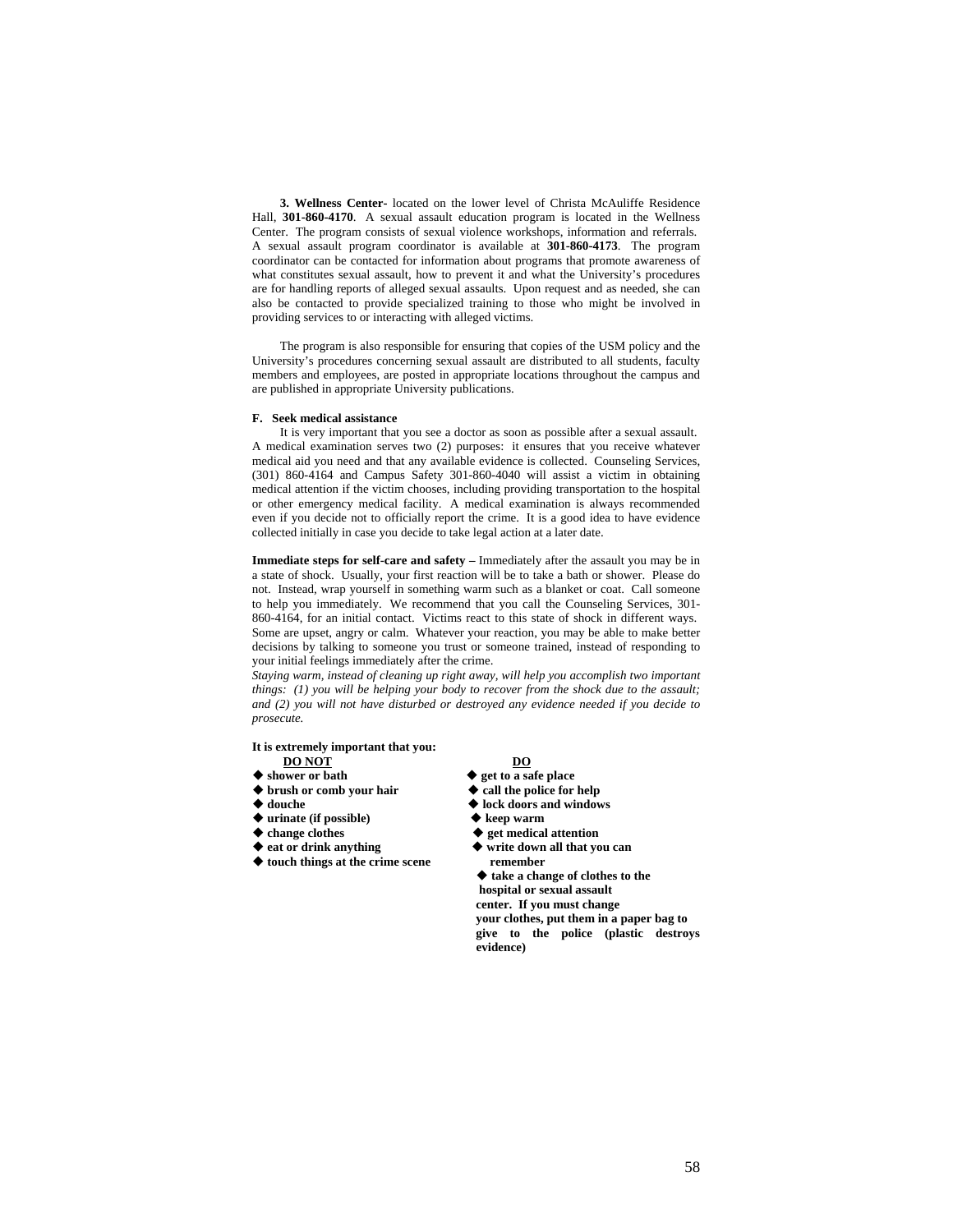**3. Wellness Center-** located on the lower level of Christa McAuliffe Residence Hall, **301-860-4170**. A sexual assault education program is located in the Wellness Center. The program consists of sexual violence workshops, information and referrals. A sexual assault program coordinator is available at **301-860-4173**. The program coordinator can be contacted for information about programs that promote awareness of what constitutes sexual assault, how to prevent it and what the University's procedures are for handling reports of alleged sexual assaults. Upon request and as needed, she can also be contacted to provide specialized training to those who might be involved in providing services to or interacting with alleged victims.

The program is also responsible for ensuring that copies of the USM policy and the University's procedures concerning sexual assault are distributed to all students, faculty members and employees, are posted in appropriate locations throughout the campus and are published in appropriate University publications.

**F. Seek medical assistance**

It is very important that you see a doctor as soon as possible after a sexual assault. A medical examination serves two (2) purposes: it ensures that you receive whatever medical aid you need and that any available evidence is collected. Counseling Services, (301) 860-4164 and Campus Safety 301-860-4040 will assist a victim in obtaining medical attention if the victim chooses, including providing transportation to the hospital or other emergency medical facility. A medical examination is always recommended even if you decide not to officially report the crime. It is a good idea to have evidence collected initially in case you decide to take legal action at a later date.

**Immediate steps for self-care and safety –** Immediately after the assault you may be in a state of shock. Usually, your first reaction will be to take a bath or shower. Please do not. Instead, wrap yourself in something warm such as a blanket or coat. Call someone to help you immediately. We recommend that you call the Counseling Services, 301-860-4164, for an initial contact. Victims react to this state of shock in different ways. Some are upset, angry or calm. Whatever your reaction, you may be able to make better decisions by talking to someone you trust or someone trained, instead of responding to your initial feelings immediately after the crime.

*Staying warm, instead of cleaning up right away, will help you accomplish two important things: (1) you will be helping your body to recover from the shock due to the assault; and (2) you will not have disturbed or destroyed any evidence needed if you decide to prosecute.*

**It is extremely important that you:**

**DO NOT**

- **shower or bath**
- **brush or comb your hair**
- **douche**
- **urinate (if possible)**
- **change clothes**
- **eat or drink anything**
- **touch things at the crime scene**

**DO**

- **get to a safe place**
- **call the police for help**
- **lock doors and windows**
- **keep warm**
- **get medical attention**
- **write down all that you can remember**
- **take a change of clothes to the hospital or sexual assault center. If you must change your clothes, put them in a paper bag to give to the police (plastic destroys evidence)**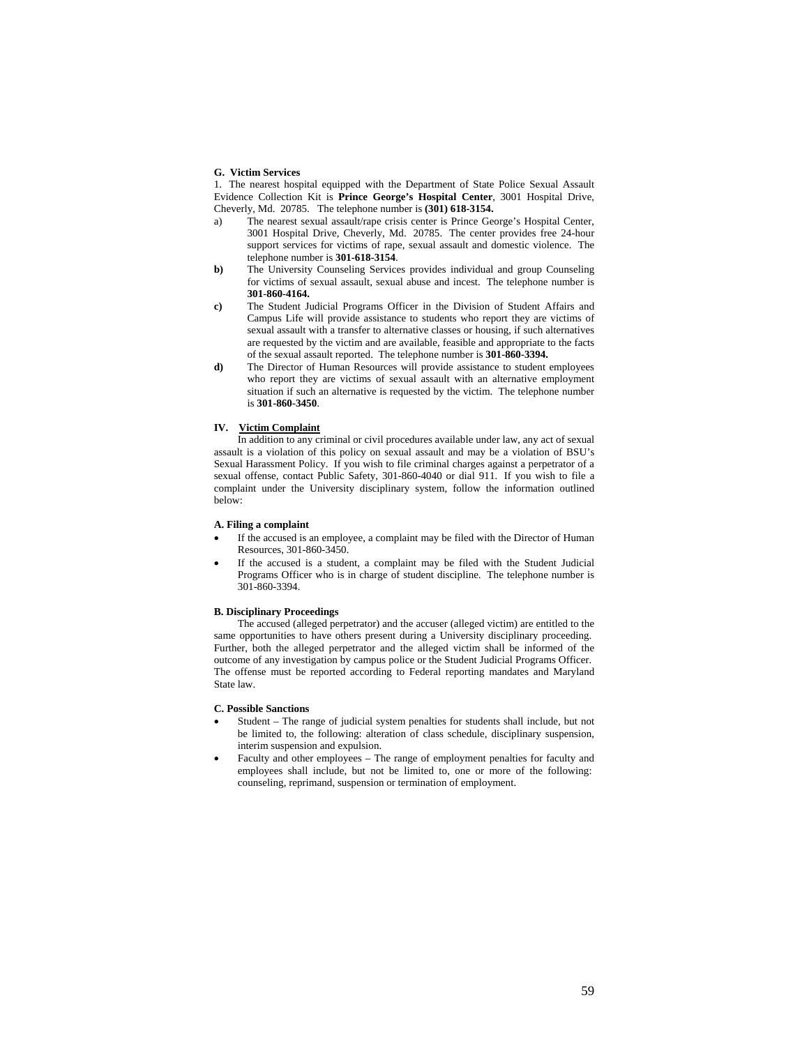**G. Victim Services**

1. The nearest hospital equipped with the Department of State Police Sexual Assault Evidence Collection Kit is **Prince George's Hospital Center**, 3001 Hospital Drive, Cheverly, Md. 20785. The telephone number is **(301) 618-3154.**

a) The nearest sexual assault/rape crisis center is Prince George's Hospital Center, 3001 Hospital Drive, Cheverly, Md. 20785. The center provides free 24-hour support services for victims of rape, sexual assault and domestic violence. The telephone number is **301-618-3154**.

**b)** The University Counseling Services provides individual and group Counseling for victims of sexual assault, sexual abuse and incest. The telephone number is **301-860-4164.**

**c)** The Student Judicial Programs Officer in the Division of Student Affairs and Campus Life will provide assistance to students who report they are victims of sexual assault with a transfer to alternative classes or housing, if such alternatives are requested by the victim and are available, feasible and appropriate to the facts of the sexual assault reported. The telephone number is **301-860-3394.**

**d)** The Director of Human Resources will provide assistance to student employees who report they are victims of sexual assault with an alternative employment situation if such an alternative is requested by the victim. The telephone number is **301-860-3450**.

## IV. Victim Complaint

In addition to any criminal or civil procedures available under law, any act of sexual assault is a violation of this policy on sexual assault and may be a violation of BSU's Sexual Harassment Policy. If you wish to file criminal charges against a perpetrator of a sexual offense, contact Public Safety, 301-860-4040 or dial 911. If you wish to file a complaint under the University disciplinary system, follow the information outlined below:

**A. Filing a complaint**

- If the accused is an employee, a complaint may be filed with the Director of Human Resources, 301-860-3450.
- If the accused is a student, a complaint may be filed with the Student Judicial Programs Officer who is in charge of student discipline. The telephone number is 301-860-3394.

**B. Disciplinary Proceedings**

The accused (alleged perpetrator) and the accuser (alleged victim) are entitled to the same opportunities to have others present during a University disciplinary proceeding. Further, both the alleged perpetrator and the alleged victim shall be informed of the outcome of any investigation by campus police or the Student Judicial Programs Officer. The offense must be reported according to Federal reporting mandates and Maryland State law.

**C. Possible Sanctions**

- Student – The range of judicial system penalties for students shall include, but not be limited to, the following: alteration of class schedule, disciplinary suspension, interim suspension and expulsion.
- Faculty and other employees – The range of employment penalties for faculty and employees shall include, but not be limited to, one or more of the following: counseling, reprimand, suspension or termination of employment.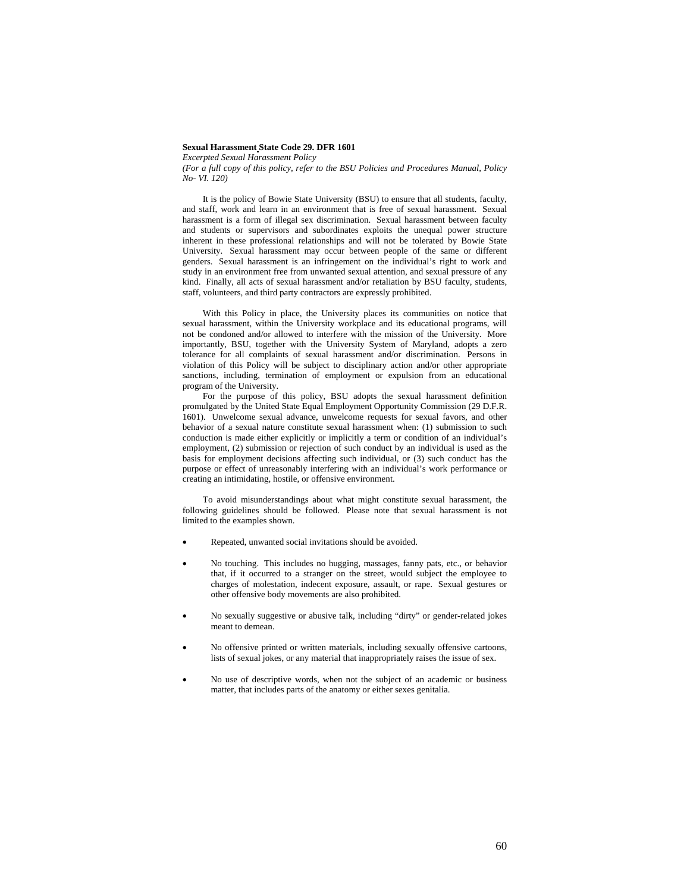**Sexual Harassment State Code 29. DFR 1601**

*Excerpted Sexual Harassment Policy*

*(For a full copy of this policy, refer to the BSU Policies and Procedures Manual, Policy No- VI. 120)*

It is the policy of Bowie State University (BSU) to ensure that all students, faculty, and staff, work and learn in an environment that is free of sexual harassment. Sexual harassment is a form of illegal sex discrimination. Sexual harassment between faculty and students or supervisors and subordinates exploits the unequal power structure inherent in these professional relationships and will not be tolerated by Bowie State University. Sexual harassment may occur between people of the same or different genders. Sexual harassment is an infringement on the individual's right to work and study in an environment free from unwanted sexual attention, and sexual pressure of any kind. Finally, all acts of sexual harassment and/or retaliation by BSU faculty, students, staff, volunteers, and third party contractors are expressly prohibited.

With this Policy in place, the University places its communities on notice that sexual harassment, within the University workplace and its educational programs, will not be condoned and/or allowed to interfere with the mission of the University. More importantly, BSU, together with the University System of Maryland, adopts a zero tolerance for all complaints of sexual harassment and/or discrimination. Persons in violation of this Policy will be subject to disciplinary action and/or other appropriate sanctions, including, termination of employment or expulsion from an educational program of the University.

For the purpose of this policy, BSU adopts the sexual harassment definition promulgated by the United State Equal Employment Opportunity Commission (29 D.F.R. 1601). Unwelcome sexual advance, unwelcome requests for sexual favors, and other behavior of a sexual nature constitute sexual harassment when: (1) submission to such conduction is made either explicitly or implicitly a term or condition of an individual's employment, (2) submission or rejection of such conduct by an individual is used as the basis for employment decisions affecting such individual, or (3) such conduct has the purpose or effect of unreasonably interfering with an individual's work performance or creating an intimidating, hostile, or offensive environment.

To avoid misunderstandings about what might constitute sexual harassment, the following guidelines should be followed. Please note that sexual harassment is not limited to the examples shown.

- Repeated, unwanted social invitations should be avoided.
- No touching. This includes no hugging, massages, fanny pats, etc., or behavior that, if it occurred to a stranger on the street, would subject the employee to charges of molestation, indecent exposure, assault, or rape. Sexual gestures or other offensive body movements are also prohibited.
- No sexually suggestive or abusive talk, including "dirty" or gender-related jokes meant to demean.
- No offensive printed or written materials, including sexually offensive cartoons, lists of sexual jokes, or any material that inappropriately raises the issue of sex.
- No use of descriptive words, when not the subject of an academic or business matter, that includes parts of the anatomy or either sexes genitalia.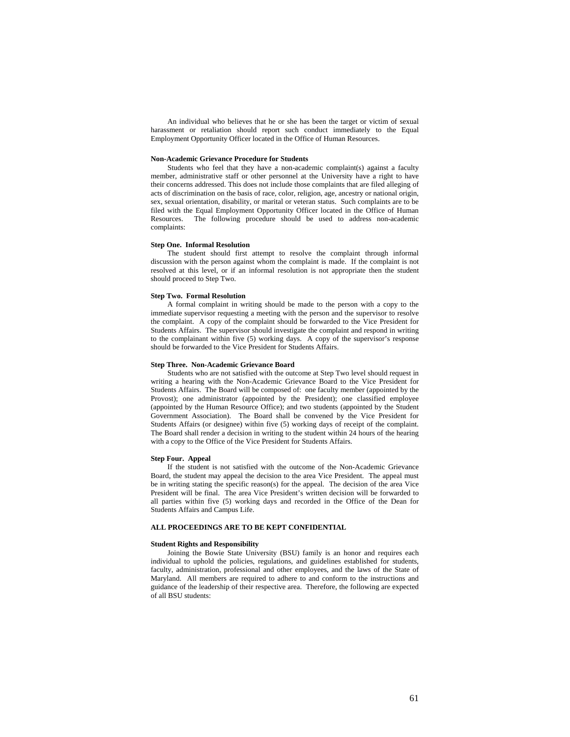An individual who believes that he or she has been the target or victim of sexual harassment or retaliation should report such conduct immediately to the Equal Employment Opportunity Officer located in the Office of Human Resources.

**Non-Academic Grievance Procedure for Students**

Students who feel that they have a non-academic complaint(s) against a faculty member, administrative staff or other personnel at the University have a right to have their concerns addressed. This does not include those complaints that are filed alleging of acts of discrimination on the basis of race, color, religion, age, ancestry or national origin, sex, sexual orientation, disability, or marital or veteran status. Such complaints are to be filed with the Equal Employment Opportunity Officer located in the Office of Human Resources. The following procedure should be used to address non-academic complaints:

**Step One. Informal Resolution**

The student should first attempt to resolve the complaint through informal discussion with the person against whom the complaint is made. If the complaint is not resolved at this level, or if an informal resolution is not appropriate then the student should proceed to Step Two.

**Step Two. Formal Resolution**

A formal complaint in writing should be made to the person with a copy to the immediate supervisor requesting a meeting with the person and the supervisor to resolve the complaint. A copy of the complaint should be forwarded to the Vice President for Students Affairs. The supervisor should investigate the complaint and respond in writing to the complainant within five (5) working days. A copy of the supervisor's response should be forwarded to the Vice President for Students Affairs.

**Step Three. Non-Academic Grievance Board**

Students who are not satisfied with the outcome at Step Two level should request in writing a hearing with the Non-Academic Grievance Board to the Vice President for Students Affairs. The Board will be composed of: one faculty member (appointed by the Provost); one administrator (appointed by the President); one classified employee (appointed by the Human Resource Office); and two students (appointed by the Student Government Association). The Board shall be convened by the Vice President for Students Affairs (or designee) within five (5) working days of receipt of the complaint. The Board shall render a decision in writing to the student within 24 hours of the hearing with a copy to the Office of the Vice President for Students Affairs.

**Step Four. Appeal**

If the student is not satisfied with the outcome of the Non-Academic Grievance Board, the student may appeal the decision to the area Vice President. The appeal must be in writing stating the specific reason(s) for the appeal. The decision of the area Vice President will be final. The area Vice President's written decision will be forwarded to all parties within five (5) working days and recorded in the Office of the Dean for Students Affairs and Campus Life.

**ALL PROCEEDINGS ARE TO BE KEPT CONFIDENTIAL**

**Student Rights and Responsibility**

Joining the Bowie State University (BSU) family is an honor and requires each individual to uphold the policies, regulations, and guidelines established for students, faculty, administration, professional and other employees, and the laws of the State of Maryland. All members are required to adhere to and conform to the instructions and guidance of the leadership of their respective area. Therefore, the following are expected of all BSU students: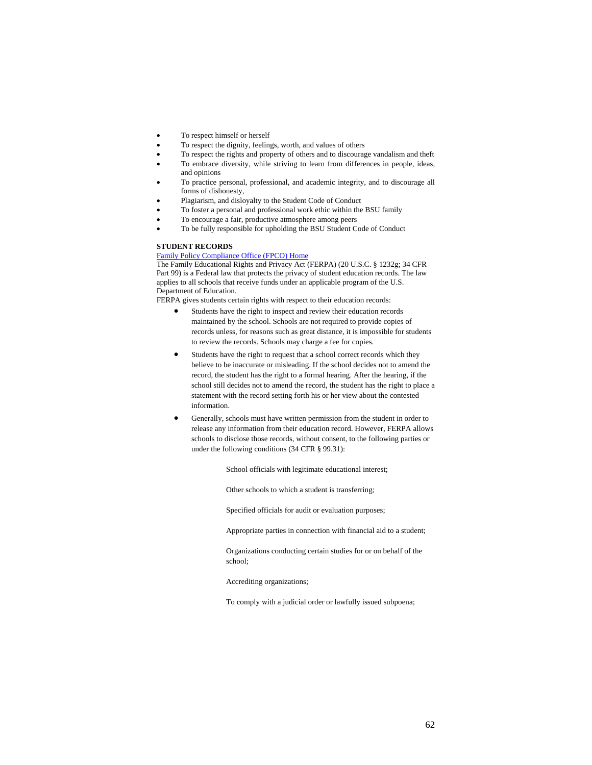- To respect himself or herself
- To respect the dignity, feelings, worth, and values of others
- To respect the rights and property of others and to discourage vandalism and theft
- To embrace diversity, while striving to learn from differences in people, ideas, and opinions
- To practice personal, professional, and academic integrity, and to discourage all forms of dishonesty,
- Plagiarism, and disloyalty to the Student Code of Conduct
- To foster a personal and professional work ethic within the BSU family
- To encourage a fair, productive atmosphere among peers
- To be fully responsible for upholding the BSU Student Code of Conduct

**STUDENT RECORDS**

[Family Policy Compliance Office (FPCO) Home]

The Family Educational Rights and Privacy Act (FERPA) (20 U.S.C. § 1232g; 34 CFR Part 99) is a Federal law that protects the privacy of student education records. The law applies to all schools that receive funds under an applicable program of the U.S. Department of Education.

FERPA gives students certain rights with respect to their education records:

- Students have the right to inspect and review their education records maintained by the school. Schools are not required to provide copies of records unless, for reasons such as great distance, it is impossible for students to review the records. Schools may charge a fee for copies.
- Students have the right to request that a school correct records which they believe to be inaccurate or misleading. If the school decides not to amend the record, the student has the right to a formal hearing. After the hearing, if the school still decides not to amend the record, the student has the right to place a statement with the record setting forth his or her view about the contested information.
- Generally, schools must have written permission from the student in order to release any information from their education record. However, FERPA allows schools to disclose those records, without consent, to the following parties or under the following conditions (34 CFR § 99.31):

    School officials with legitimate educational interest;

    Other schools to which a student is transferring;

    Specified officials for audit or evaluation purposes;

    Appropriate parties in connection with financial aid to a student;

    Organizations conducting certain studies for or on behalf of the school;

    Accrediting organizations;

    To comply with a judicial order or lawfully issued subpoena;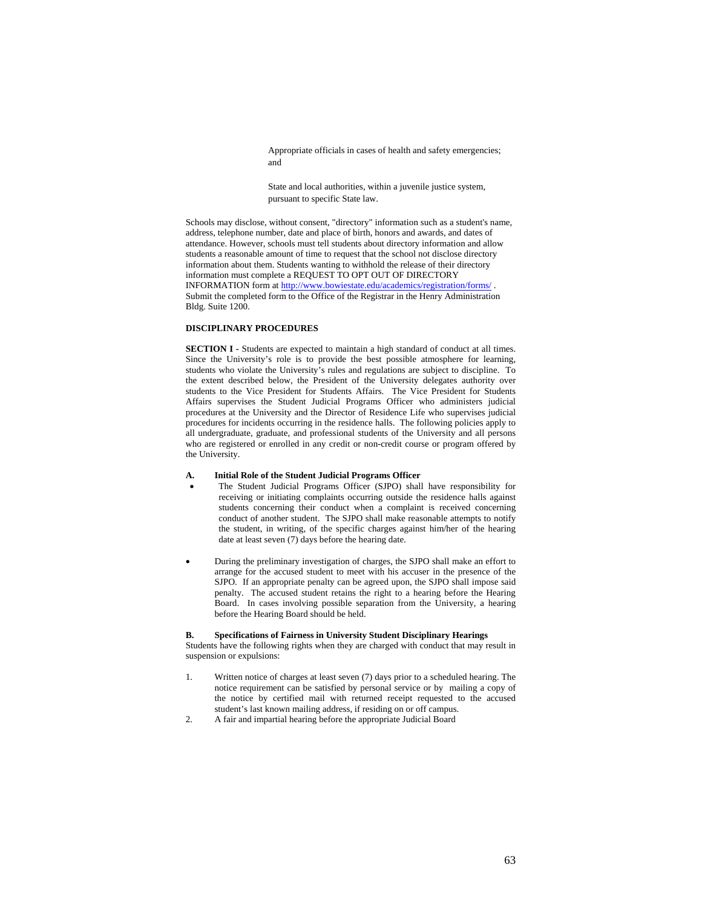Appropriate officials in cases of health and safety emergencies; and

State and local authorities, within a juvenile justice system, pursuant to specific State law.

Schools may disclose, without consent, "directory" information such as a student's name, address, telephone number, date and place of birth, honors and awards, and dates of attendance. However, schools must tell students about directory information and allow students a reasonable amount of time to request that the school not disclose directory information about them. Students wanting to withhold the release of their directory information must complete a REQUEST TO OPT OUT OF DIRECTORY INFORMATION form at http://www.bowiestate.edu/academics/registration/forms/ . Submit the completed form to the Office of the Registrar in the Henry Administration Bldg. Suite 1200.

**DISCIPLINARY PROCEDURES**

**SECTION I** - Students are expected to maintain a high standard of conduct at all times. Since the University's role is to provide the best possible atmosphere for learning, students who violate the University's rules and regulations are subject to discipline. To the extent described below, the President of the University delegates authority over students to the Vice President for Students Affairs. The Vice President for Students Affairs supervises the Student Judicial Programs Officer who administers judicial procedures at the University and the Director of Residence Life who supervises judicial procedures for incidents occurring in the residence halls. The following policies apply to all undergraduate, graduate, and professional students of the University and all persons who are registered or enrolled in any credit or non-credit course or program offered by the University.

**A. Initial Role of the Student Judicial Programs Officer**

- The Student Judicial Programs Officer (SJPO) shall have responsibility for receiving or initiating complaints occurring outside the residence halls against students concerning their conduct when a complaint is received concerning conduct of another student. The SJPO shall make reasonable attempts to notify the student, in writing, of the specific charges against him/her of the hearing date at least seven (7) days before the hearing date.

- During the preliminary investigation of charges, the SJPO shall make an effort to arrange for the accused student to meet with his accuser in the presence of the SJPO. If an appropriate penalty can be agreed upon, the SJPO shall impose said penalty. The accused student retains the right to a hearing before the Hearing Board. In cases involving possible separation from the University, a hearing before the Hearing Board should be held.

**B. Specifications of Fairness in University Student Disciplinary Hearings**

Students have the following rights when they are charged with conduct that may result in suspension or expulsions:

1. Written notice of charges at least seven (7) days prior to a scheduled hearing. The notice requirement can be satisfied by personal service or by mailing a copy of the notice by certified mail with returned receipt requested to the accused student's last known mailing address, if residing on or off campus.
2. A fair and impartial hearing before the appropriate Judicial Board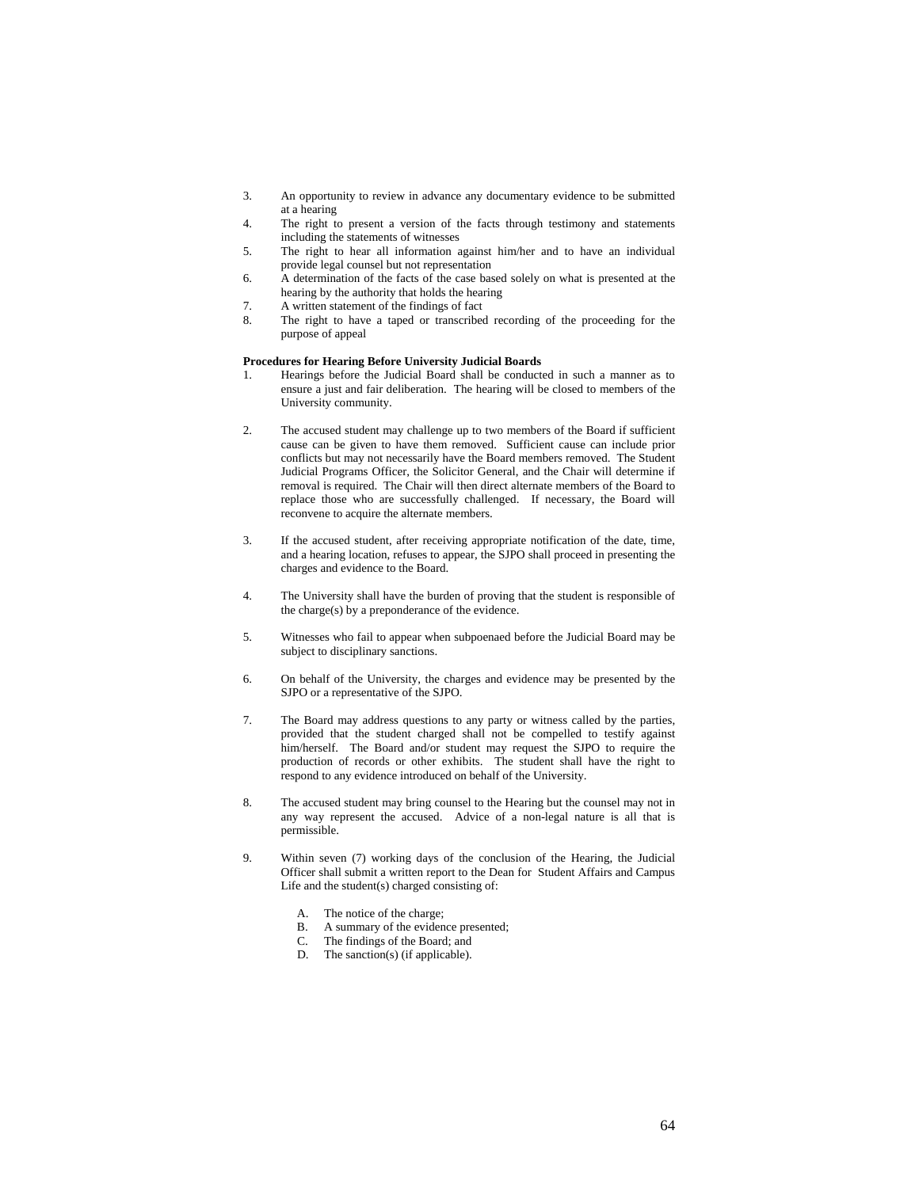3. An opportunity to review in advance any documentary evidence to be submitted at a hearing
4. The right to present a version of the facts through testimony and statements including the statements of witnesses
5. The right to hear all information against him/her and to have an individual provide legal counsel but not representation
6. A determination of the facts of the case based solely on what is presented at the hearing by the authority that holds the hearing
7. A written statement of the findings of fact
8. The right to have a taped or transcribed recording of the proceeding for the purpose of appeal

**Procedures for Hearing Before University Judicial Boards**

1. Hearings before the Judicial Board shall be conducted in such a manner as to ensure a just and fair deliberation. The hearing will be closed to members of the University community.

2. The accused student may challenge up to two members of the Board if sufficient cause can be given to have them removed. Sufficient cause can include prior conflicts but may not necessarily have the Board members removed. The Student Judicial Programs Officer, the Solicitor General, and the Chair will determine if removal is required. The Chair will then direct alternate members of the Board to replace those who are successfully challenged. If necessary, the Board will reconvene to acquire the alternate members.

3. If the accused student, after receiving appropriate notification of the date, time, and a hearing location, refuses to appear, the SJPO shall proceed in presenting the charges and evidence to the Board.

4. The University shall have the burden of proving that the student is responsible of the charge(s) by a preponderance of the evidence.

5. Witnesses who fail to appear when subpoenaed before the Judicial Board may be subject to disciplinary sanctions.

6. On behalf of the University, the charges and evidence may be presented by the SJPO or a representative of the SJPO.

7. The Board may address questions to any party or witness called by the parties, provided that the student charged shall not be compelled to testify against him/herself. The Board and/or student may request the SJPO to require the production of records or other exhibits. The student shall have the right to respond to any evidence introduced on behalf of the University.

8. The accused student may bring counsel to the Hearing but the counsel may not in any way represent the accused. Advice of a non-legal nature is all that is permissible.

9. Within seven (7) working days of the conclusion of the Hearing, the Judicial Officer shall submit a written report to the Dean for Student Affairs and Campus Life and the student(s) charged consisting of:

   A. The notice of the charge;
   B. A summary of the evidence presented;
   C. The findings of the Board; and
   D. The sanction(s) (if applicable).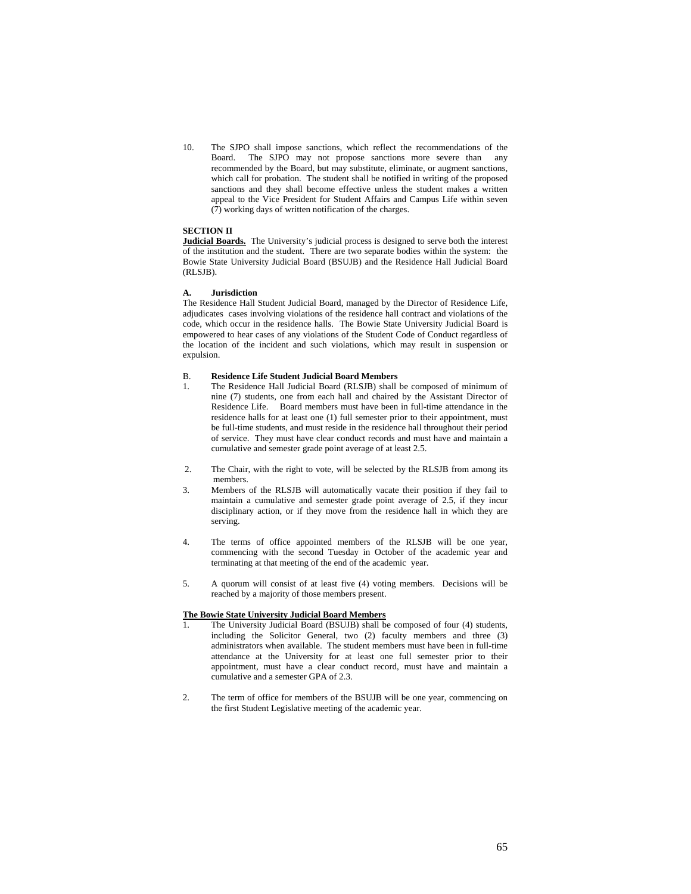10. The SJPO shall impose sanctions, which reflect the recommendations of the Board. The SJPO may not propose sanctions more severe than any recommended by the Board, but may substitute, eliminate, or augment sanctions, which call for probation. The student shall be notified in writing of the proposed sanctions and they shall become effective unless the student makes a written appeal to the Vice President for Student Affairs and Campus Life within seven (7) working days of written notification of the charges.

**SECTION II**

**Judicial Boards.** The University's judicial process is designed to serve both the interest of the institution and the student. There are two separate bodies within the system: the Bowie State University Judicial Board (BSUJB) and the Residence Hall Judicial Board (RLSJB).

**A. Jurisdiction**

The Residence Hall Student Judicial Board, managed by the Director of Residence Life, adjudicates cases involving violations of the residence hall contract and violations of the code, which occur in the residence halls. The Bowie State University Judicial Board is empowered to hear cases of any violations of the Student Code of Conduct regardless of the location of the incident and such violations, which may result in suspension or expulsion.

B. **Residence Life Student Judicial Board Members**

1. The Residence Hall Judicial Board (RLSJB) shall be composed of minimum of nine (7) students, one from each hall and chaired by the Assistant Director of Residence Life. Board members must have been in full-time attendance in the residence halls for at least one (1) full semester prior to their appointment, must be full-time students, and must reside in the residence hall throughout their period of service. They must have clear conduct records and must have and maintain a cumulative and semester grade point average of at least 2.5.

2. The Chair, with the right to vote, will be selected by the RLSJB from among its members.

3. Members of the RLSJB will automatically vacate their position if they fail to maintain a cumulative and semester grade point average of 2.5, if they incur disciplinary action, or if they move from the residence hall in which they are serving.

4. The terms of office appointed members of the RLSJB will be one year, commencing with the second Tuesday in October of the academic year and terminating at that meeting of the end of the academic year.

5. A quorum will consist of at least five (4) voting members. Decisions will be reached by a majority of those members present.

**The Bowie State University Judicial Board Members**

1. The University Judicial Board (BSUJB) shall be composed of four (4) students, including the Solicitor General, two (2) faculty members and three (3) administrators when available. The student members must have been in full-time attendance at the University for at least one full semester prior to their appointment, must have a clear conduct record, must have and maintain a cumulative and a semester GPA of 2.3.

2. The term of office for members of the BSUJB will be one year, commencing on the first Student Legislative meeting of the academic year.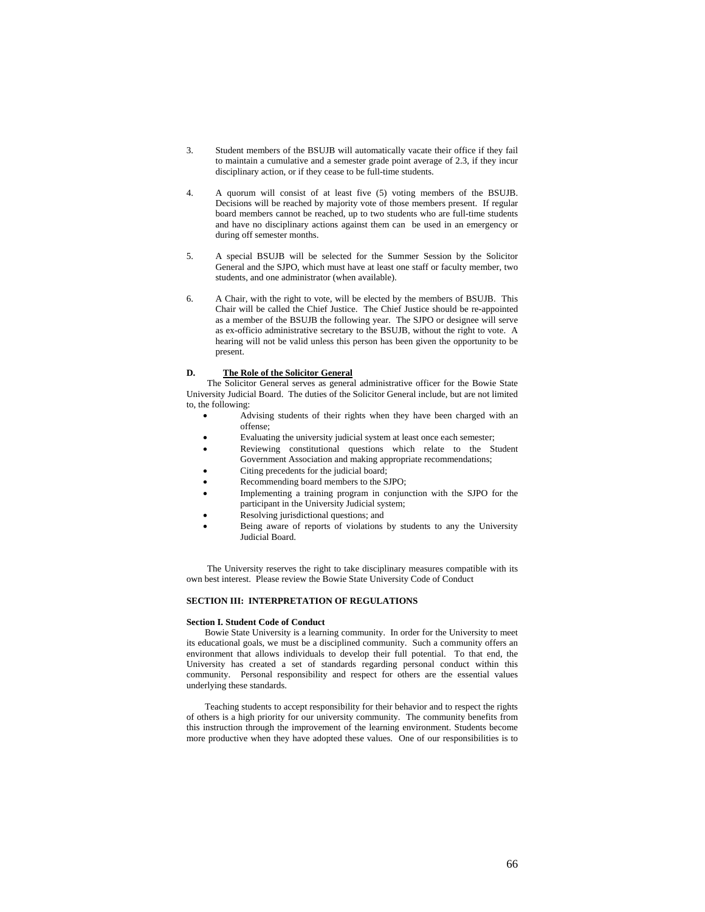3. Student members of the BSUJB will automatically vacate their office if they fail to maintain a cumulative and a semester grade point average of 2.3, if they incur disciplinary action, or if they cease to be full-time students.

4. A quorum will consist of at least five (5) voting members of the BSUJB. Decisions will be reached by majority vote of those members present. If regular board members cannot be reached, up to two students who are full-time students and have no disciplinary actions against them can be used in an emergency or during off semester months.

5. A special BSUJB will be selected for the Summer Session by the Solicitor General and the SJPO, which must have at least one staff or faculty member, two students, and one administrator (when available).

6. A Chair, with the right to vote, will be elected by the members of BSUJB. This Chair will be called the Chief Justice. The Chief Justice should be re-appointed as a member of the BSUJB the following year. The SJPO or designee will serve as ex-officio administrative secretary to the BSUJB, without the right to vote. A hearing will not be valid unless this person has been given the opportunity to be present.

**D. <u>The Role of the Solicitor General</u>**

The Solicitor General serves as general administrative officer for the Bowie State University Judicial Board. The duties of the Solicitor General include, but are not limited to, the following:

- Advising students of their rights when they have been charged with an offense;
- Evaluating the university judicial system at least once each semester;
- Reviewing constitutional questions which relate to the Student Government Association and making appropriate recommendations;
- Citing precedents for the judicial board;
- Recommending board members to the SJPO;
- Implementing a training program in conjunction with the SJPO for the participant in the University Judicial system;
- Resolving jurisdictional questions; and
- Being aware of reports of violations by students to any the University Judicial Board.

The University reserves the right to take disciplinary measures compatible with its own best interest. Please review the Bowie State University Code of Conduct

**SECTION III: INTERPRETATION OF REGULATIONS**

**Section I. Student Code of Conduct**

Bowie State University is a learning community. In order for the University to meet its educational goals, we must be a disciplined community. Such a community offers an environment that allows individuals to develop their full potential. To that end, the University has created a set of standards regarding personal conduct within this community. Personal responsibility and respect for others are the essential values underlying these standards.

Teaching students to accept responsibility for their behavior and to respect the rights of others is a high priority for our university community. The community benefits from this instruction through the improvement of the learning environment. Students become more productive when they have adopted these values. One of our responsibilities is to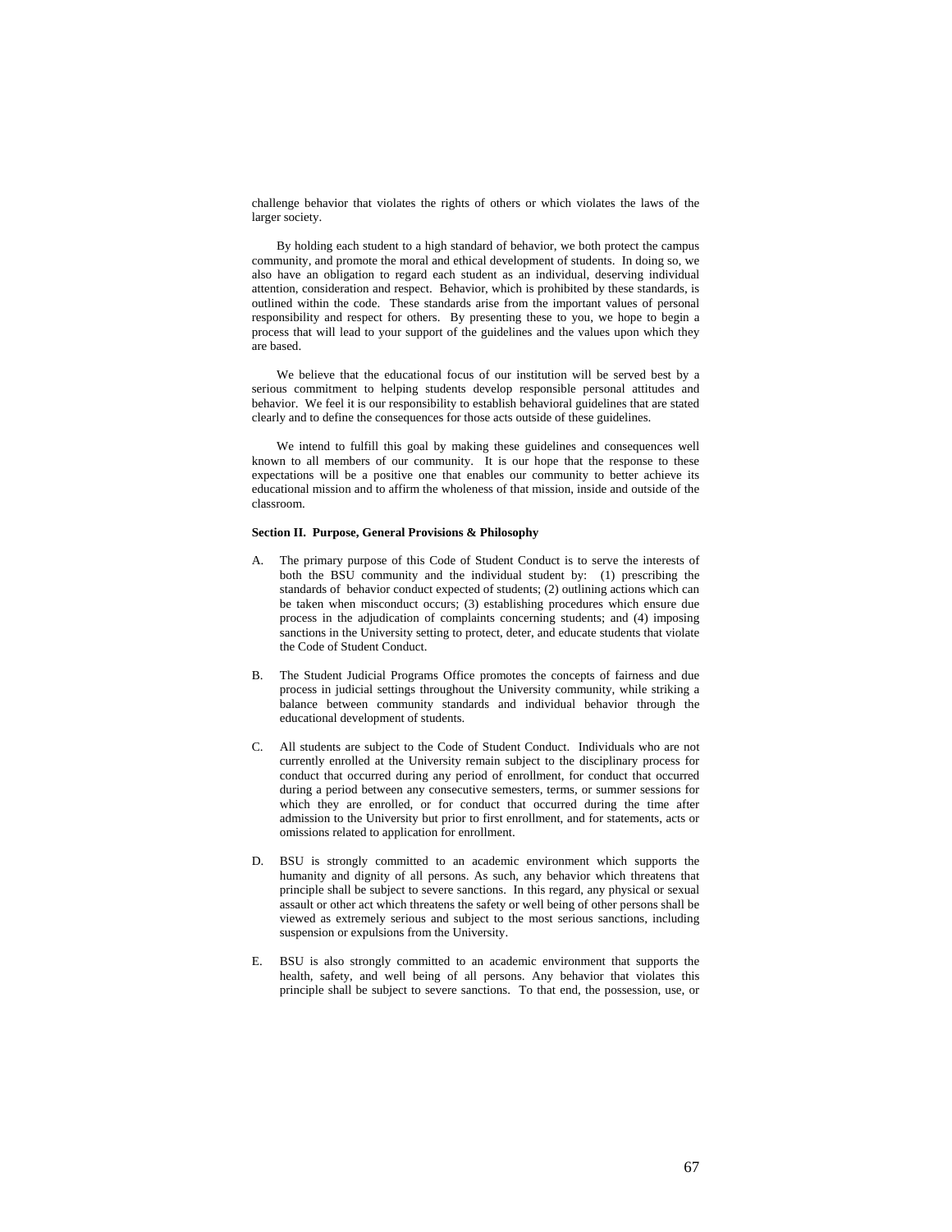challenge behavior that violates the rights of others or which violates the laws of the larger society.

By holding each student to a high standard of behavior, we both protect the campus community, and promote the moral and ethical development of students. In doing so, we also have an obligation to regard each student as an individual, deserving individual attention, consideration and respect. Behavior, which is prohibited by these standards, is outlined within the code. These standards arise from the important values of personal responsibility and respect for others. By presenting these to you, we hope to begin a process that will lead to your support of the guidelines and the values upon which they are based.

We believe that the educational focus of our institution will be served best by a serious commitment to helping students develop responsible personal attitudes and behavior. We feel it is our responsibility to establish behavioral guidelines that are stated clearly and to define the consequences for those acts outside of these guidelines.

We intend to fulfill this goal by making these guidelines and consequences well known to all members of our community. It is our hope that the response to these expectations will be a positive one that enables our community to better achieve its educational mission and to affirm the wholeness of that mission, inside and outside of the classroom.

**Section II. Purpose, General Provisions & Philosophy**

A. The primary purpose of this Code of Student Conduct is to serve the interests of both the BSU community and the individual student by: (1) prescribing the standards of behavior conduct expected of students; (2) outlining actions which can be taken when misconduct occurs; (3) establishing procedures which ensure due process in the adjudication of complaints concerning students; and (4) imposing sanctions in the University setting to protect, deter, and educate students that violate the Code of Student Conduct.

B. The Student Judicial Programs Office promotes the concepts of fairness and due process in judicial settings throughout the University community, while striking a balance between community standards and individual behavior through the educational development of students.

C. All students are subject to the Code of Student Conduct. Individuals who are not currently enrolled at the University remain subject to the disciplinary process for conduct that occurred during any period of enrollment, for conduct that occurred during a period between any consecutive semesters, terms, or summer sessions for which they are enrolled, or for conduct that occurred during the time after admission to the University but prior to first enrollment, and for statements, acts or omissions related to application for enrollment.

D. BSU is strongly committed to an academic environment which supports the humanity and dignity of all persons. As such, any behavior which threatens that principle shall be subject to severe sanctions. In this regard, any physical or sexual assault or other act which threatens the safety or well being of other persons shall be viewed as extremely serious and subject to the most serious sanctions, including suspension or expulsions from the University.

E. BSU is also strongly committed to an academic environment that supports the health, safety, and well being of all persons. Any behavior that violates this principle shall be subject to severe sanctions. To that end, the possession, use, or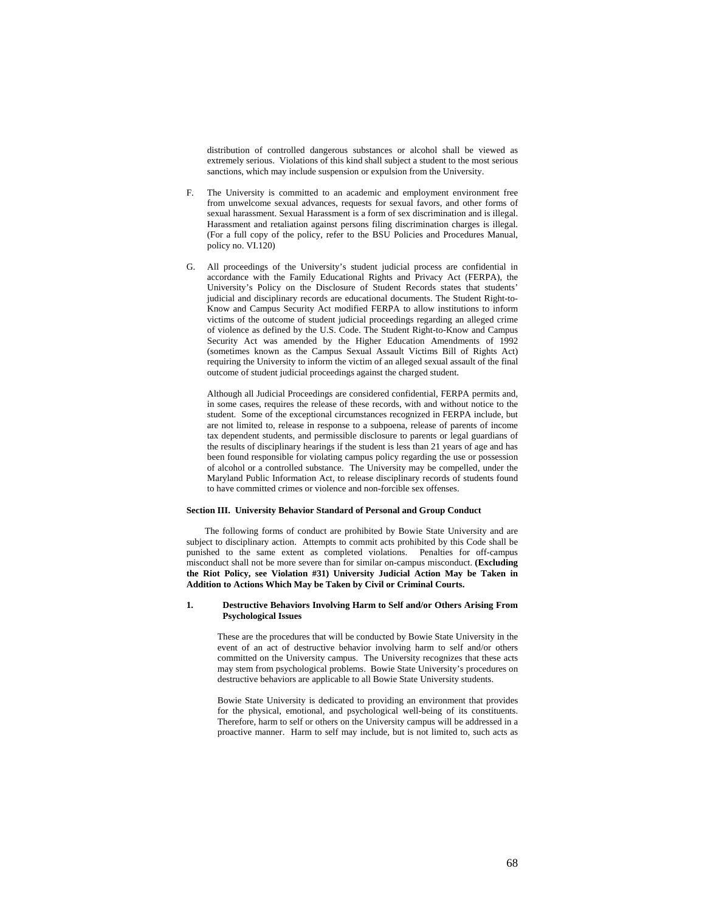distribution of controlled dangerous substances or alcohol shall be viewed as extremely serious. Violations of this kind shall subject a student to the most serious sanctions, which may include suspension or expulsion from the University.

F. The University is committed to an academic and employment environment free from unwelcome sexual advances, requests for sexual favors, and other forms of sexual harassment. Sexual Harassment is a form of sex discrimination and is illegal. Harassment and retaliation against persons filing discrimination charges is illegal. (For a full copy of the policy, refer to the BSU Policies and Procedures Manual, policy no. VI.120)

G. All proceedings of the University's student judicial process are confidential in accordance with the Family Educational Rights and Privacy Act (FERPA), the University's Policy on the Disclosure of Student Records states that students' judicial and disciplinary records are educational documents. The Student Right-to-Know and Campus Security Act modified FERPA to allow institutions to inform victims of the outcome of student judicial proceedings regarding an alleged crime of violence as defined by the U.S. Code. The Student Right-to-Know and Campus Security Act was amended by the Higher Education Amendments of 1992 (sometimes known as the Campus Sexual Assault Victims Bill of Rights Act) requiring the University to inform the victim of an alleged sexual assault of the final outcome of student judicial proceedings against the charged student.

   Although all Judicial Proceedings are considered confidential, FERPA permits and, in some cases, requires the release of these records, with and without notice to the student. Some of the exceptional circumstances recognized in FERPA include, but are not limited to, release in response to a subpoena, release of parents of income tax dependent students, and permissible disclosure to parents or legal guardians of the results of disciplinary hearings if the student is less than 21 years of age and has been found responsible for violating campus policy regarding the use or possession of alcohol or a controlled substance. The University may be compelled, under the Maryland Public Information Act, to release disciplinary records of students found to have committed crimes or violence and non-forcible sex offenses.

**Section III. University Behavior Standard of Personal and Group Conduct**

The following forms of conduct are prohibited by Bowie State University and are subject to disciplinary action. Attempts to commit acts prohibited by this Code shall be punished to the same extent as completed violations. Penalties for off-campus misconduct shall not be more severe than for similar on-campus misconduct. **(Excluding the Riot Policy, see Violation #31) University Judicial Action May be Taken in Addition to Actions Which May be Taken by Civil or Criminal Courts.**

**1. Destructive Behaviors Involving Harm to Self and/or Others Arising From Psychological Issues**

These are the procedures that will be conducted by Bowie State University in the event of an act of destructive behavior involving harm to self and/or others committed on the University campus. The University recognizes that these acts may stem from psychological problems. Bowie State University's procedures on destructive behaviors are applicable to all Bowie State University students.

Bowie State University is dedicated to providing an environment that provides for the physical, emotional, and psychological well-being of its constituents. Therefore, harm to self or others on the University campus will be addressed in a proactive manner. Harm to self may include, but is not limited to, such acts as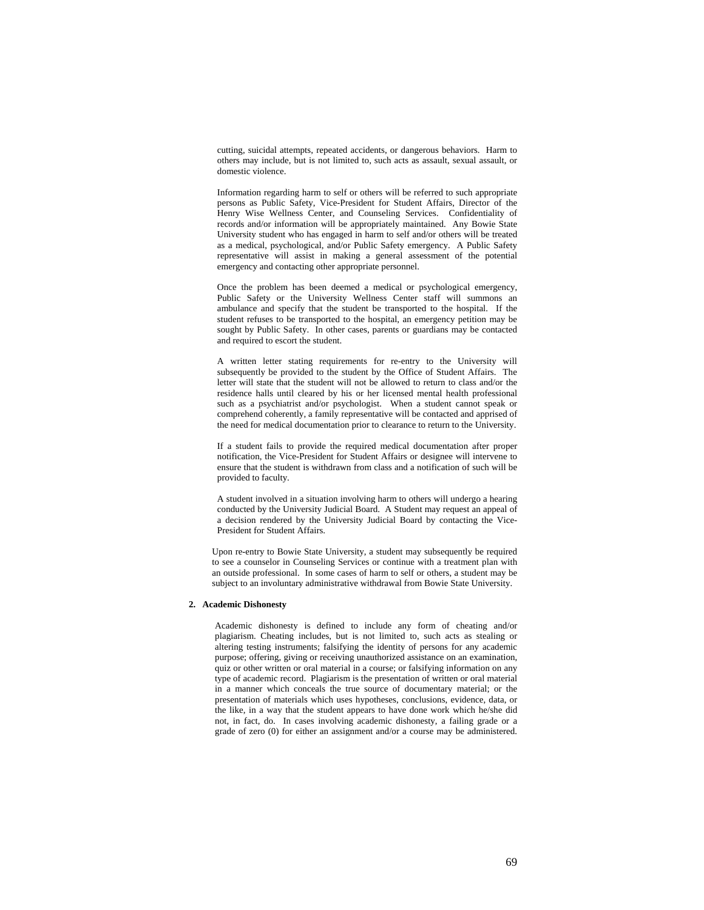cutting, suicidal attempts, repeated accidents, or dangerous behaviors. Harm to others may include, but is not limited to, such acts as assault, sexual assault, or domestic violence.

Information regarding harm to self or others will be referred to such appropriate persons as Public Safety, Vice-President for Student Affairs, Director of the Henry Wise Wellness Center, and Counseling Services. Confidentiality of records and/or information will be appropriately maintained. Any Bowie State University student who has engaged in harm to self and/or others will be treated as a medical, psychological, and/or Public Safety emergency. A Public Safety representative will assist in making a general assessment of the potential emergency and contacting other appropriate personnel.

Once the problem has been deemed a medical or psychological emergency, Public Safety or the University Wellness Center staff will summons an ambulance and specify that the student be transported to the hospital. If the student refuses to be transported to the hospital, an emergency petition may be sought by Public Safety. In other cases, parents or guardians may be contacted and required to escort the student.

A written letter stating requirements for re-entry to the University will subsequently be provided to the student by the Office of Student Affairs. The letter will state that the student will not be allowed to return to class and/or the residence halls until cleared by his or her licensed mental health professional such as a psychiatrist and/or psychologist. When a student cannot speak or comprehend coherently, a family representative will be contacted and apprised of the need for medical documentation prior to clearance to return to the University.

If a student fails to provide the required medical documentation after proper notification, the Vice-President for Student Affairs or designee will intervene to ensure that the student is withdrawn from class and a notification of such will be provided to faculty.

A student involved in a situation involving harm to others will undergo a hearing conducted by the University Judicial Board. A Student may request an appeal of a decision rendered by the University Judicial Board by contacting the Vice-President for Student Affairs.

Upon re-entry to Bowie State University, a student may subsequently be required to see a counselor in Counseling Services or continue with a treatment plan with an outside professional. In some cases of harm to self or others, a student may be subject to an involuntary administrative withdrawal from Bowie State University.

**2. Academic Dishonesty**

Academic dishonesty is defined to include any form of cheating and/or plagiarism. Cheating includes, but is not limited to, such acts as stealing or altering testing instruments; falsifying the identity of persons for any academic purpose; offering, giving or receiving unauthorized assistance on an examination, quiz or other written or oral material in a course; or falsifying information on any type of academic record. Plagiarism is the presentation of written or oral material in a manner which conceals the true source of documentary material; or the presentation of materials which uses hypotheses, conclusions, evidence, data, or the like, in a way that the student appears to have done work which he/she did not, in fact, do. In cases involving academic dishonesty, a failing grade or a grade of zero (0) for either an assignment and/or a course may be administered.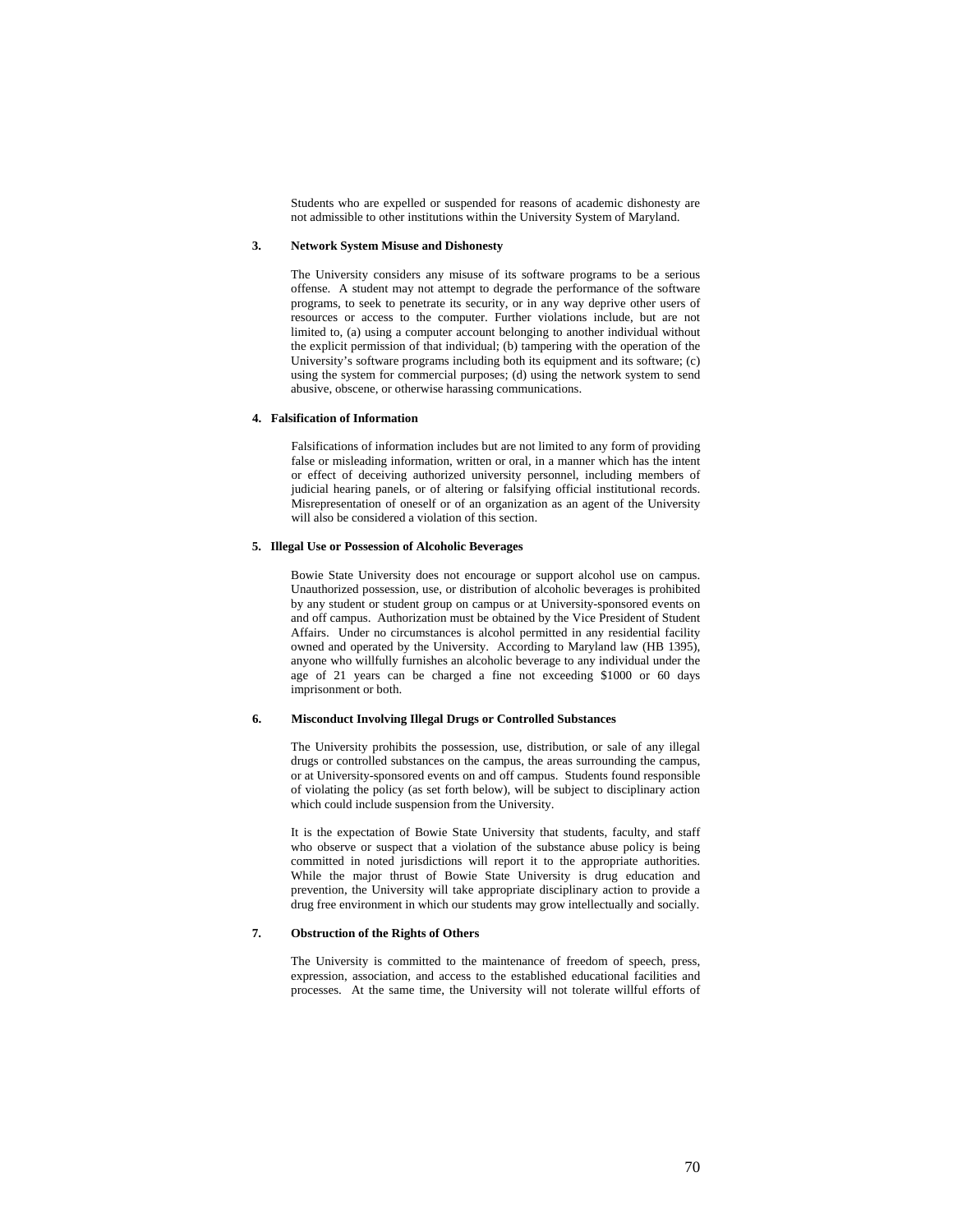Students who are expelled or suspended for reasons of academic dishonesty are not admissible to other institutions within the University System of Maryland.

**3. Network System Misuse and Dishonesty**

The University considers any misuse of its software programs to be a serious offense. A student may not attempt to degrade the performance of the software programs, to seek to penetrate its security, or in any way deprive other users of resources or access to the computer. Further violations include, but are not limited to, (a) using a computer account belonging to another individual without the explicit permission of that individual; (b) tampering with the operation of the University's software programs including both its equipment and its software; (c) using the system for commercial purposes; (d) using the network system to send abusive, obscene, or otherwise harassing communications.

**4. Falsification of Information**

Falsifications of information includes but are not limited to any form of providing false or misleading information, written or oral, in a manner which has the intent or effect of deceiving authorized university personnel, including members of judicial hearing panels, or of altering or falsifying official institutional records. Misrepresentation of oneself or of an organization as an agent of the University will also be considered a violation of this section.

**5. Illegal Use or Possession of Alcoholic Beverages**

Bowie State University does not encourage or support alcohol use on campus. Unauthorized possession, use, or distribution of alcoholic beverages is prohibited by any student or student group on campus or at University-sponsored events on and off campus. Authorization must be obtained by the Vice President of Student Affairs. Under no circumstances is alcohol permitted in any residential facility owned and operated by the University. According to Maryland law (HB 1395), anyone who willfully furnishes an alcoholic beverage to any individual under the age of 21 years can be charged a fine not exceeding $1000 or 60 days imprisonment or both.

**6. Misconduct Involving Illegal Drugs or Controlled Substances**

The University prohibits the possession, use, distribution, or sale of any illegal drugs or controlled substances on the campus, the areas surrounding the campus, or at University-sponsored events on and off campus. Students found responsible of violating the policy (as set forth below), will be subject to disciplinary action which could include suspension from the University.

It is the expectation of Bowie State University that students, faculty, and staff who observe or suspect that a violation of the substance abuse policy is being committed in noted jurisdictions will report it to the appropriate authorities. While the major thrust of Bowie State University is drug education and prevention, the University will take appropriate disciplinary action to provide a drug free environment in which our students may grow intellectually and socially.

**7. Obstruction of the Rights of Others**

The University is committed to the maintenance of freedom of speech, press, expression, association, and access to the established educational facilities and processes. At the same time, the University will not tolerate willful efforts of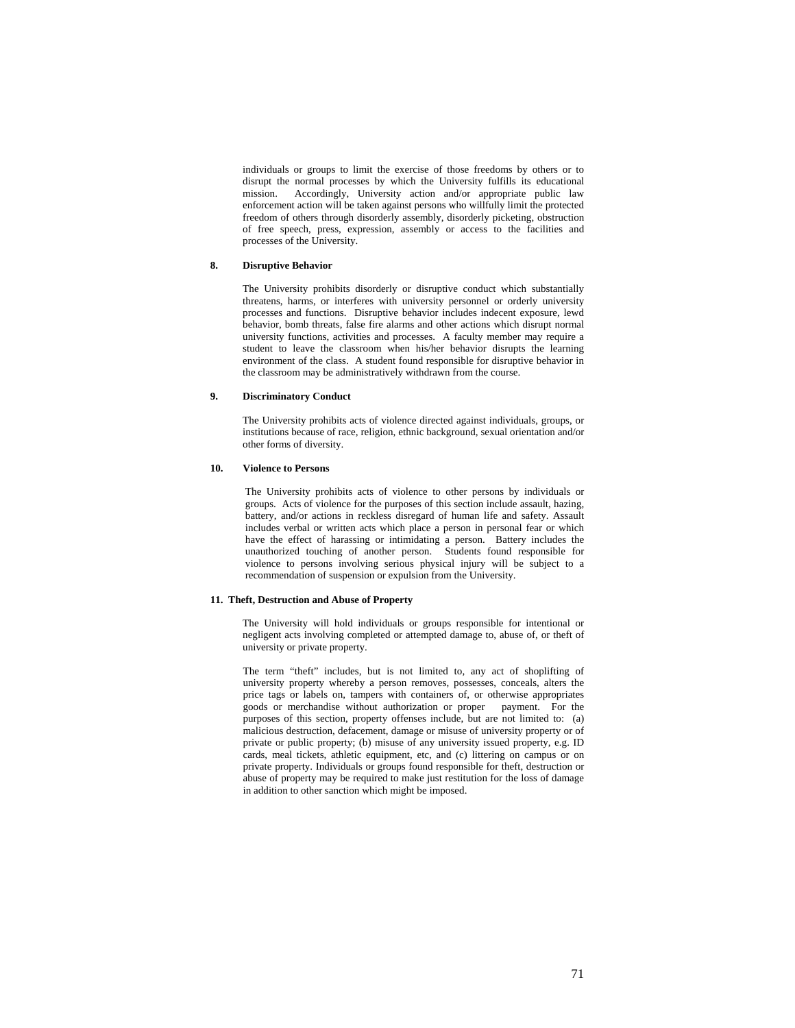individuals or groups to limit the exercise of those freedoms by others or to disrupt the normal processes by which the University fulfills its educational mission. Accordingly, University action and/or appropriate public law enforcement action will be taken against persons who willfully limit the protected freedom of others through disorderly assembly, disorderly picketing, obstruction of free speech, press, expression, assembly or access to the facilities and processes of the University.

**8. Disruptive Behavior**

The University prohibits disorderly or disruptive conduct which substantially threatens, harms, or interferes with university personnel or orderly university processes and functions. Disruptive behavior includes indecent exposure, lewd behavior, bomb threats, false fire alarms and other actions which disrupt normal university functions, activities and processes. A faculty member may require a student to leave the classroom when his/her behavior disrupts the learning environment of the class. A student found responsible for disruptive behavior in the classroom may be administratively withdrawn from the course.

**9. Discriminatory Conduct**

The University prohibits acts of violence directed against individuals, groups, or institutions because of race, religion, ethnic background, sexual orientation and/or other forms of diversity.

**10. Violence to Persons**

The University prohibits acts of violence to other persons by individuals or groups. Acts of violence for the purposes of this section include assault, hazing, battery, and/or actions in reckless disregard of human life and safety. Assault includes verbal or written acts which place a person in personal fear or which have the effect of harassing or intimidating a person. Battery includes the unauthorized touching of another person. Students found responsible for violence to persons involving serious physical injury will be subject to a recommendation of suspension or expulsion from the University.

**11. Theft, Destruction and Abuse of Property**

The University will hold individuals or groups responsible for intentional or negligent acts involving completed or attempted damage to, abuse of, or theft of university or private property.

The term "theft" includes, but is not limited to, any act of shoplifting of university property whereby a person removes, possesses, conceals, alters the price tags or labels on, tampers with containers of, or otherwise appropriates goods or merchandise without authorization or proper payment. For the purposes of this section, property offenses include, but are not limited to: (a) malicious destruction, defacement, damage or misuse of university property or of private or public property; (b) misuse of any university issued property, e.g. ID cards, meal tickets, athletic equipment, etc, and (c) littering on campus or on private property. Individuals or groups found responsible for theft, destruction or abuse of property may be required to make just restitution for the loss of damage in addition to other sanction which might be imposed.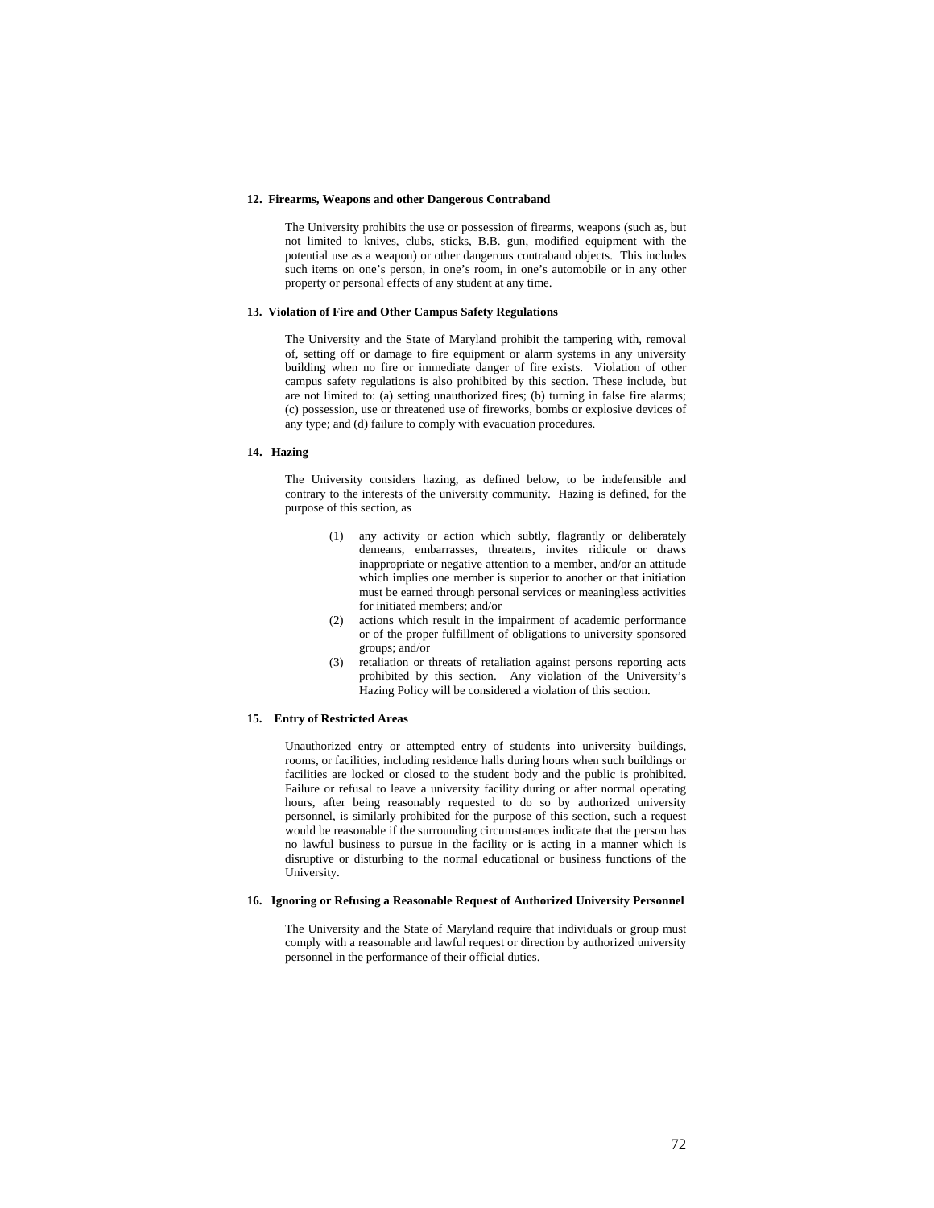**12. Firearms, Weapons and other Dangerous Contraband**

The University prohibits the use or possession of firearms, weapons (such as, but not limited to knives, clubs, sticks, B.B. gun, modified equipment with the potential use as a weapon) or other dangerous contraband objects. This includes such items on one's person, in one's room, in one's automobile or in any other property or personal effects of any student at any time.

**13. Violation of Fire and Other Campus Safety Regulations**

The University and the State of Maryland prohibit the tampering with, removal of, setting off or damage to fire equipment or alarm systems in any university building when no fire or immediate danger of fire exists. Violation of other campus safety regulations is also prohibited by this section. These include, but are not limited to: (a) setting unauthorized fires; (b) turning in false fire alarms; (c) possession, use or threatened use of fireworks, bombs or explosive devices of any type; and (d) failure to comply with evacuation procedures.

**14. Hazing**

The University considers hazing, as defined below, to be indefensible and contrary to the interests of the university community. Hazing is defined, for the purpose of this section, as

(1) any activity or action which subtly, flagrantly or deliberately demeans, embarrasses, threatens, invites ridicule or draws inappropriate or negative attention to a member, and/or an attitude which implies one member is superior to another or that initiation must be earned through personal services or meaningless activities for initiated members; and/or

(2) actions which result in the impairment of academic performance or of the proper fulfillment of obligations to university sponsored groups; and/or

(3) retaliation or threats of retaliation against persons reporting acts prohibited by this section. Any violation of the University's Hazing Policy will be considered a violation of this section.

**15. Entry of Restricted Areas**

Unauthorized entry or attempted entry of students into university buildings, rooms, or facilities, including residence halls during hours when such buildings or facilities are locked or closed to the student body and the public is prohibited. Failure or refusal to leave a university facility during or after normal operating hours, after being reasonably requested to do so by authorized university personnel, is similarly prohibited for the purpose of this section, such a request would be reasonable if the surrounding circumstances indicate that the person has no lawful business to pursue in the facility or is acting in a manner which is disruptive or disturbing to the normal educational or business functions of the University.

**16. Ignoring or Refusing a Reasonable Request of Authorized University Personnel**

The University and the State of Maryland require that individuals or group must comply with a reasonable and lawful request or direction by authorized university personnel in the performance of their official duties.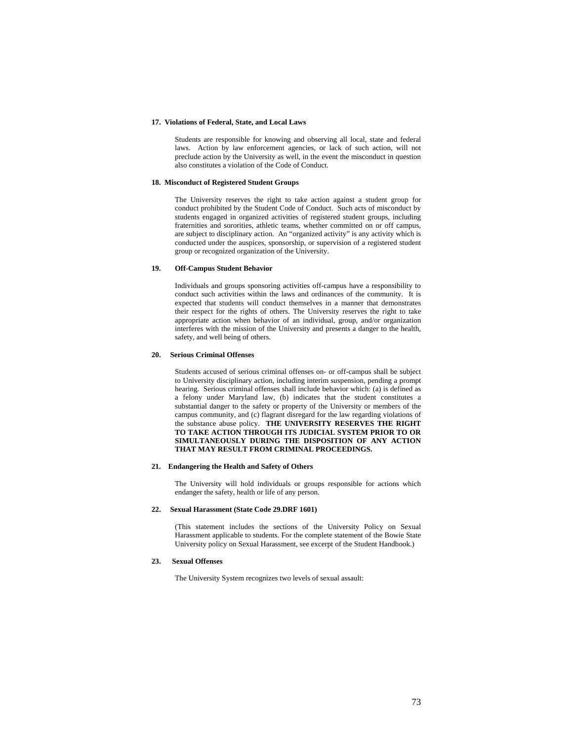**17. Violations of Federal, State, and Local Laws**

Students are responsible for knowing and observing all local, state and federal laws. Action by law enforcement agencies, or lack of such action, will not preclude action by the University as well, in the event the misconduct in question also constitutes a violation of the Code of Conduct.

**18. Misconduct of Registered Student Groups**

The University reserves the right to take action against a student group for conduct prohibited by the Student Code of Conduct. Such acts of misconduct by students engaged in organized activities of registered student groups, including fraternities and sororities, athletic teams, whether committed on or off campus, are subject to disciplinary action. An "organized activity" is any activity which is conducted under the auspices, sponsorship, or supervision of a registered student group or recognized organization of the University.

**19. Off-Campus Student Behavior**

Individuals and groups sponsoring activities off-campus have a responsibility to conduct such activities within the laws and ordinances of the community. It is expected that students will conduct themselves in a manner that demonstrates their respect for the rights of others. The University reserves the right to take appropriate action when behavior of an individual, group, and/or organization interferes with the mission of the University and presents a danger to the health, safety, and well being of others.

**20. Serious Criminal Offenses**

Students accused of serious criminal offenses on- or off-campus shall be subject to University disciplinary action, including interim suspension, pending a prompt hearing. Serious criminal offenses shall include behavior which: (a) is defined as a felony under Maryland law, (b) indicates that the student constitutes a substantial danger to the safety or property of the University or members of the campus community, and (c) flagrant disregard for the law regarding violations of the substance abuse policy. **THE UNIVERSITY RESERVES THE RIGHT TO TAKE ACTION THROUGH ITS JUDICIAL SYSTEM PRIOR TO OR SIMULTANEOUSLY DURING THE DISPOSITION OF ANY ACTION THAT MAY RESULT FROM CRIMINAL PROCEEDINGS.**

**21. Endangering the Health and Safety of Others**

The University will hold individuals or groups responsible for actions which endanger the safety, health or life of any person.

**22. Sexual Harassment (State Code 29.DRF 1601)**

(This statement includes the sections of the University Policy on Sexual Harassment applicable to students. For the complete statement of the Bowie State University policy on Sexual Harassment, see excerpt of the Student Handbook.)

**23. Sexual Offenses**

The University System recognizes two levels of sexual assault: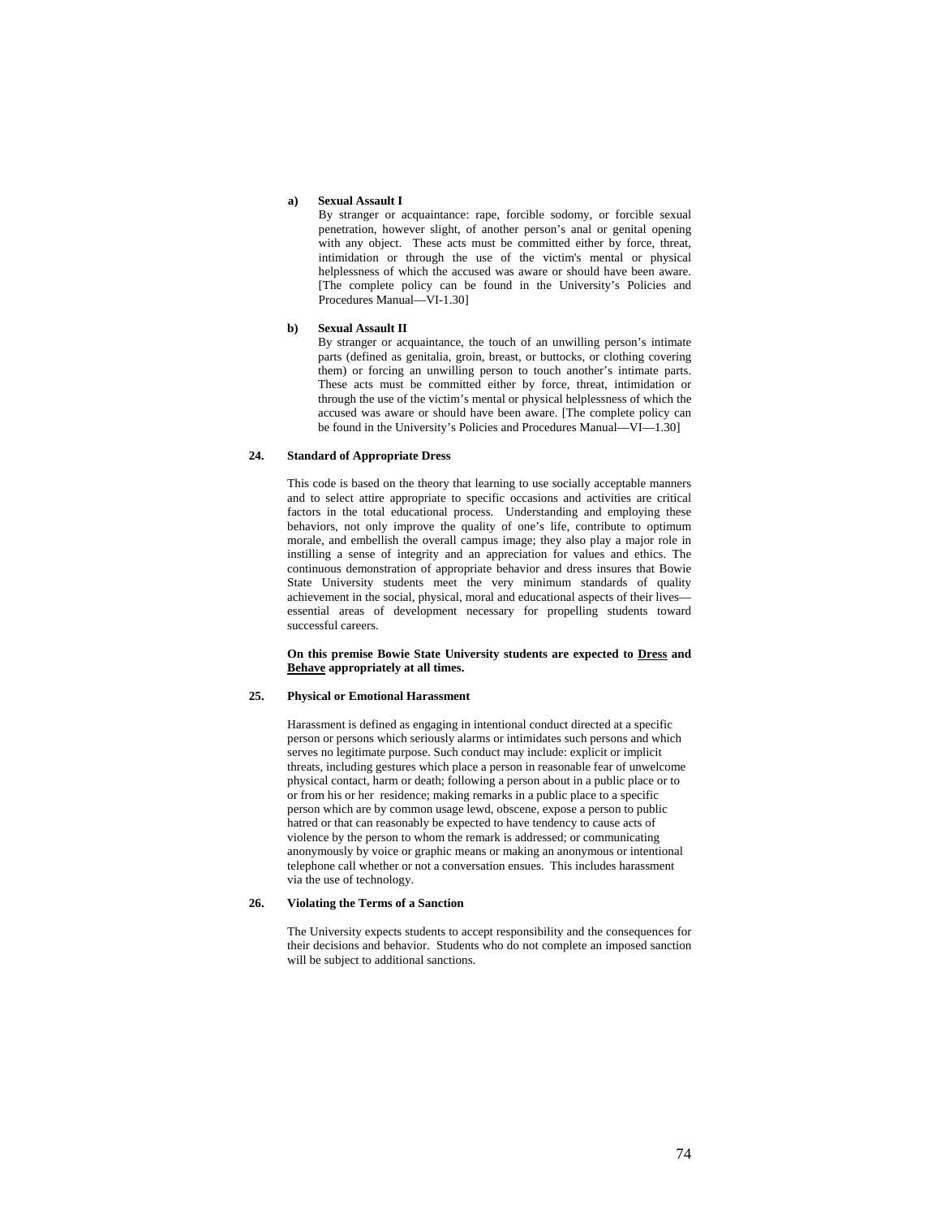**a) Sexual Assault I**

By stranger or acquaintance: rape, forcible sodomy, or forcible sexual penetration, however slight, of another person's anal or genital opening with any object. These acts must be committed either by force, threat, intimidation or through the use of the victim's mental or physical helplessness of which the accused was aware or should have been aware. [The complete policy can be found in the University's Policies and Procedures Manual—VI-1.30]

**b) Sexual Assault II**

By stranger or acquaintance, the touch of an unwilling person's intimate parts (defined as genitalia, groin, breast, or buttocks, or clothing covering them) or forcing an unwilling person to touch another's intimate parts. These acts must be committed either by force, threat, intimidation or through the use of the victim's mental or physical helplessness of which the accused was aware or should have been aware. [The complete policy can be found in the University's Policies and Procedures Manual—VI—1.30]

**24. Standard of Appropriate Dress**

This code is based on the theory that learning to use socially acceptable manners and to select attire appropriate to specific occasions and activities are critical factors in the total educational process. Understanding and employing these behaviors, not only improve the quality of one's life, contribute to optimum morale, and embellish the overall campus image; they also play a major role in instilling a sense of integrity and an appreciation for values and ethics. The continuous demonstration of appropriate behavior and dress insures that Bowie State University students meet the very minimum standards of quality achievement in the social, physical, moral and educational aspects of their lives—essential areas of development necessary for propelling students toward successful careers.

**On this premise Bowie State University students are expected to <u>Dress</u> and <u>Behave</u> appropriately at all times.**

**25. Physical or Emotional Harassment**

Harassment is defined as engaging in intentional conduct directed at a specific person or persons which seriously alarms or intimidates such persons and which serves no legitimate purpose. Such conduct may include: explicit or implicit threats, including gestures which place a person in reasonable fear of unwelcome physical contact, harm or death; following a person about in a public place or to or from his or her residence; making remarks in a public place to a specific person which are by common usage lewd, obscene, expose a person to public hatred or that can reasonably be expected to have tendency to cause acts of violence by the person to whom the remark is addressed; or communicating anonymously by voice or graphic means or making an anonymous or intentional telephone call whether or not a conversation ensues. This includes harassment via the use of technology.

**26. Violating the Terms of a Sanction**

The University expects students to accept responsibility and the consequences for their decisions and behavior. Students who do not complete an imposed sanction will be subject to additional sanctions.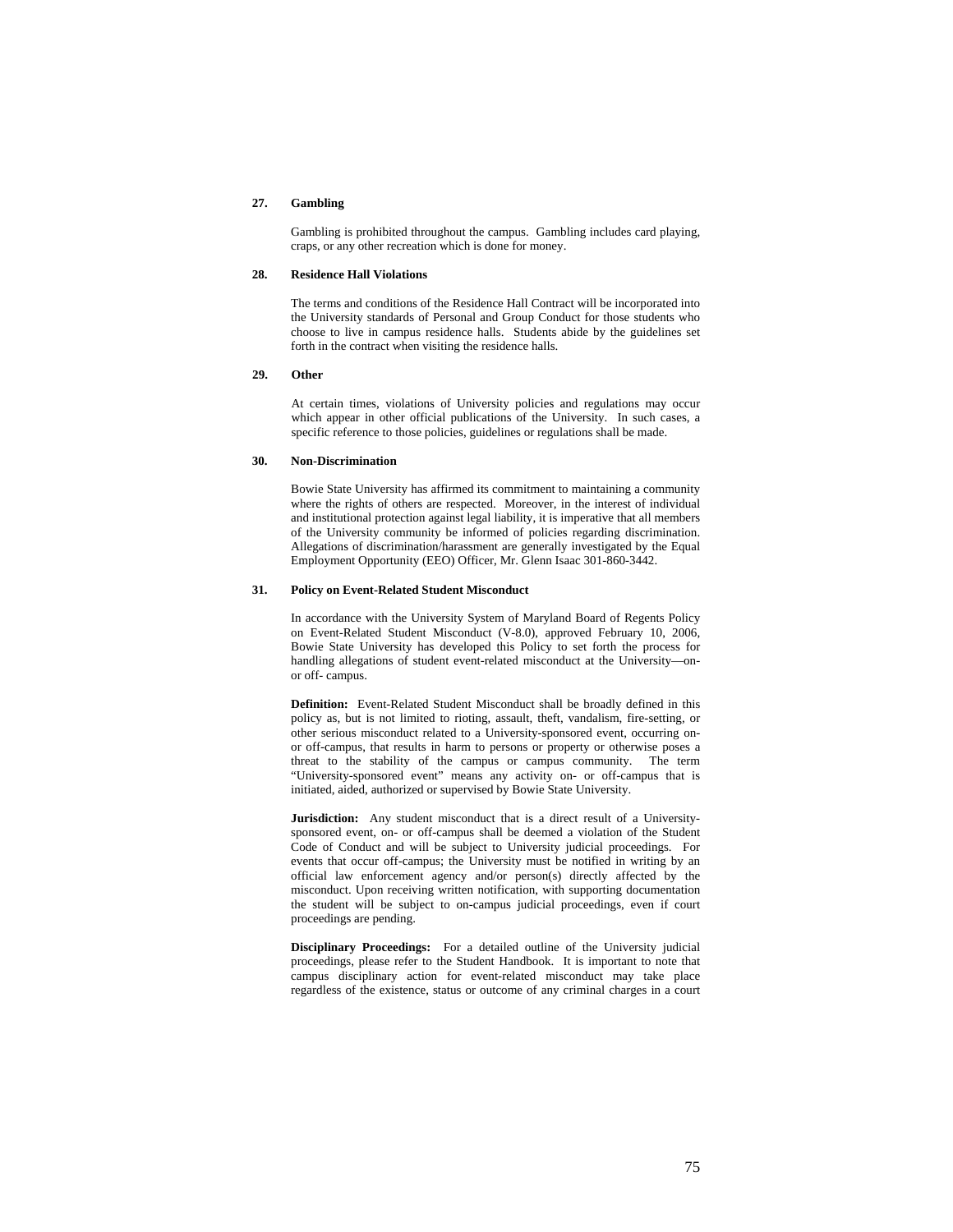**27. Gambling**

Gambling is prohibited throughout the campus. Gambling includes card playing, craps, or any other recreation which is done for money.

**28. Residence Hall Violations**

The terms and conditions of the Residence Hall Contract will be incorporated into the University standards of Personal and Group Conduct for those students who choose to live in campus residence halls. Students abide by the guidelines set forth in the contract when visiting the residence halls.

**29. Other**

At certain times, violations of University policies and regulations may occur which appear in other official publications of the University. In such cases, a specific reference to those policies, guidelines or regulations shall be made.

**30. Non-Discrimination**

Bowie State University has affirmed its commitment to maintaining a community where the rights of others are respected. Moreover, in the interest of individual and institutional protection against legal liability, it is imperative that all members of the University community be informed of policies regarding discrimination. Allegations of discrimination/harassment are generally investigated by the Equal Employment Opportunity (EEO) Officer, Mr. Glenn Isaac 301-860-3442.

**31. Policy on Event-Related Student Misconduct**

In accordance with the University System of Maryland Board of Regents Policy on Event-Related Student Misconduct (V-8.0), approved February 10, 2006, Bowie State University has developed this Policy to set forth the process for handling allegations of student event-related misconduct at the University—on- or off- campus.

**Definition:** Event-Related Student Misconduct shall be broadly defined in this policy as, but is not limited to rioting, assault, theft, vandalism, fire-setting, or other serious misconduct related to a University-sponsored event, occurring on- or off-campus, that results in harm to persons or property or otherwise poses a threat to the stability of the campus or campus community. The term "University-sponsored event" means any activity on- or off-campus that is initiated, aided, authorized or supervised by Bowie State University.

**Jurisdiction:** Any student misconduct that is a direct result of a University-sponsored event, on- or off-campus shall be deemed a violation of the Student Code of Conduct and will be subject to University judicial proceedings. For events that occur off-campus; the University must be notified in writing by an official law enforcement agency and/or person(s) directly affected by the misconduct. Upon receiving written notification, with supporting documentation the student will be subject to on-campus judicial proceedings, even if court proceedings are pending.

**Disciplinary Proceedings:** For a detailed outline of the University judicial proceedings, please refer to the Student Handbook. It is important to note that campus disciplinary action for event-related misconduct may take place regardless of the existence, status or outcome of any criminal charges in a court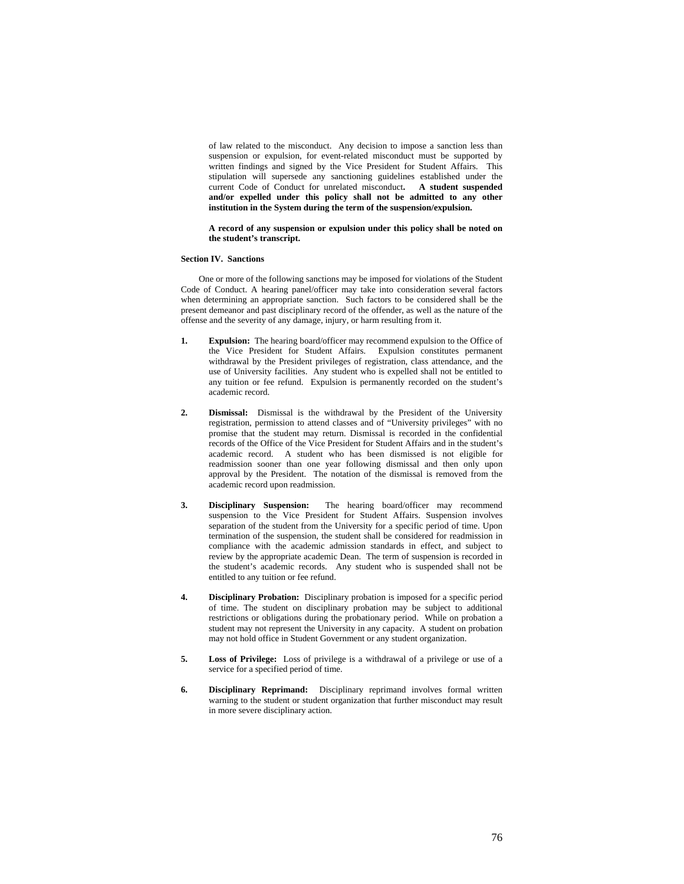of law related to the misconduct. Any decision to impose a sanction less than suspension or expulsion, for event-related misconduct must be supported by written findings and signed by the Vice President for Student Affairs. This stipulation will supersede any sanctioning guidelines established under the current Code of Conduct for unrelated misconduct**. A student suspended and/or expelled under this policy shall not be admitted to any other institution in the System during the term of the suspension/expulsion.**

**A record of any suspension or expulsion under this policy shall be noted on the student's transcript.**

**Section IV. Sanctions**

One or more of the following sanctions may be imposed for violations of the Student Code of Conduct. A hearing panel/officer may take into consideration several factors when determining an appropriate sanction. Such factors to be considered shall be the present demeanor and past disciplinary record of the offender, as well as the nature of the offense and the severity of any damage, injury, or harm resulting from it.

1. **Expulsion:** The hearing board/officer may recommend expulsion to the Office of the Vice President for Student Affairs. Expulsion constitutes permanent withdrawal by the President privileges of registration, class attendance, and the use of University facilities. Any student who is expelled shall not be entitled to any tuition or fee refund. Expulsion is permanently recorded on the student's academic record.

2. **Dismissal:** Dismissal is the withdrawal by the President of the University registration, permission to attend classes and of "University privileges" with no promise that the student may return. Dismissal is recorded in the confidential records of the Office of the Vice President for Student Affairs and in the student's academic record. A student who has been dismissed is not eligible for readmission sooner than one year following dismissal and then only upon approval by the President. The notation of the dismissal is removed from the academic record upon readmission.

3. **Disciplinary Suspension:** The hearing board/officer may recommend suspension to the Vice President for Student Affairs. Suspension involves separation of the student from the University for a specific period of time. Upon termination of the suspension, the student shall be considered for readmission in compliance with the academic admission standards in effect, and subject to review by the appropriate academic Dean. The term of suspension is recorded in the student's academic records. Any student who is suspended shall not be entitled to any tuition or fee refund.

4. **Disciplinary Probation:** Disciplinary probation is imposed for a specific period of time. The student on disciplinary probation may be subject to additional restrictions or obligations during the probationary period. While on probation a student may not represent the University in any capacity. A student on probation may not hold office in Student Government or any student organization.

5. **Loss of Privilege:** Loss of privilege is a withdrawal of a privilege or use of a service for a specified period of time.

6. **Disciplinary Reprimand:** Disciplinary reprimand involves formal written warning to the student or student organization that further misconduct may result in more severe disciplinary action.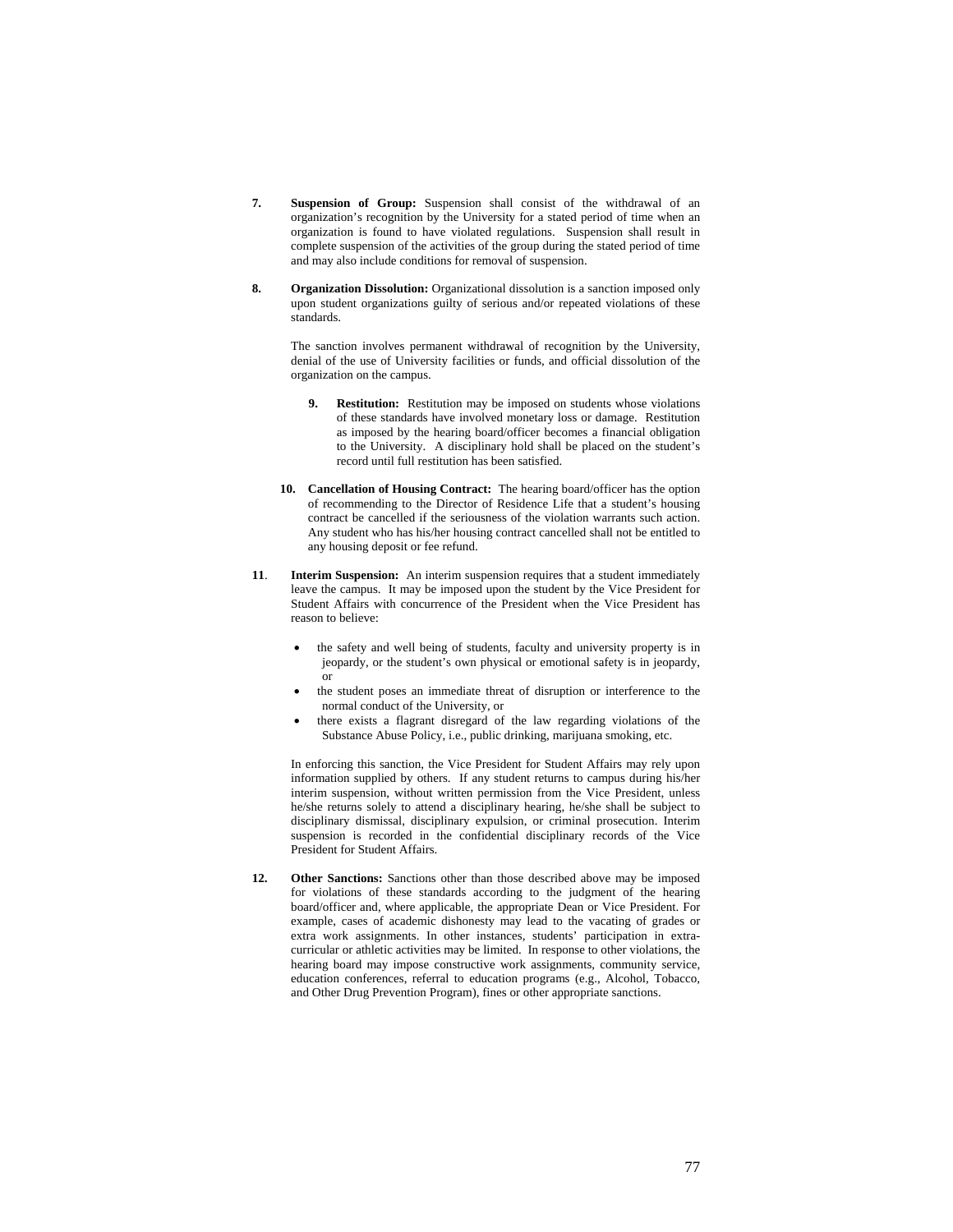**7. Suspension of Group:** Suspension shall consist of the withdrawal of an organization's recognition by the University for a stated period of time when an organization is found to have violated regulations. Suspension shall result in complete suspension of the activities of the group during the stated period of time and may also include conditions for removal of suspension.

**8. Organization Dissolution:** Organizational dissolution is a sanction imposed only upon student organizations guilty of serious and/or repeated violations of these standards.

The sanction involves permanent withdrawal of recognition by the University, denial of the use of University facilities or funds, and official dissolution of the organization on the campus.

**9. Restitution:** Restitution may be imposed on students whose violations of these standards have involved monetary loss or damage. Restitution as imposed by the hearing board/officer becomes a financial obligation to the University. A disciplinary hold shall be placed on the student's record until full restitution has been satisfied.

**10. Cancellation of Housing Contract:** The hearing board/officer has the option of recommending to the Director of Residence Life that a student's housing contract be cancelled if the seriousness of the violation warrants such action. Any student who has his/her housing contract cancelled shall not be entitled to any housing deposit or fee refund.

**11. Interim Suspension:** An interim suspension requires that a student immediately leave the campus. It may be imposed upon the student by the Vice President for Student Affairs with concurrence of the President when the Vice President has reason to believe:

- the safety and well being of students, faculty and university property is in jeopardy, or the student's own physical or emotional safety is in jeopardy, or
- the student poses an immediate threat of disruption or interference to the normal conduct of the University, or
- there exists a flagrant disregard of the law regarding violations of the Substance Abuse Policy, i.e., public drinking, marijuana smoking, etc.

In enforcing this sanction, the Vice President for Student Affairs may rely upon information supplied by others. If any student returns to campus during his/her interim suspension, without written permission from the Vice President, unless he/she returns solely to attend a disciplinary hearing, he/she shall be subject to disciplinary dismissal, disciplinary expulsion, or criminal prosecution. Interim suspension is recorded in the confidential disciplinary records of the Vice President for Student Affairs.

**12. Other Sanctions:** Sanctions other than those described above may be imposed for violations of these standards according to the judgment of the hearing board/officer and, where applicable, the appropriate Dean or Vice President. For example, cases of academic dishonesty may lead to the vacating of grades or extra work assignments. In other instances, students' participation in extra-curricular or athletic activities may be limited. In response to other violations, the hearing board may impose constructive work assignments, community service, education conferences, referral to education programs (e.g., Alcohol, Tobacco, and Other Drug Prevention Program), fines or other appropriate sanctions.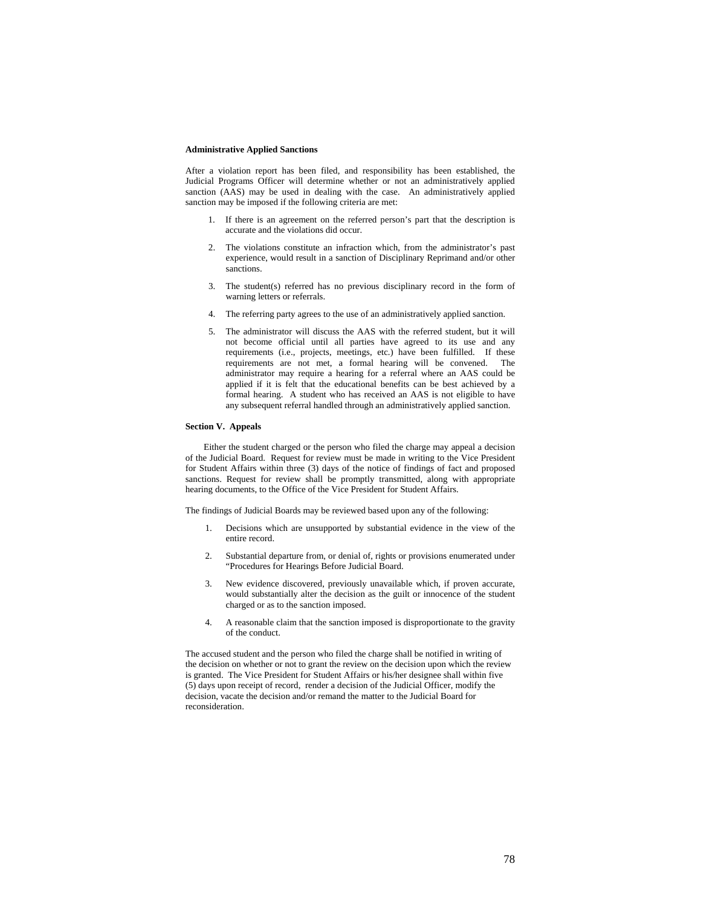**Administrative Applied Sanctions**

After a violation report has been filed, and responsibility has been established, the Judicial Programs Officer will determine whether or not an administratively applied sanction (AAS) may be used in dealing with the case. An administratively applied sanction may be imposed if the following criteria are met:

1. If there is an agreement on the referred person's part that the description is accurate and the violations did occur.
2. The violations constitute an infraction which, from the administrator's past experience, would result in a sanction of Disciplinary Reprimand and/or other sanctions.
3. The student(s) referred has no previous disciplinary record in the form of warning letters or referrals.
4. The referring party agrees to the use of an administratively applied sanction.
5. The administrator will discuss the AAS with the referred student, but it will not become official until all parties have agreed to its use and any requirements (i.e., projects, meetings, etc.) have been fulfilled. If these requirements are not met, a formal hearing will be convened. The administrator may require a hearing for a referral where an AAS could be applied if it is felt that the educational benefits can be best achieved by a formal hearing. A student who has received an AAS is not eligible to have any subsequent referral handled through an administratively applied sanction.

**Section V. Appeals**

Either the student charged or the person who filed the charge may appeal a decision of the Judicial Board. Request for review must be made in writing to the Vice President for Student Affairs within three (3) days of the notice of findings of fact and proposed sanctions. Request for review shall be promptly transmitted, along with appropriate hearing documents, to the Office of the Vice President for Student Affairs.

The findings of Judicial Boards may be reviewed based upon any of the following:

1. Decisions which are unsupported by substantial evidence in the view of the entire record.
2. Substantial departure from, or denial of, rights or provisions enumerated under "Procedures for Hearings Before Judicial Board.
3. New evidence discovered, previously unavailable which, if proven accurate, would substantially alter the decision as the guilt or innocence of the student charged or as to the sanction imposed.
4. A reasonable claim that the sanction imposed is disproportionate to the gravity of the conduct.

The accused student and the person who filed the charge shall be notified in writing of the decision on whether or not to grant the review on the decision upon which the review is granted. The Vice President for Student Affairs or his/her designee shall within five (5) days upon receipt of record, render a decision of the Judicial Officer, modify the decision, vacate the decision and/or remand the matter to the Judicial Board for reconsideration.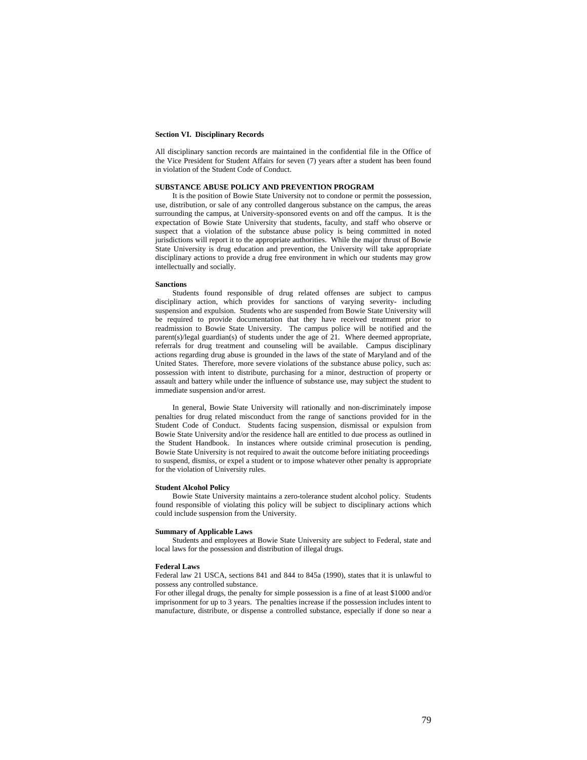**Section VI. Disciplinary Records**

All disciplinary sanction records are maintained in the confidential file in the Office of the Vice President for Student Affairs for seven (7) years after a student has been found in violation of the Student Code of Conduct.

**SUBSTANCE ABUSE POLICY AND PREVENTION PROGRAM**

It is the position of Bowie State University not to condone or permit the possession, use, distribution, or sale of any controlled dangerous substance on the campus, the areas surrounding the campus, at University-sponsored events on and off the campus. It is the expectation of Bowie State University that students, faculty, and staff who observe or suspect that a violation of the substance abuse policy is being committed in noted jurisdictions will report it to the appropriate authorities. While the major thrust of Bowie State University is drug education and prevention, the University will take appropriate disciplinary actions to provide a drug free environment in which our students may grow intellectually and socially.

**Sanctions**

Students found responsible of drug related offenses are subject to campus disciplinary action, which provides for sanctions of varying severity- including suspension and expulsion. Students who are suspended from Bowie State University will be required to provide documentation that they have received treatment prior to readmission to Bowie State University. The campus police will be notified and the parent(s)/legal guardian(s) of students under the age of 21. Where deemed appropriate, referrals for drug treatment and counseling will be available. Campus disciplinary actions regarding drug abuse is grounded in the laws of the state of Maryland and of the United States. Therefore, more severe violations of the substance abuse policy, such as: possession with intent to distribute, purchasing for a minor, destruction of property or assault and battery while under the influence of substance use, may subject the student to immediate suspension and/or arrest.

In general, Bowie State University will rationally and non-discriminately impose penalties for drug related misconduct from the range of sanctions provided for in the Student Code of Conduct. Students facing suspension, dismissal or expulsion from Bowie State University and/or the residence hall are entitled to due process as outlined in the Student Handbook. In instances where outside criminal prosecution is pending, Bowie State University is not required to await the outcome before initiating proceedings to suspend, dismiss, or expel a student or to impose whatever other penalty is appropriate for the violation of University rules.

**Student Alcohol Policy**

Bowie State University maintains a zero-tolerance student alcohol policy. Students found responsible of violating this policy will be subject to disciplinary actions which could include suspension from the University.

**Summary of Applicable Laws**

Students and employees at Bowie State University are subject to Federal, state and local laws for the possession and distribution of illegal drugs.

**Federal Laws**

Federal law 21 USCA, sections 841 and 844 to 845a (1990), states that it is unlawful to possess any controlled substance.

For other illegal drugs, the penalty for simple possession is a fine of at least $1000 and/or imprisonment for up to 3 years. The penalties increase if the possession includes intent to manufacture, distribute, or dispense a controlled substance, especially if done so near a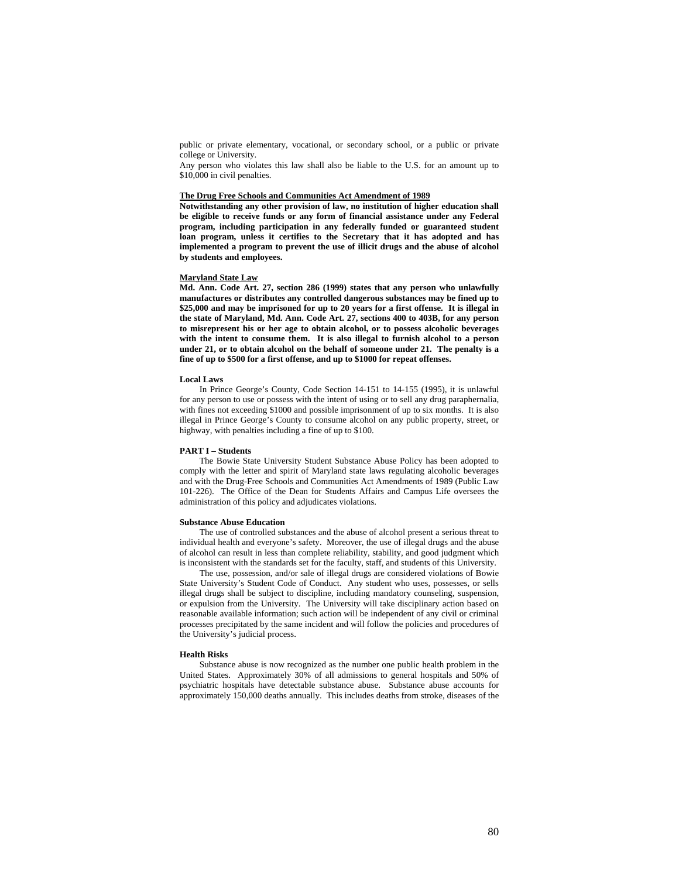public or private elementary, vocational, or secondary school, or a public or private college or University.

Any person who violates this law shall also be liable to the U.S. for an amount up to $10,000 in civil penalties.

**The Drug Free Schools and Communities Act Amendment of 1989**

**Notwithstanding any other provision of law, no institution of higher education shall be eligible to receive funds or any form of financial assistance under any Federal program, including participation in any federally funded or guaranteed student loan program, unless it certifies to the Secretary that it has adopted and has implemented a program to prevent the use of illicit drugs and the abuse of alcohol by students and employees.**

**Maryland State Law**

**Md. Ann. Code Art. 27, section 286 (1999) states that any person who unlawfully manufactures or distributes any controlled dangerous substances may be fined up to $25,000 and may be imprisoned for up to 20 years for a first offense. It is illegal in the state of Maryland, Md. Ann. Code Art. 27, sections 400 to 403B, for any person to misrepresent his or her age to obtain alcohol, or to possess alcoholic beverages with the intent to consume them. It is also illegal to furnish alcohol to a person under 21, or to obtain alcohol on the behalf of someone under 21. The penalty is a fine of up to $500 for a first offense, and up to $1000 for repeat offenses.**

**Local Laws**

In Prince George's County, Code Section 14-151 to 14-155 (1995), it is unlawful for any person to use or possess with the intent of using or to sell any drug paraphernalia, with fines not exceeding $1000 and possible imprisonment of up to six months. It is also illegal in Prince George's County to consume alcohol on any public property, street, or highway, with penalties including a fine of up to $100.

**PART I – Students**

The Bowie State University Student Substance Abuse Policy has been adopted to comply with the letter and spirit of Maryland state laws regulating alcoholic beverages and with the Drug-Free Schools and Communities Act Amendments of 1989 (Public Law 101-226). The Office of the Dean for Students Affairs and Campus Life oversees the administration of this policy and adjudicates violations.

**Substance Abuse Education**

The use of controlled substances and the abuse of alcohol present a serious threat to individual health and everyone's safety. Moreover, the use of illegal drugs and the abuse of alcohol can result in less than complete reliability, stability, and good judgment which is inconsistent with the standards set for the faculty, staff, and students of this University.

The use, possession, and/or sale of illegal drugs are considered violations of Bowie State University's Student Code of Conduct. Any student who uses, possesses, or sells illegal drugs shall be subject to discipline, including mandatory counseling, suspension, or expulsion from the University. The University will take disciplinary action based on reasonable available information; such action will be independent of any civil or criminal processes precipitated by the same incident and will follow the policies and procedures of the University's judicial process.

**Health Risks**

Substance abuse is now recognized as the number one public health problem in the United States. Approximately 30% of all admissions to general hospitals and 50% of psychiatric hospitals have detectable substance abuse. Substance abuse accounts for approximately 150,000 deaths annually. This includes deaths from stroke, diseases of the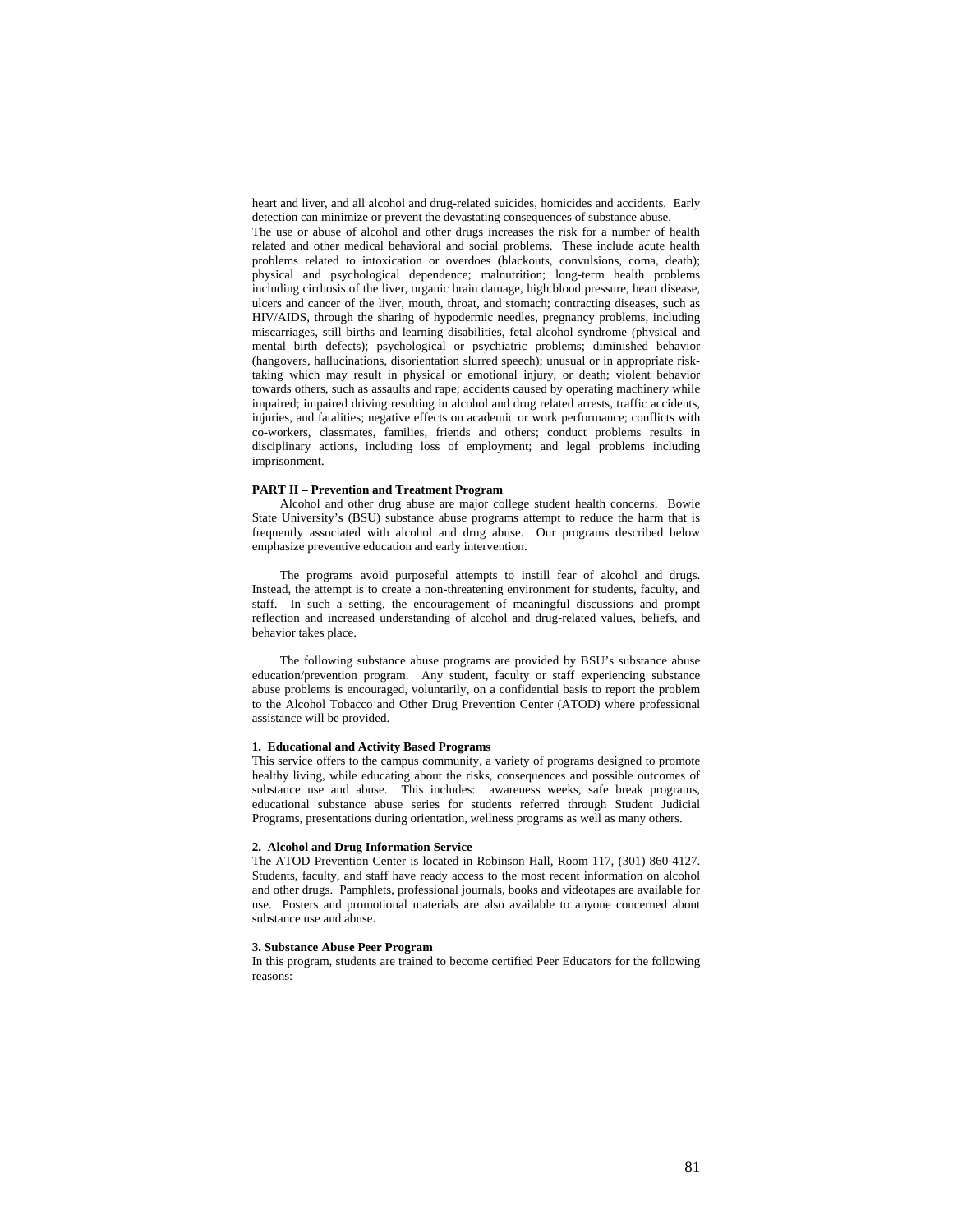heart and liver, and all alcohol and drug-related suicides, homicides and accidents. Early detection can minimize or prevent the devastating consequences of substance abuse.
The use or abuse of alcohol and other drugs increases the risk for a number of health related and other medical behavioral and social problems. These include acute health problems related to intoxication or overdoes (blackouts, convulsions, coma, death); physical and psychological dependence; malnutrition; long-term health problems including cirrhosis of the liver, organic brain damage, high blood pressure, heart disease, ulcers and cancer of the liver, mouth, throat, and stomach; contracting diseases, such as HIV/AIDS, through the sharing of hypodermic needles, pregnancy problems, including miscarriages, still births and learning disabilities, fetal alcohol syndrome (physical and mental birth defects); psychological or psychiatric problems; diminished behavior (hangovers, hallucinations, disorientation slurred speech); unusual or in appropriate risk-taking which may result in physical or emotional injury, or death; violent behavior towards others, such as assaults and rape; accidents caused by operating machinery while impaired; impaired driving resulting in alcohol and drug related arrests, traffic accidents, injuries, and fatalities; negative effects on academic or work performance; conflicts with co-workers, classmates, families, friends and others; conduct problems results in disciplinary actions, including loss of employment; and legal problems including imprisonment.

**PART II – Prevention and Treatment Program**

Alcohol and other drug abuse are major college student health concerns. Bowie State University's (BSU) substance abuse programs attempt to reduce the harm that is frequently associated with alcohol and drug abuse. Our programs described below emphasize preventive education and early intervention.

The programs avoid purposeful attempts to instill fear of alcohol and drugs. Instead, the attempt is to create a non-threatening environment for students, faculty, and staff. In such a setting, the encouragement of meaningful discussions and prompt reflection and increased understanding of alcohol and drug-related values, beliefs, and behavior takes place.

The following substance abuse programs are provided by BSU's substance abuse education/prevention program. Any student, faculty or staff experiencing substance abuse problems is encouraged, voluntarily, on a confidential basis to report the problem to the Alcohol Tobacco and Other Drug Prevention Center (ATOD) where professional assistance will be provided.

**1. Educational and Activity Based Programs**

This service offers to the campus community, a variety of programs designed to promote healthy living, while educating about the risks, consequences and possible outcomes of substance use and abuse. This includes: awareness weeks, safe break programs, educational substance abuse series for students referred through Student Judicial Programs, presentations during orientation, wellness programs as well as many others.

**2. Alcohol and Drug Information Service**

The ATOD Prevention Center is located in Robinson Hall, Room 117, (301) 860-4127. Students, faculty, and staff have ready access to the most recent information on alcohol and other drugs. Pamphlets, professional journals, books and videotapes are available for use. Posters and promotional materials are also available to anyone concerned about substance use and abuse.

**3. Substance Abuse Peer Program**

In this program, students are trained to become certified Peer Educators for the following reasons: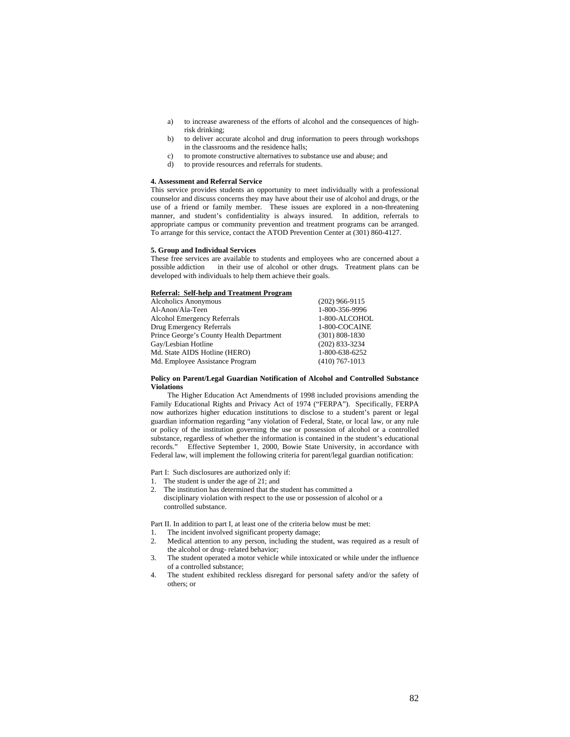a) to increase awareness of the efforts of alcohol and the consequences of high-risk drinking;
b) to deliver accurate alcohol and drug information to peers through workshops in the classrooms and the residence halls;
c) to promote constructive alternatives to substance use and abuse; and
d) to provide resources and referrals for students.

**4. Assessment and Referral Service**

This service provides students an opportunity to meet individually with a professional counselor and discuss concerns they may have about their use of alcohol and drugs, or the use of a friend or family member. These issues are explored in a non-threatening manner, and student's confidentiality is always insured. In addition, referrals to appropriate campus or community prevention and treatment programs can be arranged. To arrange for this service, contact the ATOD Prevention Center at (301) 860-4127.

**5. Group and Individual Services**

These free services are available to students and employees who are concerned about a possible addiction in their use of alcohol or other drugs. Treatment plans can be developed with individuals to help them achieve their goals.

**Referral: Self-help and Treatment Program**

| | |
|---|---|
| Alcoholics Anonymous | (202) 966-9115 |
| Al-Anon/Ala-Teen | 1-800-356-9996 |
| Alcohol Emergency Referrals | 1-800-ALCOHOL |
| Drug Emergency Referrals | 1-800-COCAINE |
| Prince George's County Health Department | (301) 808-1830 |
| Gay/Lesbian Hotline | (202) 833-3234 |
| Md. State AIDS Hotline (HERO) | 1-800-638-6252 |
| Md. Employee Assistance Program | (410) 767-1013 |

**Policy on Parent/Legal Guardian Notification of Alcohol and Controlled Substance Violations**

The Higher Education Act Amendments of 1998 included provisions amending the Family Educational Rights and Privacy Act of 1974 ("FERPA"). Specifically, FERPA now authorizes higher education institutions to disclose to a student's parent or legal guardian information regarding "any violation of Federal, State, or local law, or any rule or policy of the institution governing the use or possession of alcohol or a controlled substance, regardless of whether the information is contained in the student's educational records." Effective September 1, 2000, Bowie State University, in accordance with Federal law, will implement the following criteria for parent/legal guardian notification:

Part I: Such disclosures are authorized only if:

1. The student is under the age of 21; and
2. The institution has determined that the student has committed a disciplinary violation with respect to the use or possession of alcohol or a controlled substance.

Part II. In addition to part I, at least one of the criteria below must be met:

1. The incident involved significant property damage;
2. Medical attention to any person, including the student, was required as a result of the alcohol or drug- related behavior;
3. The student operated a motor vehicle while intoxicated or while under the influence of a controlled substance;
4. The student exhibited reckless disregard for personal safety and/or the safety of others; or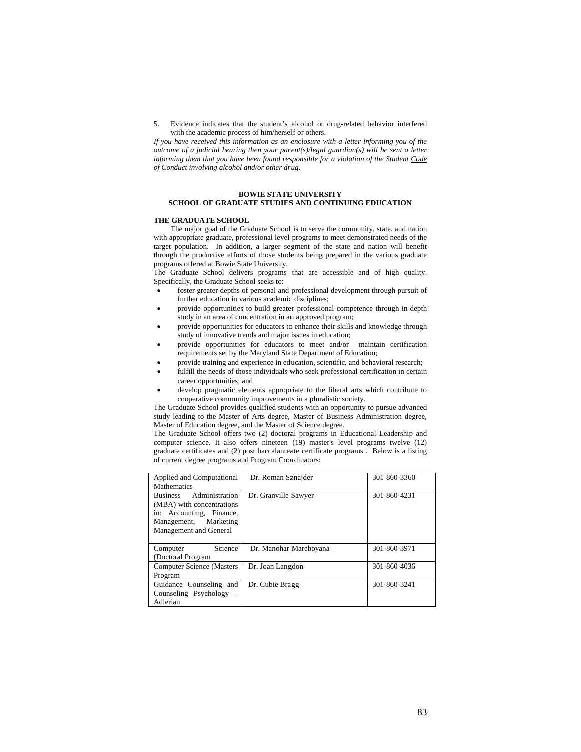5. Evidence indicates that the student's alcohol or drug-related behavior interfered with the academic process of him/herself or others.

*If you have received this information as an enclosure with a letter informing you of the outcome of a judicial hearing then your parent(s)/legal guardian(s) will be sent a letter informing them that you have been found responsible for a violation of the Student* *<u>Code of Conduct</u>* *involving alcohol and/or other drug.*

## BOWIE STATE UNIVERSITY
## SCHOOL OF GRADUATE STUDIES AND CONTINUING EDUCATION

### THE GRADUATE SCHOOL

The major goal of the Graduate School is to serve the community, state, and nation with appropriate graduate, professional level programs to meet demonstrated needs of the target population. In addition, a larger segment of the state and nation will benefit through the productive efforts of those students being prepared in the various graduate programs offered at Bowie State University.

The Graduate School delivers programs that are accessible and of high quality. Specifically, the Graduate School seeks to:

- foster greater depths of personal and professional development through pursuit of further education in various academic disciplines;
- provide opportunities to build greater professional competence through in-depth study in an area of concentration in an approved program;
- provide opportunities for educators to enhance their skills and knowledge through study of innovative trends and major issues in education;
- provide opportunities for educators to meet and/or maintain certification requirements set by the Maryland State Department of Education;
- provide training and experience in education, scientific, and behavioral research;
- fulfill the needs of those individuals who seek professional certification in certain career opportunities; and
- develop pragmatic elements appropriate to the liberal arts which contribute to cooperative community improvements in a pluralistic society.

The Graduate School provides qualified students with an opportunity to pursue advanced study leading to the Master of Arts degree, Master of Business Administration degree, Master of Education degree, and the Master of Science degree.

The Graduate School offers two (2) doctoral programs in Educational Leadership and computer science. It also offers nineteen (19) master's level programs twelve (12) graduate certificates and (2) post baccalaureate certificate programs . Below is a listing of current degree programs and Program Coordinators:

| | | |
|---|---|---|
| Applied and Computational Mathematics | Dr. Roman Sznajder | 301-860-3360 |
| Business Administration (MBA) with concentrations in: Accounting, Finance, Management, Marketing Management and General | Dr. Granville Sawyer | 301-860-4231 |
| Computer Science (Doctoral Program | Dr. Manohar Mareboyana | 301-860-3971 |
| Computer Science (Masters Program | Dr. Joan Langdon | 301-860-4036 |
| Guidance Counseling and Counseling Psychology – Adlerian | Dr. Cubie Bragg | 301-860-3241 |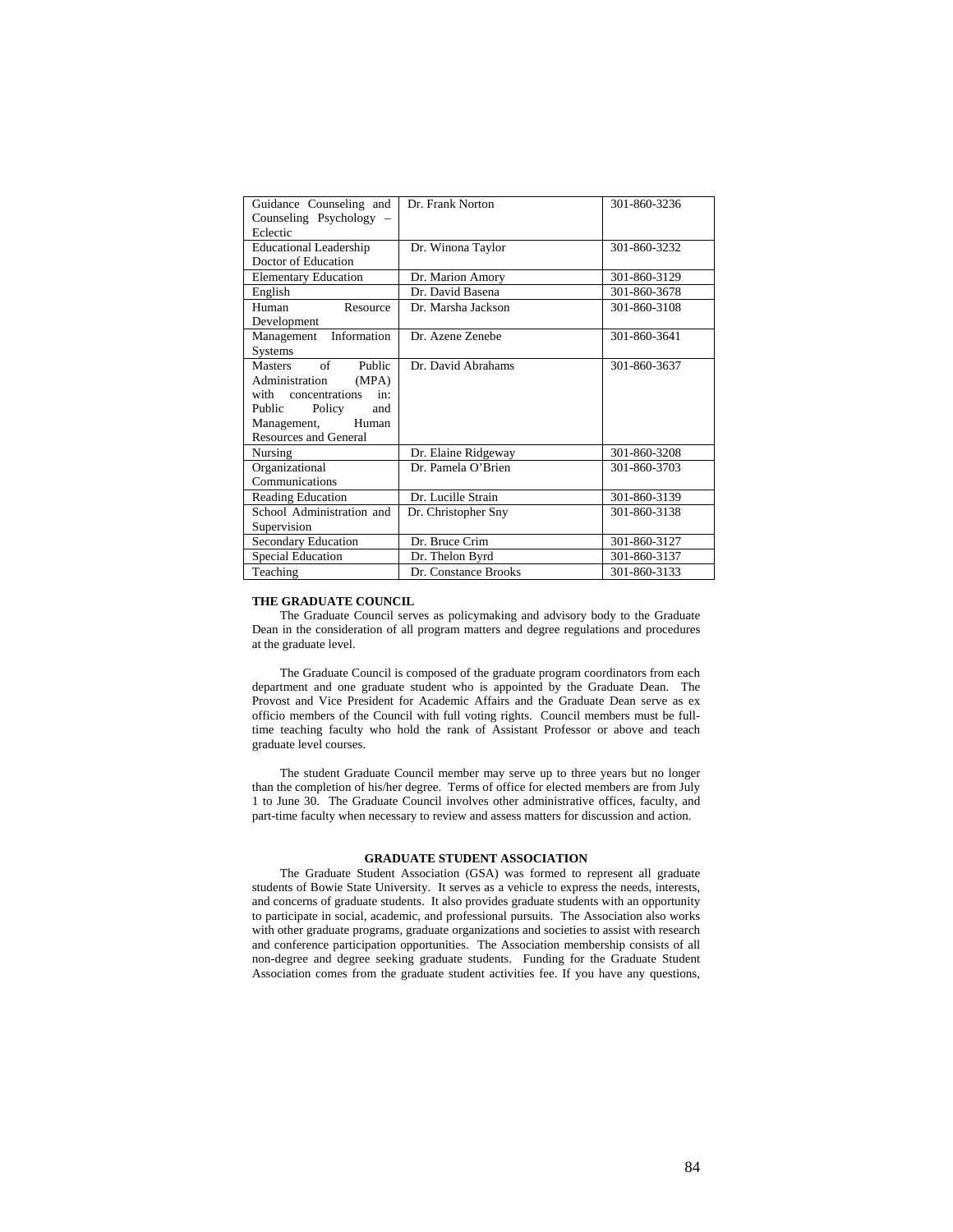| | | |
|---|---|---|
| Guidance Counseling and Counseling Psychology – Eclectic | Dr. Frank Norton | 301-860-3236 |
| Educational Leadership Doctor of Education | Dr. Winona Taylor | 301-860-3232 |
| Elementary Education | Dr. Marion Amory | 301-860-3129 |
| English | Dr. David Basena | 301-860-3678 |
| Human Resource Development | Dr. Marsha Jackson | 301-860-3108 |
| Management Information Systems | Dr. Azene Zenebe | 301-860-3641 |
| Masters of Public Administration (MPA) with concentrations in: Public Policy and Management, Human Resources and General | Dr. David Abrahams | 301-860-3637 |
| Nursing | Dr. Elaine Ridgeway | 301-860-3208 |
| Organizational Communications | Dr. Pamela O'Brien | 301-860-3703 |
| Reading Education | Dr. Lucille Strain | 301-860-3139 |
| School Administration and Supervision | Dr. Christopher Sny | 301-860-3138 |
| Secondary Education | Dr. Bruce Crim | 301-860-3127 |
| Special Education | Dr. Thelon Byrd | 301-860-3137 |
| Teaching | Dr. Constance Brooks | 301-860-3133 |

**THE GRADUATE COUNCIL**

The Graduate Council serves as policymaking and advisory body to the Graduate Dean in the consideration of all program matters and degree regulations and procedures at the graduate level.

The Graduate Council is composed of the graduate program coordinators from each department and one graduate student who is appointed by the Graduate Dean. The Provost and Vice President for Academic Affairs and the Graduate Dean serve as ex officio members of the Council with full voting rights. Council members must be full-time teaching faculty who hold the rank of Assistant Professor or above and teach graduate level courses.

The student Graduate Council member may serve up to three years but no longer than the completion of his/her degree. Terms of office for elected members are from July 1 to June 30. The Graduate Council involves other administrative offices, faculty, and part-time faculty when necessary to review and assess matters for discussion and action.

**GRADUATE STUDENT ASSOCIATION**

The Graduate Student Association (GSA) was formed to represent all graduate students of Bowie State University. It serves as a vehicle to express the needs, interests, and concerns of graduate students. It also provides graduate students with an opportunity to participate in social, academic, and professional pursuits. The Association also works with other graduate programs, graduate organizations and societies to assist with research and conference participation opportunities. The Association membership consists of all non-degree and degree seeking graduate students. Funding for the Graduate Student Association comes from the graduate student activities fee. If you have any questions,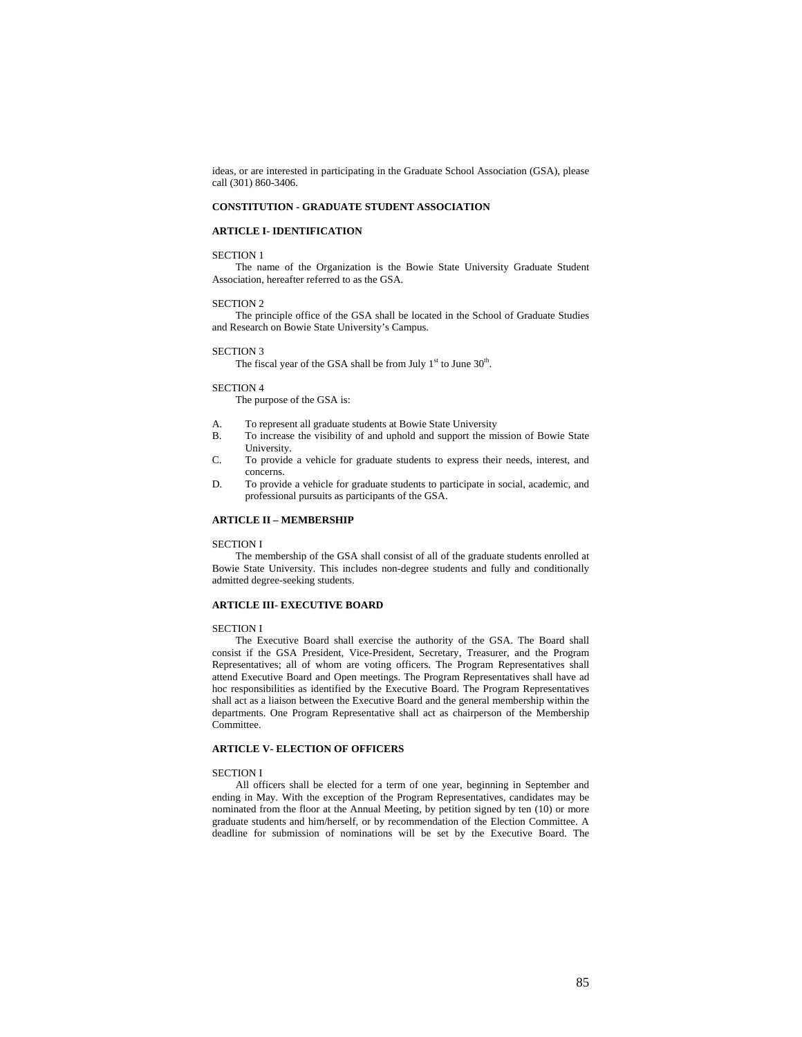ideas, or are interested in participating in the Graduate School Association (GSA), please call (301) 860-3406.

**CONSTITUTION - GRADUATE STUDENT ASSOCIATION**

**ARTICLE I- IDENTIFICATION**

SECTION 1

The name of the Organization is the Bowie State University Graduate Student Association, hereafter referred to as the GSA.

SECTION 2

The principle office of the GSA shall be located in the School of Graduate Studies and Research on Bowie State University's Campus.

SECTION 3

The fiscal year of the GSA shall be from July 1st to June 30th.

SECTION 4

The purpose of the GSA is:

A. To represent all graduate students at Bowie State University
B. To increase the visibility of and uphold and support the mission of Bowie State University.
C. To provide a vehicle for graduate students to express their needs, interest, and concerns.
D. To provide a vehicle for graduate students to participate in social, academic, and professional pursuits as participants of the GSA.

**ARTICLE II – MEMBERSHIP**

SECTION I

The membership of the GSA shall consist of all of the graduate students enrolled at Bowie State University. This includes non-degree students and fully and conditionally admitted degree-seeking students.

**ARTICLE III- EXECUTIVE BOARD**

SECTION I

The Executive Board shall exercise the authority of the GSA. The Board shall consist if the GSA President, Vice-President, Secretary, Treasurer, and the Program Representatives; all of whom are voting officers. The Program Representatives shall attend Executive Board and Open meetings. The Program Representatives shall have ad hoc responsibilities as identified by the Executive Board. The Program Representatives shall act as a liaison between the Executive Board and the general membership within the departments. One Program Representative shall act as chairperson of the Membership Committee.

**ARTICLE V- ELECTION OF OFFICERS**

SECTION I

All officers shall be elected for a term of one year, beginning in September and ending in May. With the exception of the Program Representatives, candidates may be nominated from the floor at the Annual Meeting, by petition signed by ten (10) or more graduate students and him/herself, or by recommendation of the Election Committee. A deadline for submission of nominations will be set by the Executive Board. The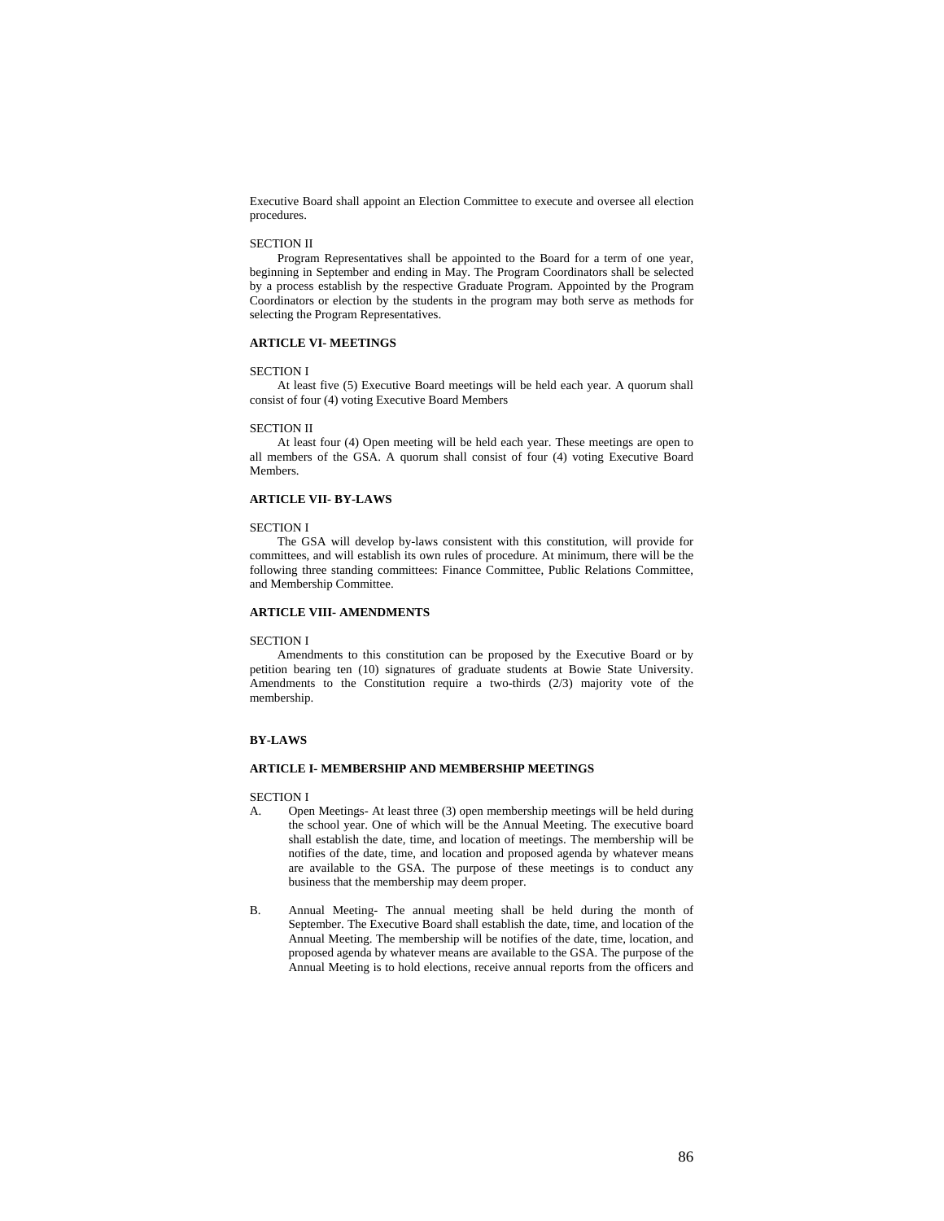Executive Board shall appoint an Election Committee to execute and oversee all election procedures.

SECTION II

Program Representatives shall be appointed to the Board for a term of one year, beginning in September and ending in May. The Program Coordinators shall be selected by a process establish by the respective Graduate Program. Appointed by the Program Coordinators or election by the students in the program may both serve as methods for selecting the Program Representatives.

**ARTICLE VI- MEETINGS**

SECTION I

At least five (5) Executive Board meetings will be held each year. A quorum shall consist of four (4) voting Executive Board Members

SECTION II

At least four (4) Open meeting will be held each year. These meetings are open to all members of the GSA. A quorum shall consist of four (4) voting Executive Board Members.

**ARTICLE VII- BY-LAWS**

SECTION I

The GSA will develop by-laws consistent with this constitution, will provide for committees, and will establish its own rules of procedure. At minimum, there will be the following three standing committees: Finance Committee, Public Relations Committee, and Membership Committee.

**ARTICLE VIII- AMENDMENTS**

SECTION I

Amendments to this constitution can be proposed by the Executive Board or by petition bearing ten (10) signatures of graduate students at Bowie State University. Amendments to the Constitution require a two-thirds (2/3) majority vote of the membership.

**BY-LAWS**

**ARTICLE I- MEMBERSHIP AND MEMBERSHIP MEETINGS**

SECTION I

A. Open Meetings- At least three (3) open membership meetings will be held during the school year. One of which will be the Annual Meeting. The executive board shall establish the date, time, and location of meetings. The membership will be notifies of the date, time, and location and proposed agenda by whatever means are available to the GSA. The purpose of these meetings is to conduct any business that the membership may deem proper.

B. Annual Meeting- The annual meeting shall be held during the month of September. The Executive Board shall establish the date, time, and location of the Annual Meeting. The membership will be notifies of the date, time, location, and proposed agenda by whatever means are available to the GSA. The purpose of the Annual Meeting is to hold elections, receive annual reports from the officers and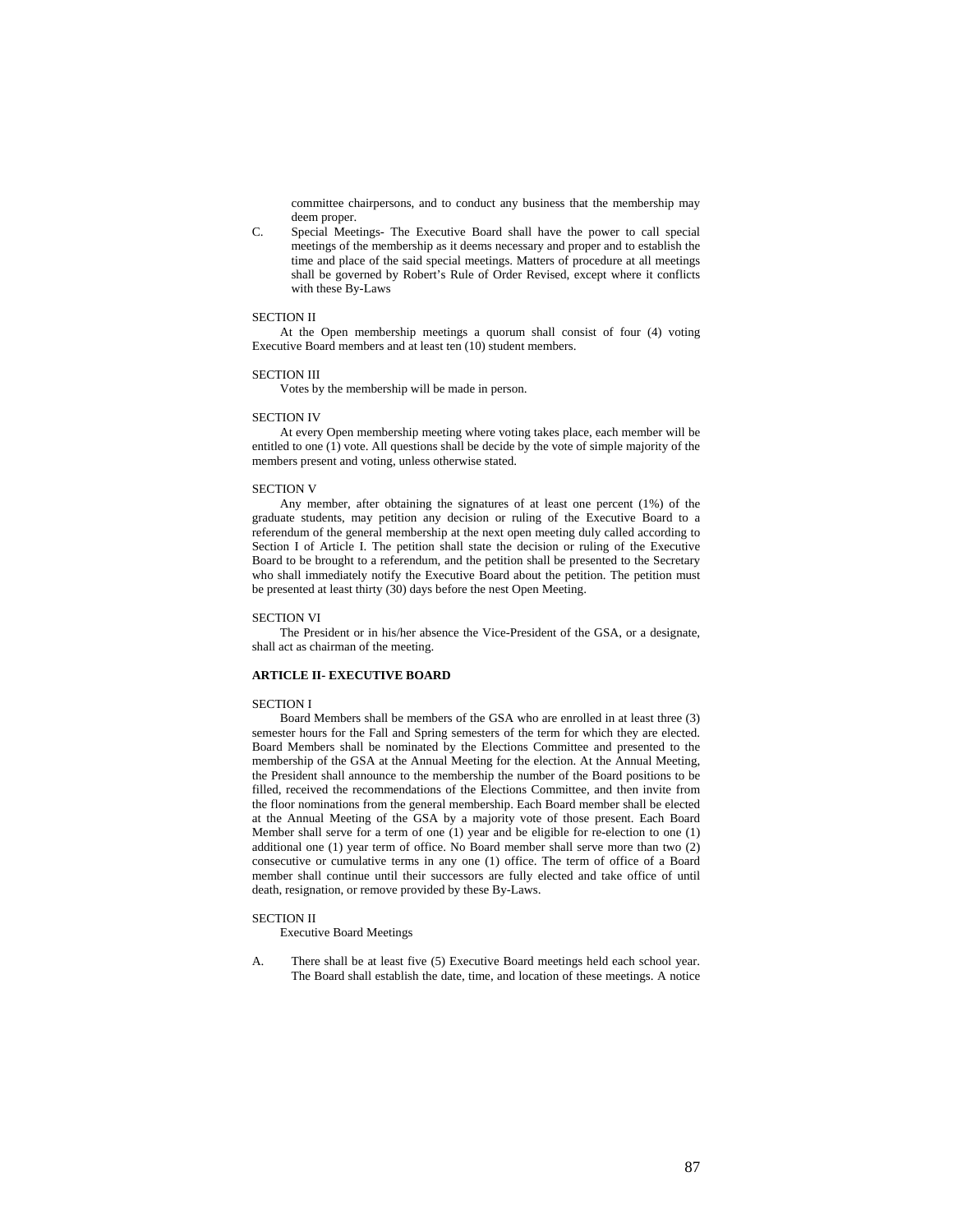committee chairpersons, and to conduct any business that the membership may deem proper.

C. Special Meetings- The Executive Board shall have the power to call special meetings of the membership as it deems necessary and proper and to establish the time and place of the said special meetings. Matters of procedure at all meetings shall be governed by Robert's Rule of Order Revised, except where it conflicts with these By-Laws

SECTION II

At the Open membership meetings a quorum shall consist of four (4) voting Executive Board members and at least ten (10) student members.

SECTION III

Votes by the membership will be made in person.

SECTION IV

At every Open membership meeting where voting takes place, each member will be entitled to one (1) vote. All questions shall be decide by the vote of simple majority of the members present and voting, unless otherwise stated.

SECTION V

Any member, after obtaining the signatures of at least one percent (1%) of the graduate students, may petition any decision or ruling of the Executive Board to a referendum of the general membership at the next open meeting duly called according to Section I of Article I. The petition shall state the decision or ruling of the Executive Board to be brought to a referendum, and the petition shall be presented to the Secretary who shall immediately notify the Executive Board about the petition. The petition must be presented at least thirty (30) days before the nest Open Meeting.

SECTION VI

The President or in his/her absence the Vice-President of the GSA, or a designate, shall act as chairman of the meeting.

**ARTICLE II- EXECUTIVE BOARD**

SECTION I

Board Members shall be members of the GSA who are enrolled in at least three (3) semester hours for the Fall and Spring semesters of the term for which they are elected. Board Members shall be nominated by the Elections Committee and presented to the membership of the GSA at the Annual Meeting for the election. At the Annual Meeting, the President shall announce to the membership the number of the Board positions to be filled, received the recommendations of the Elections Committee, and then invite from the floor nominations from the general membership. Each Board member shall be elected at the Annual Meeting of the GSA by a majority vote of those present. Each Board Member shall serve for a term of one (1) year and be eligible for re-election to one (1) additional one (1) year term of office. No Board member shall serve more than two (2) consecutive or cumulative terms in any one (1) office. The term of office of a Board member shall continue until their successors are fully elected and take office of until death, resignation, or remove provided by these By-Laws.

SECTION II

Executive Board Meetings

A. There shall be at least five (5) Executive Board meetings held each school year. The Board shall establish the date, time, and location of these meetings. A notice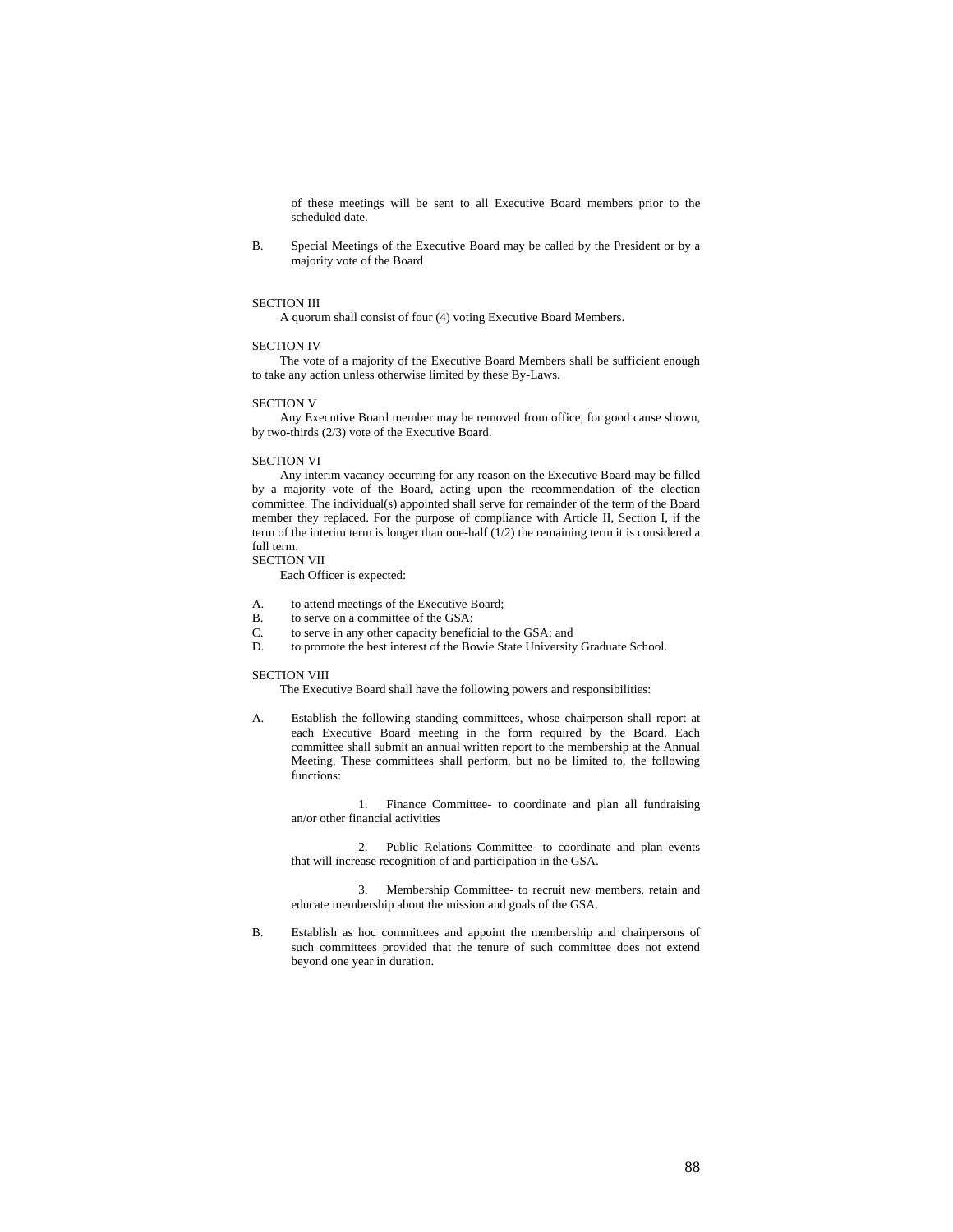of these meetings will be sent to all Executive Board members prior to the scheduled date.

B. Special Meetings of the Executive Board may be called by the President or by a majority vote of the Board

SECTION III

A quorum shall consist of four (4) voting Executive Board Members.

SECTION IV

The vote of a majority of the Executive Board Members shall be sufficient enough to take any action unless otherwise limited by these By-Laws.

SECTION V

Any Executive Board member may be removed from office, for good cause shown, by two-thirds (2/3) vote of the Executive Board.

SECTION VI

Any interim vacancy occurring for any reason on the Executive Board may be filled by a majority vote of the Board, acting upon the recommendation of the election committee. The individual(s) appointed shall serve for remainder of the term of the Board member they replaced. For the purpose of compliance with Article II, Section I, if the term of the interim term is longer than one-half (1/2) the remaining term it is considered a full term.

SECTION VII

Each Officer is expected:

A. to attend meetings of the Executive Board;
B. to serve on a committee of the GSA;
C. to serve in any other capacity beneficial to the GSA; and
D. to promote the best interest of the Bowie State University Graduate School.

SECTION VIII

The Executive Board shall have the following powers and responsibilities:

A. Establish the following standing committees, whose chairperson shall report at each Executive Board meeting in the form required by the Board. Each committee shall submit an annual written report to the membership at the Annual Meeting. These committees shall perform, but no be limited to, the following functions:

   1. Finance Committee- to coordinate and plan all fundraising an/or other financial activities

   2. Public Relations Committee- to coordinate and plan events that will increase recognition of and participation in the GSA.

   3. Membership Committee- to recruit new members, retain and educate membership about the mission and goals of the GSA.

B. Establish as hoc committees and appoint the membership and chairpersons of such committees provided that the tenure of such committee does not extend beyond one year in duration.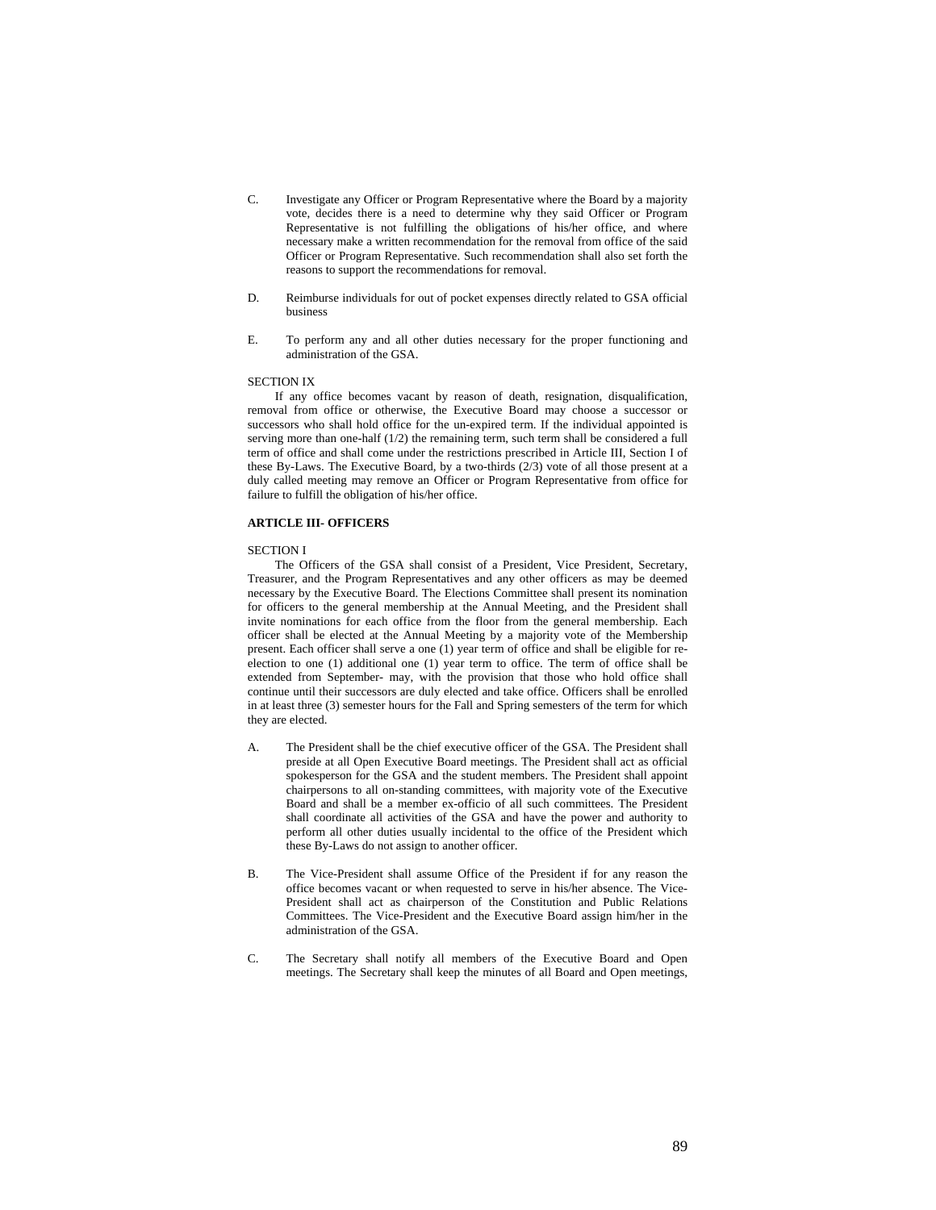C. Investigate any Officer or Program Representative where the Board by a majority vote, decides there is a need to determine why they said Officer or Program Representative is not fulfilling the obligations of his/her office, and where necessary make a written recommendation for the removal from office of the said Officer or Program Representative. Such recommendation shall also set forth the reasons to support the recommendations for removal.

D. Reimburse individuals for out of pocket expenses directly related to GSA official business

E. To perform any and all other duties necessary for the proper functioning and administration of the GSA.

SECTION IX

If any office becomes vacant by reason of death, resignation, disqualification, removal from office or otherwise, the Executive Board may choose a successor or successors who shall hold office for the un-expired term. If the individual appointed is serving more than one-half (1/2) the remaining term, such term shall be considered a full term of office and shall come under the restrictions prescribed in Article III, Section I of these By-Laws. The Executive Board, by a two-thirds (2/3) vote of all those present at a duly called meeting may remove an Officer or Program Representative from office for failure to fulfill the obligation of his/her office.

**ARTICLE III- OFFICERS**

SECTION I

The Officers of the GSA shall consist of a President, Vice President, Secretary, Treasurer, and the Program Representatives and any other officers as may be deemed necessary by the Executive Board. The Elections Committee shall present its nomination for officers to the general membership at the Annual Meeting, and the President shall invite nominations for each office from the floor from the general membership. Each officer shall be elected at the Annual Meeting by a majority vote of the Membership present. Each officer shall serve a one (1) year term of office and shall be eligible for re-election to one (1) additional one (1) year term to office. The term of office shall be extended from September- may, with the provision that those who hold office shall continue until their successors are duly elected and take office. Officers shall be enrolled in at least three (3) semester hours for the Fall and Spring semesters of the term for which they are elected.

A. The President shall be the chief executive officer of the GSA. The President shall preside at all Open Executive Board meetings. The President shall act as official spokesperson for the GSA and the student members. The President shall appoint chairpersons to all on-standing committees, with majority vote of the Executive Board and shall be a member ex-officio of all such committees. The President shall coordinate all activities of the GSA and have the power and authority to perform all other duties usually incidental to the office of the President which these By-Laws do not assign to another officer.

B. The Vice-President shall assume Office of the President if for any reason the office becomes vacant or when requested to serve in his/her absence. The Vice-President shall act as chairperson of the Constitution and Public Relations Committees. The Vice-President and the Executive Board assign him/her in the administration of the GSA.

C. The Secretary shall notify all members of the Executive Board and Open meetings. The Secretary shall keep the minutes of all Board and Open meetings,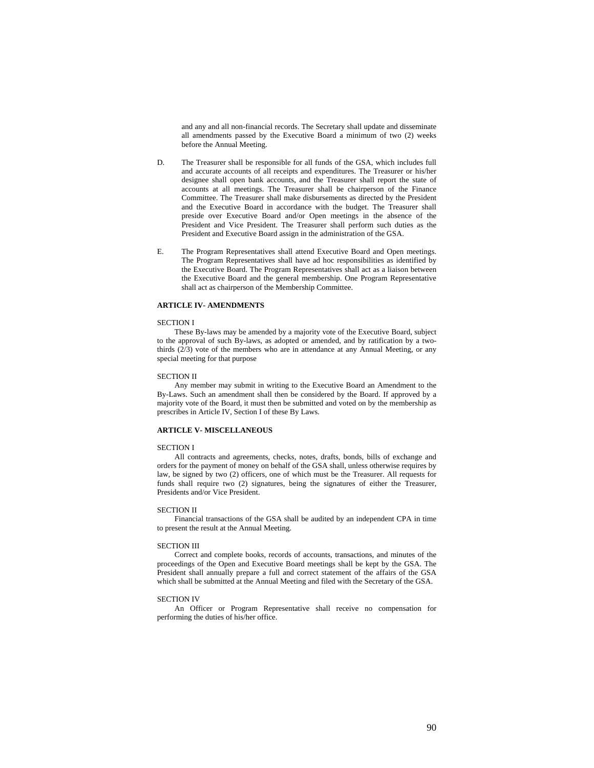and any and all non-financial records. The Secretary shall update and disseminate all amendments passed by the Executive Board a minimum of two (2) weeks before the Annual Meeting.

D. The Treasurer shall be responsible for all funds of the GSA, which includes full and accurate accounts of all receipts and expenditures. The Treasurer or his/her designee shall open bank accounts, and the Treasurer shall report the state of accounts at all meetings. The Treasurer shall be chairperson of the Finance Committee. The Treasurer shall make disbursements as directed by the President and the Executive Board in accordance with the budget. The Treasurer shall preside over Executive Board and/or Open meetings in the absence of the President and Vice President. The Treasurer shall perform such duties as the President and Executive Board assign in the administration of the GSA.

E. The Program Representatives shall attend Executive Board and Open meetings. The Program Representatives shall have ad hoc responsibilities as identified by the Executive Board. The Program Representatives shall act as a liaison between the Executive Board and the general membership. One Program Representative shall act as chairperson of the Membership Committee.

**ARTICLE IV- AMENDMENTS**

SECTION I

These By-laws may be amended by a majority vote of the Executive Board, subject to the approval of such By-laws, as adopted or amended, and by ratification by a two-thirds (2/3) vote of the members who are in attendance at any Annual Meeting, or any special meeting for that purpose

SECTION II

Any member may submit in writing to the Executive Board an Amendment to the By-Laws. Such an amendment shall then be considered by the Board. If approved by a majority vote of the Board, it must then be submitted and voted on by the membership as prescribes in Article IV, Section I of these By Laws.

**ARTICLE V- MISCELLANEOUS**

SECTION I

All contracts and agreements, checks, notes, drafts, bonds, bills of exchange and orders for the payment of money on behalf of the GSA shall, unless otherwise requires by law, be signed by two (2) officers, one of which must be the Treasurer. All requests for funds shall require two (2) signatures, being the signatures of either the Treasurer, Presidents and/or Vice President.

SECTION II

Financial transactions of the GSA shall be audited by an independent CPA in time to present the result at the Annual Meeting.

SECTION III

Correct and complete books, records of accounts, transactions, and minutes of the proceedings of the Open and Executive Board meetings shall be kept by the GSA. The President shall annually prepare a full and correct statement of the affairs of the GSA which shall be submitted at the Annual Meeting and filed with the Secretary of the GSA.

SECTION IV

An Officer or Program Representative shall receive no compensation for performing the duties of his/her office.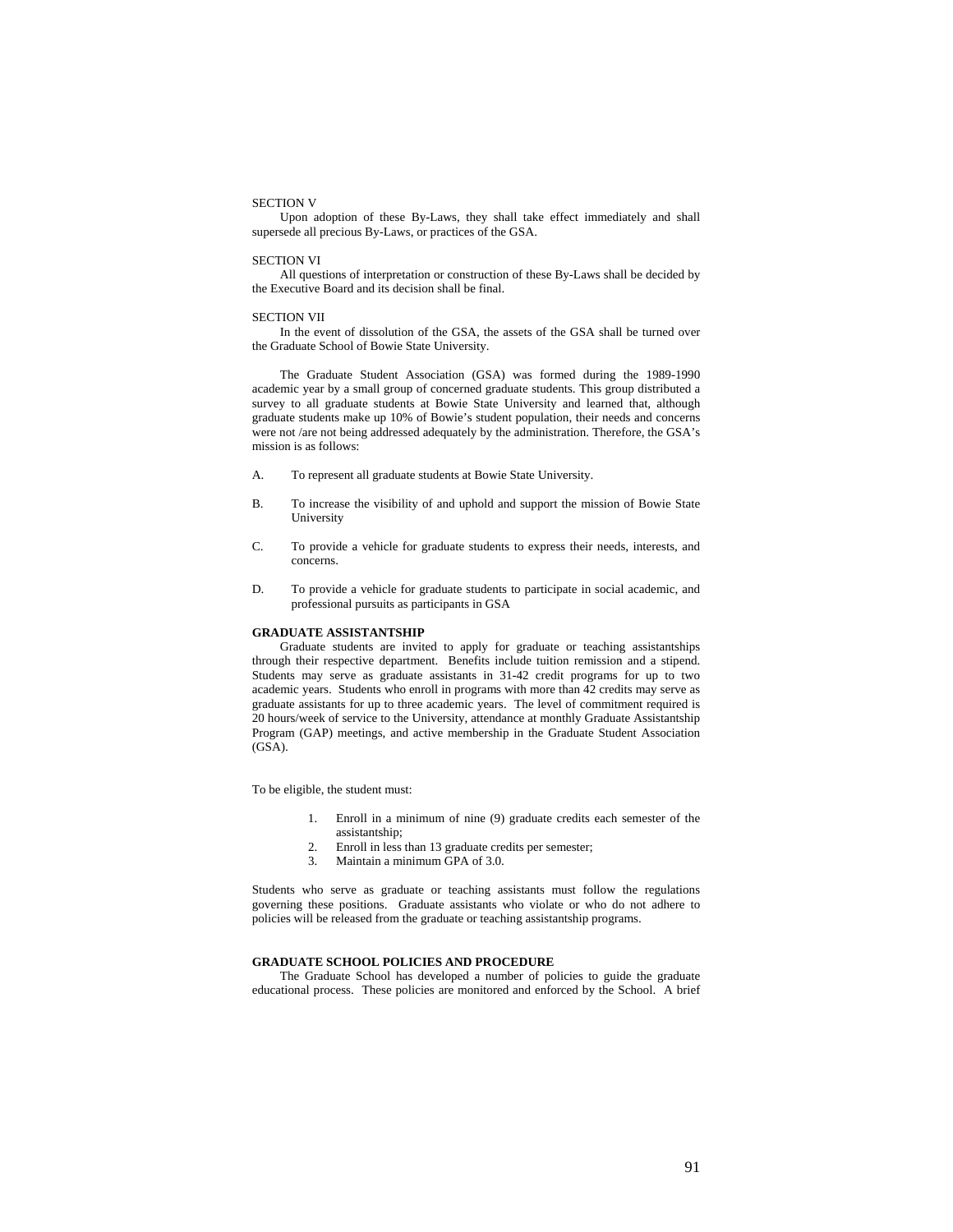SECTION V

Upon adoption of these By-Laws, they shall take effect immediately and shall supersede all precious By-Laws, or practices of the GSA.

SECTION VI

All questions of interpretation or construction of these By-Laws shall be decided by the Executive Board and its decision shall be final.

SECTION VII

In the event of dissolution of the GSA, the assets of the GSA shall be turned over the Graduate School of Bowie State University.

The Graduate Student Association (GSA) was formed during the 1989-1990 academic year by a small group of concerned graduate students. This group distributed a survey to all graduate students at Bowie State University and learned that, although graduate students make up 10% of Bowie's student population, their needs and concerns were not /are not being addressed adequately by the administration. Therefore, the GSA's mission is as follows:

A. To represent all graduate students at Bowie State University.

B. To increase the visibility of and uphold and support the mission of Bowie State University

C. To provide a vehicle for graduate students to express their needs, interests, and concerns.

D. To provide a vehicle for graduate students to participate in social academic, and professional pursuits as participants in GSA

**GRADUATE ASSISTANTSHIP**

Graduate students are invited to apply for graduate or teaching assistantships through their respective department. Benefits include tuition remission and a stipend. Students may serve as graduate assistants in 31-42 credit programs for up to two academic years. Students who enroll in programs with more than 42 credits may serve as graduate assistants for up to three academic years. The level of commitment required is 20 hours/week of service to the University, attendance at monthly Graduate Assistantship Program (GAP) meetings, and active membership in the Graduate Student Association (GSA).

To be eligible, the student must:

1. Enroll in a minimum of nine (9) graduate credits each semester of the assistantship;
2. Enroll in less than 13 graduate credits per semester;
3. Maintain a minimum GPA of 3.0.

Students who serve as graduate or teaching assistants must follow the regulations governing these positions. Graduate assistants who violate or who do not adhere to policies will be released from the graduate or teaching assistantship programs.

**GRADUATE SCHOOL POLICIES AND PROCEDURE**

The Graduate School has developed a number of policies to guide the graduate educational process. These policies are monitored and enforced by the School. A brief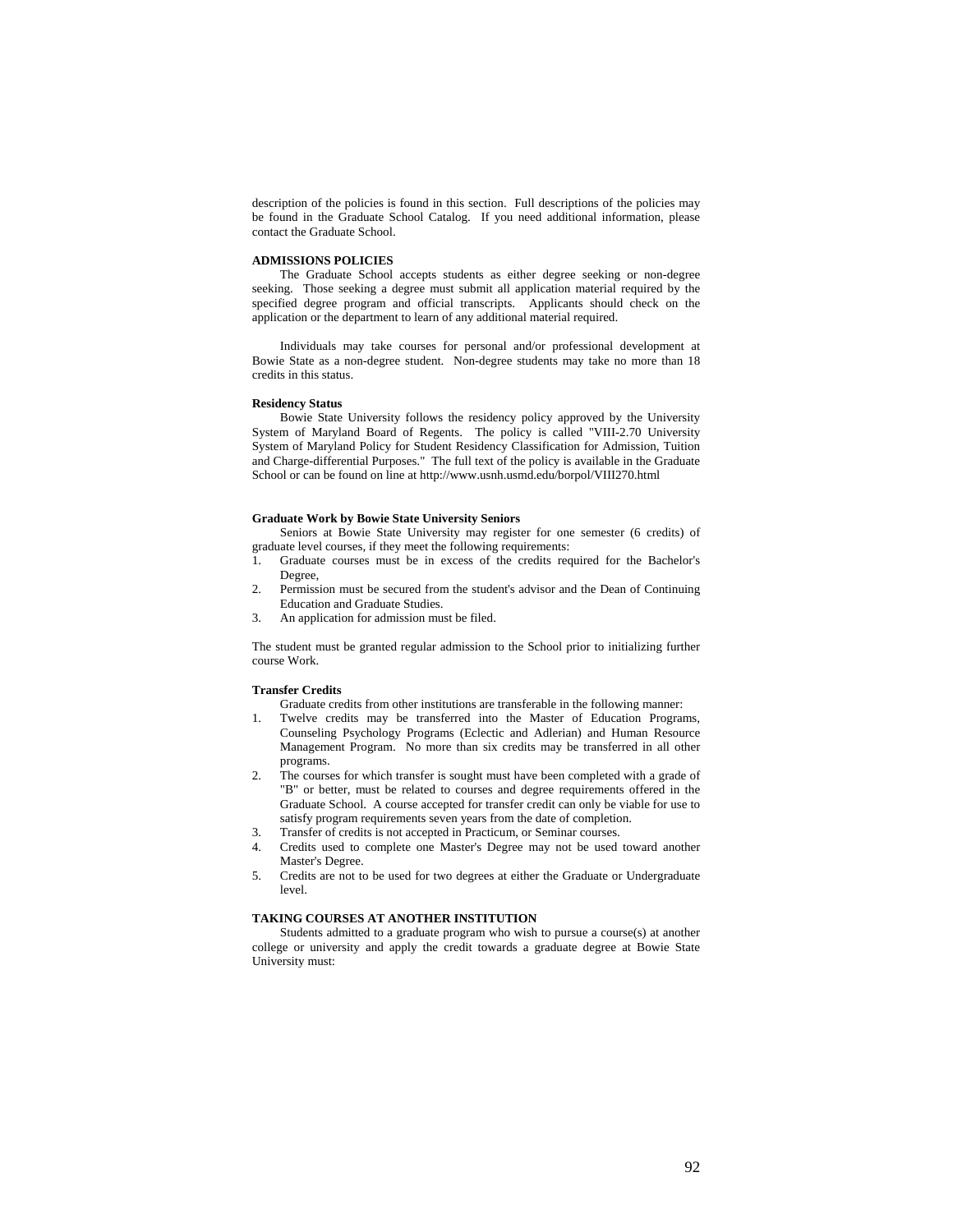description of the policies is found in this section. Full descriptions of the policies may be found in the Graduate School Catalog. If you need additional information, please contact the Graduate School.

## ADMISSIONS POLICIES

The Graduate School accepts students as either degree seeking or non-degree seeking. Those seeking a degree must submit all application material required by the specified degree program and official transcripts. Applicants should check on the application or the department to learn of any additional material required.

Individuals may take courses for personal and/or professional development at Bowie State as a non-degree student. Non-degree students may take no more than 18 credits in this status.

### Residency Status

Bowie State University follows the residency policy approved by the University System of Maryland Board of Regents. The policy is called "VIII-2.70 University System of Maryland Policy for Student Residency Classification for Admission, Tuition and Charge-differential Purposes." The full text of the policy is available in the Graduate School or can be found on line at http://www.usnh.usmd.edu/borpol/VIII270.html

### Graduate Work by Bowie State University Seniors

Seniors at Bowie State University may register for one semester (6 credits) of graduate level courses, if they meet the following requirements:

1. Graduate courses must be in excess of the credits required for the Bachelor's Degree,
2. Permission must be secured from the student's advisor and the Dean of Continuing Education and Graduate Studies.
3. An application for admission must be filed.

The student must be granted regular admission to the School prior to initializing further course Work.

### Transfer Credits

Graduate credits from other institutions are transferable in the following manner:

1. Twelve credits may be transferred into the Master of Education Programs, Counseling Psychology Programs (Eclectic and Adlerian) and Human Resource Management Program. No more than six credits may be transferred in all other programs.
2. The courses for which transfer is sought must have been completed with a grade of "B" or better, must be related to courses and degree requirements offered in the Graduate School. A course accepted for transfer credit can only be viable for use to satisfy program requirements seven years from the date of completion.
3. Transfer of credits is not accepted in Practicum, or Seminar courses.
4. Credits used to complete one Master's Degree may not be used toward another Master's Degree.
5. Credits are not to be used for two degrees at either the Graduate or Undergraduate level.

## TAKING COURSES AT ANOTHER INSTITUTION

Students admitted to a graduate program who wish to pursue a course(s) at another college or university and apply the credit towards a graduate degree at Bowie State University must: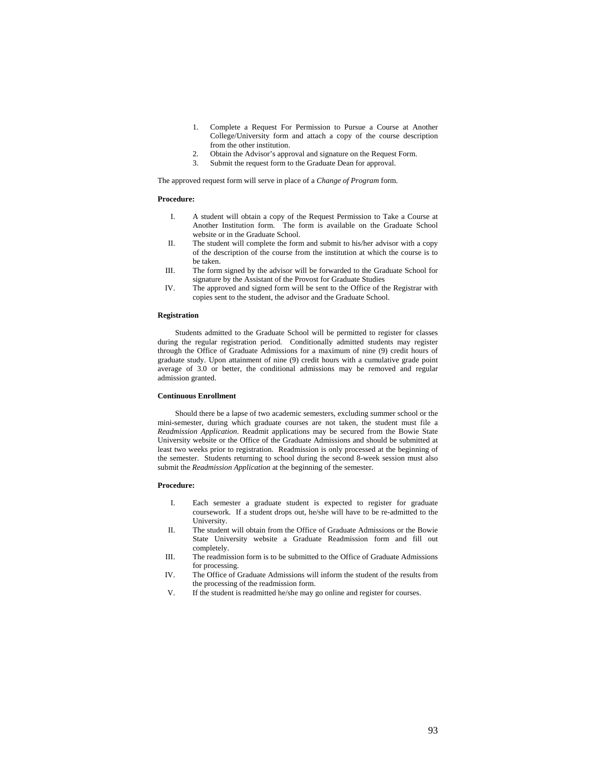1. Complete a Request For Permission to Pursue a Course at Another College/University form and attach a copy of the course description from the other institution.
2. Obtain the Advisor's approval and signature on the Request Form.
3. Submit the request form to the Graduate Dean for approval.

The approved request form will serve in place of a *Change of Program* form.

**Procedure:**

I. A student will obtain a copy of the Request Permission to Take a Course at Another Institution form. The form is available on the Graduate School website or in the Graduate School.

II. The student will complete the form and submit to his/her advisor with a copy of the description of the course from the institution at which the course is to be taken.

III. The form signed by the advisor will be forwarded to the Graduate School for signature by the Assistant of the Provost for Graduate Studies

IV. The approved and signed form will be sent to the Office of the Registrar with copies sent to the student, the advisor and the Graduate School.

**Registration**

Students admitted to the Graduate School will be permitted to register for classes during the regular registration period. Conditionally admitted students may register through the Office of Graduate Admissions for a maximum of nine (9) credit hours of graduate study. Upon attainment of nine (9) credit hours with a cumulative grade point average of 3.0 or better, the conditional admissions may be removed and regular admission granted.

**Continuous Enrollment**

Should there be a lapse of two academic semesters, excluding summer school or the mini-semester, during which graduate courses are not taken, the student must file a *Readmission Application*. Readmit applications may be secured from the Bowie State University website or the Office of the Graduate Admissions and should be submitted at least two weeks prior to registration. Readmission is only processed at the beginning of the semester. Students returning to school during the second 8-week session must also submit the *Readmission Application* at the beginning of the semester.

**Procedure:**

I. Each semester a graduate student is expected to register for graduate coursework. If a student drops out, he/she will have to be re-admitted to the University.

II. The student will obtain from the Office of Graduate Admissions or the Bowie State University website a Graduate Readmission form and fill out completely.

III. The readmission form is to be submitted to the Office of Graduate Admissions for processing.

IV. The Office of Graduate Admissions will inform the student of the results from the processing of the readmission form.

V. If the student is readmitted he/she may go online and register for courses.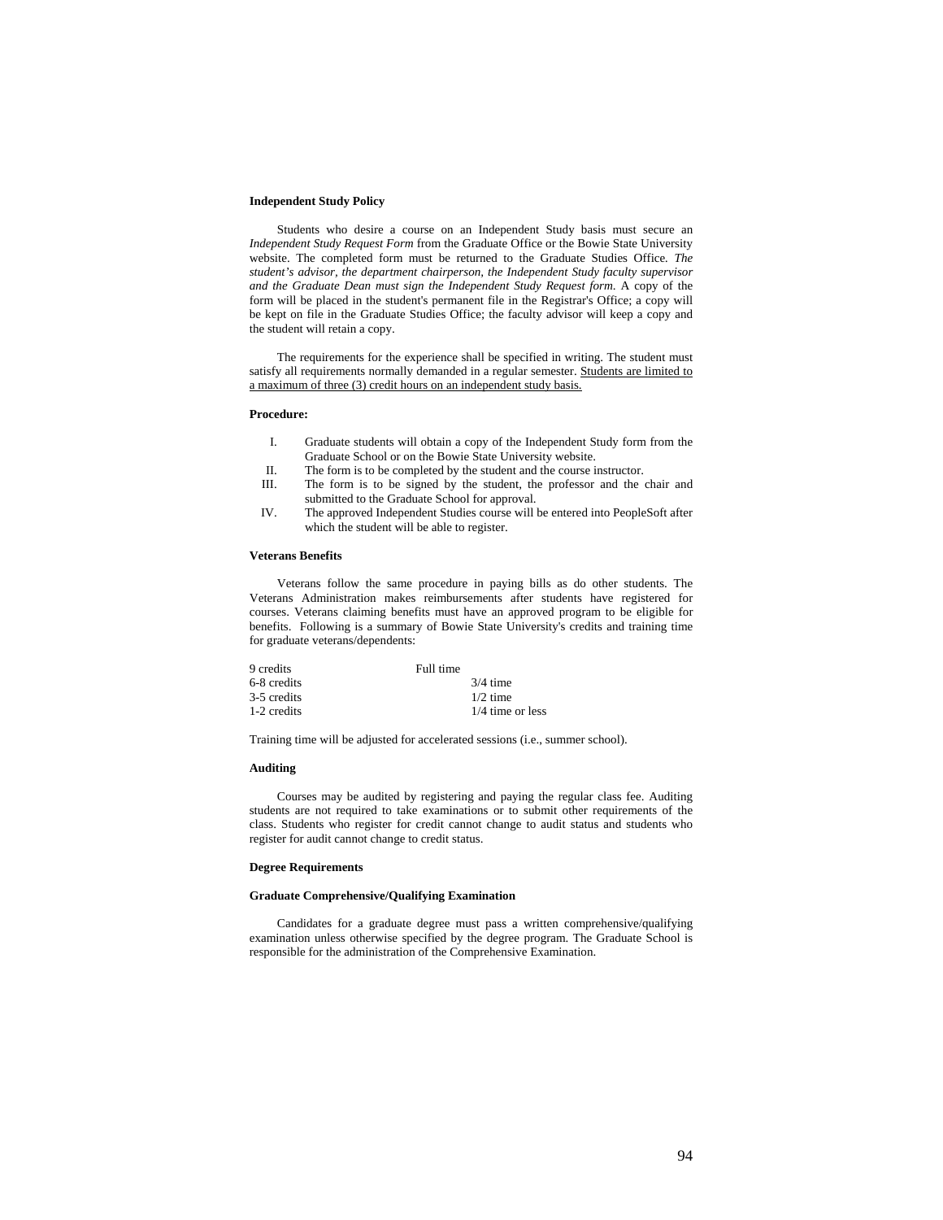**Independent Study Policy**

Students who desire a course on an Independent Study basis must secure an *Independent Study Request Form* from the Graduate Office or the Bowie State University website. The completed form must be returned to the Graduate Studies Office. *The student's advisor, the department chairperson, the Independent Study faculty supervisor and the Graduate Dean must sign the Independent Study Request form*. A copy of the form will be placed in the student's permanent file in the Registrar's Office; a copy will be kept on file in the Graduate Studies Office; the faculty advisor will keep a copy and the student will retain a copy.

The requirements for the experience shall be specified in writing. The student must satisfy all requirements normally demanded in a regular semester. <u>Students are limited to a maximum of three (3) credit hours on an independent study basis.</u>

**Procedure:**

I. Graduate students will obtain a copy of the Independent Study form from the Graduate School or on the Bowie State University website.
II. The form is to be completed by the student and the course instructor.
III. The form is to be signed by the student, the professor and the chair and submitted to the Graduate School for approval.
IV. The approved Independent Studies course will be entered into PeopleSoft after which the student will be able to register.

**Veterans Benefits**

Veterans follow the same procedure in paying bills as do other students. The Veterans Administration makes reimbursements after students have registered for courses. Veterans claiming benefits must have an approved program to be eligible for benefits. Following is a summary of Bowie State University's credits and training time for graduate veterans/dependents:

| | |
|---|---|
| 9 credits | Full time |
| 6-8 credits | 3/4 time |
| 3-5 credits | 1/2 time |
| 1-2 credits | 1/4 time or less |

Training time will be adjusted for accelerated sessions (i.e., summer school).

**Auditing**

Courses may be audited by registering and paying the regular class fee. Auditing students are not required to take examinations or to submit other requirements of the class. Students who register for credit cannot change to audit status and students who register for audit cannot change to credit status.

**Degree Requirements**

**Graduate Comprehensive/Qualifying Examination**

Candidates for a graduate degree must pass a written comprehensive/qualifying examination unless otherwise specified by the degree program. The Graduate School is responsible for the administration of the Comprehensive Examination.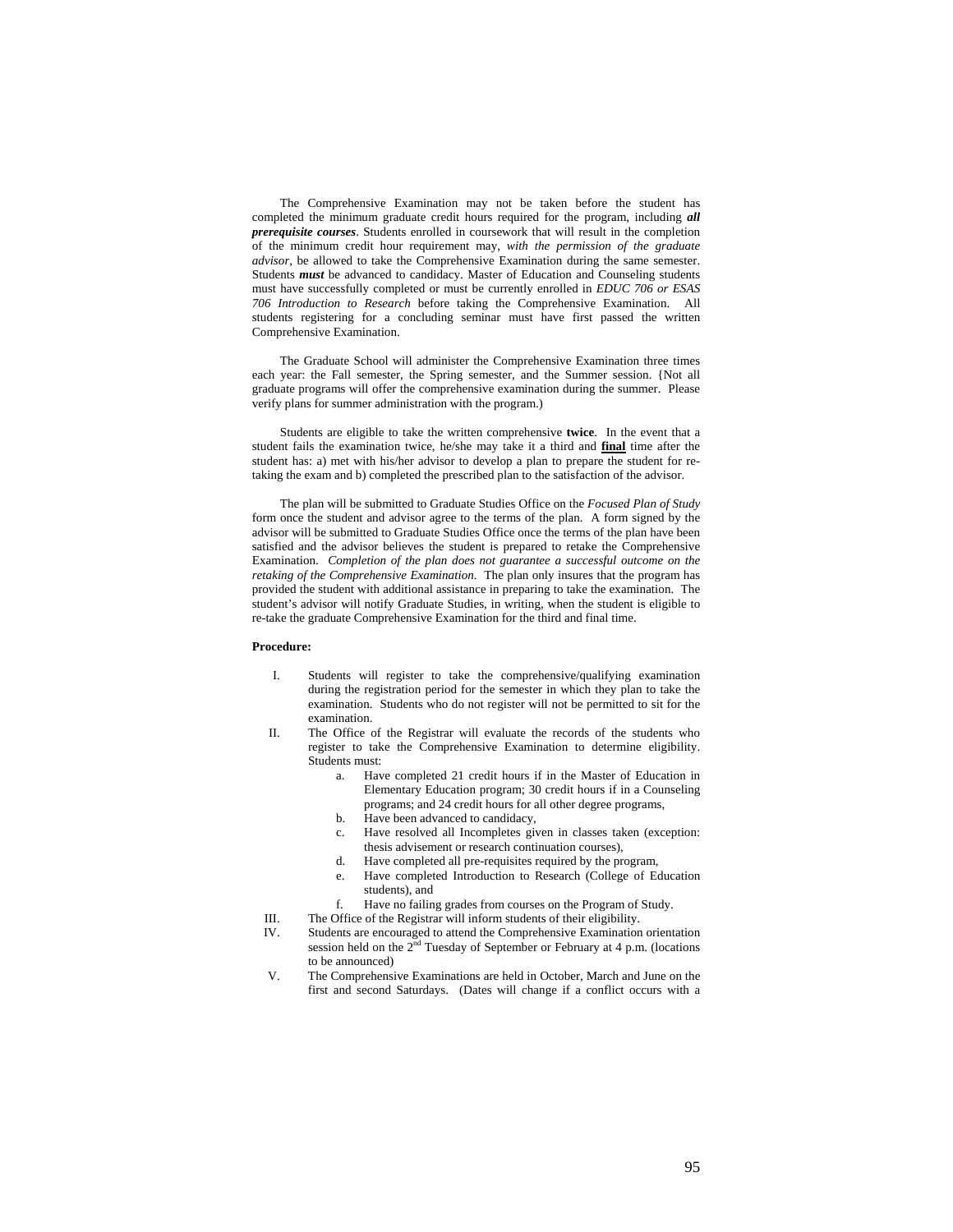The Comprehensive Examination may not be taken before the student has completed the minimum graduate credit hours required for the program, including ***all prerequisite courses***. Students enrolled in coursework that will result in the completion of the minimum credit hour requirement may, *with the permission of the graduate advisor*, be allowed to take the Comprehensive Examination during the same semester. Students ***must*** be advanced to candidacy. Master of Education and Counseling students must have successfully completed or must be currently enrolled in *EDUC 706 or ESAS 706 Introduction to Research* before taking the Comprehensive Examination. All students registering for a concluding seminar must have first passed the written Comprehensive Examination.

The Graduate School will administer the Comprehensive Examination three times each year: the Fall semester, the Spring semester, and the Summer session. {Not all graduate programs will offer the comprehensive examination during the summer. Please verify plans for summer administration with the program.)

Students are eligible to take the written comprehensive **twice**. In the event that a student fails the examination twice, he/she may take it a third and **final** time after the student has: a) met with his/her advisor to develop a plan to prepare the student for re-taking the exam and b) completed the prescribed plan to the satisfaction of the advisor.

The plan will be submitted to Graduate Studies Office on the *Focused Plan of Study* form once the student and advisor agree to the terms of the plan. A form signed by the advisor will be submitted to Graduate Studies Office once the terms of the plan have been satisfied and the advisor believes the student is prepared to retake the Comprehensive Examination. *Completion of the plan does not guarantee a successful outcome on the retaking of the Comprehensive Examination.* The plan only insures that the program has provided the student with additional assistance in preparing to take the examination. The student's advisor will notify Graduate Studies, in writing, when the student is eligible to re-take the graduate Comprehensive Examination for the third and final time.

**Procedure:**

I. Students will register to take the comprehensive/qualifying examination during the registration period for the semester in which they plan to take the examination. Students who do not register will not be permitted to sit for the examination.

II. The Office of the Registrar will evaluate the records of the students who register to take the Comprehensive Examination to determine eligibility. Students must:
   a. Have completed 21 credit hours if in the Master of Education in Elementary Education program; 30 credit hours if in a Counseling programs; and 24 credit hours for all other degree programs,
   b. Have been advanced to candidacy,
   c. Have resolved all Incompletes given in classes taken (exception: thesis advisement or research continuation courses),
   d. Have completed all pre-requisites required by the program,
   e. Have completed Introduction to Research (College of Education students), and
   f. Have no failing grades from courses on the Program of Study.

III. The Office of the Registrar will inform students of their eligibility.

IV. Students are encouraged to attend the Comprehensive Examination orientation session held on the 2nd Tuesday of September or February at 4 p.m. (locations to be announced)

V. The Comprehensive Examinations are held in October, March and June on the first and second Saturdays. (Dates will change if a conflict occurs with a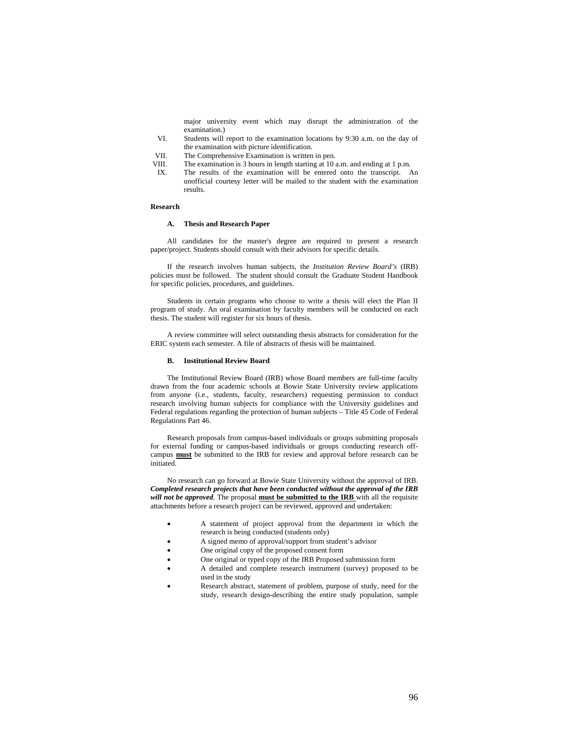major university event which may disrupt the administration of the examination.)

VI. Students will report to the examination locations by 9:30 a.m. on the day of the examination with picture identification.

VII. The Comprehensive Examination is written in pen.

VIII. The examination is 3 hours in length starting at 10 a.m. and ending at 1 p.m.

IX. The results of the examination will be entered onto the transcript. An unofficial courtesy letter will be mailed to the student with the examination results.

**Research**

**A. Thesis and Research Paper**

All candidates for the master's degree are required to present a research paper/project. Students should consult with their advisors for specific details.

If the research involves human subjects, the *Institution Review Board's* (IRB) policies must be followed. The student should consult the Graduate Student Handbook for specific policies, procedures, and guidelines.

Students in certain programs who choose to write a thesis will elect the Plan II program of study. An oral examination by faculty members will be conducted on each thesis. The student will register for six hours of thesis.

A review committee will select outstanding thesis abstracts for consideration for the ERIC system each semester. A file of abstracts of thesis will be maintained.

**B. Institutional Review Board**

The Institutional Review Board (IRB) whose Board members are full-time faculty drawn from the four academic schools at Bowie State University review applications from anyone (i.e., students, faculty, researchers) requesting permission to conduct research involving human subjects for compliance with the University guidelines and Federal regulations regarding the protection of human subjects – Title 45 Code of Federal Regulations Part 46.

Research proposals from campus-based individuals or groups submitting proposals for external funding or campus-based individuals or groups conducting research off-campus **must** be submitted to the IRB for review and approval before research can be initiated.

No research can go forward at Bowie State University without the approval of IRB. ***Completed research projects that have been conducted without the approval of the IRB will not be approved***. The proposal **must be submitted to the IRB** with all the requisite attachments before a research project can be reviewed, approved and undertaken:

- A statement of project approval from the department in which the research is being conducted (students only)
- A signed memo of approval/support from student's advisor
- One original copy of the proposed consent form
- One original or typed copy of the IRB Proposed submission form
- A detailed and complete research instrument (survey) proposed to be used in the study
- Research abstract, statement of problem, purpose of study, need for the study, research design-describing the entire study population, sample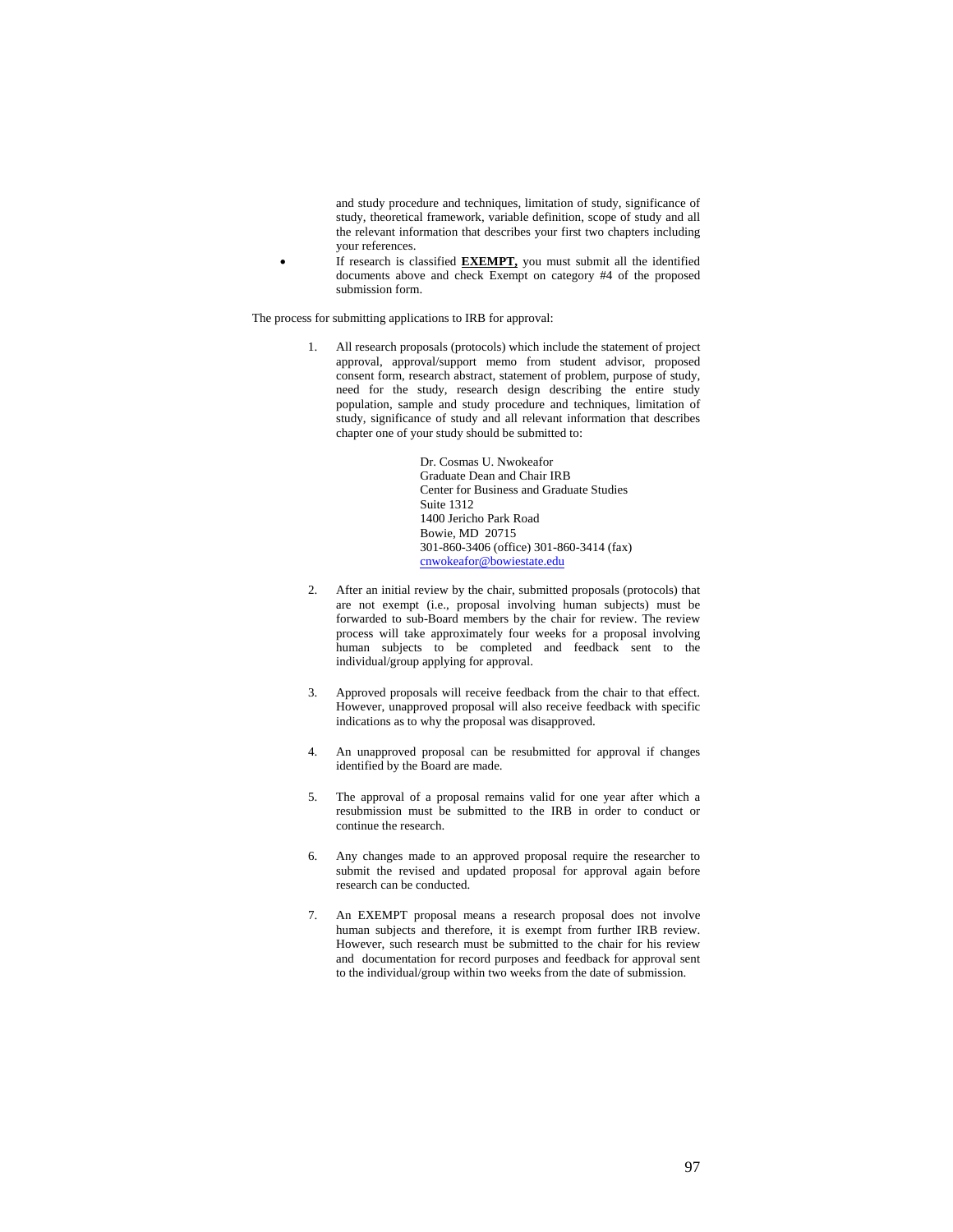and study procedure and techniques, limitation of study, significance of study, theoretical framework, variable definition, scope of study and all the relevant information that describes your first two chapters including your references.

- If research is classified **EXEMPT,** you must submit all the identified documents above and check Exempt on category #4 of the proposed submission form.

The process for submitting applications to IRB for approval:

1. All research proposals (protocols) which include the statement of project approval, approval/support memo from student advisor, proposed consent form, research abstract, statement of problem, purpose of study, need for the study, research design describing the entire study population, sample and study procedure and techniques, limitation of study, significance of study and all relevant information that describes chapter one of your study should be submitted to:

   Dr. Cosmas U. Nwokeafor
   Graduate Dean and Chair IRB
   Center for Business and Graduate Studies
   Suite 1312
   1400 Jericho Park Road
   Bowie, MD 20715
   301-860-3406 (office) 301-860-3414 (fax)
   cnwokeafor@bowiestate.edu

2. After an initial review by the chair, submitted proposals (protocols) that are not exempt (i.e., proposal involving human subjects) must be forwarded to sub-Board members by the chair for review. The review process will take approximately four weeks for a proposal involving human subjects to be completed and feedback sent to the individual/group applying for approval.

3. Approved proposals will receive feedback from the chair to that effect. However, unapproved proposal will also receive feedback with specific indications as to why the proposal was disapproved.

4. An unapproved proposal can be resubmitted for approval if changes identified by the Board are made.

5. The approval of a proposal remains valid for one year after which a resubmission must be submitted to the IRB in order to conduct or continue the research.

6. Any changes made to an approved proposal require the researcher to submit the revised and updated proposal for approval again before research can be conducted.

7. An EXEMPT proposal means a research proposal does not involve human subjects and therefore, it is exempt from further IRB review. However, such research must be submitted to the chair for his review and documentation for record purposes and feedback for approval sent to the individual/group within two weeks from the date of submission.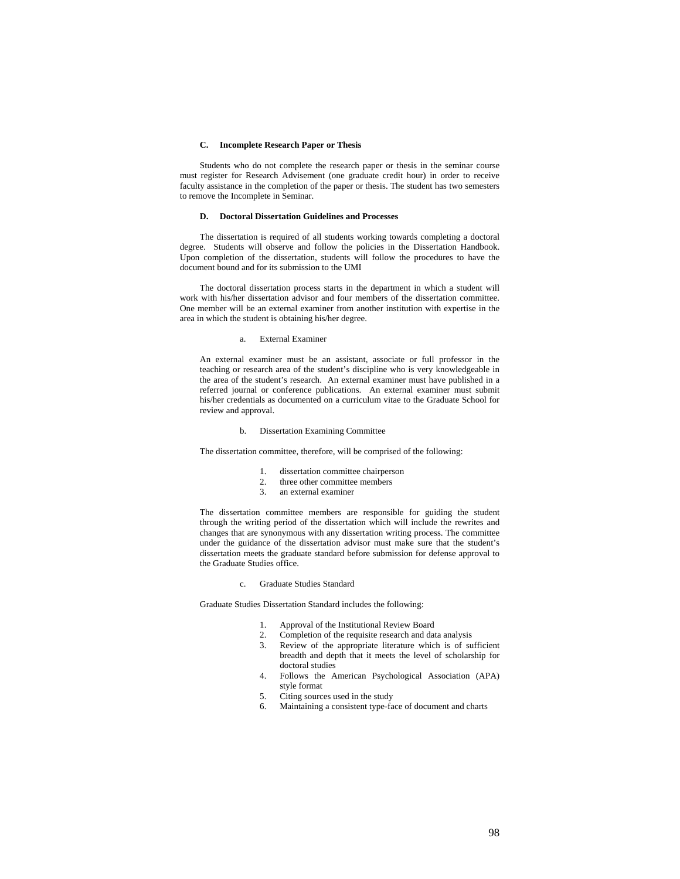### C. Incomplete Research Paper or Thesis

Students who do not complete the research paper or thesis in the seminar course must register for Research Advisement (one graduate credit hour) in order to receive faculty assistance in the completion of the paper or thesis. The student has two semesters to remove the Incomplete in Seminar.

### D. Doctoral Dissertation Guidelines and Processes

The dissertation is required of all students working towards completing a doctoral degree. Students will observe and follow the policies in the Dissertation Handbook. Upon completion of the dissertation, students will follow the procedures to have the document bound and for its submission to the UMI

The doctoral dissertation process starts in the department in which a student will work with his/her dissertation advisor and four members of the dissertation committee. One member will be an external examiner from another institution with expertise in the area in which the student is obtaining his/her degree.

a. External Examiner

An external examiner must be an assistant, associate or full professor in the teaching or research area of the student's discipline who is very knowledgeable in the area of the student's research. An external examiner must have published in a referred journal or conference publications. An external examiner must submit his/her credentials as documented on a curriculum vitae to the Graduate School for review and approval.

b. Dissertation Examining Committee

The dissertation committee, therefore, will be comprised of the following:

1. dissertation committee chairperson
2. three other committee members
3. an external examiner

The dissertation committee members are responsible for guiding the student through the writing period of the dissertation which will include the rewrites and changes that are synonymous with any dissertation writing process. The committee under the guidance of the dissertation advisor must make sure that the student's dissertation meets the graduate standard before submission for defense approval to the Graduate Studies office.

c. Graduate Studies Standard

Graduate Studies Dissertation Standard includes the following:

1. Approval of the Institutional Review Board
2. Completion of the requisite research and data analysis
3. Review of the appropriate literature which is of sufficient breadth and depth that it meets the level of scholarship for doctoral studies
4. Follows the American Psychological Association (APA) style format
5. Citing sources used in the study
6. Maintaining a consistent type-face of document and charts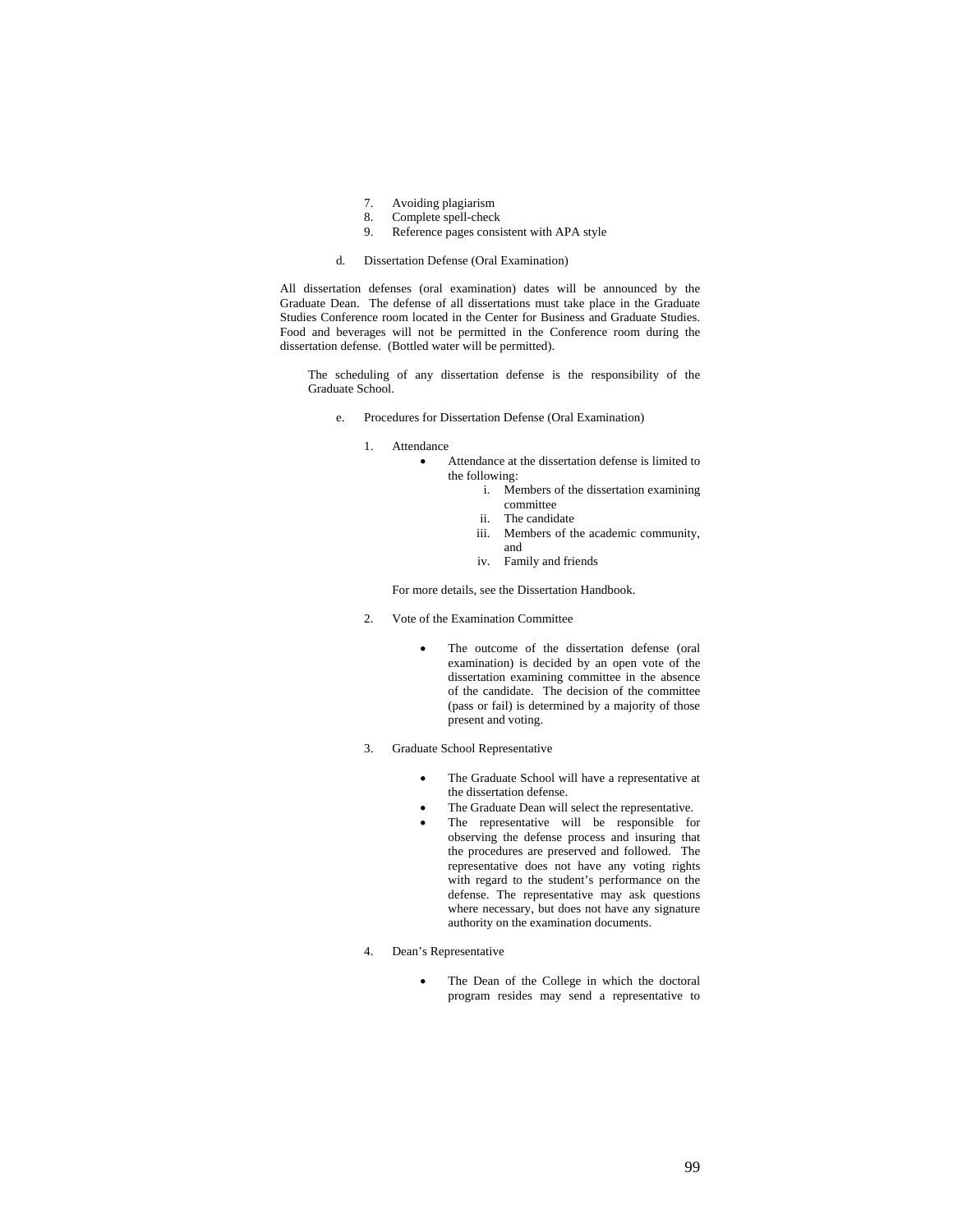7. Avoiding plagiarism
8. Complete spell-check
9. Reference pages consistent with APA style

d. Dissertation Defense (Oral Examination)

All dissertation defenses (oral examination) dates will be announced by the Graduate Dean. The defense of all dissertations must take place in the Graduate Studies Conference room located in the Center for Business and Graduate Studies. Food and beverages will not be permitted in the Conference room during the dissertation defense. (Bottled water will be permitted).

The scheduling of any dissertation defense is the responsibility of the Graduate School.

e. Procedures for Dissertation Defense (Oral Examination)

1. Attendance
   - Attendance at the dissertation defense is limited to the following:
     i. Members of the dissertation examining committee
     ii. The candidate
     iii. Members of the academic community, and
     iv. Family and friends

   For more details, see the Dissertation Handbook.

2. Vote of the Examination Committee
   - The outcome of the dissertation defense (oral examination) is decided by an open vote of the dissertation examining committee in the absence of the candidate. The decision of the committee (pass or fail) is determined by a majority of those present and voting.

3. Graduate School Representative
   - The Graduate School will have a representative at the dissertation defense.
   - The Graduate Dean will select the representative.
   - The representative will be responsible for observing the defense process and insuring that the procedures are preserved and followed. The representative does not have any voting rights with regard to the student's performance on the defense. The representative may ask questions where necessary, but does not have any signature authority on the examination documents.

4. Dean's Representative
   - The Dean of the College in which the doctoral program resides may send a representative to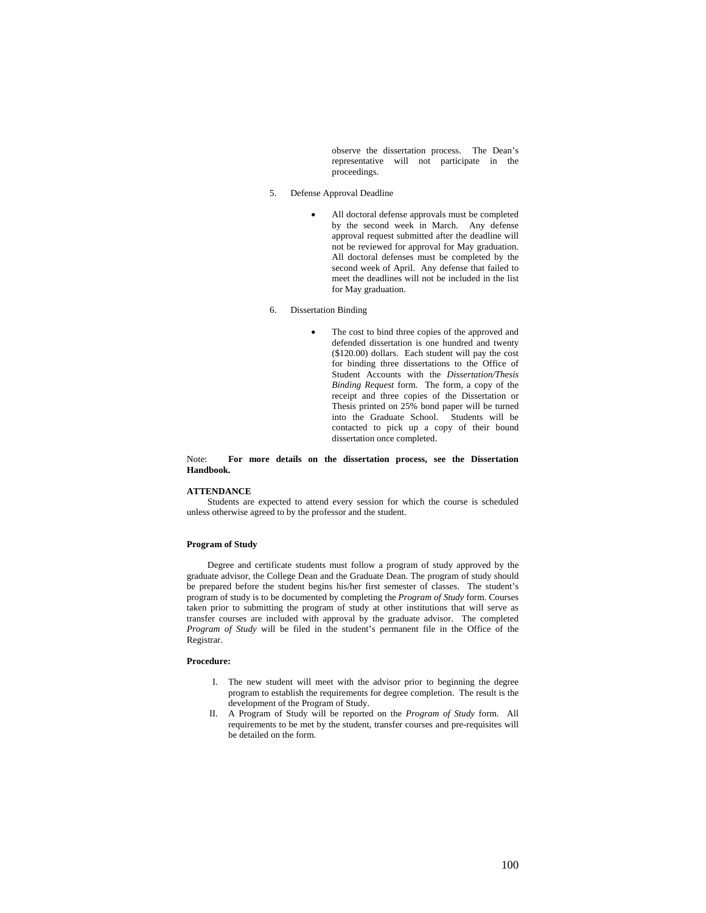observe the dissertation process. The Dean's representative will not participate in the proceedings.

5. Defense Approval Deadline

   - All doctoral defense approvals must be completed by the second week in March. Any defense approval request submitted after the deadline will not be reviewed for approval for May graduation. All doctoral defenses must be completed by the second week of April. Any defense that failed to meet the deadlines will not be included in the list for May graduation.

6. Dissertation Binding

   - The cost to bind three copies of the approved and defended dissertation is one hundred and twenty ($120.00) dollars. Each student will pay the cost for binding three dissertations to the Office of Student Accounts with the *Dissertation/Thesis Binding Request* form. The form, a copy of the receipt and three copies of the Dissertation or Thesis printed on 25% bond paper will be turned into the Graduate School. Students will be contacted to pick up a copy of their bound dissertation once completed.

Note: **For more details on the dissertation process, see the Dissertation Handbook.**

**ATTENDANCE**

Students are expected to attend every session for which the course is scheduled unless otherwise agreed to by the professor and the student.

**Program of Study**

Degree and certificate students must follow a program of study approved by the graduate advisor, the College Dean and the Graduate Dean. The program of study should be prepared before the student begins his/her first semester of classes. The student's program of study is to be documented by completing the *Program of Study* form. Courses taken prior to submitting the program of study at other institutions that will serve as transfer courses are included with approval by the graduate advisor. The completed *Program of Study* will be filed in the student's permanent file in the Office of the Registrar.

**Procedure:**

I. The new student will meet with the advisor prior to beginning the degree program to establish the requirements for degree completion. The result is the development of the Program of Study.

II. A Program of Study will be reported on the *Program of Study* form. All requirements to be met by the student, transfer courses and pre-requisites will be detailed on the form.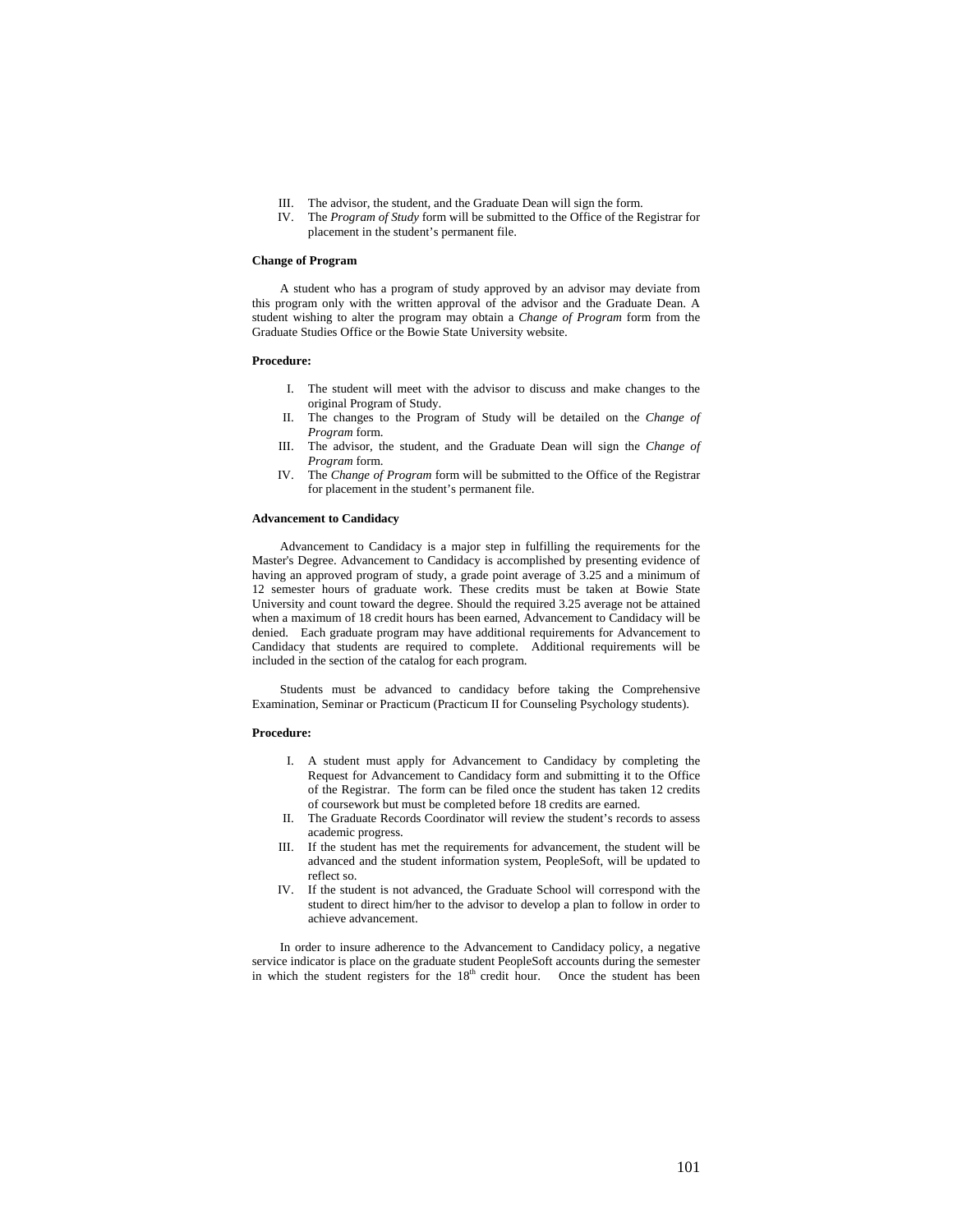III. The advisor, the student, and the Graduate Dean will sign the form.
IV. The *Program of Study* form will be submitted to the Office of the Registrar for placement in the student's permanent file.

**Change of Program**

A student who has a program of study approved by an advisor may deviate from this program only with the written approval of the advisor and the Graduate Dean. A student wishing to alter the program may obtain a *Change of Program* form from the Graduate Studies Office or the Bowie State University website.

**Procedure:**

I. The student will meet with the advisor to discuss and make changes to the original Program of Study.
II. The changes to the Program of Study will be detailed on the *Change of Program* form.
III. The advisor, the student, and the Graduate Dean will sign the *Change of Program* form.
IV. The *Change of Program* form will be submitted to the Office of the Registrar for placement in the student's permanent file.

**Advancement to Candidacy**

Advancement to Candidacy is a major step in fulfilling the requirements for the Master's Degree. Advancement to Candidacy is accomplished by presenting evidence of having an approved program of study, a grade point average of 3.25 and a minimum of 12 semester hours of graduate work. These credits must be taken at Bowie State University and count toward the degree. Should the required 3.25 average not be attained when a maximum of 18 credit hours has been earned, Advancement to Candidacy will be denied. Each graduate program may have additional requirements for Advancement to Candidacy that students are required to complete. Additional requirements will be included in the section of the catalog for each program.

Students must be advanced to candidacy before taking the Comprehensive Examination, Seminar or Practicum (Practicum II for Counseling Psychology students).

**Procedure:**

I. A student must apply for Advancement to Candidacy by completing the Request for Advancement to Candidacy form and submitting it to the Office of the Registrar. The form can be filed once the student has taken 12 credits of coursework but must be completed before 18 credits are earned.
II. The Graduate Records Coordinator will review the student's records to assess academic progress.
III. If the student has met the requirements for advancement, the student will be advanced and the student information system, PeopleSoft, will be updated to reflect so.
IV. If the student is not advanced, the Graduate School will correspond with the student to direct him/her to the advisor to develop a plan to follow in order to achieve advancement.

In order to insure adherence to the Advancement to Candidacy policy, a negative service indicator is place on the graduate student PeopleSoft accounts during the semester in which the student registers for the 18th credit hour. Once the student has been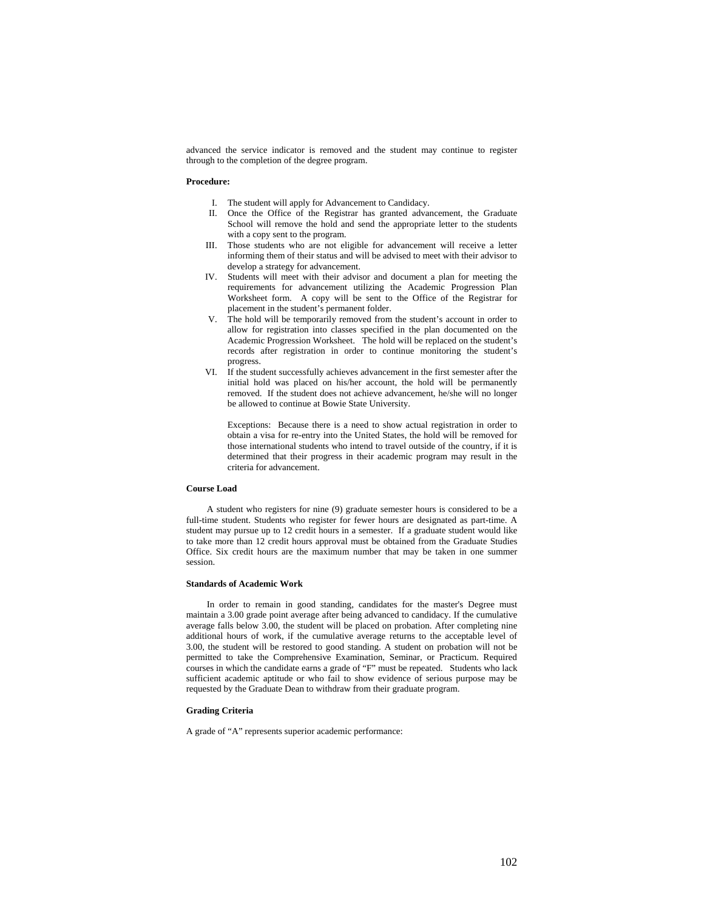advanced the service indicator is removed and the student may continue to register through to the completion of the degree program.

**Procedure:**

I. The student will apply for Advancement to Candidacy.

II. Once the Office of the Registrar has granted advancement, the Graduate School will remove the hold and send the appropriate letter to the students with a copy sent to the program.

III. Those students who are not eligible for advancement will receive a letter informing them of their status and will be advised to meet with their advisor to develop a strategy for advancement.

IV. Students will meet with their advisor and document a plan for meeting the requirements for advancement utilizing the Academic Progression Plan Worksheet form. A copy will be sent to the Office of the Registrar for placement in the student's permanent folder.

V. The hold will be temporarily removed from the student's account in order to allow for registration into classes specified in the plan documented on the Academic Progression Worksheet. The hold will be replaced on the student's records after registration in order to continue monitoring the student's progress.

VI. If the student successfully achieves advancement in the first semester after the initial hold was placed on his/her account, the hold will be permanently removed. If the student does not achieve advancement, he/she will no longer be allowed to continue at Bowie State University.

Exceptions: Because there is a need to show actual registration in order to obtain a visa for re-entry into the United States, the hold will be removed for those international students who intend to travel outside of the country, if it is determined that their progress in their academic program may result in the criteria for advancement.

**Course Load**

A student who registers for nine (9) graduate semester hours is considered to be a full-time student. Students who register for fewer hours are designated as part-time. A student may pursue up to 12 credit hours in a semester. If a graduate student would like to take more than 12 credit hours approval must be obtained from the Graduate Studies Office. Six credit hours are the maximum number that may be taken in one summer session.

**Standards of Academic Work**

In order to remain in good standing, candidates for the master's Degree must maintain a 3.00 grade point average after being advanced to candidacy. If the cumulative average falls below 3.00, the student will be placed on probation. After completing nine additional hours of work, if the cumulative average returns to the acceptable level of 3.00, the student will be restored to good standing. A student on probation will not be permitted to take the Comprehensive Examination, Seminar, or Practicum. Required courses in which the candidate earns a grade of "F" must be repeated. Students who lack sufficient academic aptitude or who fail to show evidence of serious purpose may be requested by the Graduate Dean to withdraw from their graduate program.

**Grading Criteria**

A grade of "A" represents superior academic performance: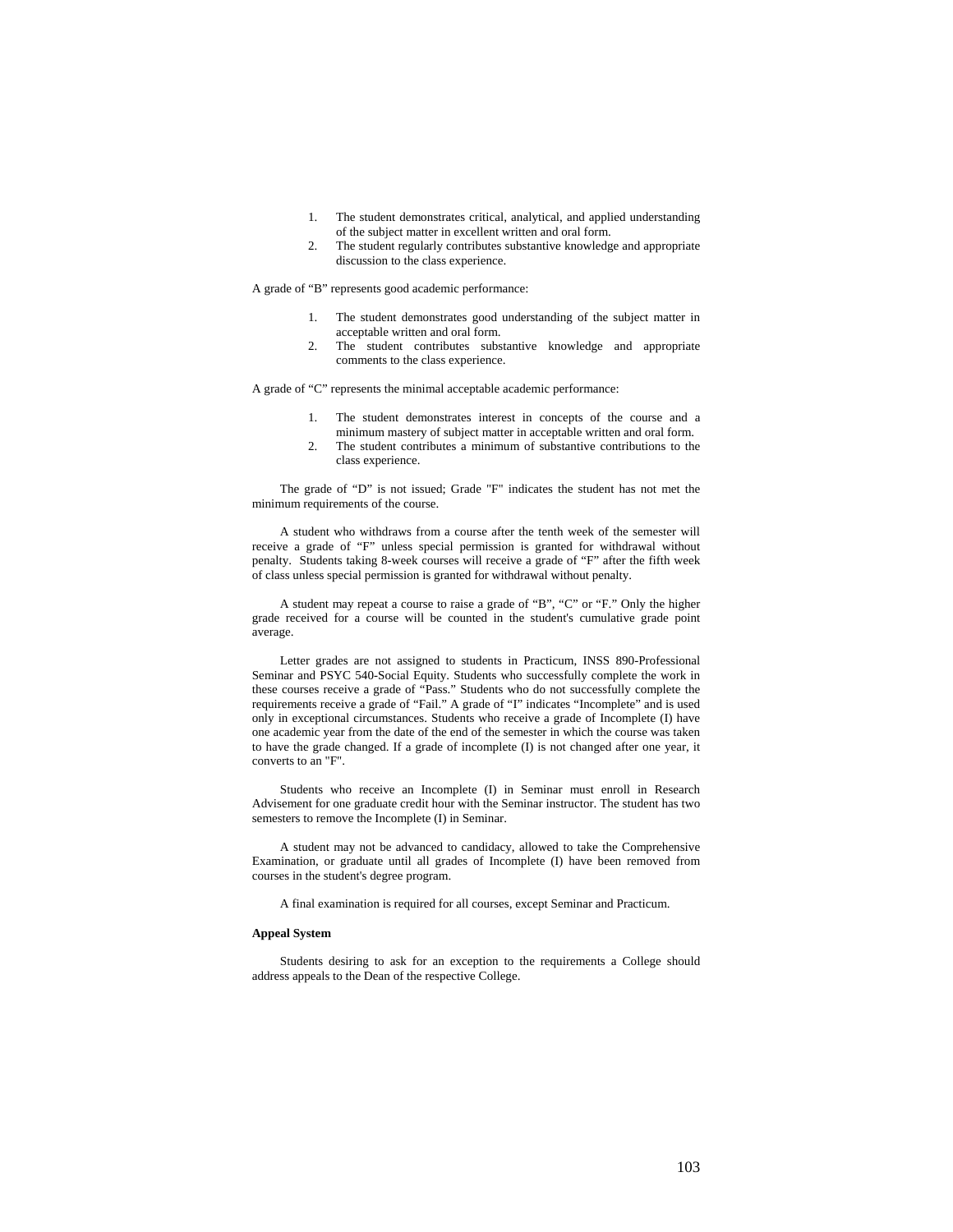1. The student demonstrates critical, analytical, and applied understanding of the subject matter in excellent written and oral form.
2. The student regularly contributes substantive knowledge and appropriate discussion to the class experience.

A grade of “B” represents good academic performance:

1. The student demonstrates good understanding of the subject matter in acceptable written and oral form.
2. The student contributes substantive knowledge and appropriate comments to the class experience.

A grade of “C” represents the minimal acceptable academic performance:

1. The student demonstrates interest in concepts of the course and a minimum mastery of subject matter in acceptable written and oral form.
2. The student contributes a minimum of substantive contributions to the class experience.

The grade of “D” is not issued; Grade "F" indicates the student has not met the minimum requirements of the course.

A student who withdraws from a course after the tenth week of the semester will receive a grade of “F” unless special permission is granted for withdrawal without penalty. Students taking 8-week courses will receive a grade of “F” after the fifth week of class unless special permission is granted for withdrawal without penalty.

A student may repeat a course to raise a grade of “B”, “C” or “F.” Only the higher grade received for a course will be counted in the student's cumulative grade point average.

Letter grades are not assigned to students in Practicum, INSS 890-Professional Seminar and PSYC 540-Social Equity. Students who successfully complete the work in these courses receive a grade of “Pass.” Students who do not successfully complete the requirements receive a grade of “Fail.” A grade of “I” indicates “Incomplete” and is used only in exceptional circumstances. Students who receive a grade of Incomplete (I) have one academic year from the date of the end of the semester in which the course was taken to have the grade changed. If a grade of incomplete (I) is not changed after one year, it converts to an "F".

Students who receive an Incomplete (I) in Seminar must enroll in Research Advisement for one graduate credit hour with the Seminar instructor. The student has two semesters to remove the Incomplete (I) in Seminar.

A student may not be advanced to candidacy, allowed to take the Comprehensive Examination, or graduate until all grades of Incomplete (I) have been removed from courses in the student's degree program.

A final examination is required for all courses, except Seminar and Practicum.

**Appeal System**

Students desiring to ask for an exception to the requirements a College should address appeals to the Dean of the respective College.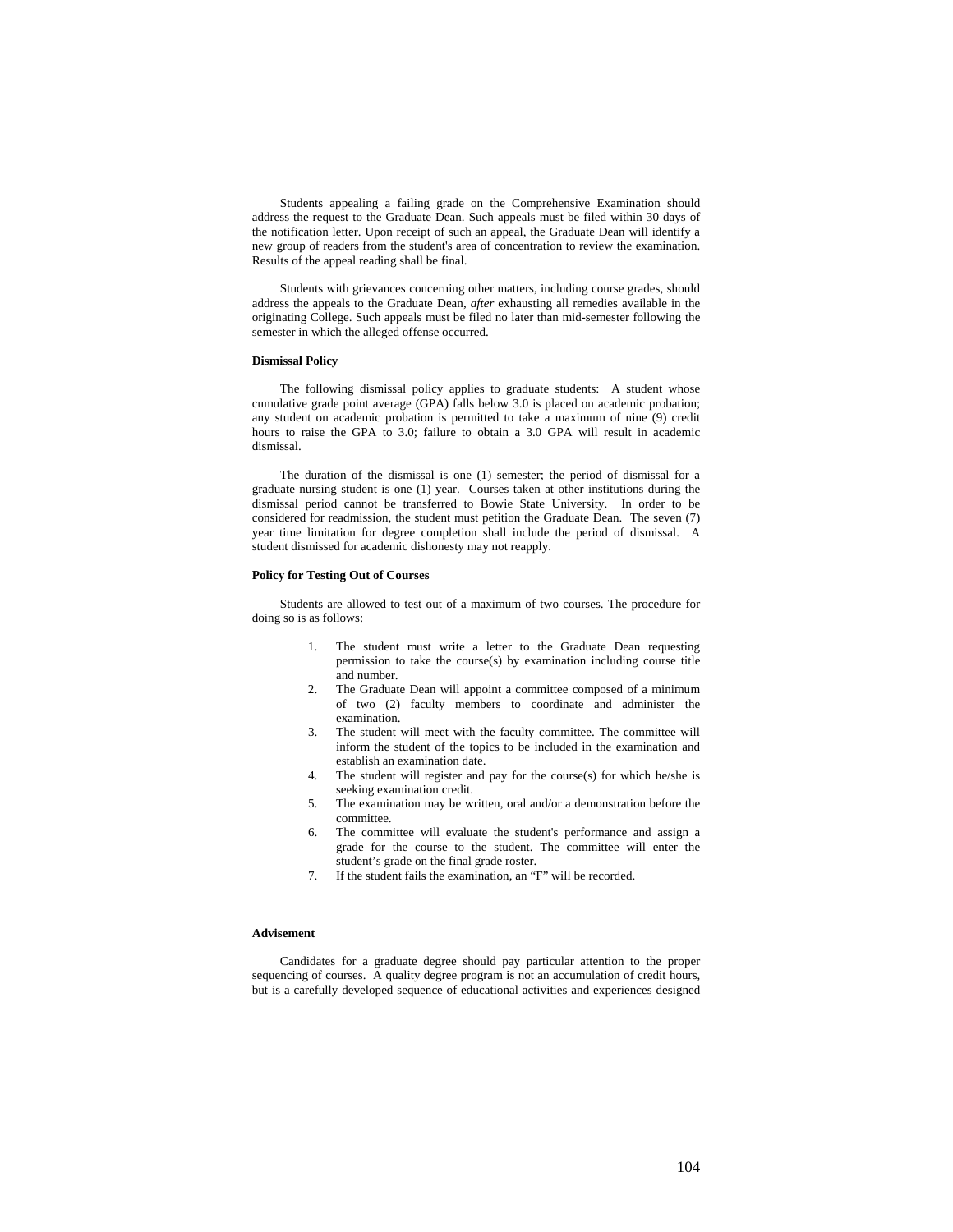Students appealing a failing grade on the Comprehensive Examination should address the request to the Graduate Dean. Such appeals must be filed within 30 days of the notification letter. Upon receipt of such an appeal, the Graduate Dean will identify a new group of readers from the student's area of concentration to review the examination. Results of the appeal reading shall be final.

Students with grievances concerning other matters, including course grades, should address the appeals to the Graduate Dean, *after* exhausting all remedies available in the originating College. Such appeals must be filed no later than mid-semester following the semester in which the alleged offense occurred.

**Dismissal Policy**

The following dismissal policy applies to graduate students: A student whose cumulative grade point average (GPA) falls below 3.0 is placed on academic probation; any student on academic probation is permitted to take a maximum of nine (9) credit hours to raise the GPA to 3.0; failure to obtain a 3.0 GPA will result in academic dismissal.

The duration of the dismissal is one (1) semester; the period of dismissal for a graduate nursing student is one (1) year. Courses taken at other institutions during the dismissal period cannot be transferred to Bowie State University. In order to be considered for readmission, the student must petition the Graduate Dean. The seven (7) year time limitation for degree completion shall include the period of dismissal. A student dismissed for academic dishonesty may not reapply.

**Policy for Testing Out of Courses**

Students are allowed to test out of a maximum of two courses. The procedure for doing so is as follows:

1. The student must write a letter to the Graduate Dean requesting permission to take the course(s) by examination including course title and number.
2. The Graduate Dean will appoint a committee composed of a minimum of two (2) faculty members to coordinate and administer the examination.
3. The student will meet with the faculty committee. The committee will inform the student of the topics to be included in the examination and establish an examination date.
4. The student will register and pay for the course(s) for which he/she is seeking examination credit.
5. The examination may be written, oral and/or a demonstration before the committee.
6. The committee will evaluate the student's performance and assign a grade for the course to the student. The committee will enter the student's grade on the final grade roster.
7. If the student fails the examination, an "F" will be recorded.

**Advisement**

Candidates for a graduate degree should pay particular attention to the proper sequencing of courses. A quality degree program is not an accumulation of credit hours, but is a carefully developed sequence of educational activities and experiences designed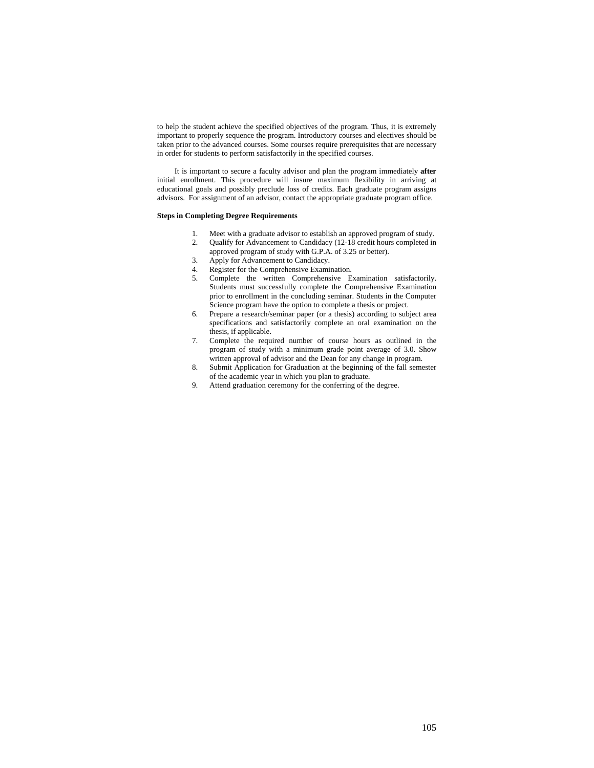to help the student achieve the specified objectives of the program. Thus, it is extremely important to properly sequence the program. Introductory courses and electives should be taken prior to the advanced courses. Some courses require prerequisites that are necessary in order for students to perform satisfactorily in the specified courses.

It is important to secure a faculty advisor and plan the program immediately **after** initial enrollment. This procedure will insure maximum flexibility in arriving at educational goals and possibly preclude loss of credits. Each graduate program assigns advisors. For assignment of an advisor, contact the appropriate graduate program office.

**Steps in Completing Degree Requirements**

1. Meet with a graduate advisor to establish an approved program of study.
2. Qualify for Advancement to Candidacy (12-18 credit hours completed in approved program of study with G.P.A. of 3.25 or better).
3. Apply for Advancement to Candidacy.
4. Register for the Comprehensive Examination.
5. Complete the written Comprehensive Examination satisfactorily. Students must successfully complete the Comprehensive Examination prior to enrollment in the concluding seminar. Students in the Computer Science program have the option to complete a thesis or project.
6. Prepare a research/seminar paper (or a thesis) according to subject area specifications and satisfactorily complete an oral examination on the thesis, if applicable.
7. Complete the required number of course hours as outlined in the program of study with a minimum grade point average of 3.0. Show written approval of advisor and the Dean for any change in program.
8. Submit Application for Graduation at the beginning of the fall semester of the academic year in which you plan to graduate.
9. Attend graduation ceremony for the conferring of the degree.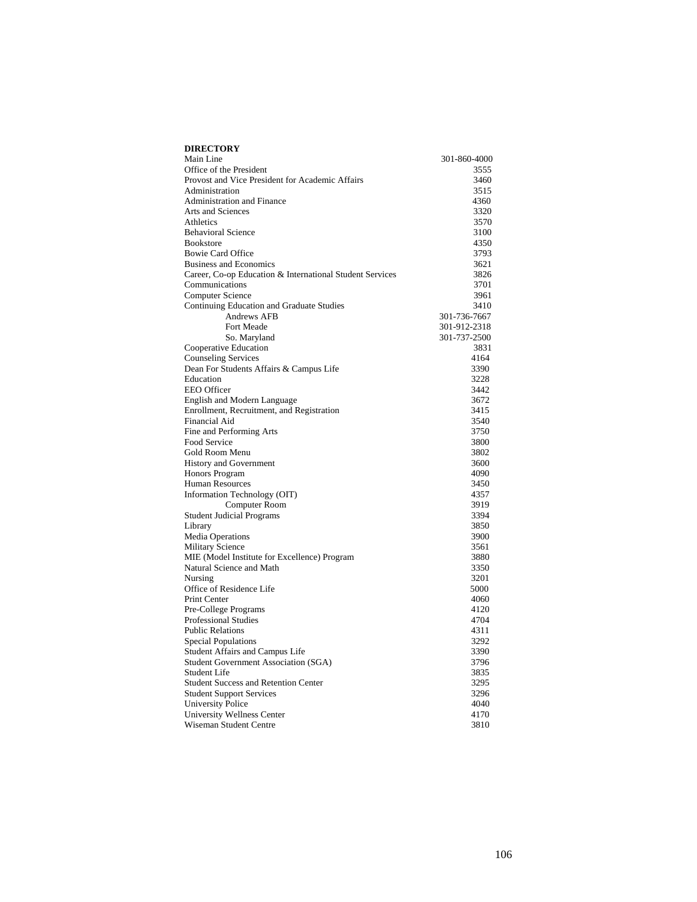**DIRECTORY**

| | |
|---|---|
| Main Line | 301-860-4000 |
| Office of the President | 3555 |
| Provost and Vice President for Academic Affairs | 3460 |
| Administration | 3515 |
| Administration and Finance | 4360 |
| Arts and Sciences | 3320 |
| Athletics | 3570 |
| Behavioral Science | 3100 |
| Bookstore | 4350 |
| Bowie Card Office | 3793 |
| Business and Economics | 3621 |
| Career, Co-op Education & International Student Services | 3826 |
| Communications | 3701 |
| Computer Science | 3961 |
| Continuing Education and Graduate Studies | 3410 |
| Andrews AFB | 301-736-7667 |
| Fort Meade | 301-912-2318 |
| So. Maryland | 301-737-2500 |
| Cooperative Education | 3831 |
| Counseling Services | 4164 |
| Dean For Students Affairs & Campus Life | 3390 |
| Education | 3228 |
| EEO Officer | 3442 |
| English and Modern Language | 3672 |
| Enrollment, Recruitment, and Registration | 3415 |
| Financial Aid | 3540 |
| Fine and Performing Arts | 3750 |
| Food Service | 3800 |
| Gold Room Menu | 3802 |
| History and Government | 3600 |
| Honors Program | 4090 |
| Human Resources | 3450 |
| Information Technology (OIT) | 4357 |
| Computer Room | 3919 |
| Student Judicial Programs | 3394 |
| Library | 3850 |
| Media Operations | 3900 |
| Military Science | 3561 |
| MIE (Model Institute for Excellence) Program | 3880 |
| Natural Science and Math | 3350 |
| Nursing | 3201 |
| Office of Residence Life | 5000 |
| Print Center | 4060 |
| Pre-College Programs | 4120 |
| Professional Studies | 4704 |
| Public Relations | 4311 |
| Special Populations | 3292 |
| Student Affairs and Campus Life | 3390 |
| Student Government Association (SGA) | 3796 |
| Student Life | 3835 |
| Student Success and Retention Center | 3295 |
| Student Support Services | 3296 |
| University Police | 4040 |
| University Wellness Center | 4170 |
| Wiseman Student Centre | 3810 |